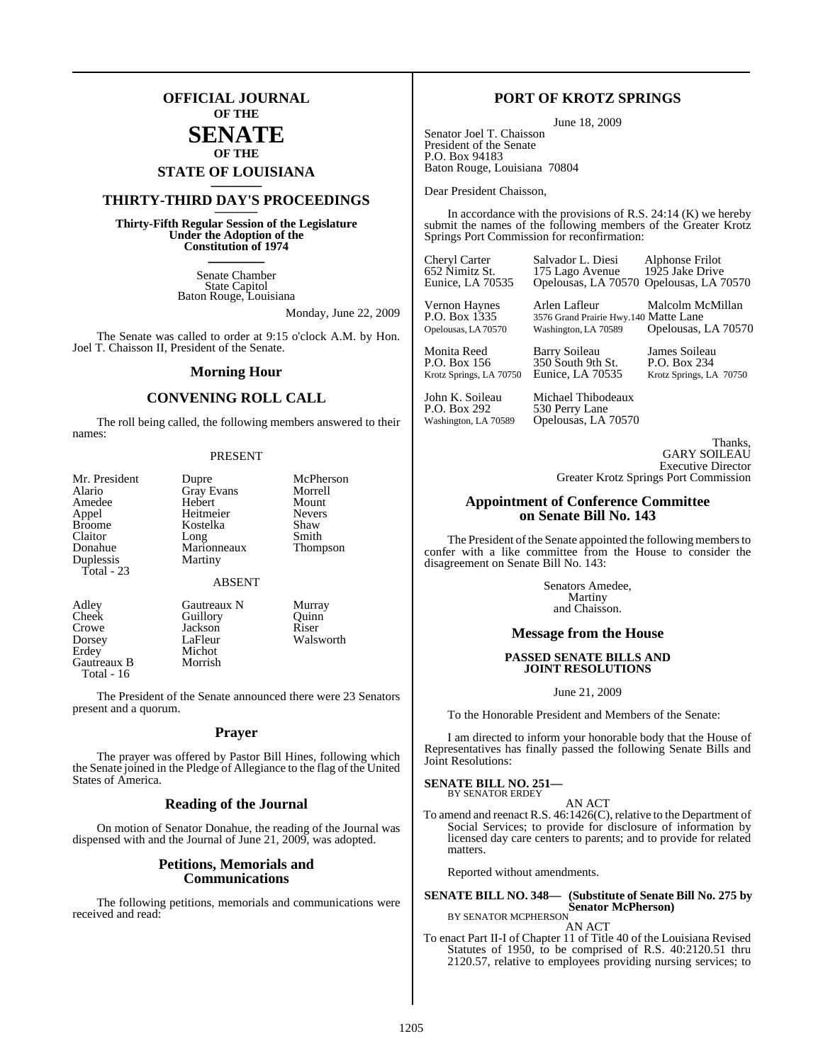# OFFICIAL JOURNAL OF THE SENATE OF THE STATE OF LOUISIANA

## THIRTY-THIRD DAY'S PROCEEDINGS

**Thirty-Fifth Regular Session of the Legislature Under the Adoption of the Constitution of 1974**

Senate Chamber
State Capitol
Baton Rouge, Louisiana

Monday, June 22, 2009

The Senate was called to order at 9:15 o'clock A.M. by Hon. Joel T. Chaisson II, President of the Senate.

## Morning Hour

## CONVENING ROLL CALL

The roll being called, the following members answered to their names:

PRESENT

| | | |
|---|---|---|
| Mr. President | Dupre | McPherson |
| Alario | Gray Evans | Morrell |
| Amedee | Hebert | Mount |
| Appel | Heitmeier | Nevers |
| Broome | Kostelka | Shaw |
| Claitor | Long | Smith |
| Donahue | Marionneaux | Thompson |
| Duplessis | Martiny | |

Total - 23

ABSENT

| | | |
|---|---|---|
| Adley | Gautreaux N | Murray |
| Cheek | Guillory | Quinn |
| Crowe | Jackson | Riser |
| Dorsey | LaFleur | Walsworth |
| Erdey | Michot | |
| Gautreaux B | Morrish | |

Total - 16

The President of the Senate announced there were 23 Senators present and a quorum.

## Prayer

The prayer was offered by Pastor Bill Hines, following which the Senate joined in the Pledge of Allegiance to the flag of the United States of America.

## Reading of the Journal

On motion of Senator Donahue, the reading of the Journal was dispensed with and the Journal of June 21, 2009, was adopted.

## Petitions, Memorials and Communications

The following petitions, memorials and communications were received and read:

## PORT OF KROTZ SPRINGS

June 18, 2009

Senator Joel T. Chaisson
President of the Senate
P.O. Box 94183
Baton Rouge, Louisiana 70804

Dear President Chaisson,

In accordance with the provisions of R.S. 24:14 (K) we hereby submit the names of the following members of the Greater Krotz Springs Port Commission for reconfirmation:

| | | |
|---|---|---|
| Cheryl Carter<br>652 Nimitz St.<br>Eunice, LA 70535 | Salvador L. Diesi<br>175 Lago Avenue<br>Opelousas, LA 70570 | Alphonse Frilot<br>1925 Jake Drive<br>Opelousas, LA 70570 |
| Vernon Haynes<br>P.O. Box 1335<br>Opelousas, LA 70570 | Arlen Lafleur<br>3576 Grand Prairie Hwy.<br>Washington, LA 70589 | Malcolm McMillan<br>140 Matte Lane<br>Opelousas, LA 70570 |
| Monita Reed<br>P.O. Box 156<br>Krotz Springs, LA 70750 | Barry Soileau<br>350 South 9th St.<br>Eunice, LA 70535 | James Soileau<br>P.O. Box 234<br>Krotz Springs, LA 70750 |
| John K. Soileau<br>P.O. Box 292<br>Washington, LA 70589 | Michael Thibodeaux<br>530 Perry Lane<br>Opelousas, LA 70570 | |

Thanks,
GARY SOILEAU
Executive Director
Greater Krotz Springs Port Commission

## Appointment of Conference Committee on Senate Bill No. 143

The President of the Senate appointed the following members to confer with a like committee from the House to consider the disagreement on Senate Bill No. 143:

Senators Amedee,
Martiny
and Chaisson.

## Message from the House

**PASSED SENATE BILLS AND JOINT RESOLUTIONS**

June 21, 2009

To the Honorable President and Members of the Senate:

I am directed to inform your honorable body that the House of Representatives has finally passed the following Senate Bills and Joint Resolutions:

**SENATE BILL NO. 251—**
BY SENATOR ERDEY

AN ACT

To amend and reenact R.S. 46:1426(C), relative to the Department of Social Services; to provide for disclosure of information by licensed day care centers to parents; and to provide for related matters.

Reported without amendments.

**SENATE BILL NO. 348— (Substitute of Senate Bill No. 275 by Senator McPherson)**
BY SENATOR MCPHERSON

AN ACT

To enact Part II-I of Chapter 11 of Title 40 of the Louisiana Revised Statutes of 1950, to be comprised of R.S. 40:2120.51 thru 2120.57, relative to employees providing nursing services; to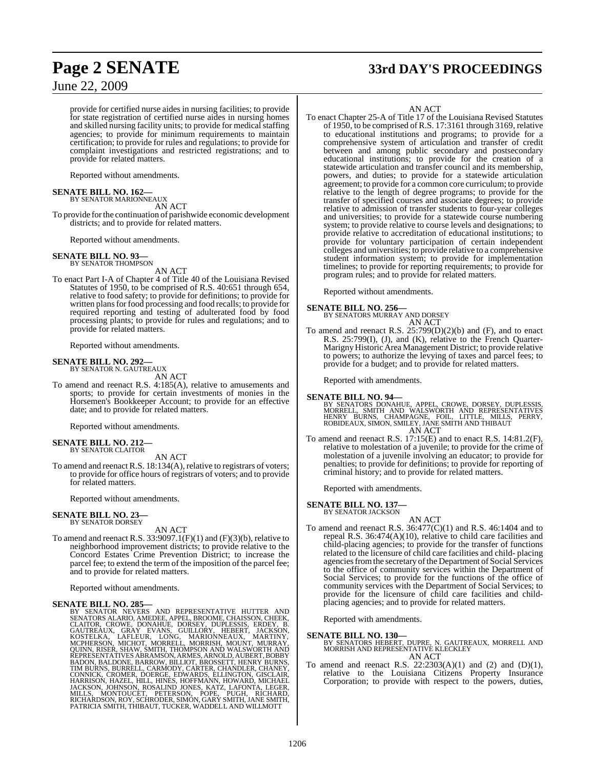provide for certified nurse aides in nursing facilities; to provide for state registration of certified nurse aides in nursing homes and skilled nursing facility units; to provide for medical staffing agencies; to provide for minimum requirements to maintain certification; to provide for rules and regulations; to provide for complaint investigations and restricted registrations; and to provide for related matters.

Reported without amendments.

**SENATE BILL NO. 162—**
BY SENATOR MARIONNEAUX
AN ACT

To provide for the continuation of parishwide economic development districts; and to provide for related matters.

Reported without amendments.

**SENATE BILL NO. 93—**
BY SENATOR THOMPSON
AN ACT

To enact Part I-A of Chapter 4 of Title 40 of the Louisiana Revised Statutes of 1950, to be comprised of R.S. 40:651 through 654, relative to food safety; to provide for definitions; to provide for written plans for food processing and food recalls; to provide for required reporting and testing of adulterated food by food processing plants; to provide for rules and regulations; and to provide for related matters.

Reported without amendments.

**SENATE BILL NO. 292—**
BY SENATOR N. GAUTREAUX
AN ACT

To amend and reenact R.S. 4:185(A), relative to amusements and sports; to provide for certain investments of monies in the Horsemen's Bookkeeper Account; to provide for an effective date; and to provide for related matters.

Reported without amendments.

**SENATE BILL NO. 212—**
BY SENATOR CLAITOR
AN ACT

To amend and reenact R.S. 18:134(A), relative to registrars of voters; to provide for office hours of registrars of voters; and to provide for related matters.

Reported without amendments.

**SENATE BILL NO. 23—**
BY SENATOR DORSEY
AN ACT

To amend and reenact R.S. 33:9097.1(F)(1) and (F)(3)(b), relative to neighborhood improvement districts; to provide relative to the Concord Estates Crime Prevention District; to increase the parcel fee; to extend the term of the imposition of the parcel fee; and to provide for related matters.

Reported without amendments.

**SENATE BILL NO. 285—**
BY SENATOR NEVERS AND REPRESENTATIVE HUTTER AND SENATORS ALARIO, AMEDEE, APPEL, BROOME, CHAISSON, CHEEK, CLAITOR, CROWE, DONAHUE, DORSEY, DUPLESSIS, ERDEY, B. GAUTREAUX, GRAY EVANS, GUILLORY, HEBERT, JACKSON, KOSTELKA, LAFLEUR, LONG, MARIONNEAUX, MARTINY, MCPHERSON, MICHOT, MORRELL, MORRISH, MOUNT, MURRAY, QUINN, RISER, SHAW, SMITH, THOMPSON AND WALSWORTH AND REPRESENTATIVES ABRAMSON, ARMES, ARNOLD, AUBERT, BOBBY BADON, BALDONE, BARROW, BILLIOT, BROSSETT, HENRY BURNS, TIM BURNS, BURRELL, CARMODY, CARTER, CHANDLER, CHANEY, CONNICK, CROMER, DOERGE, EDWARDS, ELLINGTON, GISCLAIR, HARRISON, HAZEL, HILL, HINES, HOFFMANN, HOWARD, MICHAEL JACKSON, JOHNSON, ROSALIND JONES, KATZ, LAFONTA, LEGER, MILLS, MONTOUCET, PETERSON, POPE, PUGH, RICHARD, RICHARDSON, ROY, SCHRODER, SIMON, GARY SMITH, JANE SMITH, PATRICIA SMITH, THIBAUT, TUCKER, WADDELL AND WILLMOTT
AN ACT

To enact Chapter 25-A of Title 17 of the Louisiana Revised Statutes of 1950, to be comprised of R.S. 17:3161 through 3169, relative to educational institutions and programs; to provide for a comprehensive system of articulation and transfer of credit between and among public secondary and postsecondary educational institutions; to provide for the creation of a statewide articulation and transfer council and its membership, powers, and duties; to provide for a statewide articulation agreement; to provide for a common core curriculum; to provide relative to the length of degree programs; to provide for the transfer of specified courses and associate degrees; to provide relative to admission of transfer students to four-year colleges and universities; to provide for a statewide course numbering system; to provide relative to course levels and designations; to provide relative to accreditation of educational institutions; to provide for voluntary participation of certain independent colleges and universities; to provide relative to a comprehensive student information system; to provide for implementation timelines; to provide for reporting requirements; to provide for program rules; and to provide for related matters.

Reported without amendments.

**SENATE BILL NO. 256—**
BY SENATORS MURRAY AND DORSEY
AN ACT

To amend and reenact R.S. 25:799(D)(2)(b) and (F), and to enact R.S. 25:799(I), (J), and (K), relative to the French Quarter-Marigny Historic Area Management District; to provide relative to powers; to authorize the levying of taxes and parcel fees; to provide for a budget; and to provide for related matters.

Reported with amendments.

**SENATE BILL NO. 94—**
BY SENATORS DONAHUE, APPEL, CROWE, DORSEY, DUPLESSIS, MORRELL, SMITH AND WALSWORTH AND REPRESENTATIVES HENRY BURNS, CHAMPAGNE, FOIL, LITTLE, MILLS, PERRY, ROBIDEAUX, SIMON, SMILEY, JANE SMITH AND THIBAUT
AN ACT

To amend and reenact R.S. 17:15(E) and to enact R.S. 14:81.2(F), relative to molestation of a juvenile; to provide for the crime of molestation of a juvenile involving an educator; to provide for penalties; to provide for definitions; to provide for reporting of criminal history; and to provide for related matters.

Reported with amendments.

**SENATE BILL NO. 137—**
BY SENATOR JACKSON
AN ACT

To amend and reenact R.S. 36:477(C)(1) and R.S. 46:1404 and to repeal R.S. 36:474(A)(10), relative to child care facilities and child-placing agencies; to provide for the transfer of functions related to the licensure of child care facilities and child- placing agencies from the secretary of the Department of Social Services to the office of community services within the Department of Social Services; to provide for the functions of the office of community services with the Department of Social Services; to provide for the licensure of child care facilities and child-placing agencies; and to provide for related matters.

Reported with amendments.

**SENATE BILL NO. 130—**
BY SENATORS HEBERT, DUPRE, N. GAUTREAUX, MORRELL AND MORRISH AND REPRESENTATIVE KLECKLEY
AN ACT

To amend and reenact R.S. 22:2303(A)(1) and (2) and (D)(1), relative to the Louisiana Citizens Property Insurance Corporation; to provide with respect to the powers, duties,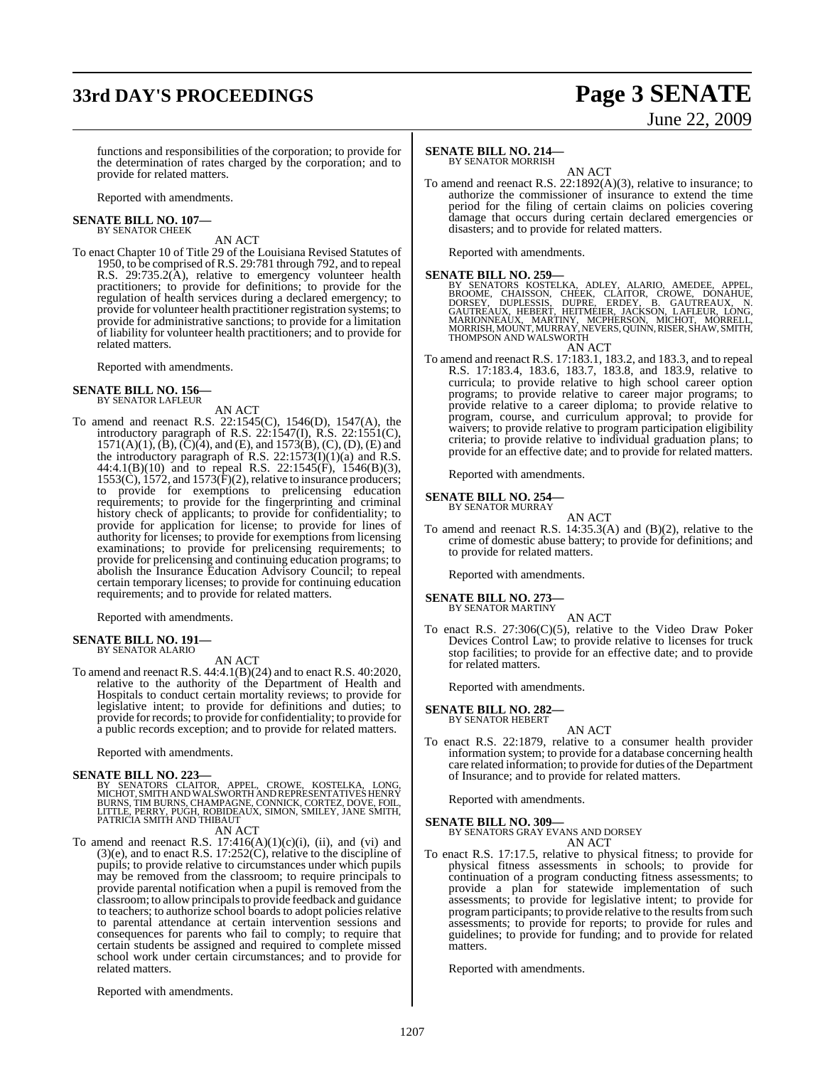functions and responsibilities of the corporation; to provide for the determination of rates charged by the corporation; and to provide for related matters.

Reported with amendments.

**SENATE BILL NO. 107—**
BY SENATOR CHEEK

AN ACT

To enact Chapter 10 of Title 29 of the Louisiana Revised Statutes of 1950, to be comprised of R.S. 29:781 through 792, and to repeal R.S. 29:735.2(A), relative to emergency volunteer health practitioners; to provide for definitions; to provide for the regulation of health services during a declared emergency; to provide for volunteer health practitioner registration systems; to provide for administrative sanctions; to provide for a limitation of liability for volunteer health practitioners; and to provide for related matters.

Reported with amendments.

**SENATE BILL NO. 156—**
BY SENATOR LAFLEUR

AN ACT

To amend and reenact R.S. 22:1545(C), 1546(D), 1547(A), the introductory paragraph of R.S. 22:1547(I), R.S. 22:1551(C), 1571(A)(1), (B), (C)(4), and (E), and 1573(B), (C), (D), (E) and the introductory paragraph of R.S. 22:1573(I)(1)(a) and R.S. 44:4.1(B)(10) and to repeal R.S. 22:1545(F), 1546(B)(3), 1553(C), 1572, and 1573(F)(2), relative to insurance producers; to provide for exemptions to prelicensing education requirements; to provide for the fingerprinting and criminal history check of applicants; to provide for confidentiality; to provide for application for license; to provide for lines of authority for licenses; to provide for exemptions from licensing examinations; to provide for prelicensing requirements; to provide for prelicensing and continuing education programs; to abolish the Insurance Education Advisory Council; to repeal certain temporary licenses; to provide for continuing education requirements; and to provide for related matters.

Reported with amendments.

**SENATE BILL NO. 191—**
BY SENATOR ALARIO

AN ACT

To amend and reenact R.S. 44:4.1(B)(24) and to enact R.S. 40:2020, relative to the authority of the Department of Health and Hospitals to conduct certain mortality reviews; to provide for legislative intent; to provide for definitions and duties; to provide for records; to provide for confidentiality; to provide for a public records exception; and to provide for related matters.

Reported with amendments.

**SENATE BILL NO. 223—**
BY SENATORS CLAITOR, APPEL, CROWE, KOSTELKA, LONG, MICHOT, SMITH AND WALSWORTH AND REPRESENTATIVES HENRY BURNS, TIM BURNS, CHAMPAGNE, CONNICK, CORTEZ, DOVE, FOIL, LITTLE, PERRY, PUGH, ROBIDEAUX, SIMON, SMILEY, JANE SMITH, PATRICIA SMITH AND THIBAUT

AN ACT

To amend and reenact R.S. 17:416(A)(1)(c)(i), (ii), and (vi) and (3)(e), and to enact R.S. 17:252(C), relative to the discipline of pupils; to provide relative to circumstances under which pupils may be removed from the classroom; to require principals to provide parental notification when a pupil is removed from the classroom; to allow principals to provide feedback and guidance to teachers; to authorize school boards to adopt policies relative to parental attendance at certain intervention sessions and consequences for parents who fail to comply; to require that certain students be assigned and required to complete missed school work under certain circumstances; and to provide for related matters.

Reported with amendments.

**SENATE BILL NO. 214—**
BY SENATOR MORRISH

AN ACT

To amend and reenact R.S. 22:1892(A)(3), relative to insurance; to authorize the commissioner of insurance to extend the time period for the filing of certain claims on policies covering damage that occurs during certain declared emergencies or disasters; and to provide for related matters.

Reported with amendments.

**SENATE BILL NO. 259—**
BY SENATORS KOSTELKA, ADLEY, ALARIO, AMEDEE, APPEL, BROOME, CHAISSON, CHEEK, CLAITOR, CROWE, DONAHUE, DORSEY, DUPLESSIS, DUPRE, ERDEY, B. GAUTREAUX, N. GAUTREAUX, HEBERT, HEITMEIER, JACKSON, LAFLEUR, LONG, MARIONNEAUX, MARTINY, MCPHERSON, MICHOT, MORRELL, MORRISH, MOUNT, MURRAY, NEVERS, QUINN, RISER, SHAW, SMITH, THOMPSON AND WALSWORTH

AN ACT

To amend and reenact R.S. 17:183.1, 183.2, and 183.3, and to repeal R.S. 17:183.4, 183.6, 183.7, 183.8, and 183.9, relative to curricula; to provide relative to high school career option programs; to provide relative to career major programs; to provide relative to a career diploma; to provide relative to program, course, and curriculum approval; to provide for waivers; to provide relative to program participation eligibility criteria; to provide relative to individual graduation plans; to provide for an effective date; and to provide for related matters.

Reported with amendments.

**SENATE BILL NO. 254—**
BY SENATOR MURRAY

AN ACT

To amend and reenact R.S. 14:35.3(A) and (B)(2), relative to the crime of domestic abuse battery; to provide for definitions; and to provide for related matters.

Reported with amendments.

**SENATE BILL NO. 273—**
BY SENATOR MARTINY

AN ACT

To enact R.S. 27:306(C)(5), relative to the Video Draw Poker Devices Control Law; to provide relative to licenses for truck stop facilities; to provide for an effective date; and to provide for related matters.

Reported with amendments.

**SENATE BILL NO. 282—**
BY SENATOR HEBERT

AN ACT

To enact R.S. 22:1879, relative to a consumer health provider information system; to provide for a database concerning health care related information; to provide for duties of the Department of Insurance; and to provide for related matters.

Reported with amendments.

**SENATE BILL NO. 309—**
BY SENATORS GRAY EVANS AND DORSEY

AN ACT

To enact R.S. 17:17.5, relative to physical fitness; to provide for physical fitness assessments in schools; to provide for continuation of a program conducting fitness assessments; to provide a plan for statewide implementation of such assessments; to provide for legislative intent; to provide for program participants; to provide relative to the results from such assessments; to provide for reports; to provide for rules and guidelines; to provide for funding; and to provide for related matters.

Reported with amendments.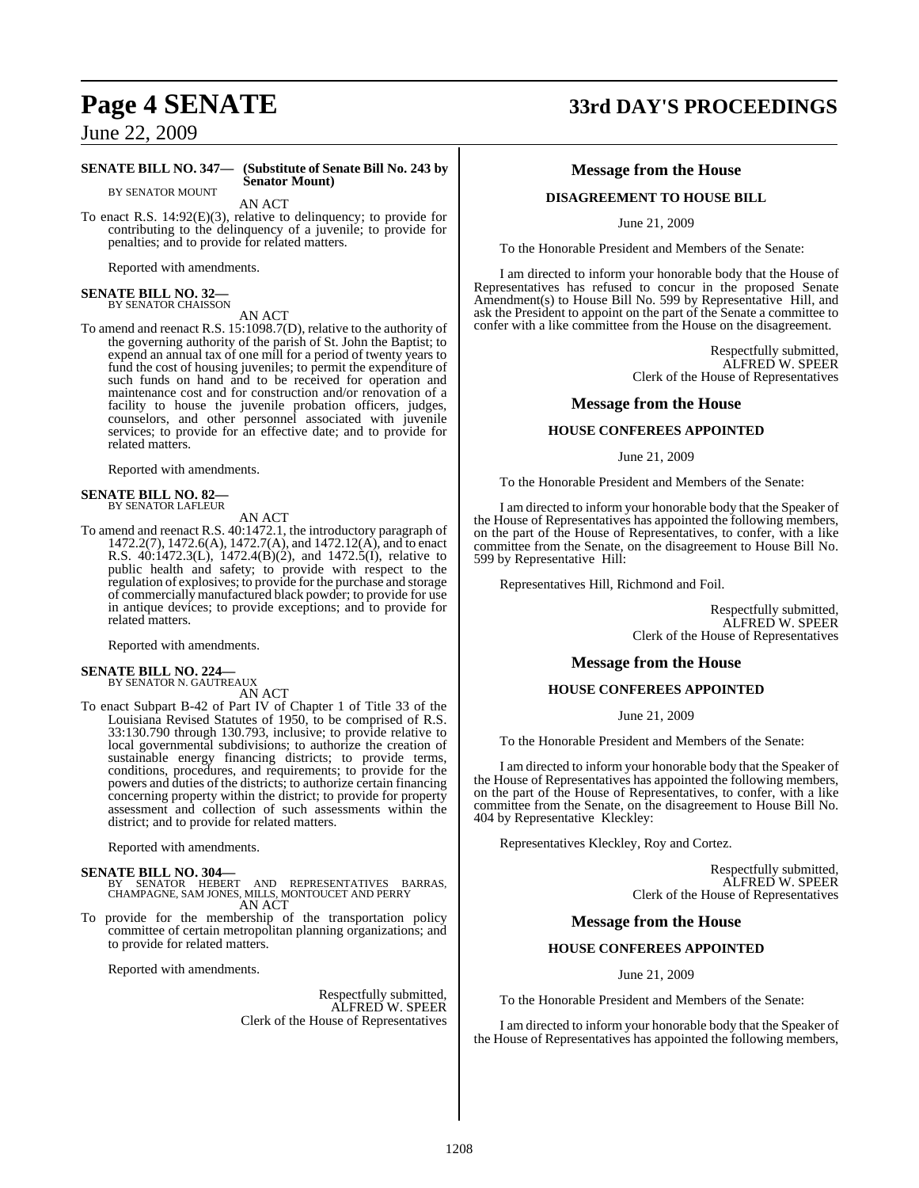**SENATE BILL NO. 347— (Substitute of Senate Bill No. 243 by Senator Mount)**
BY SENATOR MOUNT

AN ACT

To enact R.S. 14:92(E)(3), relative to delinquency; to provide for contributing to the delinquency of a juvenile; to provide for penalties; and to provide for related matters.

Reported with amendments.

**SENATE BILL NO. 32—**
BY SENATOR CHAISSON

AN ACT

To amend and reenact R.S. 15:1098.7(D), relative to the authority of the governing authority of the parish of St. John the Baptist; to expend an annual tax of one mill for a period of twenty years to fund the cost of housing juveniles; to permit the expenditure of such funds on hand and to be received for operation and maintenance cost and for construction and/or renovation of a facility to house the juvenile probation officers, judges, counselors, and other personnel associated with juvenile services; to provide for an effective date; and to provide for related matters.

Reported with amendments.

**SENATE BILL NO. 82—**
BY SENATOR LAFLEUR

AN ACT

To amend and reenact R.S. 40:1472.1, the introductory paragraph of 1472.2(7), 1472.6(A), 1472.7(A), and 1472.12(A), and to enact R.S. 40:1472.3(L), 1472.4(B)(2), and 1472.5(I), relative to public health and safety; to provide with respect to the regulation of explosives; to provide for the purchase and storage of commercially manufactured black powder; to provide for use in antique devices; to provide exceptions; and to provide for related matters.

Reported with amendments.

**SENATE BILL NO. 224—**
BY SENATOR N. GAUTREAUX

AN ACT

To enact Subpart B-42 of Part IV of Chapter 1 of Title 33 of the Louisiana Revised Statutes of 1950, to be comprised of R.S. 33:130.790 through 130.793, inclusive; to provide relative to local governmental subdivisions; to authorize the creation of sustainable energy financing districts; to provide terms, conditions, procedures, and requirements; to provide for the powers and duties of the districts; to authorize certain financing concerning property within the district; to provide for property assessment and collection of such assessments within the district; and to provide for related matters.

Reported with amendments.

**SENATE BILL NO. 304—**
BY SENATOR HEBERT AND REPRESENTATIVES BARRAS, CHAMPAGNE, SAM JONES, MILLS, MONTOUCET AND PERRY

AN ACT

To provide for the membership of the transportation policy committee of certain metropolitan planning organizations; and to provide for related matters.

Reported with amendments.

Respectfully submitted,
ALFRED W. SPEER
Clerk of the House of Representatives

## Message from the House

### DISAGREEMENT TO HOUSE BILL

June 21, 2009

To the Honorable President and Members of the Senate:

I am directed to inform your honorable body that the House of Representatives has refused to concur in the proposed Senate Amendment(s) to House Bill No. 599 by Representative Hill, and ask the President to appoint on the part of the Senate a committee to confer with a like committee from the House on the disagreement.

Respectfully submitted,
ALFRED W. SPEER
Clerk of the House of Representatives

## Message from the House

### HOUSE CONFEREES APPOINTED

June 21, 2009

To the Honorable President and Members of the Senate:

I am directed to inform your honorable body that the Speaker of the House of Representatives has appointed the following members, on the part of the House of Representatives, to confer, with a like committee from the Senate, on the disagreement to House Bill No. 599 by Representative Hill:

Representatives Hill, Richmond and Foil.

Respectfully submitted,
ALFRED W. SPEER
Clerk of the House of Representatives

## Message from the House

### HOUSE CONFEREES APPOINTED

June 21, 2009

To the Honorable President and Members of the Senate:

I am directed to inform your honorable body that the Speaker of the House of Representatives has appointed the following members, on the part of the House of Representatives, to confer, with a like committee from the Senate, on the disagreement to House Bill No. 404 by Representative Kleckley:

Representatives Kleckley, Roy and Cortez.

Respectfully submitted,
ALFRED W. SPEER
Clerk of the House of Representatives

## Message from the House

### HOUSE CONFEREES APPOINTED

June 21, 2009

To the Honorable President and Members of the Senate:

I am directed to inform your honorable body that the Speaker of the House of Representatives has appointed the following members,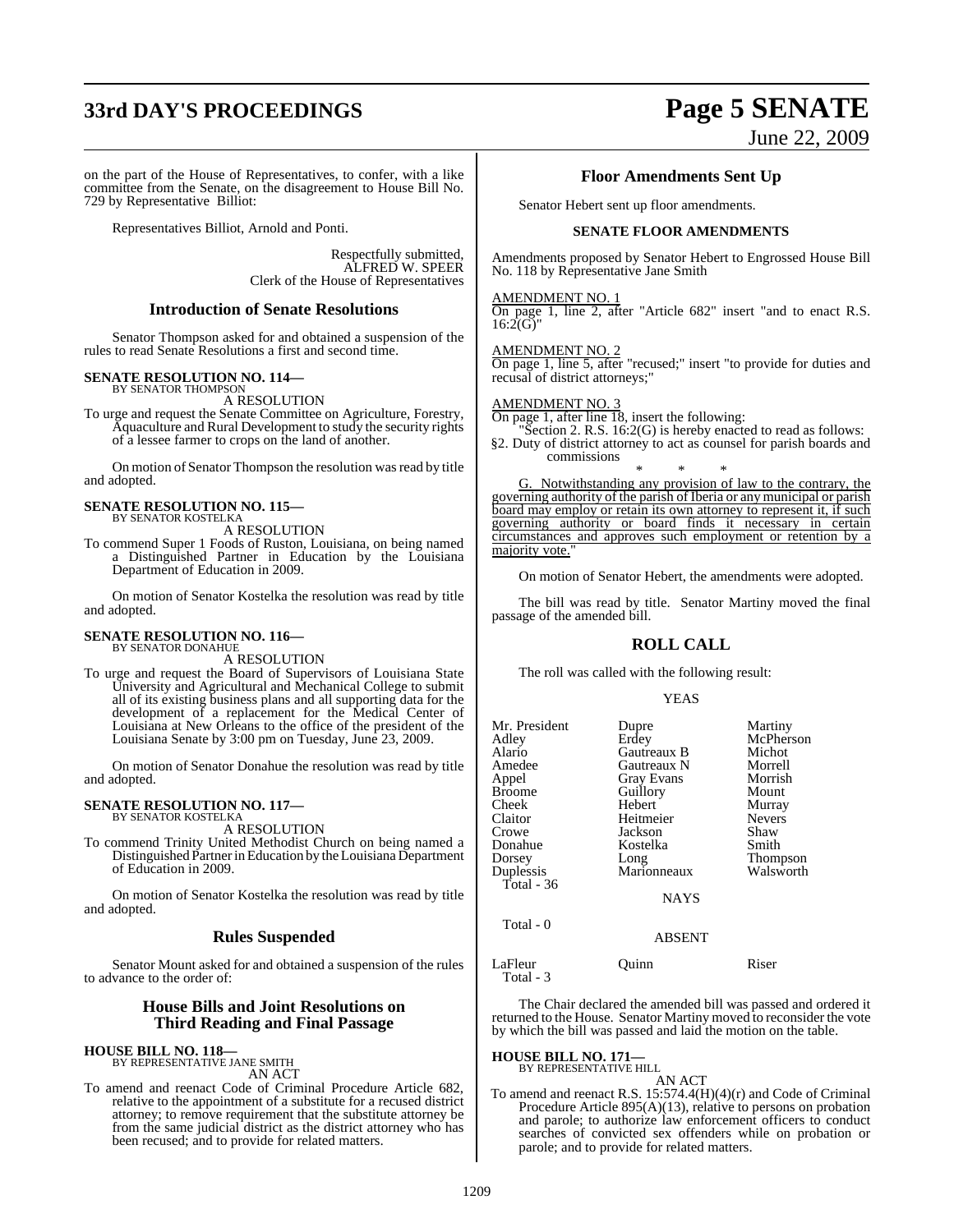on the part of the House of Representatives, to confer, with a like committee from the Senate, on the disagreement to House Bill No. 729 by Representative Billiot:

Representatives Billiot, Arnold and Ponti.

Respectfully submitted,
ALFRED W. SPEER
Clerk of the House of Representatives

## Introduction of Senate Resolutions

Senator Thompson asked for and obtained a suspension of the rules to read Senate Resolutions a first and second time.

**SENATE RESOLUTION NO. 114—**
BY SENATOR THOMPSON
A RESOLUTION

To urge and request the Senate Committee on Agriculture, Forestry, Aquaculture and Rural Development to study the security rights of a lessee farmer to crops on the land of another.

On motion of Senator Thompson the resolution was read by title and adopted.

**SENATE RESOLUTION NO. 115—**
BY SENATOR KOSTELKA
A RESOLUTION

To commend Super 1 Foods of Ruston, Louisiana, on being named a Distinguished Partner in Education by the Louisiana Department of Education in 2009.

On motion of Senator Kostelka the resolution was read by title and adopted.

**SENATE RESOLUTION NO. 116—**
BY SENATOR DONAHUE
A RESOLUTION

To urge and request the Board of Supervisors of Louisiana State University and Agricultural and Mechanical College to submit all of its existing business plans and all supporting data for the development of a replacement for the Medical Center of Louisiana at New Orleans to the office of the president of the Louisiana Senate by 3:00 pm on Tuesday, June 23, 2009.

On motion of Senator Donahue the resolution was read by title and adopted.

**SENATE RESOLUTION NO. 117—**
BY SENATOR KOSTELKA
A RESOLUTION

To commend Trinity United Methodist Church on being named a Distinguished Partner in Education by the Louisiana Department of Education in 2009.

On motion of Senator Kostelka the resolution was read by title and adopted.

## Rules Suspended

Senator Mount asked for and obtained a suspension of the rules to advance to the order of:

## House Bills and Joint Resolutions on Third Reading and Final Passage

**HOUSE BILL NO. 118—**
BY REPRESENTATIVE JANE SMITH
AN ACT

To amend and reenact Code of Criminal Procedure Article 682, relative to the appointment of a substitute for a recused district attorney; to remove requirement that the substitute attorney be from the same judicial district as the district attorney who has been recused; and to provide for related matters.

## Floor Amendments Sent Up

Senator Hebert sent up floor amendments.

**SENATE FLOOR AMENDMENTS**

Amendments proposed by Senator Hebert to Engrossed House Bill No. 118 by Representative Jane Smith

AMENDMENT NO. 1
On page 1, line 2, after "Article 682" insert "and to enact R.S. 16:2(G)"

AMENDMENT NO. 2
On page 1, line 5, after "recused;" insert "to provide for duties and recusal of district attorneys;"

AMENDMENT NO. 3
On page 1, after line 18, insert the following:

"Section 2. R.S. 16:2(G) is hereby enacted to read as follows:

§2. Duty of district attorney to act as counsel for parish boards and commissions

\* \* \*

G. Notwithstanding any provision of law to the contrary, the governing authority of the parish of Iberia or any municipal or parish board may employ or retain its own attorney to represent it, if such governing authority or board finds it necessary in certain circumstances and approves such employment or retention by a majority vote."

On motion of Senator Hebert, the amendments were adopted.

The bill was read by title. Senator Martiny moved the final passage of the amended bill.

## ROLL CALL

The roll was called with the following result:

YEAS

| | | |
|---|---|---|
| Mr. President | Dupre | Martiny |
| Adley | Erdey | McPherson |
| Alario | Gautreaux B | Michot |
| Amedee | Gautreaux N | Morrell |
| Appel | Gray Evans | Morrish |
| Broome | Guillory | Mount |
| Cheek | Hebert | Murray |
| Claitor | Heitmeier | Nevers |
| Crowe | Jackson | Shaw |
| Donahue | Kostelka | Smith |
| Dorsey | Long | Thompson |
| Duplessis | Marionneaux | Walsworth |

Total - 36

NAYS

Total - 0

ABSENT

| | | |
|---|---|---|
| LaFleur | Quinn | Riser |

Total - 3

The Chair declared the amended bill was passed and ordered it returned to the House. Senator Martiny moved to reconsider the vote by which the bill was passed and laid the motion on the table.

**HOUSE BILL NO. 171—**
BY REPRESENTATIVE HILL
AN ACT

To amend and reenact R.S. 15:574.4(H)(4)(r) and Code of Criminal Procedure Article 895(A)(13), relative to persons on probation and parole; to authorize law enforcement officers to conduct searches of convicted sex offenders while on probation or parole; and to provide for related matters.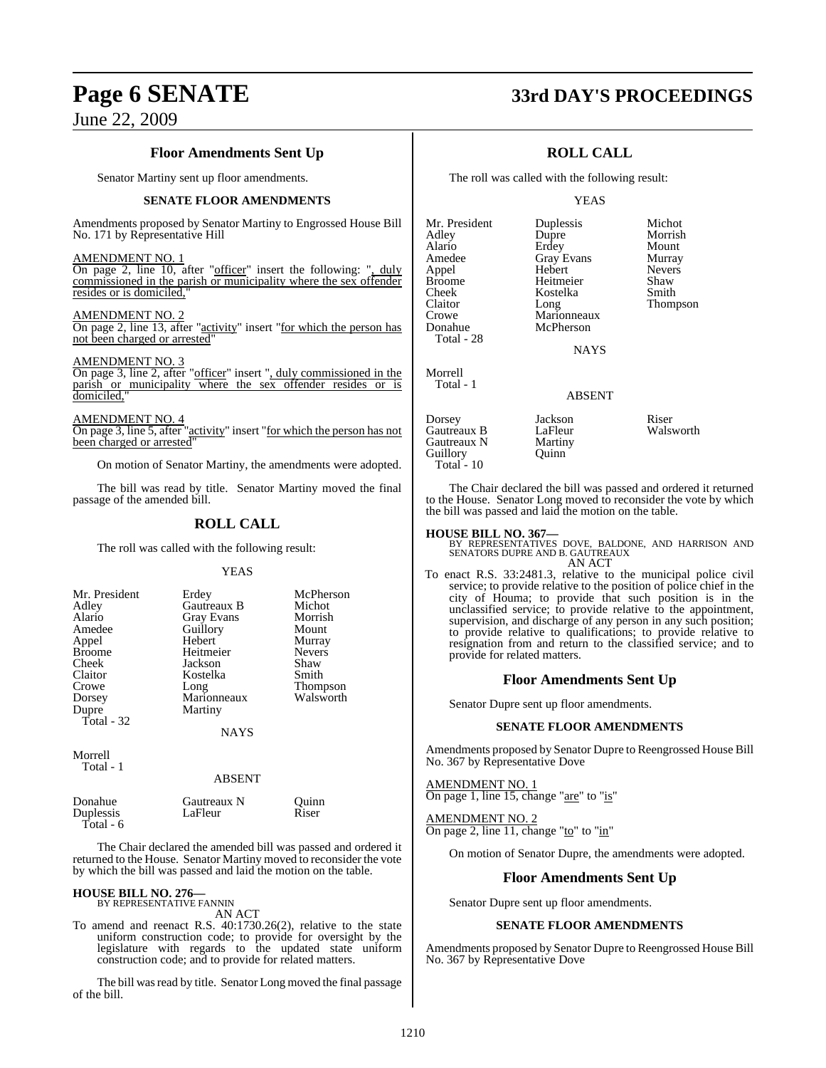## Floor Amendments Sent Up

Senator Martiny sent up floor amendments.

### SENATE FLOOR AMENDMENTS

Amendments proposed by Senator Martiny to Engrossed House Bill No. 171 by Representative Hill

AMENDMENT NO. 1
On page 2, line 10, after "officer" insert the following: ", duly commissioned in the parish or municipality where the sex offender resides or is domiciled,"

AMENDMENT NO. 2
On page 2, line 13, after "activity" insert "for which the person has not been charged or arrested"

AMENDMENT NO. 3
On page 3, line 2, after "officer" insert ", duly commissioned in the parish or municipality where the sex offender resides or is domiciled,"

AMENDMENT NO. 4
On page 3, line 5, after "activity" insert "for which the person has not been charged or arrested"

On motion of Senator Martiny, the amendments were adopted.

The bill was read by title. Senator Martiny moved the final passage of the amended bill.

## ROLL CALL

The roll was called with the following result:

YEAS

| | | |
|---|---|---|
| Mr. President | Erdey | McPherson |
| Adley | Gautreaux B | Michot |
| Alario | Gray Evans | Morrish |
| Amedee | Guillory | Mount |
| Appel | Hebert | Murray |
| Broome | Heitmeier | Nevers |
| Cheek | Jackson | Shaw |
| Claitor | Kostelka | Smith |
| Crowe | Long | Thompson |
| Dorsey | Marionneaux | Walsworth |
| Dupre | Martiny | |
| Total - 32 | | |

NAYS

Morrell
Total - 1

ABSENT

| | | |
|---|---|---|
| Donahue | Gautreaux N | Quinn |
| Duplessis | LaFleur | Riser |
| Total - 6 | | |

The Chair declared the amended bill was passed and ordered it returned to the House. Senator Martiny moved to reconsider the vote by which the bill was passed and laid the motion on the table.

**HOUSE BILL NO. 276—**
BY REPRESENTATIVE FANNIN
AN ACT
To amend and reenact R.S. 40:1730.26(2), relative to the state uniform construction code; to provide for oversight by the legislature with regards to the updated state uniform construction code; and to provide for related matters.

The bill was read by title. Senator Long moved the final passage of the bill.

## ROLL CALL

The roll was called with the following result:

YEAS

| | | |
|---|---|---|
| Mr. President | Duplessis | Michot |
| Adley | Dupre | Morrish |
| Alario | Erdey | Mount |
| Amedee | Gray Evans | Murray |
| Appel | Hebert | Nevers |
| Broome | Heitmeier | Shaw |
| Cheek | Kostelka | Smith |
| Claitor | Long | Thompson |
| Crowe | Marionneaux | |
| Donahue | McPherson | |
| Total - 28 | | |

NAYS

Morrell
Total - 1

ABSENT

| | | |
|---|---|---|
| Dorsey | Jackson | Riser |
| Gautreaux B | LaFleur | Walsworth |
| Gautreaux N | Martiny | |
| Guillory | Quinn | |
| Total - 10 | | |

The Chair declared the bill was passed and ordered it returned to the House. Senator Long moved to reconsider the vote by which the bill was passed and laid the motion on the table.

**HOUSE BILL NO. 367—**
BY REPRESENTATIVES DOVE, BALDONE, AND HARRISON AND SENATORS DUPRE AND B. GAUTREAUX
AN ACT
To enact R.S. 33:2481.3, relative to the municipal police civil service; to provide relative to the position of police chief in the city of Houma; to provide that such position is in the unclassified service; to provide relative to the appointment, supervision, and discharge of any person in any such position; to provide relative to qualifications; to provide relative to resignation from and return to the classified service; and to provide for related matters.

## Floor Amendments Sent Up

Senator Dupre sent up floor amendments.

### SENATE FLOOR AMENDMENTS

Amendments proposed by Senator Dupre to Reengrossed House Bill No. 367 by Representative Dove

AMENDMENT NO. 1
On page 1, line 15, change "are" to "is"

AMENDMENT NO. 2
On page 2, line 11, change "to" to "in"

On motion of Senator Dupre, the amendments were adopted.

## Floor Amendments Sent Up

Senator Dupre sent up floor amendments.

### SENATE FLOOR AMENDMENTS

Amendments proposed by Senator Dupre to Reengrossed House Bill No. 367 by Representative Dove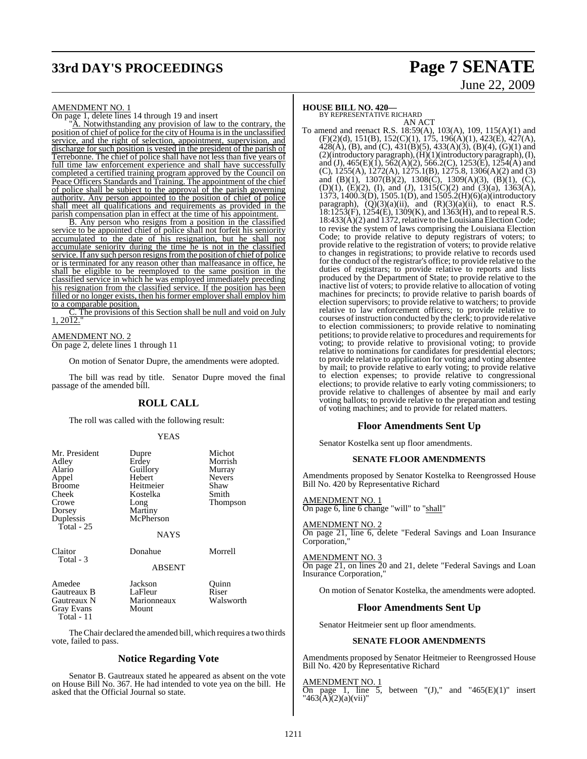AMENDMENT NO. 1

On page 1, delete lines 14 through 19 and insert

"A. Notwithstanding any provision of law to the contrary, the position of chief of police for the city of Houma is in the unclassified service, and the right of selection, appointment, supervision, and discharge for such position is vested in the president of the parish of Terrebonne. The chief of police shall have not less than five years of full time law enforcement experience and shall have successfully completed a certified training program approved by the Council on Peace Officers Standards and Training. The appointment of the chief of police shall be subject to the approval of the parish governing authority. Any person appointed to the position of chief of police shall meet all qualifications and requirements as provided in the parish compensation plan in effect at the time of his appointment.

B. Any person who resigns from a position in the classified service to be appointed chief of police shall not forfeit his seniority accumulated to the date of his resignation, but he shall not accumulate seniority during the time he is not in the classified service. If any such person resigns from the position of chief of police or is terminated for any reason other than malfeasance in office, he shall be eligible to be reemployed to the same position in the classified service in which he was employed immediately preceding his resignation from the classified service. If the position has been filled or no longer exists, then his former employer shall employ him to a comparable position.

C. The provisions of this Section shall be null and void on July 1, 2012."

AMENDMENT NO. 2

On page 2, delete lines 1 through 11

On motion of Senator Dupre, the amendments were adopted.

The bill was read by title. Senator Dupre moved the final passage of the amended bill.

## ROLL CALL

The roll was called with the following result:

YEAS

| | | |
|---|---|---|
| Mr. President | Dupre | Michot |
| Adley | Erdey | Morrish |
| Alario | Guillory | Murray |
| Appel | Hebert | Nevers |
| Broome | Heitmeier | Shaw |
| Cheek | Kostelka | Smith |
| Crowe | Long | Thompson |
| Dorsey | Martiny | |
| Duplessis | McPherson | |
| Total - 25 | | |

NAYS

| | | |
|---|---|---|
| Claitor | Donahue | Morrell |
| Total - 3 | | |

ABSENT

| | | |
|---|---|---|
| Amedee | Jackson | Quinn |
| Gautreaux B | LaFleur | Riser |
| Gautreaux N | Marionneaux | Walsworth |
| Gray Evans | Mount | |
| Total - 11 | | |

The Chair declared the amended bill, which requires a two thirds vote, failed to pass.

## Notice Regarding Vote

Senator B. Gautreaux stated he appeared as absent on the vote on House Bill No. 367. He had intended to vote yea on the bill. He asked that the Official Journal so state.

**HOUSE BILL NO. 420—**
BY REPRESENTATIVE RICHARD
AN ACT

To amend and reenact R.S. 18:59(A), 103(A), 109, 115(A)(1) and (F)(2)(d), 151(B), 152(C)(1), 175, 196(A)(1), 423(E), 427(A), 428(A), (B), and (C), 431(B)(5), 433(A)(3), (B)(4), (G)(1) and (2)(introductory paragraph), (H)(1)(introductory paragraph), (I), and (J), 465(E)(1), 562(A)(2), 566.2(C), 1253(E), 1254(A) and (C), 1255(A), 1272(A), 1275.1(B), 1275.8, 1306(A)(2) and (3) and (B)(1), 1307(B)(2), 1308(C), 1309(A)(3), (B)(1), (C), (D)(1), (E)(2), (I), and (J), 1315(C)(2) and (3)(a), 1363(A), 1373, 1400.3(D), 1505.1(D), and 1505.2(H)(6)(a)(introductory paragraph), (Q)(3)(a)(ii), and (R)(3)(a)(ii), to enact R.S. 18:1253(F), 1254(E), 1309(K), and 1363(H), and to repeal R.S. 18:433(A)(2) and 1372, relative to the Louisiana Election Code; to revise the system of laws comprising the Louisiana Election Code; to provide relative to deputy registrars of voters; to provide relative to the registration of voters; to provide relative to changes in registrations; to provide relative to records used for the conduct of the registrar's office; to provide relative to the duties of registrars; to provide relative to reports and lists produced by the Department of State; to provide relative to the inactive list of voters; to provide relative to allocation of voting machines for precincts; to provide relative to parish boards of election supervisors; to provide relative to watchers; to provide relative to law enforcement officers; to provide relative to courses of instruction conducted by the clerk; to provide relative to election commissioners; to provide relative to nominating petitions; to provide relative to procedures and requirements for voting; to provide relative to provisional voting; to provide relative to nominations for candidates for presidential electors; to provide relative to application for voting and voting absentee by mail; to provide relative to early voting; to provide relative to election expenses; to provide relative to congressional elections; to provide relative to early voting commissioners; to provide relative to challenges of absentee by mail and early voting ballots; to provide relative to the preparation and testing of voting machines; and to provide for related matters.

## Floor Amendments Sent Up

Senator Kostelka sent up floor amendments.

### SENATE FLOOR AMENDMENTS

Amendments proposed by Senator Kostelka to Reengrossed House Bill No. 420 by Representative Richard

AMENDMENT NO. 1

On page 6, line 6 change "will" to "shall"

AMENDMENT NO. 2

On page 21, line 6, delete "Federal Savings and Loan Insurance Corporation,"

AMENDMENT NO. 3

On page 21, on lines 20 and 21, delete "Federal Savings and Loan Insurance Corporation,"

On motion of Senator Kostelka, the amendments were adopted.

## Floor Amendments Sent Up

Senator Heitmeier sent up floor amendments.

### SENATE FLOOR AMENDMENTS

Amendments proposed by Senator Heitmeier to Reengrossed House Bill No. 420 by Representative Richard

AMENDMENT NO. 1

On page 1, line 5, between "(J)," and "465(E)(1)" insert "463(A)(2)(a)(vii)"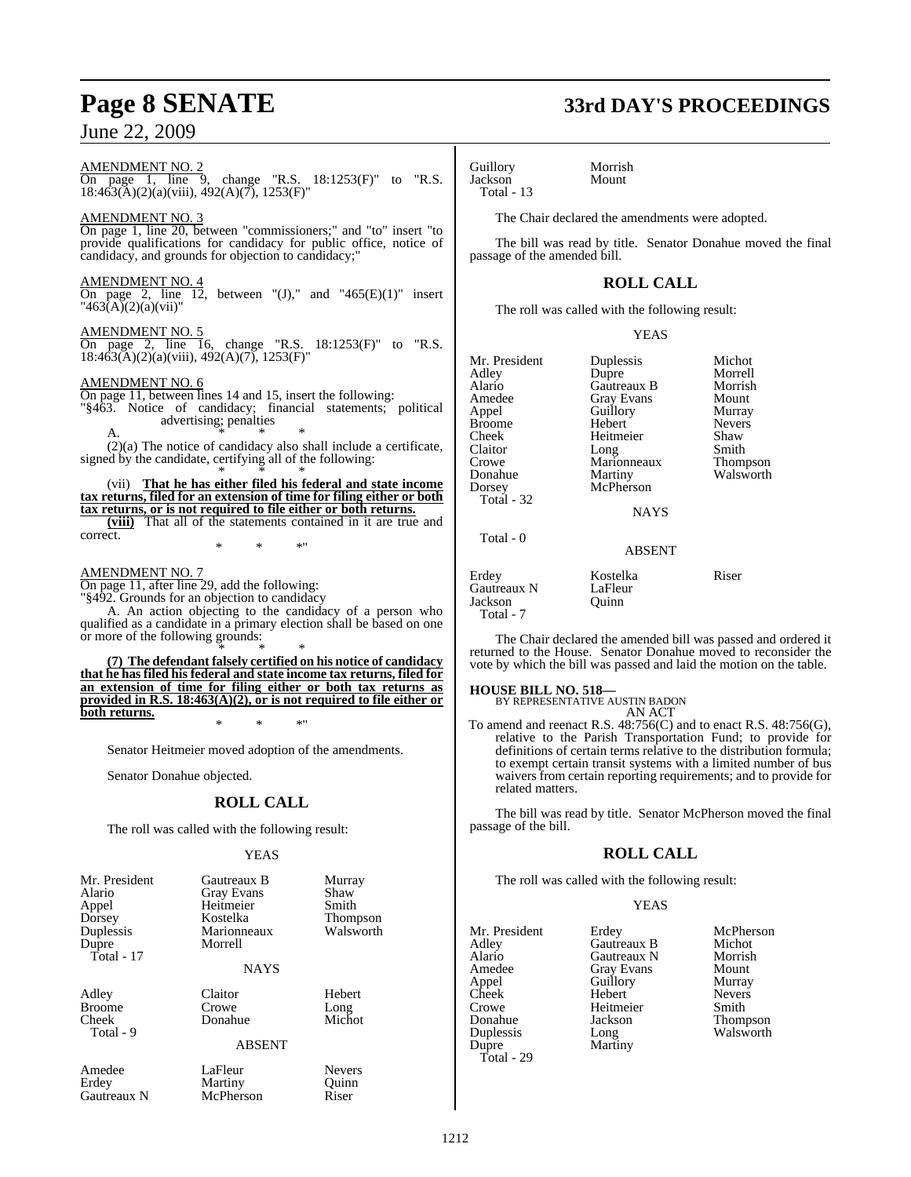AMENDMENT NO. 2

On page 1, line 9, change "R.S. 18:1253(F)" to "R.S. 18:463(A)(2)(a)(viii), 492(A)(7), 1253(F)"

AMENDMENT NO. 3

On page 1, line 20, between "commissioners;" and "to" insert "to provide qualifications for candidacy for public office, notice of candidacy, and grounds for objection to candidacy;"

AMENDMENT NO. 4

On page 2, line 12, between "(J)," and "465(E)(1)" insert "463(A)(2)(a)(vii)"

AMENDMENT NO. 5

On page 2, line 16, change "R.S. 18:1253(F)" to "R.S. 18:463(A)(2)(a)(viii), 492(A)(7), 1253(F)"

AMENDMENT NO. 6

On page 11, between lines 14 and 15, insert the following:

"§463. Notice of candidacy; financial statements; political advertising; penalties

A. * * *

(2)(a) The notice of candidacy also shall include a certificate, signed by the candidate, certifying all of the following:

* * *

(vii) **That he has either filed his federal and state income tax returns, filed for an extension of time for filing either or both tax returns, or is not required to file either or both returns.**

**(viii)** That all of the statements contained in it are true and correct.

* * *"

AMENDMENT NO. 7

On page 11, after line 29, add the following:

"§492. Grounds for an objection to candidacy

A. An action objecting to the candidacy of a person who qualified as a candidate in a primary election shall be based on one or more of the following grounds:

* * *

**(7) The defendant falsely certified on his notice of candidacy that he has filed his federal and state income tax returns, filed for an extension of time for filing either or both tax returns as provided in R.S. 18:463(A)(2), or is not required to file either or both returns.**

* * *"

Senator Heitmeier moved adoption of the amendments.

Senator Donahue objected.

## ROLL CALL

The roll was called with the following result:

YEAS

| | | |
|---|---|---|
| Mr. President | Gautreaux B | Murray |
| Alario | Gray Evans | Shaw |
| Appel | Heitmeier | Smith |
| Dorsey | Kostelka | Thompson |
| Duplessis | Marionneaux | Walsworth |
| Dupre | Morrell | |
| Total - 17 | | |

NAYS

| | | |
|---|---|---|
| Adley | Claitor | Hebert |
| Broome | Crowe | Long |
| Cheek | Donahue | Michot |
| Total - 9 | | |

ABSENT

| | | |
|---|---|---|
| Amedee | LaFleur | Nevers |
| Erdey | Martiny | Quinn |
| Gautreaux N | McPherson | Riser |
| Guillory | Morrish | |
| Jackson | Mount | |
| Total - 13 | | |

The Chair declared the amendments were adopted.

The bill was read by title. Senator Donahue moved the final passage of the amended bill.

## ROLL CALL

The roll was called with the following result:

YEAS

| | | |
|---|---|---|
| Mr. President | Duplessis | Michot |
| Adley | Dupre | Morrell |
| Alario | Gautreaux B | Morrish |
| Amedee | Gray Evans | Mount |
| Appel | Guillory | Murray |
| Broome | Hebert | Nevers |
| Cheek | Heitmeier | Shaw |
| Claitor | Long | Smith |
| Crowe | Marionneaux | Thompson |
| Donahue | Martiny | Walsworth |
| Dorsey | McPherson | |
| Total - 32 | | |

NAYS

Total - 0

ABSENT

| | | |
|---|---|---|
| Erdey | Kostelka | Riser |
| Gautreaux N | LaFleur | |
| Jackson | Quinn | |
| Total - 7 | | |

The Chair declared the amended bill was passed and ordered it returned to the House. Senator Donahue moved to reconsider the vote by which the bill was passed and laid the motion on the table.

### HOUSE BILL NO. 518—

BY REPRESENTATIVE AUSTIN BADON

AN ACT

To amend and reenact R.S. 48:756(C) and to enact R.S. 48:756(G), relative to the Parish Transportation Fund; to provide for definitions of certain terms relative to the distribution formula; to exempt certain transit systems with a limited number of bus waivers from certain reporting requirements; and to provide for related matters.

The bill was read by title. Senator McPherson moved the final passage of the bill.

## ROLL CALL

The roll was called with the following result:

YEAS

| | | |
|---|---|---|
| Mr. President | Erdey | McPherson |
| Adley | Gautreaux B | Michot |
| Alario | Gautreaux N | Morrish |
| Amedee | Gray Evans | Mount |
| Appel | Guillory | Murray |
| Cheek | Hebert | Nevers |
| Crowe | Heitmeier | Smith |
| Donahue | Jackson | Thompson |
| Duplessis | Long | Walsworth |
| Dupre | Martiny | |
| Total - 29 | | |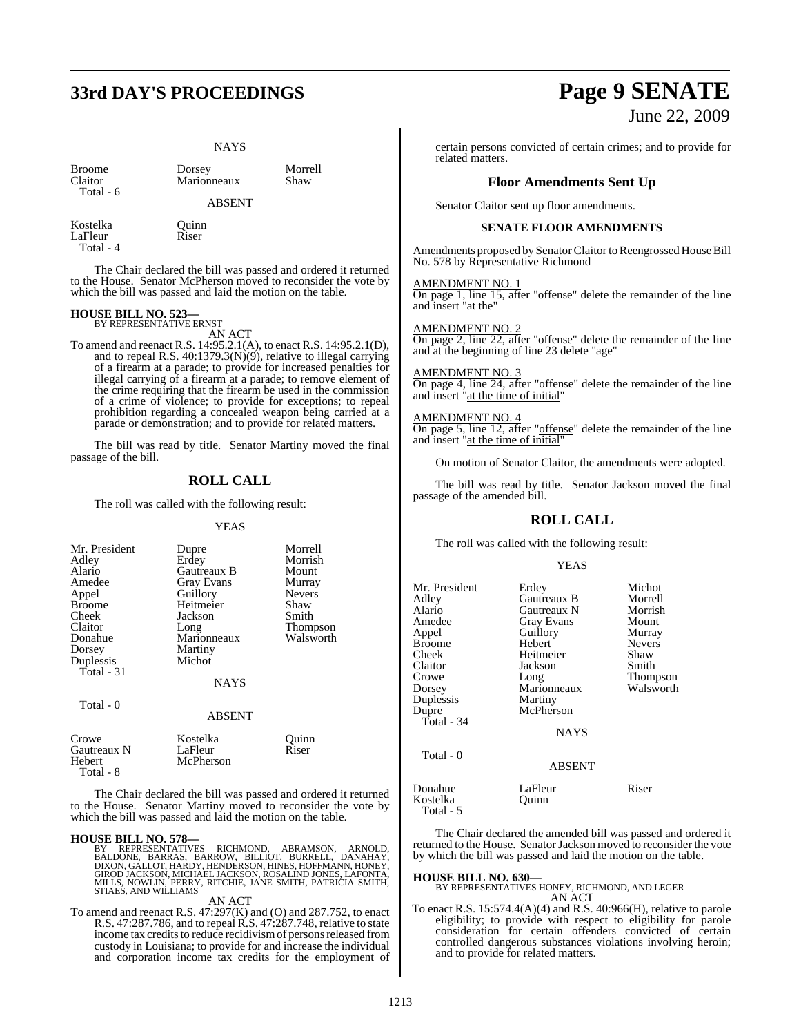NAYS

| | | |
|---|---|---|
| Broome | Dorsey | Morrell |
| Claitor | Marionneaux | Shaw |
| Total - 6 | | |

ABSENT

| | | |
|---|---|---|
| Kostelka | Quinn | |
| LaFleur | Riser | |
| Total - 4 | | |

The Chair declared the bill was passed and ordered it returned to the House. Senator McPherson moved to reconsider the vote by which the bill was passed and laid the motion on the table.

**HOUSE BILL NO. 523—**
BY REPRESENTATIVE ERNST

AN ACT

To amend and reenact R.S. 14:95.2.1(A), to enact R.S. 14:95.2.1(D), and to repeal R.S. 40:1379.3(N)(9), relative to illegal carrying of a firearm at a parade; to provide for increased penalties for illegal carrying of a firearm at a parade; to remove element of the crime requiring that the firearm be used in the commission of a crime of violence; to provide for exceptions; to repeal prohibition regarding a concealed weapon being carried at a parade or demonstration; and to provide for related matters.

The bill was read by title. Senator Martiny moved the final passage of the bill.

## ROLL CALL

The roll was called with the following result:

YEAS

| | | |
|---|---|---|
| Mr. President | Dupre | Morrell |
| Adley | Erdey | Morrish |
| Alario | Gautreaux B | Mount |
| Amedee | Gray Evans | Murray |
| Appel | Guillory | Nevers |
| Broome | Heitmeier | Shaw |
| Cheek | Jackson | Smith |
| Claitor | Long | Thompson |
| Donahue | Marionneaux | Walsworth |
| Dorsey | Martiny | |
| Duplessis | Michot | |
| Total - 31 | | |

NAYS

Total - 0

ABSENT

| | | |
|---|---|---|
| Crowe | Kostelka | Quinn |
| Gautreaux N | LaFleur | Riser |
| Hebert | McPherson | |
| Total - 8 | | |

The Chair declared the bill was passed and ordered it returned to the House. Senator Martiny moved to reconsider the vote by which the bill was passed and laid the motion on the table.

**HOUSE BILL NO. 578—**
BY REPRESENTATIVES RICHMOND, ABRAMSON, ARNOLD, BALDONE, BARRAS, BARROW, BILLIOT, BURRELL, DANAHAY, DIXON, GALLOT, HARDY, HENDERSON, HINES, HOFFMANN, HONEY, GIROD JACKSON, MICHAEL JACKSON, ROSALIND JONES, LAFONTA, MILLS, NOWLIN, PERRY, RITCHIE, JANE SMITH, PATRICIA SMITH, STIAES, AND WILLIAMS

AN ACT

To amend and reenact R.S. 47:297(K) and (O) and 287.752, to enact R.S. 47:287.786, and to repeal R.S. 47:287.748, relative to state income tax credits to reduce recidivism of persons released from custody in Louisiana; to provide for and increase the individual and corporation income tax credits for the employment of certain persons convicted of certain crimes; and to provide for related matters.

### Floor Amendments Sent Up

Senator Claitor sent up floor amendments.

#### SENATE FLOOR AMENDMENTS

Amendments proposed by Senator Claitor to Reengrossed House Bill No. 578 by Representative Richmond

AMENDMENT NO. 1
On page 1, line 15, after "offense" delete the remainder of the line and insert "at the"

AMENDMENT NO. 2
On page 2, line 22, after "offense" delete the remainder of the line and at the beginning of line 23 delete "age"

AMENDMENT NO. 3
On page 4, line 24, after "offense" delete the remainder of the line and insert "at the time of initial"

AMENDMENT NO. 4
On page 5, line 12, after "offense" delete the remainder of the line and insert "at the time of initial"

On motion of Senator Claitor, the amendments were adopted.

The bill was read by title. Senator Jackson moved the final passage of the amended bill.

## ROLL CALL

The roll was called with the following result:

YEAS

| | | |
|---|---|---|
| Mr. President | Erdey | Michot |
| Adley | Gautreaux B | Morrell |
| Alario | Gautreaux N | Morrish |
| Amedee | Gray Evans | Mount |
| Appel | Guillory | Murray |
| Broome | Hebert | Nevers |
| Cheek | Heitmeier | Shaw |
| Claitor | Jackson | Smith |
| Crowe | Long | Thompson |
| Dorsey | Marionneaux | Walsworth |
| Duplessis | Martiny | |
| Dupre | McPherson | |
| Total - 34 | | |

NAYS

Total - 0

ABSENT

| | | |
|---|---|---|
| Donahue | LaFleur | Riser |
| Kostelka | Quinn | |
| Total - 5 | | |

The Chair declared the amended bill was passed and ordered it returned to the House. Senator Jackson moved to reconsider the vote by which the bill was passed and laid the motion on the table.

**HOUSE BILL NO. 630—**
BY REPRESENTATIVES HONEY, RICHMOND, AND LEGER

AN ACT

To enact R.S. 15:574.4(A)(4) and R.S. 40:966(H), relative to parole eligibility; to provide with respect to eligibility for parole consideration for certain offenders convicted of certain controlled dangerous substances violations involving heroin; and to provide for related matters.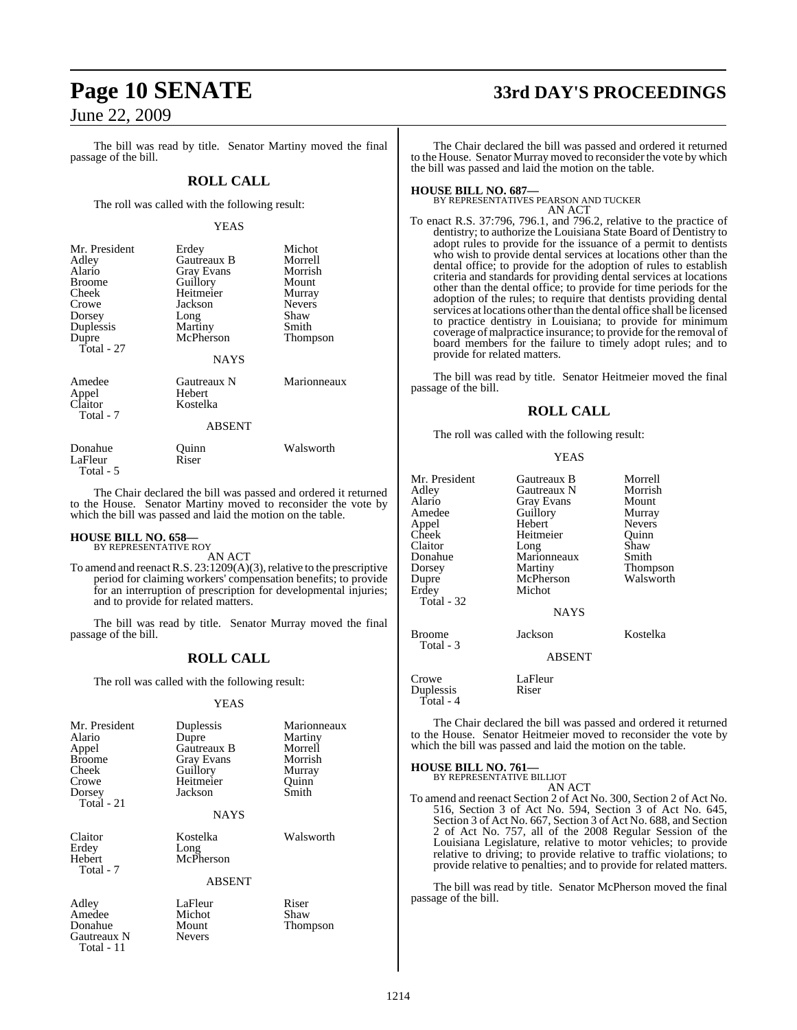The bill was read by title. Senator Martiny moved the final passage of the bill.

## ROLL CALL

The roll was called with the following result:

YEAS

| | | |
|---|---|---|
| Mr. President | Erdey | Michot |
| Adley | Gautreaux B | Morrell |
| Alario | Gray Evans | Morrish |
| Broome | Guillory | Mount |
| Cheek | Heitmeier | Murray |
| Crowe | Jackson | Nevers |
| Dorsey | Long | Shaw |
| Duplessis | Martiny | Smith |
| Dupre | McPherson | Thompson |
| Total - 27 | | |

NAYS

| | | |
|---|---|---|
| Amedee | Gautreaux N | Marionneaux |
| Appel | Hebert | |
| Claitor | Kostelka | |
| Total - 7 | | |

ABSENT

| | | |
|---|---|---|
| Donahue | Quinn | Walsworth |
| LaFleur | Riser | |
| Total - 5 | | |

The Chair declared the bill was passed and ordered it returned to the House. Senator Martiny moved to reconsider the vote by which the bill was passed and laid the motion on the table.

**HOUSE BILL NO. 658—**
BY REPRESENTATIVE ROY

AN ACT

To amend and reenact R.S. 23:1209(A)(3), relative to the prescriptive period for claiming workers' compensation benefits; to provide for an interruption of prescription for developmental injuries; and to provide for related matters.

The bill was read by title. Senator Murray moved the final passage of the bill.

## ROLL CALL

The roll was called with the following result:

YEAS

| | | |
|---|---|---|
| Mr. President | Duplessis | Marionneaux |
| Alario | Dupre | Martiny |
| Appel | Gautreaux B | Morrell |
| Broome | Gray Evans | Morrish |
| Cheek | Guillory | Murray |
| Crowe | Heitmeier | Quinn |
| Dorsey | Jackson | Smith |
| Total - 21 | | |

NAYS

| | | |
|---|---|---|
| Claitor | Kostelka | Walsworth |
| Erdey | Long | |
| Hebert | McPherson | |
| Total - 7 | | |

ABSENT

| | | |
|---|---|---|
| Adley | LaFleur | Riser |
| Amedee | Michot | Shaw |
| Donahue | Mount | Thompson |
| Gautreaux N | Nevers | |
| Total - 11 | | |

The Chair declared the bill was passed and ordered it returned to the House. Senator Murray moved to reconsider the vote by which the bill was passed and laid the motion on the table.

**HOUSE BILL NO. 687—**
BY REPRESENTATIVES PEARSON AND TUCKER

AN ACT

To enact R.S. 37:796, 796.1, and 796.2, relative to the practice of dentistry; to authorize the Louisiana State Board of Dentistry to adopt rules to provide for the issuance of a permit to dentists who wish to provide dental services at locations other than the dental office; to provide for the adoption of rules to establish criteria and standards for providing dental services at locations other than the dental office; to provide for time periods for the adoption of the rules; to require that dentists providing dental services at locations other than the dental office shall be licensed to practice dentistry in Louisiana; to provide for minimum coverage of malpractice insurance; to provide for the removal of board members for the failure to timely adopt rules; and to provide for related matters.

The bill was read by title. Senator Heitmeier moved the final passage of the bill.

## ROLL CALL

The roll was called with the following result:

YEAS

| | | |
|---|---|---|
| Mr. President | Gautreaux B | Morrell |
| Adley | Gautreaux N | Morrish |
| Alario | Gray Evans | Mount |
| Amedee | Guillory | Murray |
| Appel | Hebert | Nevers |
| Cheek | Heitmeier | Quinn |
| Claitor | Long | Shaw |
| Donahue | Marionneaux | Smith |
| Dorsey | Martiny | Thompson |
| Dupre | McPherson | Walsworth |
| Erdey | Michot | |
| Total - 32 | | |

NAYS

| | | |
|---|---|---|
| Broome | Jackson | Kostelka |
| Total - 3 | | |

ABSENT

| | | |
|---|---|---|
| Crowe | LaFleur | |
| Duplessis | Riser | |
| Total - 4 | | |

The Chair declared the bill was passed and ordered it returned to the House. Senator Heitmeier moved to reconsider the vote by which the bill was passed and laid the motion on the table.

**HOUSE BILL NO. 761—**
BY REPRESENTATIVE BILLIOT

AN ACT

To amend and reenact Section 2 of Act No. 300, Section 2 of Act No. 516, Section 3 of Act No. 594, Section 3 of Act No. 645, Section 3 of Act No. 667, Section 3 of Act No. 688, and Section 2 of Act No. 757, all of the 2008 Regular Session of the Louisiana Legislature, relative to motor vehicles; to provide relative to driving; to provide relative to traffic violations; to provide relative to penalties; and to provide for related matters.

The bill was read by title. Senator McPherson moved the final passage of the bill.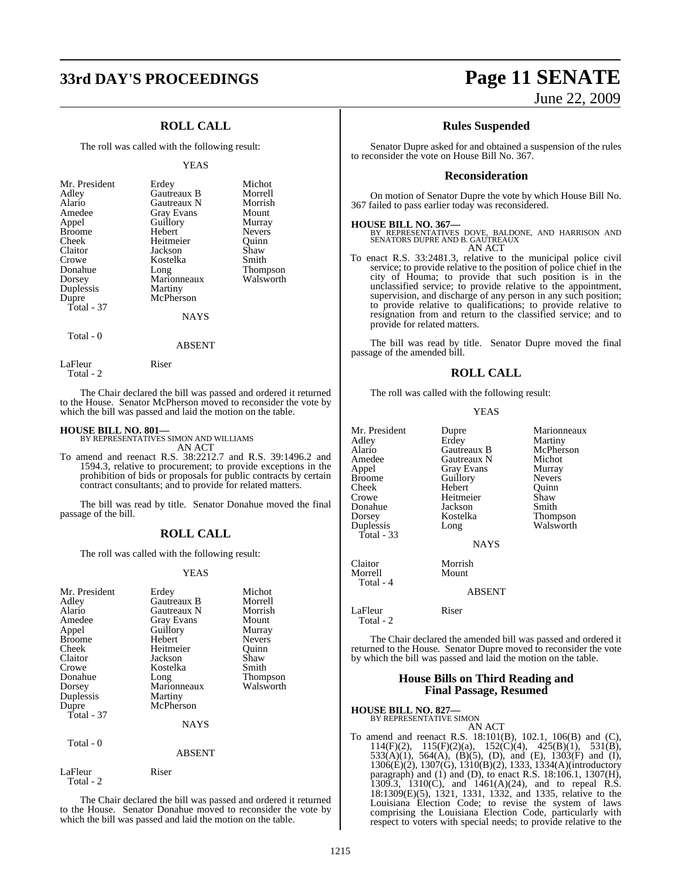## ROLL CALL

The roll was called with the following result:

YEAS

| | | |
|---|---|---|
| Mr. President | Erdey | Michot |
| Adley | Gautreaux B | Morrell |
| Alario | Gautreaux N | Morrish |
| Amedee | Gray Evans | Mount |
| Appel | Guillory | Murray |
| Broome | Hebert | Nevers |
| Cheek | Heitmeier | Quinn |
| Claitor | Jackson | Shaw |
| Crowe | Kostelka | Smith |
| Donahue | Long | Thompson |
| Dorsey | Marionneaux | Walsworth |
| Duplessis | Martiny | |
| Dupre | McPherson | |

Total - 37

NAYS

Total - 0

ABSENT

| | |
|---|---|
| LaFleur | Riser |

Total - 2

The Chair declared the bill was passed and ordered it returned to the House. Senator McPherson moved to reconsider the vote by which the bill was passed and laid the motion on the table.

**HOUSE BILL NO. 801—**
BY REPRESENTATIVES SIMON AND WILLIAMS
AN ACT

To amend and reenact R.S. 38:2212.7 and R.S. 39:1496.2 and 1594.3, relative to procurement; to provide exceptions in the prohibition of bids or proposals for public contracts by certain contract consultants; and to provide for related matters.

The bill was read by title. Senator Donahue moved the final passage of the bill.

## ROLL CALL

The roll was called with the following result:

YEAS

| | | |
|---|---|---|
| Mr. President | Erdey | Michot |
| Adley | Gautreaux B | Morrell |
| Alario | Gautreaux N | Morrish |
| Amedee | Gray Evans | Mount |
| Appel | Guillory | Murray |
| Broome | Hebert | Nevers |
| Cheek | Heitmeier | Quinn |
| Claitor | Jackson | Shaw |
| Crowe | Kostelka | Smith |
| Donahue | Long | Thompson |
| Dorsey | Marionneaux | Walsworth |
| Duplessis | Martiny | |
| Dupre | McPherson | |

Total - 37

NAYS

Total - 0

ABSENT

| | |
|---|---|
| LaFleur | Riser |

Total - 2

The Chair declared the bill was passed and ordered it returned to the House. Senator Donahue moved to reconsider the vote by which the bill was passed and laid the motion on the table.

## Rules Suspended

Senator Dupre asked for and obtained a suspension of the rules to reconsider the vote on House Bill No. 367.

## Reconsideration

On motion of Senator Dupre the vote by which House Bill No. 367 failed to pass earlier today was reconsidered.

**HOUSE BILL NO. 367—**
BY REPRESENTATIVES DOVE, BALDONE, AND HARRISON AND SENATORS DUPRE AND B. GAUTREAUX
AN ACT

To enact R.S. 33:2481.3, relative to the municipal police civil service; to provide relative to the position of police chief in the city of Houma; to provide that such position is in the unclassified service; to provide relative to the appointment, supervision, and discharge of any person in any such position; to provide relative to qualifications; to provide relative to resignation from and return to the classified service; and to provide for related matters.

The bill was read by title. Senator Dupre moved the final passage of the amended bill.

## ROLL CALL

The roll was called with the following result:

YEAS

| | | |
|---|---|---|
| Mr. President | Dupre | Marionneaux |
| Adley | Erdey | Martiny |
| Alario | Gautreaux B | McPherson |
| Amedee | Gautreaux N | Michot |
| Appel | Gray Evans | Murray |
| Broome | Guillory | Nevers |
| Cheek | Hebert | Quinn |
| Crowe | Heitmeier | Shaw |
| Donahue | Jackson | Smith |
| Dorsey | Kostelka | Thompson |
| Duplessis | Long | Walsworth |

Total - 33

NAYS

| | |
|---|---|
| Claitor | Morrish |
| Morrell | Mount |

Total - 4

ABSENT

| | |
|---|---|
| LaFleur | Riser |

Total - 2

The Chair declared the amended bill was passed and ordered it returned to the House. Senator Dupre moved to reconsider the vote by which the bill was passed and laid the motion on the table.

## House Bills on Third Reading and Final Passage, Resumed

**HOUSE BILL NO. 827—**
BY REPRESENTATIVE SIMON
AN ACT

To amend and reenact R.S. 18:101(B), 102.1, 106(B) and (C), 114(F)(2), 115(F)(2)(a), 152(C)(4), 425(B)(1), 531(B), 533(A)(1), 564(A), (B)(5), (D), and (E), 1303(F) and (I), 1306(E)(2), 1307(G), 1310(B)(2), 1333, 1334(A)(introductory paragraph) and (1) and (D), to enact R.S. 18:106.1, 1307(H), 1309.3, 1310(C), and 1461(A)(24), and to repeal R.S. 18:1309(E)(5), 1321, 1331, 1332, and 1335, relative to the Louisiana Election Code; to revise the system of laws comprising the Louisiana Election Code, particularly with respect to voters with special needs; to provide relative to the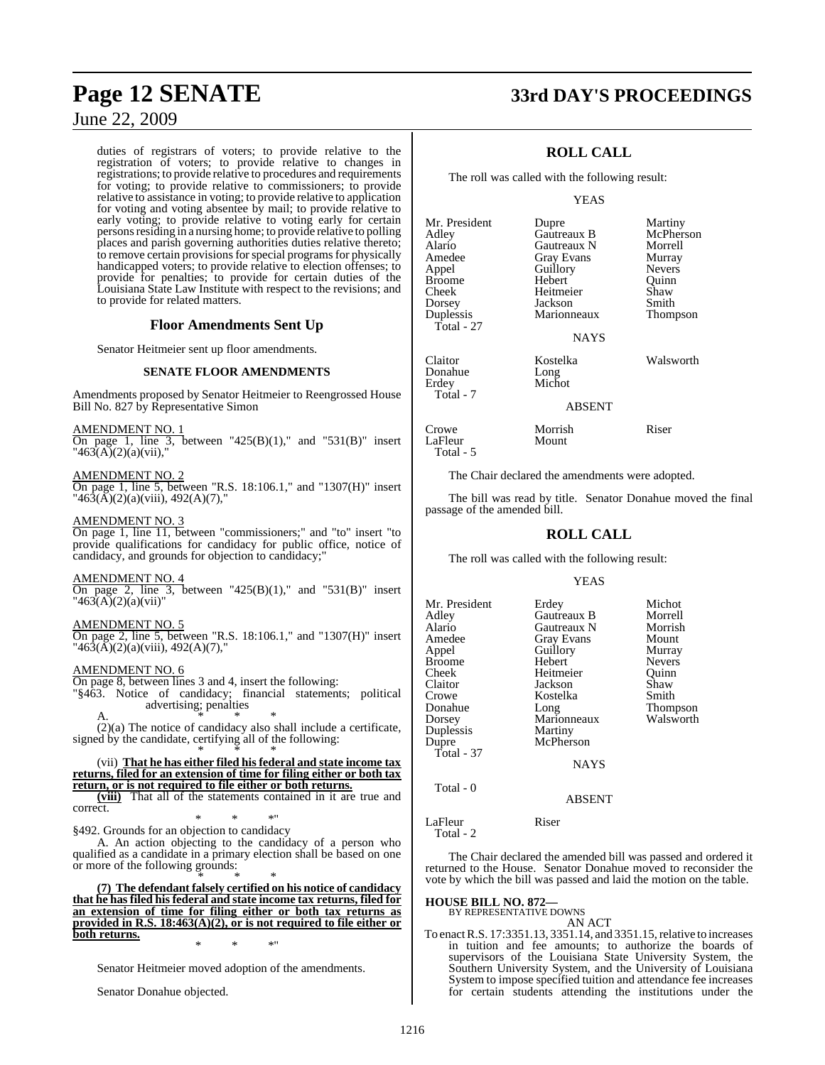duties of registrars of voters; to provide relative to the registration of voters; to provide relative to changes in registrations; to provide relative to procedures and requirements for voting; to provide relative to commissioners; to provide relative to assistance in voting; to provide relative to application for voting and voting absentee by mail; to provide relative to early voting; to provide relative to voting early for certain persons residing in a nursing home; to provide relative to polling places and parish governing authorities duties relative thereto; to remove certain provisions for special programs for physically handicapped voters; to provide relative to election offenses; to provide for penalties; to provide for certain duties of the Louisiana State Law Institute with respect to the revisions; and to provide for related matters.

## Floor Amendments Sent Up

Senator Heitmeier sent up floor amendments.

### SENATE FLOOR AMENDMENTS

Amendments proposed by Senator Heitmeier to Reengrossed House Bill No. 827 by Representative Simon

AMENDMENT NO. 1
On page 1, line 3, between "425(B)(1)," and "531(B)" insert "463(A)(2)(a)(vii),"

AMENDMENT NO. 2
On page 1, line 5, between "R.S. 18:106.1," and "1307(H)" insert "463(A)(2)(a)(viii), 492(A)(7),"

AMENDMENT NO. 3
On page 1, line 11, between "commissioners;" and "to" insert "to provide qualifications for candidacy for public office, notice of candidacy, and grounds for objection to candidacy;"

AMENDMENT NO. 4
On page 2, line 3, between "425(B)(1)," and "531(B)" insert "463(A)(2)(a)(vii)"

AMENDMENT NO. 5
On page 2, line 5, between "R.S. 18:106.1," and "1307(H)" insert "463(A)(2)(a)(viii), 492(A)(7),"

AMENDMENT NO. 6
On page 8, between lines 3 and 4, insert the following:
"§463. Notice of candidacy; financial statements; political advertising; penalties

A. * * *

(2)(a) The notice of candidacy also shall include a certificate, signed by the candidate, certifying all of the following:

\* \* \*

(vii) **That he has either filed his federal and state income tax returns, filed for an extension of time for filing either or both tax return, or is not required to file either or both returns.**

**(viii)** That all of the statements contained in it are true and correct.

\* \* \*"

§492. Grounds for an objection to candidacy

A. An action objecting to the candidacy of a person who qualified as a candidate in a primary election shall be based on one or more of the following grounds:

\* \* \*

**(7) The defendant falsely certified on his notice of candidacy that he has filed his federal and state income tax returns, filed for an extension of time for filing either or both tax returns as provided in R.S. 18:463(A)(2), or is not required to file either or both returns.**

\* \* \*"

Senator Heitmeier moved adoption of the amendments.

Senator Donahue objected.

## ROLL CALL

The roll was called with the following result:

YEAS

| | | |
|---|---|---|
| Mr. President | Dupre | Martiny |
| Adley | Gautreaux B | McPherson |
| Alario | Gautreaux N | Morrell |
| Amedee | Gray Evans | Murray |
| Appel | Guillory | Nevers |
| Broome | Hebert | Quinn |
| Cheek | Heitmeier | Shaw |
| Dorsey | Jackson | Smith |
| Duplessis | Marionneaux | Thompson |

Total - 27

NAYS

| | | |
|---|---|---|
| Claitor | Kostelka | Walsworth |
| Donahue | Long | |
| Erdey | Michot | |

Total - 7

ABSENT

| | | |
|---|---|---|
| Crowe | Morrish | Riser |
| LaFleur | Mount | |

Total - 5

The Chair declared the amendments were adopted.

The bill was read by title. Senator Donahue moved the final passage of the amended bill.

## ROLL CALL

The roll was called with the following result:

YEAS

| | | |
|---|---|---|
| Mr. President | Erdey | Michot |
| Adley | Gautreaux B | Morrell |
| Alario | Gautreaux N | Morrish |
| Amedee | Gray Evans | Mount |
| Appel | Guillory | Murray |
| Broome | Hebert | Nevers |
| Cheek | Heitmeier | Quinn |
| Claitor | Jackson | Shaw |
| Crowe | Kostelka | Smith |
| Donahue | Long | Thompson |
| Dorsey | Marionneaux | Walsworth |
| Duplessis | Martiny | |
| Dupre | McPherson | |

Total - 37

NAYS

Total - 0

ABSENT

| | |
|---|---|
| LaFleur | Riser |

Total - 2

The Chair declared the amended bill was passed and ordered it returned to the House. Senator Donahue moved to reconsider the vote by which the bill was passed and laid the motion on the table.

### HOUSE BILL NO. 872—
BY REPRESENTATIVE DOWNS

AN ACT

To enact R.S. 17:3351.13, 3351.14, and 3351.15, relative to increases in tuition and fee amounts; to authorize the boards of supervisors of the Louisiana State University System, the Southern University System, and the University of Louisiana System to impose specified tuition and attendance fee increases for certain students attending the institutions under the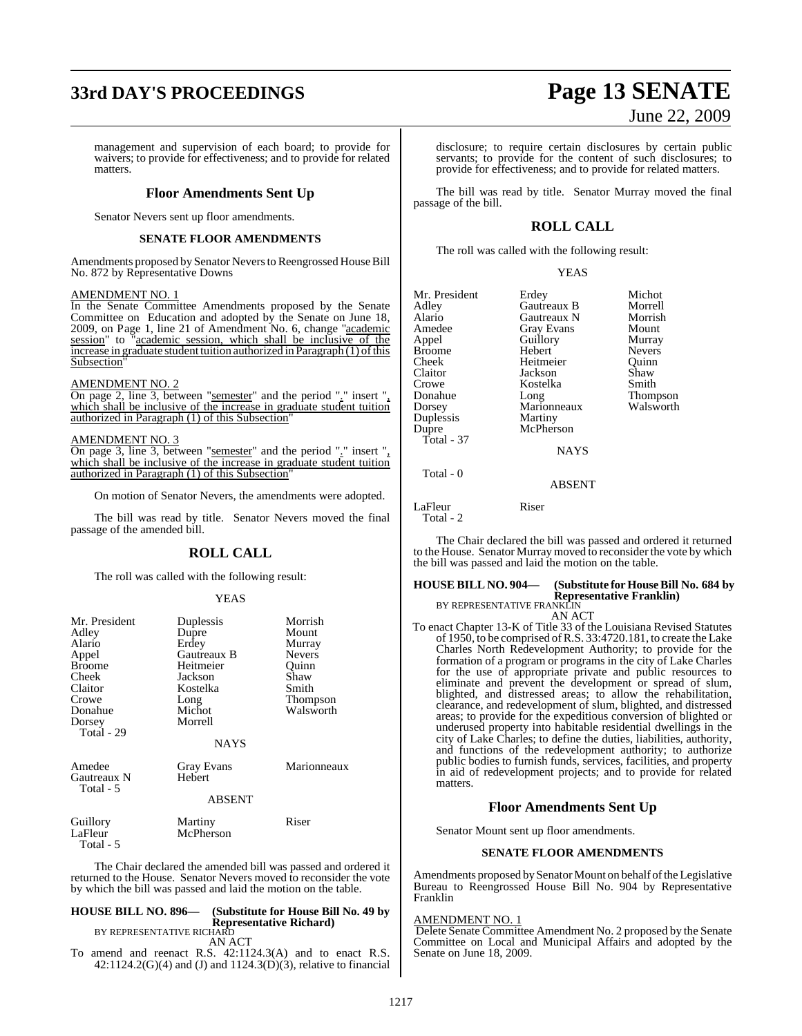management and supervision of each board; to provide for waivers; to provide for effectiveness; and to provide for related matters.

## Floor Amendments Sent Up

Senator Nevers sent up floor amendments.

### SENATE FLOOR AMENDMENTS

Amendments proposed by Senator Nevers to Reengrossed House Bill No. 872 by Representative Downs

AMENDMENT NO. 1

In the Senate Committee Amendments proposed by the Senate Committee on Education and adopted by the Senate on June 18, 2009, on Page 1, line 21 of Amendment No. 6, change "academic session" to "academic session, which shall be inclusive of the increase in graduate student tuition authorized in Paragraph (1) of this Subsection"

AMENDMENT NO. 2

On page 2, line 3, between "semester" and the period "." insert ", which shall be inclusive of the increase in graduate student tuition authorized in Paragraph (1) of this Subsection"

AMENDMENT NO. 3

On page 3, line 3, between "semester" and the period "." insert ", which shall be inclusive of the increase in graduate student tuition authorized in Paragraph (1) of this Subsection"

On motion of Senator Nevers, the amendments were adopted.

The bill was read by title. Senator Nevers moved the final passage of the amended bill.

## ROLL CALL

The roll was called with the following result:

YEAS

| | | |
|---|---|---|
| Mr. President | Duplessis | Morrish |
| Adley | Dupre | Mount |
| Alario | Erdey | Murray |
| Appel | Gautreaux B | Nevers |
| Broome | Heitmeier | Quinn |
| Cheek | Jackson | Shaw |
| Claitor | Kostelka | Smith |
| Crowe | Long | Thompson |
| Donahue | Michot | Walsworth |
| Dorsey | Morrell | |
| Total - 29 | | |

NAYS

| | | |
|---|---|---|
| Amedee | Gray Evans | Marionneaux |
| Gautreaux N | Hebert | |
| Total - 5 | | |

ABSENT

| | | |
|---|---|---|
| Guillory | Martiny | Riser |
| LaFleur | McPherson | |
| Total - 5 | | |

The Chair declared the amended bill was passed and ordered it returned to the House. Senator Nevers moved to reconsider the vote by which the bill was passed and laid the motion on the table.

**HOUSE BILL NO. 896— (Substitute for House Bill No. 49 by Representative Richard)**
BY REPRESENTATIVE RICHARD

AN ACT

To amend and reenact R.S. 42:1124.3(A) and to enact R.S. 42:1124.2(G)(4) and (J) and 1124.3(D)(3), relative to financial disclosure; to require certain disclosures by certain public servants; to provide for the content of such disclosures; to provide for effectiveness; and to provide for related matters.

The bill was read by title. Senator Murray moved the final passage of the bill.

## ROLL CALL

The roll was called with the following result:

YEAS

| | | |
|---|---|---|
| Mr. President | Erdey | Michot |
| Adley | Gautreaux B | Morrell |
| Alario | Gautreaux N | Morrish |
| Amedee | Gray Evans | Mount |
| Appel | Guillory | Murray |
| Broome | Hebert | Nevers |
| Cheek | Heitmeier | Quinn |
| Claitor | Jackson | Shaw |
| Crowe | Kostelka | Smith |
| Donahue | Long | Thompson |
| Dorsey | Marionneaux | Walsworth |
| Duplessis | Martiny | |
| Dupre | McPherson | |
| Total - 37 | | |

NAYS

Total - 0

ABSENT

| | |
|---|---|
| LaFleur | Riser |
| Total - 2 | |

The Chair declared the bill was passed and ordered it returned to the House. Senator Murray moved to reconsider the vote by which the bill was passed and laid the motion on the table.

**HOUSE BILL NO. 904— (Substitute for House Bill No. 684 by Representative Franklin)**
BY REPRESENTATIVE FRANKLIN

AN ACT

To enact Chapter 13-K of Title 33 of the Louisiana Revised Statutes of 1950, to be comprised of R.S. 33:4720.181, to create the Lake Charles North Redevelopment Authority; to provide for the formation of a program or programs in the city of Lake Charles for the use of appropriate private and public resources to eliminate and prevent the development or spread of slum, blighted, and distressed areas; to allow the rehabilitation, clearance, and redevelopment of slum, blighted, and distressed areas; to provide for the expeditious conversion of blighted or underused property into habitable residential dwellings in the city of Lake Charles; to define the duties, liabilities, authority, and functions of the redevelopment authority; to authorize public bodies to furnish funds, services, facilities, and property in aid of redevelopment projects; and to provide for related matters.

## Floor Amendments Sent Up

Senator Mount sent up floor amendments.

### SENATE FLOOR AMENDMENTS

Amendments proposed by Senator Mount on behalf of the Legislative Bureau to Reengrossed House Bill No. 904 by Representative Franklin

AMENDMENT NO. 1

Delete Senate Committee Amendment No. 2 proposed by the Senate Committee on Local and Municipal Affairs and adopted by the Senate on June 18, 2009.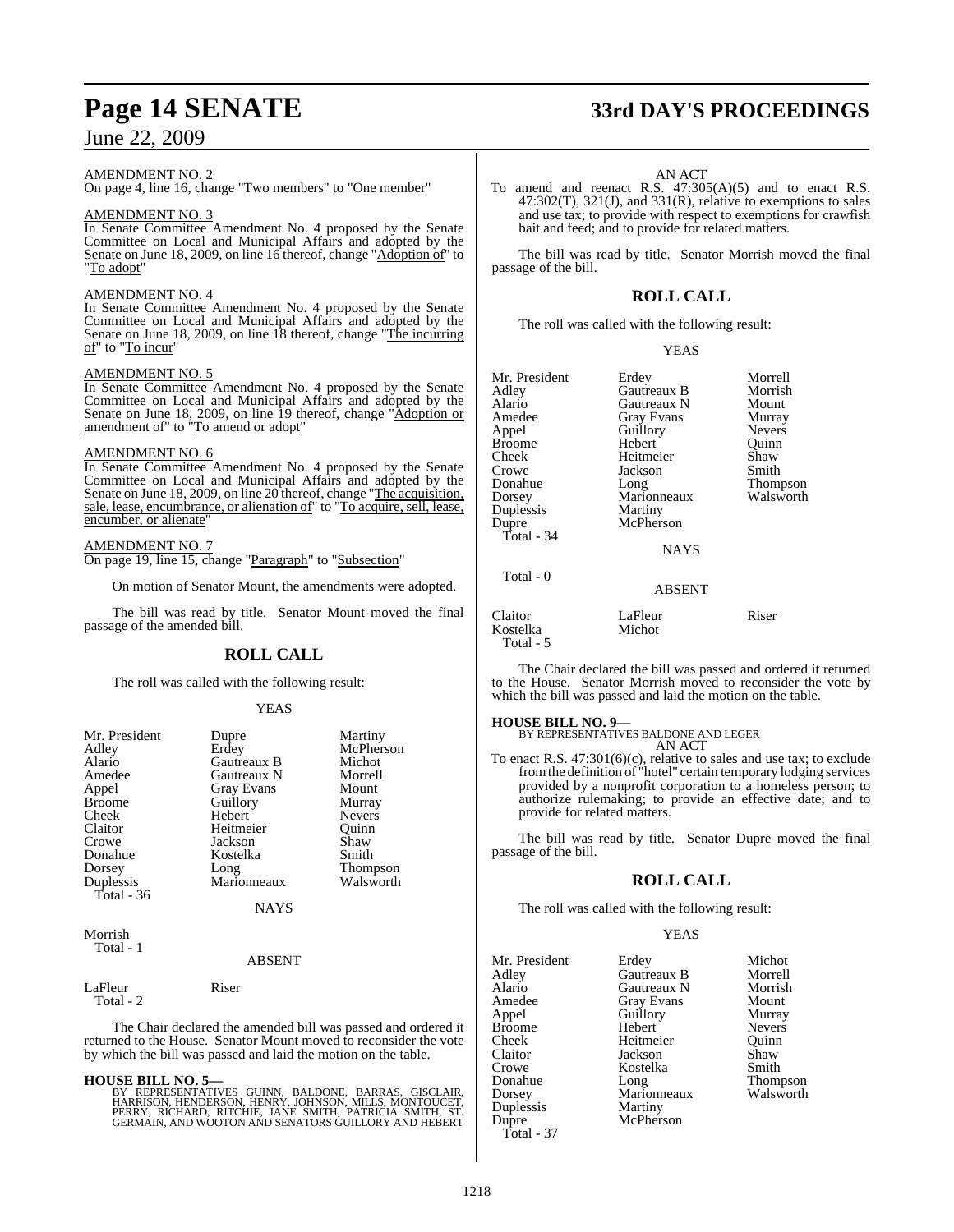AMENDMENT NO. 2

On page 4, line 16, change "Two members" to "One member"

AMENDMENT NO. 3

In Senate Committee Amendment No. 4 proposed by the Senate Committee on Local and Municipal Affairs and adopted by the Senate on June 18, 2009, on line 16 thereof, change "Adoption of" to "To adopt"

AMENDMENT NO. 4

In Senate Committee Amendment No. 4 proposed by the Senate Committee on Local and Municipal Affairs and adopted by the Senate on June 18, 2009, on line 18 thereof, change "The incurring of" to "To incur"

AMENDMENT NO. 5

In Senate Committee Amendment No. 4 proposed by the Senate Committee on Local and Municipal Affairs and adopted by the Senate on June 18, 2009, on line 19 thereof, change "Adoption or amendment of" to "To amend or adopt"

AMENDMENT NO. 6

In Senate Committee Amendment No. 4 proposed by the Senate Committee on Local and Municipal Affairs and adopted by the Senate on June 18, 2009, on line 20 thereof, change "The acquisition, sale, lease, encumbrance, or alienation of" to "To acquire, sell, lease, encumber, or alienate"

AMENDMENT NO. 7

On page 19, line 15, change "Paragraph" to "Subsection"

On motion of Senator Mount, the amendments were adopted.

The bill was read by title. Senator Mount moved the final passage of the amended bill.

## ROLL CALL

The roll was called with the following result:

YEAS

| | | |
|---|---|---|
| Mr. President | Dupre | Martiny |
| Adley | Erdey | McPherson |
| Alario | Gautreaux B | Michot |
| Amedee | Gautreaux N | Morrell |
| Appel | Gray Evans | Mount |
| Broome | Guillory | Murray |
| Cheek | Hebert | Nevers |
| Claitor | Heitmeier | Quinn |
| Crowe | Jackson | Shaw |
| Donahue | Kostelka | Smith |
| Dorsey | Long | Thompson |
| Duplessis | Marionneaux | Walsworth |

Total - 36

NAYS

Morrish

Total - 1

ABSENT

LaFleur Riser

Total - 2

The Chair declared the amended bill was passed and ordered it returned to the House. Senator Mount moved to reconsider the vote by which the bill was passed and laid the motion on the table.

**HOUSE BILL NO. 5—**

BY REPRESENTATIVES GUINN, BALDONE, BARRAS, GISCLAIR, HARRISON, HENDERSON, HENRY, JOHNSON, MILLS, MONTOUCET, PERRY, RICHARD, RITCHIE, JANE SMITH, PATRICIA SMITH, ST. GERMAIN, AND WOOTON AND SENATORS GUILLORY AND HEBERT

AN ACT

To amend and reenact R.S. 47:305(A)(5) and to enact R.S. 47:302(T), 321(J), and 331(R), relative to exemptions to sales and use tax; to provide with respect to exemptions for crawfish bait and feed; and to provide for related matters.

The bill was read by title. Senator Morrish moved the final passage of the bill.

## ROLL CALL

The roll was called with the following result:

YEAS

| | | |
|---|---|---|
| Mr. President | Erdey | Morrell |
| Adley | Gautreaux B | Morrish |
| Alario | Gautreaux N | Mount |
| Amedee | Gray Evans | Murray |
| Appel | Guillory | Nevers |
| Broome | Hebert | Quinn |
| Cheek | Heitmeier | Shaw |
| Crowe | Jackson | Smith |
| Donahue | Long | Thompson |
| Dorsey | Marionneaux | Walsworth |
| Duplessis | Martiny | |
| Dupre | McPherson | |

Total - 34

NAYS

Total - 0

ABSENT

| | | |
|---|---|---|
| Claitor | LaFleur | Riser |
| Kostelka | Michot | |

Total - 5

The Chair declared the bill was passed and ordered it returned to the House. Senator Morrish moved to reconsider the vote by which the bill was passed and laid the motion on the table.

**HOUSE BILL NO. 9—**

BY REPRESENTATIVES BALDONE AND LEGER

AN ACT

To enact R.S. 47:301(6)(c), relative to sales and use tax; to exclude from the definition of "hotel" certain temporary lodging services provided by a nonprofit corporation to a homeless person; to authorize rulemaking; to provide an effective date; and to provide for related matters.

The bill was read by title. Senator Dupre moved the final passage of the bill.

## ROLL CALL

The roll was called with the following result:

YEAS

| | | |
|---|---|---|
| Mr. President | Erdey | Michot |
| Adley | Gautreaux B | Morrell |
| Alario | Gautreaux N | Morrish |
| Amedee | Gray Evans | Mount |
| Appel | Guillory | Murray |
| Broome | Hebert | Nevers |
| Cheek | Heitmeier | Quinn |
| Claitor | Jackson | Shaw |
| Crowe | Kostelka | Smith |
| Donahue | Long | Thompson |
| Dorsey | Marionneaux | Walsworth |
| Duplessis | Martiny | |
| Dupre | McPherson | |

Total - 37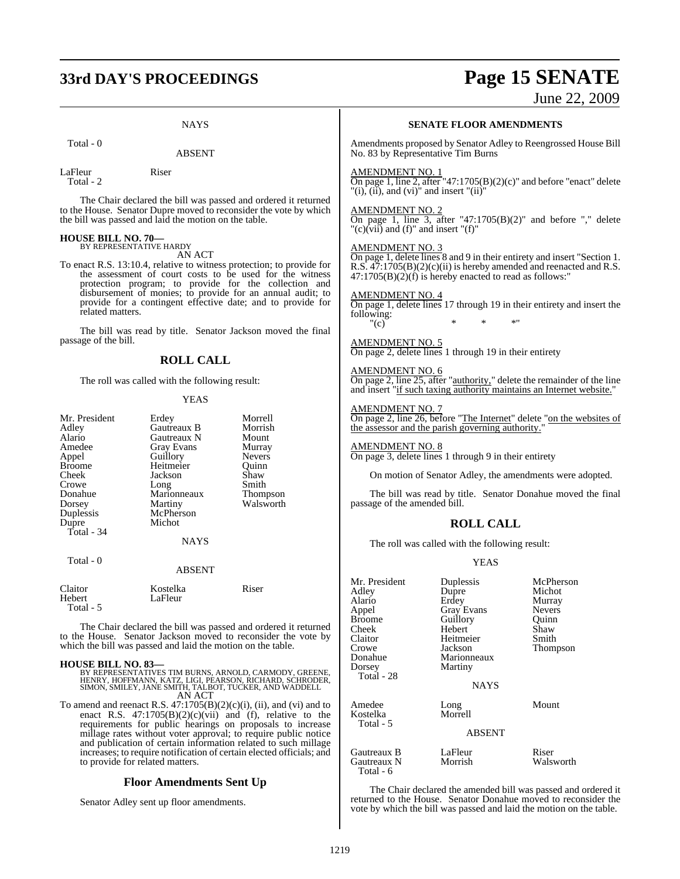NAYS

Total - 0

ABSENT

| | |
|---|---|
| LaFleur | Riser |
| Total - 2 | |

The Chair declared the bill was passed and ordered it returned to the House. Senator Dupre moved to reconsider the vote by which the bill was passed and laid the motion on the table.

**HOUSE BILL NO. 70—**
BY REPRESENTATIVE HARDY
AN ACT

To enact R.S. 13:10.4, relative to witness protection; to provide for the assessment of court costs to be used for the witness protection program; to provide for the collection and disbursement of monies; to provide for an annual audit; to provide for a contingent effective date; and to provide for related matters.

The bill was read by title. Senator Jackson moved the final passage of the bill.

## ROLL CALL

The roll was called with the following result:

YEAS

| | | |
|---|---|---|
| Mr. President | Erdey | Morrell |
| Adley | Gautreaux B | Morrish |
| Alario | Gautreaux N | Mount |
| Amedee | Gray Evans | Murray |
| Appel | Guillory | Nevers |
| Broome | Heitmeier | Quinn |
| Cheek | Jackson | Shaw |
| Crowe | Long | Smith |
| Donahue | Marionneaux | Thompson |
| Dorsey | Martiny | Walsworth |
| Duplessis | McPherson | |
| Dupre | Michot | |
| Total - 34 | | |

NAYS

Total - 0

ABSENT

| | | |
|---|---|---|
| Claitor | Kostelka | Riser |
| Hebert | LaFleur | |
| Total - 5 | | |

The Chair declared the bill was passed and ordered it returned to the House. Senator Jackson moved to reconsider the vote by which the bill was passed and laid the motion on the table.

**HOUSE BILL NO. 83—**
BY REPRESENTATIVES TIM BURNS, ARNOLD, CARMODY, GREENE, HENRY, HOFFMANN, KATZ, LIGI, PEARSON, RICHARD, SCHRODER, SIMON, SMILEY, JANE SMITH, TALBOT, TUCKER, AND WADDELL
AN ACT

To amend and reenact R.S. 47:1705(B)(2)(c)(i), (ii), and (vi) and to enact R.S. 47:1705(B)(2)(c)(vii) and (f), relative to the requirements for public hearings on proposals to increase millage rates without voter approval; to require public notice and publication of certain information related to such millage increases; to require notification of certain elected officials; and to provide for related matters.

### Floor Amendments Sent Up

Senator Adley sent up floor amendments.

### SENATE FLOOR AMENDMENTS

Amendments proposed by Senator Adley to Reengrossed House Bill No. 83 by Representative Tim Burns

AMENDMENT NO. 1
On page 1, line 2, after "47:1705(B)(2)(c)" and before "enact" delete "(i), (ii), and (vi)" and insert "(ii)"

AMENDMENT NO. 2
On page 1, line 3, after "47:1705(B)(2)" and before "," delete "(c)(vii) and (f)" and insert "(f)"

AMENDMENT NO. 3
On page 1, delete lines 8 and 9 in their entirety and insert "Section 1. R.S. 47:1705(B)(2)(c)(ii) is hereby amended and reenacted and R.S. 47:1705(B)(2)(f) is hereby enacted to read as follows:"

AMENDMENT NO. 4
On page 1, delete lines 17 through 19 in their entirety and insert the following:
"(c) * * *"

AMENDMENT NO. 5
On page 2, delete lines 1 through 19 in their entirety

AMENDMENT NO. 6
On page 2, line 25, after "authority," delete the remainder of the line and insert "if such taxing authority maintains an Internet website."

AMENDMENT NO. 7
On page 2, line 26, before "The Internet" delete "on the websites of the assessor and the parish governing authority."

AMENDMENT NO. 8
On page 3, delete lines 1 through 9 in their entirety

On motion of Senator Adley, the amendments were adopted.

The bill was read by title. Senator Donahue moved the final passage of the amended bill.

## ROLL CALL

The roll was called with the following result:

YEAS

| | | |
|---|---|---|
| Mr. President | Duplessis | McPherson |
| Adley | Dupre | Michot |
| Alario | Erdey | Murray |
| Appel | Gray Evans | Nevers |
| Broome | Guillory | Quinn |
| Cheek | Hebert | Shaw |
| Claitor | Heitmeier | Smith |
| Crowe | Jackson | Thompson |
| Donahue | Marionneaux | |
| Dorsey | Martiny | |
| Total - 28 | | |

NAYS

| | | |
|---|---|---|
| Amedee | Long | Mount |
| Kostelka | Morrell | |
| Total - 5 | | |

ABSENT

| | | |
|---|---|---|
| Gautreaux B | LaFleur | Riser |
| Gautreaux N | Morrish | Walsworth |
| Total - 6 | | |

The Chair declared the amended bill was passed and ordered it returned to the House. Senator Donahue moved to reconsider the vote by which the bill was passed and laid the motion on the table.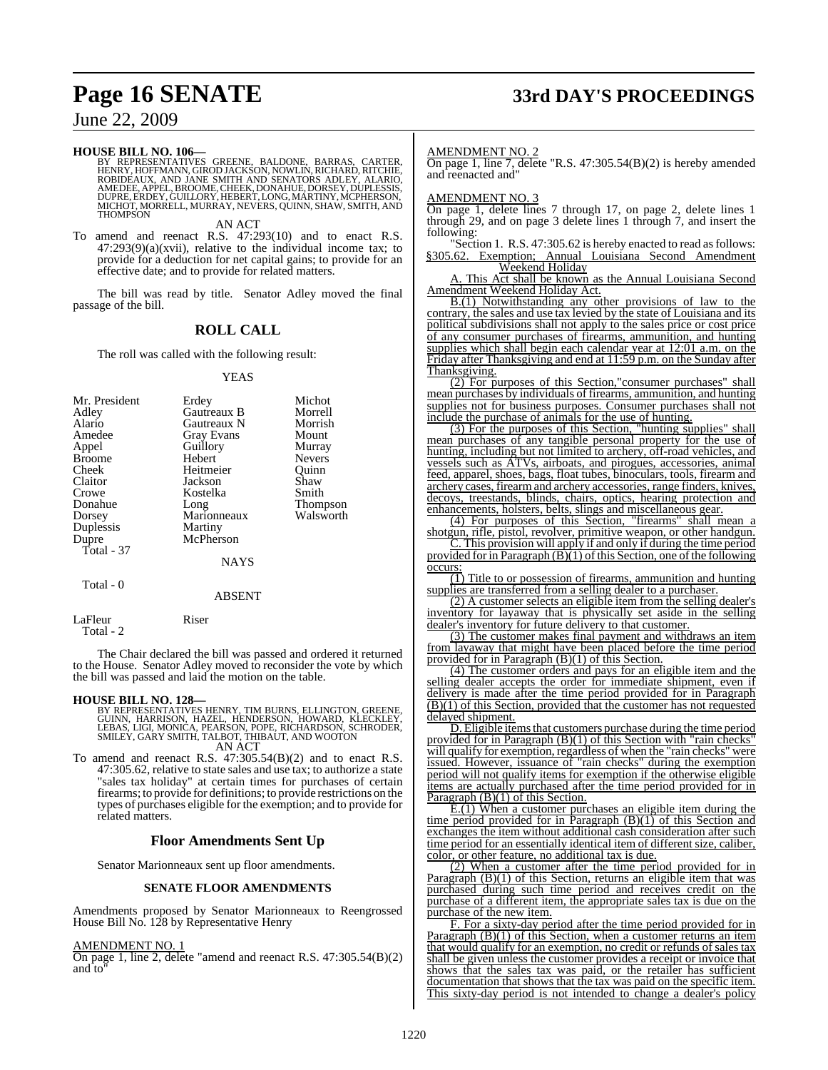**HOUSE BILL NO. 106—**

BY REPRESENTATIVES GREENE, BALDONE, BARRAS, CARTER, HENRY, HOFFMANN, GIROD JACKSON, NOWLIN, RICHARD, RITCHIE, ROBIDEAUX, AND JANE SMITH AND SENATORS ADLEY, ALARIO, AMEDEE, APPEL, BROOME, CHEEK, DONAHUE, DORSEY, DUPLESSIS, DUPRE, ERDEY, GUILLORY, HEBERT, LONG, MARTINY, MCPHERSON, MICHOT, MORRELL, MURRAY, NEVERS, QUINN, SHAW, SMITH, AND THOMPSON

AN ACT

To amend and reenact R.S. 47:293(10) and to enact R.S. 47:293(9)(a)(xvii), relative to the individual income tax; to provide for a deduction for net capital gains; to provide for an effective date; and to provide for related matters.

The bill was read by title. Senator Adley moved the final passage of the bill.

## ROLL CALL

The roll was called with the following result:

YEAS

| | | |
|---|---|---|
| Mr. President | Erdey | Michot |
| Adley | Gautreaux B | Morrell |
| Alario | Gautreaux N | Morrish |
| Amedee | Gray Evans | Mount |
| Appel | Guillory | Murray |
| Broome | Hebert | Nevers |
| Cheek | Heitmeier | Quinn |
| Claitor | Jackson | Shaw |
| Crowe | Kostelka | Smith |
| Donahue | Long | Thompson |
| Dorsey | Marionneaux | Walsworth |
| Duplessis | Martiny | |
| Dupre | McPherson | |

Total - 37

NAYS

Total - 0

ABSENT

| | |
|---|---|
| LaFleur | Riser |

Total - 2

The Chair declared the bill was passed and ordered it returned to the House. Senator Adley moved to reconsider the vote by which the bill was passed and laid the motion on the table.

**HOUSE BILL NO. 128—**

BY REPRESENTATIVES HENRY, TIM BURNS, ELLINGTON, GREENE, GUINN, HARRISON, HAZEL, HENDERSON, HOWARD, KLECKLEY, LEBAS, LIGI, MONICA, PEARSON, POPE, RICHARDSON, SCHRODER, SMILEY, GARY SMITH, TALBOT, THIBAUT, AND WOOTON

AN ACT

To amend and reenact R.S. 47:305.54(B)(2) and to enact R.S. 47:305.62, relative to state sales and use tax; to authorize a state "sales tax holiday" at certain times for purchases of certain firearms; to provide for definitions; to provide restrictions on the types of purchases eligible for the exemption; and to provide for related matters.

## Floor Amendments Sent Up

Senator Marionneaux sent up floor amendments.

### SENATE FLOOR AMENDMENTS

Amendments proposed by Senator Marionneaux to Reengrossed House Bill No. 128 by Representative Henry

AMENDMENT NO. 1

On page 1, line 2, delete "amend and reenact R.S. 47:305.54(B)(2) and to"

AMENDMENT NO. 2

On page 1, line 7, delete "R.S. 47:305.54(B)(2) is hereby amended and reenacted and"

AMENDMENT NO. 3

On page 1, delete lines 7 through 17, on page 2, delete lines 1 through 29, and on page 3 delete lines 1 through 7, and insert the following:

"Section 1. R.S. 47:305.62 is hereby enacted to read as follows:

§305.62. Exemption; Annual Louisiana Second Amendment Weekend Holiday

A. This Act shall be known as the Annual Louisiana Second Amendment Weekend Holiday Act.

B.(1) Notwithstanding any other provisions of law to the contrary, the sales and use tax levied by the state of Louisiana and its political subdivisions shall not apply to the sales price or cost price of any consumer purchases of firearms, ammunition, and hunting supplies which shall begin each calendar year at 12:01 a.m. on the Friday after Thanksgiving and end at 11:59 p.m. on the Sunday after Thanksgiving.

(2) For purposes of this Section,"consumer purchases" shall mean purchases by individuals of firearms, ammunition, and hunting supplies not for business purposes. Consumer purchases shall not include the purchase of animals for the use of hunting.

(3) For the purposes of this Section, "hunting supplies" shall mean purchases of any tangible personal property for the use of hunting, including but not limited to archery, off-road vehicles, and vessels such as ATVs, airboats, and pirogues, accessories, animal feed, apparel, shoes, bags, float tubes, binoculars, tools, firearm and archery cases, firearm and archery accessories, range finders, knives, decoys, treestands, blinds, chairs, optics, hearing protection and enhancements, holsters, belts, slings and miscellaneous gear.

(4) For purposes of this Section, "firearms" shall mean a shotgun, rifle, pistol, revolver, primitive weapon, or other handgun.

C. This provision will apply if and only if during the time period provided for in Paragraph (B)(1) of this Section, one of the following occurs:

(1) Title to or possession of firearms, ammunition and hunting supplies are transferred from a selling dealer to a purchaser.

(2) A customer selects an eligible item from the selling dealer's inventory for layaway that is physically set aside in the selling dealer's inventory for future delivery to that customer.

(3) The customer makes final payment and withdraws an item from layaway that might have been placed before the time period provided for in Paragraph (B)(1) of this Section.

(4) The customer orders and pays for an eligible item and the selling dealer accepts the order for immediate shipment, even if delivery is made after the time period provided for in Paragraph (B)(1) of this Section, provided that the customer has not requested delayed shipment.

D. Eligible items that customers purchase during the time period provided for in Paragraph (B)(1) of this Section with "rain checks" will qualify for exemption, regardless of when the "rain checks" were issued. However, issuance of "rain checks" during the exemption period will not qualify items for exemption if the otherwise eligible items are actually purchased after the time period provided for in Paragraph (B)(1) of this Section.

E.(1) When a customer purchases an eligible item during the time period provided for in Paragraph (B)(1) of this Section and exchanges the item without additional cash consideration after such time period for an essentially identical item of different size, caliber, color, or other feature, no additional tax is due.

(2) When a customer after the time period provided for in Paragraph (B)(1) of this Section, returns an eligible item that was purchased during such time period and receives credit on the purchase of a different item, the appropriate sales tax is due on the purchase of the new item.

F. For a sixty-day period after the time period provided for in Paragraph (B)(1) of this Section, when a customer returns an item that would qualify for an exemption, no credit or refunds of sales tax shall be given unless the customer provides a receipt or invoice that shows that the sales tax was paid, or the retailer has sufficient documentation that shows that the tax was paid on the specific item. This sixty-day period is not intended to change a dealer's policy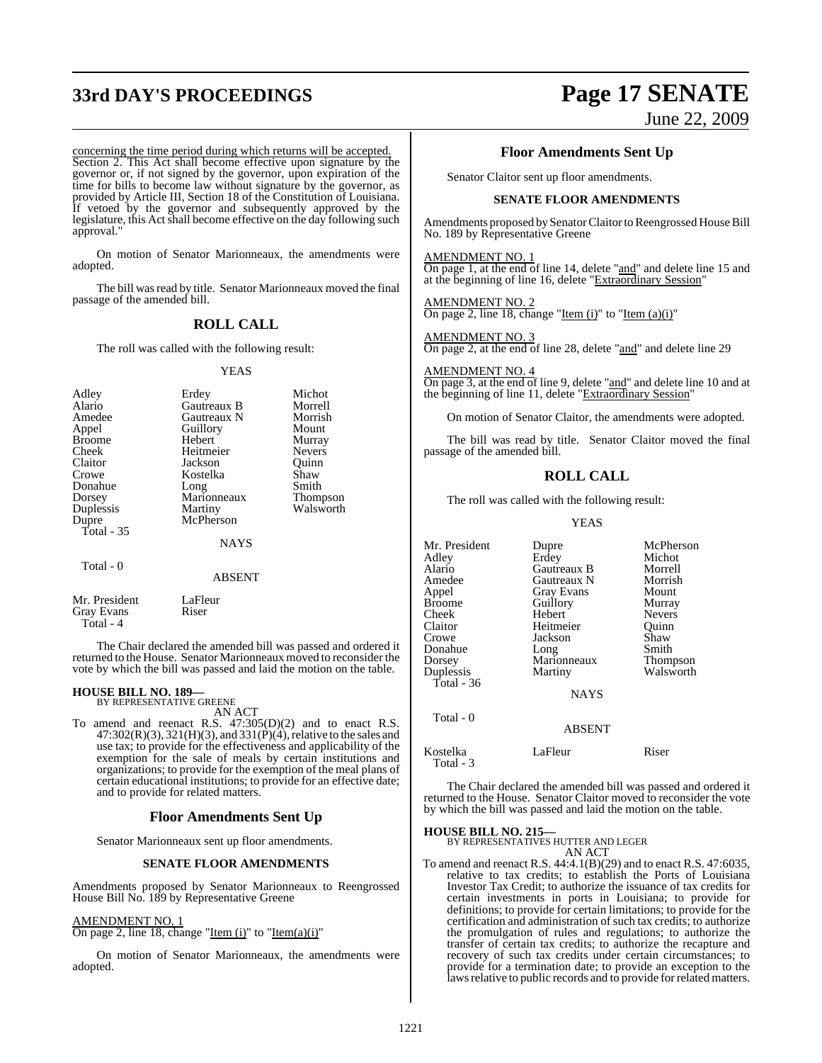concerning the time period during which returns will be accepted. Section 2. This Act shall become effective upon signature by the governor or, if not signed by the governor, upon expiration of the time for bills to become law without signature by the governor, as provided by Article III, Section 18 of the Constitution of Louisiana. If vetoed by the governor and subsequently approved by the legislature, this Act shall become effective on the day following such approval."

On motion of Senator Marionneaux, the amendments were adopted.

The bill was read by title. Senator Marionneaux moved the final passage of the amended bill.

## ROLL CALL

The roll was called with the following result:

YEAS

| | | |
|---|---|---|
| Adley | Erdey | Michot |
| Alario | Gautreaux B | Morrell |
| Amedee | Gautreaux N | Morrish |
| Appel | Guillory | Mount |
| Broome | Hebert | Murray |
| Cheek | Heitmeier | Nevers |
| Claitor | Jackson | Quinn |
| Crowe | Kostelka | Shaw |
| Donahue | Long | Smith |
| Dorsey | Marionneaux | Thompson |
| Duplessis | Martiny | Walsworth |
| Dupre | McPherson | |

Total - 35

NAYS

Total - 0

ABSENT

| | |
|---|---|
| Mr. President | LaFleur |
| Gray Evans | Riser |

Total - 4

The Chair declared the amended bill was passed and ordered it returned to the House. Senator Marionneaux moved to reconsider the vote by which the bill was passed and laid the motion on the table.

**HOUSE BILL NO. 189—**
BY REPRESENTATIVE GREENE
AN ACT

To amend and reenact R.S. 47:305(D)(2) and to enact R.S. 47:302(R)(3), 321(H)(3), and 331(P)(4), relative to the sales and use tax; to provide for the effectiveness and applicability of the exemption for the sale of meals by certain institutions and organizations; to provide for the exemption of the meal plans of certain educational institutions; to provide for an effective date; and to provide for related matters.

## Floor Amendments Sent Up

Senator Marionneaux sent up floor amendments.

### SENATE FLOOR AMENDMENTS

Amendments proposed by Senator Marionneaux to Reengrossed House Bill No. 189 by Representative Greene

AMENDMENT NO. 1
On page 2, line 18, change "Item (i)" to "Item(a)(i)"

On motion of Senator Marionneaux, the amendments were adopted.

## Floor Amendments Sent Up

Senator Claitor sent up floor amendments.

### SENATE FLOOR AMENDMENTS

Amendments proposed by Senator Claitor to Reengrossed House Bill No. 189 by Representative Greene

AMENDMENT NO. 1
On page 1, at the end of line 14, delete "and" and delete line 15 and at the beginning of line 16, delete "Extraordinary Session"

AMENDMENT NO. 2
On page 2, line 18, change "Item (i)" to "Item (a)(i)"

AMENDMENT NO. 3
On page 2, at the end of line 28, delete "and" and delete line 29

AMENDMENT NO. 4
On page 3, at the end of line 9, delete "and" and delete line 10 and at the beginning of line 11, delete "Extraordinary Session"

On motion of Senator Claitor, the amendments were adopted.

The bill was read by title. Senator Claitor moved the final passage of the amended bill.

## ROLL CALL

The roll was called with the following result:

YEAS

| | | |
|---|---|---|
| Mr. President | Dupre | McPherson |
| Adley | Erdey | Michot |
| Alario | Gautreaux B | Morrell |
| Amedee | Gautreaux N | Morrish |
| Appel | Gray Evans | Mount |
| Broome | Guillory | Murray |
| Cheek | Hebert | Nevers |
| Claitor | Heitmeier | Quinn |
| Crowe | Jackson | Shaw |
| Donahue | Long | Smith |
| Dorsey | Marionneaux | Thompson |
| Duplessis | Martiny | Walsworth |

Total - 36

NAYS

Total - 0

ABSENT

| | | |
|---|---|---|
| Kostelka | LaFleur | Riser |

Total - 3

The Chair declared the amended bill was passed and ordered it returned to the House. Senator Claitor moved to reconsider the vote by which the bill was passed and laid the motion on the table.

**HOUSE BILL NO. 215—**
BY REPRESENTATIVES HUTTER AND LEGER
AN ACT

To amend and reenact R.S. 44:4.1(B)(29) and to enact R.S. 47:6035, relative to tax credits; to establish the Ports of Louisiana Investor Tax Credit; to authorize the issuance of tax credits for certain investments in ports in Louisiana; to provide for definitions; to provide for certain limitations; to provide for the certification and administration of such tax credits; to authorize the promulgation of rules and regulations; to authorize the transfer of certain tax credits; to authorize the recapture and recovery of such tax credits under certain circumstances; to provide for a termination date; to provide an exception to the laws relative to public records and to provide for related matters.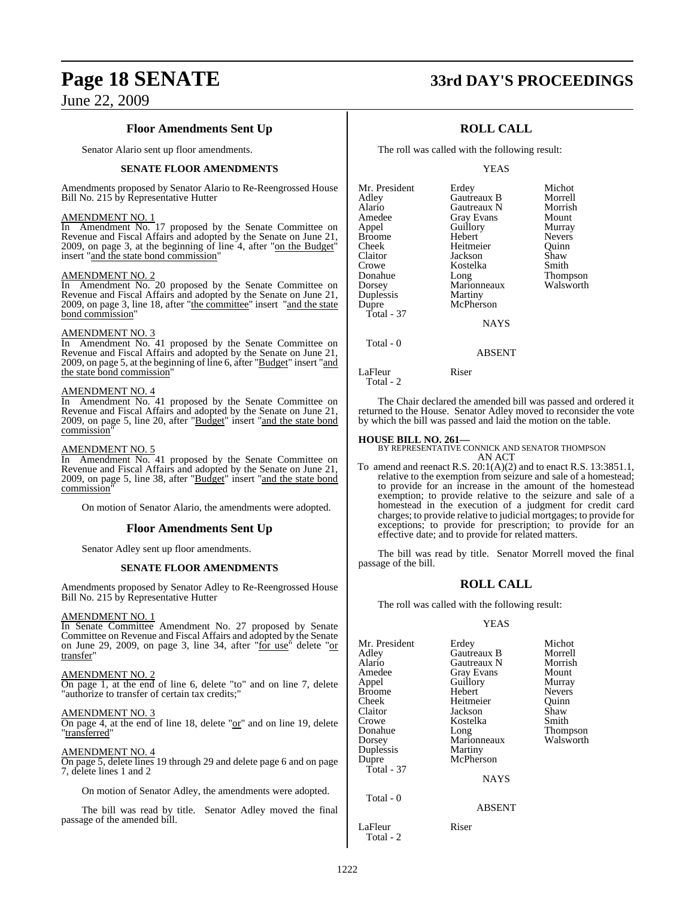## Floor Amendments Sent Up

Senator Alario sent up floor amendments.

### SENATE FLOOR AMENDMENTS

Amendments proposed by Senator Alario to Re-Reengrossed House Bill No. 215 by Representative Hutter

AMENDMENT NO. 1

In Amendment No. 17 proposed by the Senate Committee on Revenue and Fiscal Affairs and adopted by the Senate on June 21, 2009, on page 3, at the beginning of line 4, after "on the Budget" insert "and the state bond commission"

AMENDMENT NO. 2

In Amendment No. 20 proposed by the Senate Committee on Revenue and Fiscal Affairs and adopted by the Senate on June 21, 2009, on page 3, line 18, after "the committee" insert "and the state bond commission"

AMENDMENT NO. 3

In Amendment No. 41 proposed by the Senate Committee on Revenue and Fiscal Affairs and adopted by the Senate on June 21, 2009, on page 5, at the beginning of line 6, after "Budget" insert "and the state bond commission"

AMENDMENT NO. 4

In Amendment No. 41 proposed by the Senate Committee on Revenue and Fiscal Affairs and adopted by the Senate on June 21, 2009, on page 5, line 20, after "Budget" insert "and the state bond commission"

AMENDMENT NO. 5

In Amendment No. 41 proposed by the Senate Committee on Revenue and Fiscal Affairs and adopted by the Senate on June 21, 2009, on page 5, line 38, after "Budget" insert "and the state bond commission"

On motion of Senator Alario, the amendments were adopted.

## Floor Amendments Sent Up

Senator Adley sent up floor amendments.

### SENATE FLOOR AMENDMENTS

Amendments proposed by Senator Adley to Re-Reengrossed House Bill No. 215 by Representative Hutter

AMENDMENT NO. 1

In Senate Committee Amendment No. 27 proposed by Senate Committee on Revenue and Fiscal Affairs and adopted by the Senate on June 29, 2009, on page 3, line 34, after "for use" delete "or transfer"

AMENDMENT NO. 2

On page 1, at the end of line 6, delete "to" and on line 7, delete "authorize to transfer of certain tax credits;"

AMENDMENT NO. 3

On page 4, at the end of line 18, delete "or" and on line 19, delete "transferred"

AMENDMENT NO. 4

On page 5, delete lines 19 through 29 and delete page 6 and on page 7, delete lines 1 and 2

On motion of Senator Adley, the amendments were adopted.

The bill was read by title. Senator Adley moved the final passage of the amended bill.

## ROLL CALL

The roll was called with the following result:

YEAS

| | | |
|---|---|---|
| Mr. President | Erdey | Michot |
| Adley | Gautreaux B | Morrell |
| Alario | Gautreaux N | Morrish |
| Amedee | Gray Evans | Mount |
| Appel | Guillory | Murray |
| Broome | Hebert | Nevers |
| Cheek | Heitmeier | Quinn |
| Claitor | Jackson | Shaw |
| Crowe | Kostelka | Smith |
| Donahue | Long | Thompson |
| Dorsey | Marionneaux | Walsworth |
| Duplessis | Martiny | |
| Dupre | McPherson | |
| Total - 37 | | |

NAYS

Total - 0

ABSENT

| | |
|---|---|
| LaFleur | Riser |
| Total - 2 | |

The Chair declared the amended bill was passed and ordered it returned to the House. Senator Adley moved to reconsider the vote by which the bill was passed and laid the motion on the table.

**HOUSE BILL NO. 261—**
BY REPRESENTATIVE CONNICK AND SENATOR THOMPSON
AN ACT

To amend and reenact R.S. 20:1(A)(2) and to enact R.S. 13:3851.1, relative to the exemption from seizure and sale of a homestead; to provide for an increase in the amount of the homestead exemption; to provide relative to the seizure and sale of a homestead in the execution of a judgment for credit card charges; to provide relative to judicial mortgages; to provide for exceptions; to provide for prescription; to provide for an effective date; and to provide for related matters.

The bill was read by title. Senator Morrell moved the final passage of the bill.

## ROLL CALL

The roll was called with the following result:

YEAS

| | | |
|---|---|---|
| Mr. President | Erdey | Michot |
| Adley | Gautreaux B | Morrell |
| Alario | Gautreaux N | Morrish |
| Amedee | Gray Evans | Mount |
| Appel | Guillory | Murray |
| Broome | Hebert | Nevers |
| Cheek | Heitmeier | Quinn |
| Claitor | Jackson | Shaw |
| Crowe | Kostelka | Smith |
| Donahue | Long | Thompson |
| Dorsey | Marionneaux | Walsworth |
| Duplessis | Martiny | |
| Dupre | McPherson | |
| Total - 37 | | |

NAYS

Total - 0

ABSENT

| | |
|---|---|
| LaFleur | Riser |
| Total - 2 | |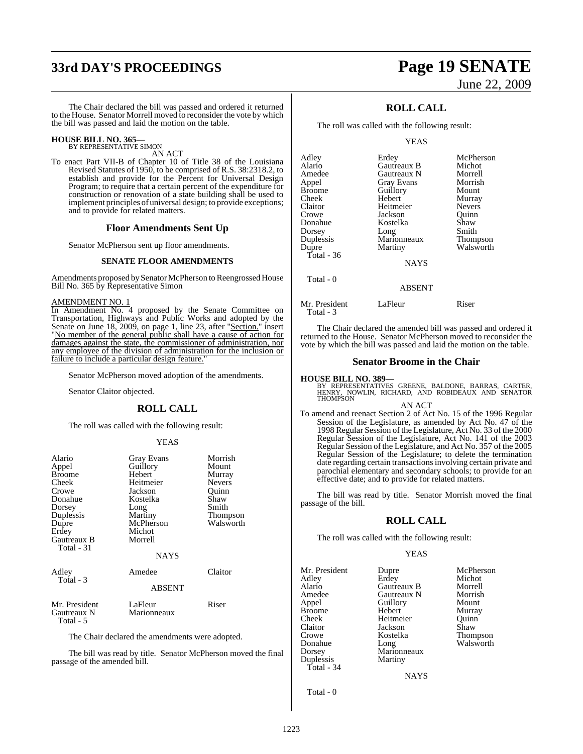The Chair declared the bill was passed and ordered it returned to the House. Senator Morrell moved to reconsider the vote by which the bill was passed and laid the motion on the table.

**HOUSE BILL NO. 365—**
BY REPRESENTATIVE SIMON
AN ACT

To enact Part VII-B of Chapter 10 of Title 38 of the Louisiana Revised Statutes of 1950, to be comprised of R.S. 38:2318.2, to establish and provide for the Percent for Universal Design Program; to require that a certain percent of the expenditure for construction or renovation of a state building shall be used to implement principles of universal design; to provide exceptions; and to provide for related matters.

## Floor Amendments Sent Up

Senator McPherson sent up floor amendments.

### SENATE FLOOR AMENDMENTS

Amendments proposed by Senator McPherson to Reengrossed House Bill No. 365 by Representative Simon

AMENDMENT NO. 1

In Amendment No. 4 proposed by the Senate Committee on Transportation, Highways and Public Works and adopted by the Senate on June 18, 2009, on page 1, line 23, after "Section." insert "No member of the general public shall have a cause of action for damages against the state, the commissioner of administration, nor any employee of the division of administration for the inclusion or failure to include a particular design feature."

Senator McPherson moved adoption of the amendments.

Senator Claitor objected.

## ROLL CALL

The roll was called with the following result:

YEAS

| | | |
|---|---|---|
| Alario | Gray Evans | Morrish |
| Appel | Guillory | Mount |
| Broome | Hebert | Murray |
| Cheek | Heitmeier | Nevers |
| Crowe | Jackson | Quinn |
| Donahue | Kostelka | Shaw |
| Dorsey | Long | Smith |
| Duplessis | Martiny | Thompson |
| Dupre | McPherson | Walsworth |
| Erdey | Michot | |
| Gautreaux B | Morrell | |
| Total - 31 | | |

NAYS

| | | |
|---|---|---|
| Adley | Amedee | Claitor |
| Total - 3 | | |

ABSENT

| | | |
|---|---|---|
| Mr. President | LaFleur | Riser |
| Gautreaux N | Marionneaux | |
| Total - 5 | | |

The Chair declared the amendments were adopted.

The bill was read by title. Senator McPherson moved the final passage of the amended bill.

## ROLL CALL

The roll was called with the following result:

YEAS

| | | |
|---|---|---|
| Adley | Erdey | McPherson |
| Alario | Gautreaux B | Michot |
| Amedee | Gautreaux N | Morrell |
| Appel | Gray Evans | Morrish |
| Broome | Guillory | Mount |
| Cheek | Hebert | Murray |
| Claitor | Heitmeier | Nevers |
| Crowe | Jackson | Quinn |
| Donahue | Kostelka | Shaw |
| Dorsey | Long | Smith |
| Duplessis | Marionneaux | Thompson |
| Dupre | Martiny | Walsworth |
| Total - 36 | | |

NAYS

Total - 0

ABSENT

| | | |
|---|---|---|
| Mr. President | LaFleur | Riser |
| Total - 3 | | |

The Chair declared the amended bill was passed and ordered it returned to the House. Senator McPherson moved to reconsider the vote by which the bill was passed and laid the motion on the table.

## Senator Broome in the Chair

**HOUSE BILL NO. 389—**
BY REPRESENTATIVES GREENE, BALDONE, BARRAS, CARTER, HENRY, NOWLIN, RICHARD, AND ROBIDEAUX AND SENATOR THOMPSON
AN ACT

To amend and reenact Section 2 of Act No. 15 of the 1996 Regular Session of the Legislature, as amended by Act No. 47 of the 1998 Regular Session of the Legislature, Act No. 33 of the 2000 Regular Session of the Legislature, Act No. 141 of the 2003 Regular Session of the Legislature, and Act No. 357 of the 2005 Regular Session of the Legislature; to delete the termination date regarding certain transactions involving certain private and parochial elementary and secondary schools; to provide for an effective date; and to provide for related matters.

The bill was read by title. Senator Morrish moved the final passage of the bill.

## ROLL CALL

The roll was called with the following result:

YEAS

| | | |
|---|---|---|
| Mr. President | Dupre | McPherson |
| Adley | Erdey | Michot |
| Alario | Gautreaux B | Morrell |
| Amedee | Gautreaux N | Morrish |
| Appel | Guillory | Mount |
| Broome | Hebert | Murray |
| Cheek | Heitmeier | Quinn |
| Claitor | Jackson | Shaw |
| Crowe | Kostelka | Thompson |
| Donahue | Long | Walsworth |
| Dorsey | Marionneaux | |
| Duplessis | Martiny | |
| Total - 34 | | |

NAYS

Total - 0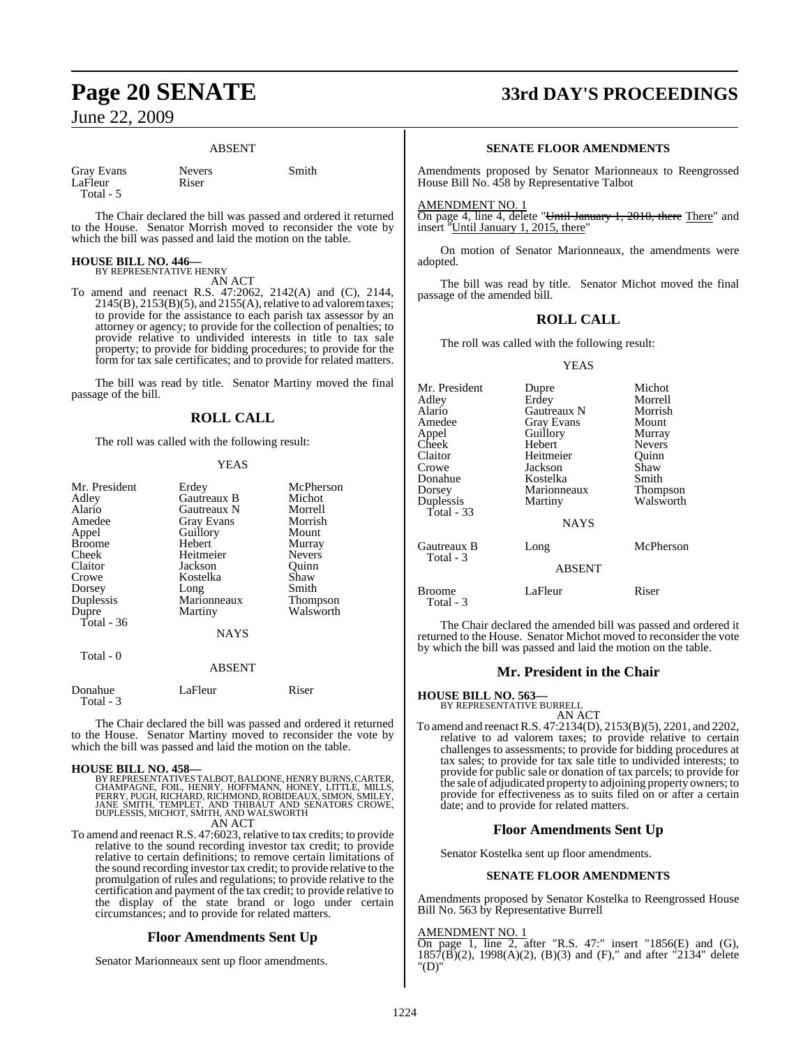ABSENT

| | | |
|---|---|---|
| Gray Evans | Nevers | Smith |
| LaFleur | Riser | |
| Total - 5 | | |

The Chair declared the bill was passed and ordered it returned to the House. Senator Morrish moved to reconsider the vote by which the bill was passed and laid the motion on the table.

**HOUSE BILL NO. 446—**
BY REPRESENTATIVE HENRY
AN ACT

To amend and reenact R.S. 47:2062, 2142(A) and (C), 2144, 2145(B), 2153(B)(5), and 2155(A), relative to ad valorem taxes; to provide for the assistance to each parish tax assessor by an attorney or agency; to provide for the collection of penalties; to provide relative to undivided interests in title to tax sale property; to provide for bidding procedures; to provide for the form for tax sale certificates; and to provide for related matters.

The bill was read by title. Senator Martiny moved the final passage of the bill.

## ROLL CALL

The roll was called with the following result:

YEAS

| | | |
|---|---|---|
| Mr. President | Erdey | McPherson |
| Adley | Gautreaux B | Michot |
| Alario | Gautreaux N | Morrell |
| Amedee | Gray Evans | Morrish |
| Appel | Guillory | Mount |
| Broome | Hebert | Murray |
| Cheek | Heitmeier | Nevers |
| Claitor | Jackson | Quinn |
| Crowe | Kostelka | Shaw |
| Dorsey | Long | Smith |
| Duplessis | Marionneaux | Thompson |
| Dupre | Martiny | Walsworth |
| Total - 36 | | |

NAYS

Total - 0

ABSENT

| | | |
|---|---|---|
| Donahue | LaFleur | Riser |
| Total - 3 | | |

The Chair declared the bill was passed and ordered it returned to the House. Senator Martiny moved to reconsider the vote by which the bill was passed and laid the motion on the table.

**HOUSE BILL NO. 458—**
BY REPRESENTATIVES TALBOT, BALDONE, HENRY BURNS, CARTER, CHAMPAGNE, FOIL, HENRY, HOFFMANN, HONEY, LITTLE, MILLS, PERRY, PUGH, RICHARD, RICHMOND, ROBIDEAUX, SIMON, SMILEY, JANE SMITH, TEMPLET, AND THIBAUT AND SENATORS CROWE, DUPLESSIS, MICHOT, SMITH, AND WALSWORTH
AN ACT

To amend and reenact R.S. 47:6023, relative to tax credits; to provide relative to the sound recording investor tax credit; to provide relative to certain definitions; to remove certain limitations of the sound recording investor tax credit; to provide relative to the promulgation of rules and regulations; to provide relative to the certification and payment of the tax credit; to provide relative to the display of the state brand or logo under certain circumstances; and to provide for related matters.

### Floor Amendments Sent Up

Senator Marionneaux sent up floor amendments.

#### SENATE FLOOR AMENDMENTS

Amendments proposed by Senator Marionneaux to Reengrossed House Bill No. 458 by Representative Talbot

AMENDMENT NO. 1
On page 4, line 4, delete "~~Until January 1, 2010, there~~ There" and insert "Until January 1, 2015, there"

On motion of Senator Marionneaux, the amendments were adopted.

The bill was read by title. Senator Michot moved the final passage of the amended bill.

## ROLL CALL

The roll was called with the following result:

YEAS

| | | |
|---|---|---|
| Mr. President | Dupre | Michot |
| Adley | Erdey | Morrell |
| Alario | Gautreaux N | Morrish |
| Amedee | Gray Evans | Mount |
| Appel | Guillory | Murray |
| Cheek | Hebert | Nevers |
| Claitor | Heitmeier | Quinn |
| Crowe | Jackson | Shaw |
| Donahue | Kostelka | Smith |
| Dorsey | Marionneaux | Thompson |
| Duplessis | Martiny | Walsworth |
| Total - 33 | | |

NAYS

| | | |
|---|---|---|
| Gautreaux B | Long | McPherson |
| Total - 3 | | |

ABSENT

| | | |
|---|---|---|
| Broome | LaFleur | Riser |
| Total - 3 | | |

The Chair declared the amended bill was passed and ordered it returned to the House. Senator Michot moved to reconsider the vote by which the bill was passed and laid the motion on the table.

## Mr. President in the Chair

**HOUSE BILL NO. 563—**
BY REPRESENTATIVE BURRELL
AN ACT

To amend and reenact R.S. 47:2134(D), 2153(B)(5), 2201, and 2202, relative to ad valorem taxes; to provide relative to certain challenges to assessments; to provide for bidding procedures at tax sales; to provide for tax sale title to undivided interests; to provide for public sale or donation of tax parcels; to provide for the sale of adjudicated property to adjoining property owners; to provide for effectiveness as to suits filed on or after a certain date; and to provide for related matters.

### Floor Amendments Sent Up

Senator Kostelka sent up floor amendments.

#### SENATE FLOOR AMENDMENTS

Amendments proposed by Senator Kostelka to Reengrossed House Bill No. 563 by Representative Burrell

AMENDMENT NO. 1
On page 1, line 2, after "R.S. 47:" insert "1856(E) and (G), 1857(B)(2), 1998(A)(2), (B)(3) and (F)," and after "2134" delete "(D)"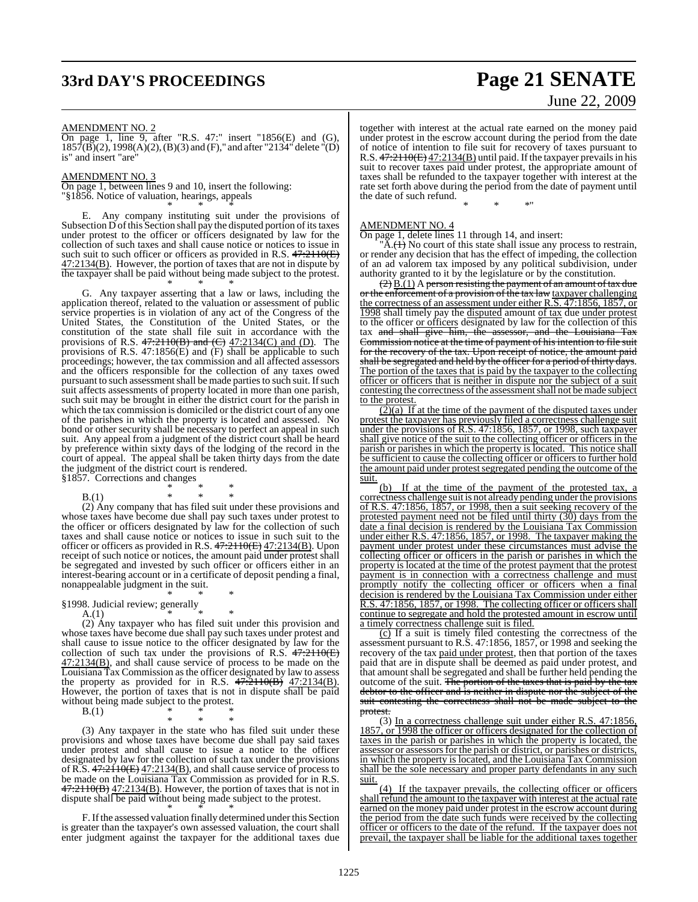AMENDMENT NO. 2

On page 1, line 9, after "R.S. 47:" insert "1856(E) and (G), 1857(B)(2), 1998(A)(2), (B)(3) and (F)," and after "2134" delete "(D) is" and insert "are"

AMENDMENT NO. 3

On page 1, between lines 9 and 10, insert the following:

"§1856. Notice of valuation, hearings, appeals

\* \* \*

E. Any company instituting suit under the provisions of Subsection D of this Section shall pay the disputed portion of its taxes under protest to the officer or officers designated by law for the collection of such taxes and shall cause notice or notices to issue in such suit to such officer or officers as provided in R.S. ~~47:2110(E)~~ 47:2134(B). However, the portion of taxes that are not in dispute by the taxpayer shall be paid without being made subject to the protest.

\* \* \*

G. Any taxpayer asserting that a law or laws, including the application thereof, related to the valuation or assessment of public service properties is in violation of any act of the Congress of the United States, the Constitution of the United States, or the constitution of the state shall file suit in accordance with the provisions of R.S. ~~47:2110(B) and (C)~~ 47:2134(C) and (D). The provisions of R.S. 47:1856(E) and (F) shall be applicable to such proceedings; however, the tax commission and all affected assessors and the officers responsible for the collection of any taxes owed pursuant to such assessment shall be made parties to such suit. If such suit affects assessments of property located in more than one parish, such suit may be brought in either the district court for the parish in which the tax commission is domiciled or the district court of any one of the parishes in which the property is located and assessed. No bond or other security shall be necessary to perfect an appeal in such suit. Any appeal from a judgment of the district court shall be heard by preference within sixty days of the lodging of the record in the court of appeal. The appeal shall be taken thirty days from the date the judgment of the district court is rendered.

§1857. Corrections and changes

\* \* \*

B.(1) \* \* \*

(2) Any company that has filed suit under these provisions and whose taxes have become due shall pay such taxes under protest to the officer or officers designated by law for the collection of such taxes and shall cause notice or notices to issue in such suit to the officer or officers as provided in R.S. ~~47:2110(E)~~ 47:2134(B). Upon receipt of such notice or notices, the amount paid under protest shall be segregated and invested by such officer or officers either in an interest-bearing account or in a certificate of deposit pending a final, nonappealable judgment in the suit.

\* \* \*

§1998. Judicial review; generally

A.(1) \* \* \*

(2) Any taxpayer who has filed suit under this provision and whose taxes have become due shall pay such taxes under protest and shall cause to issue notice to the officer designated by law for the collection of such tax under the provisions of R.S. ~~47:2110(E)~~ 47:2134(B), and shall cause service of process to be made on the Louisiana Tax Commission as the officer designated by law to assess the property as provided for in R.S. ~~47:2110(B)~~ 47:2134(B). However, the portion of taxes that is not in dispute shall be paid without being made subject to the protest.

B.(1) \* \* \*

\* \* \*

(3) Any taxpayer in the state who has filed suit under these provisions and whose taxes have become due shall pay said taxes under protest and shall cause to issue a notice to the officer designated by law for the collection of such tax under the provisions of R.S. ~~47:2110(E)~~ 47:2134(B), and shall cause service of process to be made on the Louisiana Tax Commission as provided for in R.S. ~~47:2110(B)~~ 47:2134(B). However, the portion of taxes that is not in dispute shall be paid without being made subject to the protest.

\* \* \*

F. If the assessed valuation finally determined under this Section is greater than the taxpayer's own assessed valuation, the court shall enter judgment against the taxpayer for the additional taxes due together with interest at the actual rate earned on the money paid under protest in the escrow account during the period from the date of notice of intention to file suit for recovery of taxes pursuant to R.S. ~~47:2110(E)~~ 47:2134(B) until paid. If the taxpayer prevails in his suit to recover taxes paid under protest, the appropriate amount of taxes shall be refunded to the taxpayer together with interest at the rate set forth above during the period from the date of payment until the date of such refund.

\* \* \*"

AMENDMENT NO. 4

On page 1, delete lines 11 through 14, and insert:

"A.~~(1)~~ No court of this state shall issue any process to restrain, or render any decision that has the effect of impeding, the collection of an ad valorem tax imposed by any political subdivision, under authority granted to it by the legislature or by the constitution.

~~(2)~~ B.(1) A ~~person resisting the payment of an amount of tax due or the enforcement of a provision of the tax law~~ taxpayer challenging the correctness of an assessment under either R.S. 47:1856, 1857, or 1998 shall timely pay the disputed amount of tax due under protest to the officer or officers designated by law for the collection of this tax ~~and shall give him, the assessor, and the Louisiana Tax Commission notice at the time of payment of his intention to file suit for the recovery of the tax. Upon receipt of notice, the amount paid shall be segregated and held by the officer for a period of thirty days~~. The portion of the taxes that is paid by the taxpayer to the collecting officer or officers that is neither in dispute nor the subject of a suit contesting the correctness of the assessment shall not be made subject to the protest.

(2)(a) If at the time of the payment of the disputed taxes under protest the taxpayer has previously filed a correctness challenge suit under the provisions of R.S. 47:1856, 1857, or 1998, such taxpayer shall give notice of the suit to the collecting officer or officers in the parish or parishes in which the property is located. This notice shall be sufficient to cause the collecting officer or officers to further hold the amount paid under protest segregated pending the outcome of the suit.

(b) If at the time of the payment of the protested tax, a correctness challenge suit is not already pending under the provisions of R.S. 47:1856, 1857, or 1998, then a suit seeking recovery of the protested payment need not be filed until thirty (30) days from the date a final decision is rendered by the Louisiana Tax Commission under either R.S. 47:1856, 1857, or 1998. The taxpayer making the payment under protest under these circumstances must advise the collecting officer or officers in the parish or parishes in which the property is located at the time of the protest payment that the protest payment is in connection with a correctness challenge and must promptly notify the collecting officer or officers when a final decision is rendered by the Louisiana Tax Commission under either R.S. 47:1856, 1857, or 1998. The collecting officer or officers shall continue to segregate and hold the protested amount in escrow until a timely correctness challenge suit is filed.

(c) If a suit is timely filed contesting the correctness of the assessment pursuant to R.S. 47:1856, 1857, or 1998 and seeking the recovery of the tax paid under protest, then that portion of the taxes paid that are in dispute shall be deemed as paid under protest, and that amount shall be segregated and shall be further held pending the outcome of the suit. ~~The portion of the taxes that is paid by the tax debtor to the officer and is neither in dispute nor the subject of the suit contesting the correctness shall not be made subject to the protest.~~

(3) In a correctness challenge suit under either R.S. 47:1856, 1857, or 1998 the officer or officers designated for the collection of taxes in the parish or parishes in which the property is located, the assessor or assessors for the parish or district, or parishes or districts, in which the property is located, and the Louisiana Tax Commission shall be the sole necessary and proper party defendants in any such suit.

(4) If the taxpayer prevails, the collecting officer or officers shall refund the amount to the taxpayer with interest at the actual rate earned on the money paid under protest in the escrow account during the period from the date such funds were received by the collecting officer or officers to the date of the refund. If the taxpayer does not prevail, the taxpayer shall be liable for the additional taxes together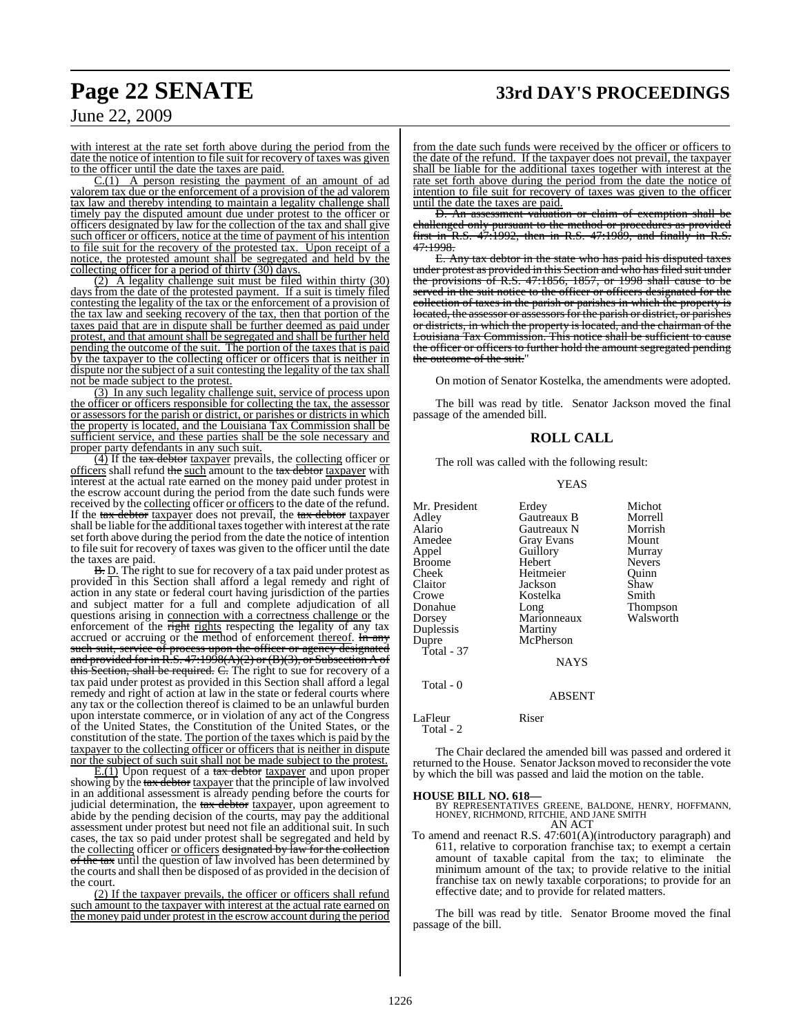with interest at the rate set forth above during the period from the date the notice of intention to file suit for recovery of taxes was given to the officer until the date the taxes are paid.

C.(1) A person resisting the payment of an amount of ad valorem tax due or the enforcement of a provision of the ad valorem tax law and thereby intending to maintain a legality challenge shall timely pay the disputed amount due under protest to the officer or officers designated by law for the collection of the tax and shall give such officer or officers, notice at the time of payment of his intention to file suit for the recovery of the protested tax. Upon receipt of a notice, the protested amount shall be segregated and held by the collecting officer for a period of thirty (30) days.

(2) A legality challenge suit must be filed within thirty (30) days from the date of the protested payment. If a suit is timely filed contesting the legality of the tax or the enforcement of a provision of the tax law and seeking recovery of the tax, then that portion of the taxes paid that are in dispute shall be further deemed as paid under protest, and that amount shall be segregated and shall be further held pending the outcome of the suit. The portion of the taxes that is paid by the taxpayer to the collecting officer or officers that is neither in dispute nor the subject of a suit contesting the legality of the tax shall not be made subject to the protest.

(3) In any such legality challenge suit, service of process upon the officer or officers responsible for collecting the tax, the assessor or assessors for the parish or district, or parishes or districts in which the property is located, and the Louisiana Tax Commission shall be sufficient service, and these parties shall be the sole necessary and proper party defendants in any such suit.

(4) If the ~~tax debtor~~ taxpayer prevails, the collecting officer or officers shall refund ~~the~~ such amount to the ~~tax debtor~~ taxpayer with interest at the actual rate earned on the money paid under protest in the escrow account during the period from the date such funds were received by the collecting officer or officers to the date of the refund. If the ~~tax debtor~~ taxpayer does not prevail, the ~~tax debtor~~ taxpayer shall be liable for the additional taxes together with interest at the rate set forth above during the period from the date the notice of intention to file suit for recovery of taxes was given to the officer until the date the taxes are paid.

~~B.~~ D. The right to sue for recovery of a tax paid under protest as provided in this Section shall afford a legal remedy and right of action in any state or federal court having jurisdiction of the parties and subject matter for a full and complete adjudication of all questions arising in connection with a correctness challenge or the enforcement of the ~~right~~ rights respecting the legality of any tax accrued or accruing or the method of enforcement thereof. ~~In any such suit, service of process upon the officer or agency designated and provided for in R.S. 47:1998(A)(2) or (B)(3), or Subsection A of this Section, shall be required.~~ ~~C.~~ The right to sue for recovery of a tax paid under protest as provided in this Section shall afford a legal remedy and right of action at law in the state or federal courts where any tax or the collection thereof is claimed to be an unlawful burden upon interstate commerce, or in violation of any act of the Congress of the United States, the Constitution of the United States, or the constitution of the state. The portion of the taxes which is paid by the taxpayer to the collecting officer or officers that is neither in dispute nor the subject of such suit shall not be made subject to the protest.

E.(1) Upon request of a ~~tax debtor~~ taxpayer and upon proper showing by the ~~tax debtor~~ taxpayer that the principle of law involved in an additional assessment is already pending before the courts for judicial determination, the ~~tax debtor~~ taxpayer, upon agreement to abide by the pending decision of the courts, may pay the additional assessment under protest but need not file an additional suit. In such cases, the tax so paid under protest shall be segregated and held by the collecting officer or officers ~~designated by law for the collection of the tax~~ until the question of law involved has been determined by the courts and shall then be disposed of as provided in the decision of the court.

(2) If the taxpayer prevails, the officer or officers shall refund such amount to the taxpayer with interest at the actual rate earned on the money paid under protest in the escrow account during the period from the date such funds were received by the officer or officers to the date of the refund. If the taxpayer does not prevail, the taxpayer shall be liable for the additional taxes together with interest at the rate set forth above during the period from the date the notice of intention to file suit for recovery of taxes was given to the officer until the date the taxes are paid.

~~D. An assessment valuation or claim of exemption shall be challenged only pursuant to the method or procedures as provided first in R.S. 47:1992, then in R.S. 47:1989, and finally in R.S. 47:1998.~~

~~E. Any tax debtor in the state who has paid his disputed taxes under protest as provided in this Section and who has filed suit under the provisions of R.S. 47:1856, 1857, or 1998 shall cause to be served in the suit notice to the officer or officers designated for the collection of taxes in the parish or parishes in which the property is located, the assessor or assessors for the parish or district, or parishes or districts, in which the property is located, and the chairman of the Louisiana Tax Commission. This notice shall be sufficient to cause the officer or officers to further hold the amount segregated pending the outcome of the suit.~~"

On motion of Senator Kostelka, the amendments were adopted.

The bill was read by title. Senator Jackson moved the final passage of the amended bill.

## ROLL CALL

The roll was called with the following result:

YEAS

| | | |
|---|---|---|
| Mr. President | Erdey | Michot |
| Adley | Gautreaux B | Morrell |
| Alario | Gautreaux N | Morrish |
| Amedee | Gray Evans | Mount |
| Appel | Guillory | Murray |
| Broome | Hebert | Nevers |
| Cheek | Heitmeier | Quinn |
| Claitor | Jackson | Shaw |
| Crowe | Kostelka | Smith |
| Donahue | Long | Thompson |
| Dorsey | Marionneaux | Walsworth |
| Duplessis | Martiny | |
| Dupre | McPherson | |

Total - 37

NAYS

Total - 0

ABSENT

| | |
|---|---|
| LaFleur | Riser |

Total - 2

The Chair declared the amended bill was passed and ordered it returned to the House. Senator Jackson moved to reconsider the vote by which the bill was passed and laid the motion on the table.

**HOUSE BILL NO. 618—**
BY REPRESENTATIVES GREENE, BALDONE, HENRY, HOFFMANN, HONEY, RICHMOND, RITCHIE, AND JANE SMITH
AN ACT

To amend and reenact R.S. 47:601(A)(introductory paragraph) and 611, relative to corporation franchise tax; to exempt a certain amount of taxable capital from the tax; to eliminate the minimum amount of the tax; to provide relative to the initial franchise tax on newly taxable corporations; to provide for an effective date; and to provide for related matters.

The bill was read by title. Senator Broome moved the final passage of the bill.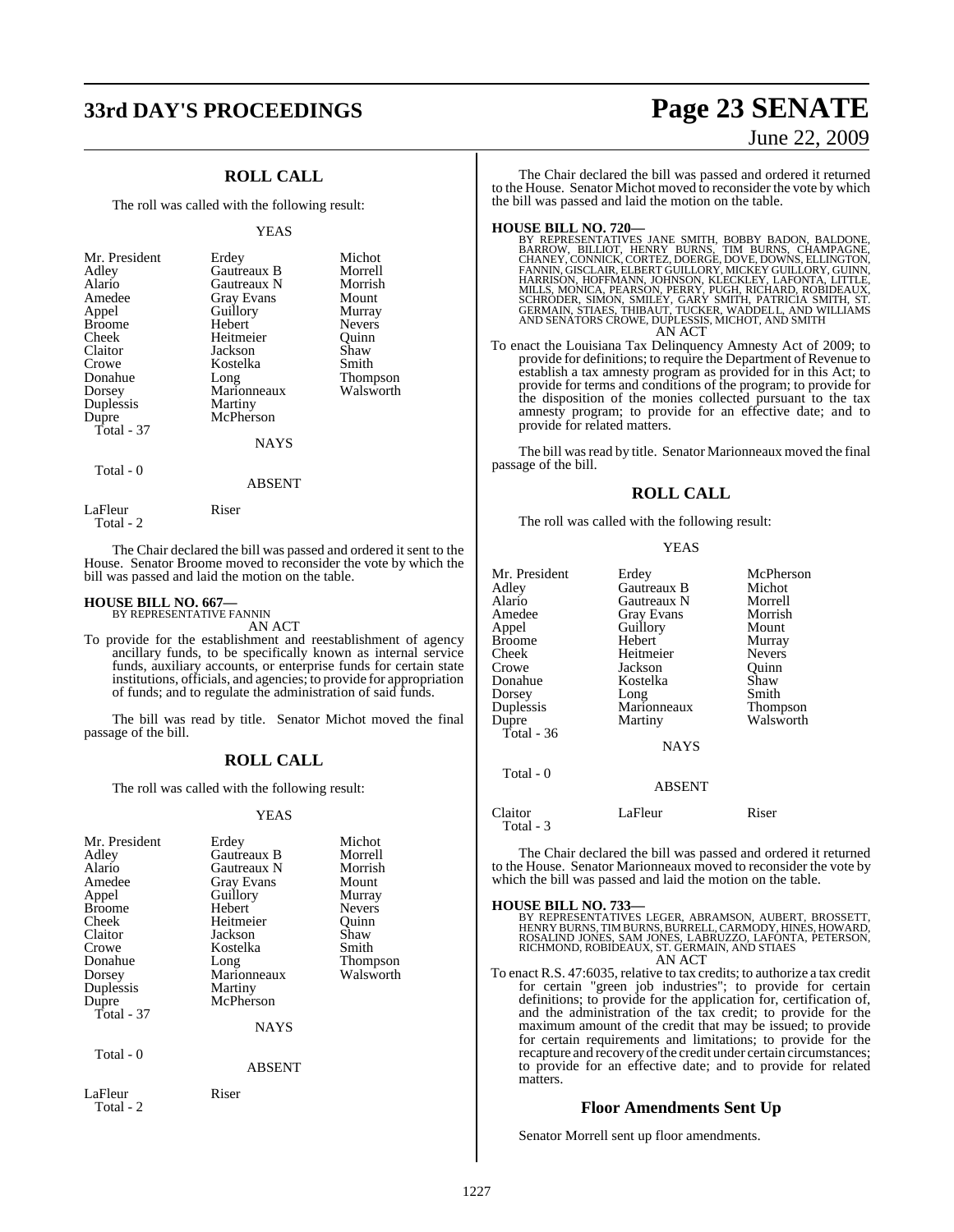## ROLL CALL

The roll was called with the following result:

YEAS

| | | |
|---|---|---|
| Mr. President | Erdey | Michot |
| Adley | Gautreaux B | Morrell |
| Alario | Gautreaux N | Morrish |
| Amedee | Gray Evans | Mount |
| Appel | Guillory | Murray |
| Broome | Hebert | Nevers |
| Cheek | Heitmeier | Quinn |
| Claitor | Jackson | Shaw |
| Crowe | Kostelka | Smith |
| Donahue | Long | Thompson |
| Dorsey | Marionneaux | Walsworth |
| Duplessis | Martiny | |
| Dupre | McPherson | |
| Total - 37 | | |

NAYS

Total - 0

ABSENT

| | |
|---|---|
| LaFleur | Riser |
| Total - 2 | |

The Chair declared the bill was passed and ordered it sent to the House. Senator Broome moved to reconsider the vote by which the bill was passed and laid the motion on the table.

**HOUSE BILL NO. 667—**
BY REPRESENTATIVE FANNIN
AN ACT

To provide for the establishment and reestablishment of agency ancillary funds, to be specifically known as internal service funds, auxiliary accounts, or enterprise funds for certain state institutions, officials, and agencies; to provide for appropriation of funds; and to regulate the administration of said funds.

The bill was read by title. Senator Michot moved the final passage of the bill.

## ROLL CALL

The roll was called with the following result:

YEAS

| | | |
|---|---|---|
| Mr. President | Erdey | Michot |
| Adley | Gautreaux B | Morrell |
| Alario | Gautreaux N | Morrish |
| Amedee | Gray Evans | Mount |
| Appel | Guillory | Murray |
| Broome | Hebert | Nevers |
| Cheek | Heitmeier | Quinn |
| Claitor | Jackson | Shaw |
| Crowe | Kostelka | Smith |
| Donahue | Long | Thompson |
| Dorsey | Marionneaux | Walsworth |
| Duplessis | Martiny | |
| Dupre | McPherson | |
| Total - 37 | | |

NAYS

Total - 0

ABSENT

| | |
|---|---|
| LaFleur | Riser |
| Total - 2 | |

The Chair declared the bill was passed and ordered it returned to the House. Senator Michot moved to reconsider the vote by which the bill was passed and laid the motion on the table.

**HOUSE BILL NO. 720—**
BY REPRESENTATIVES JANE SMITH, BOBBY BADON, BALDONE, BARROW, BILLIOT, HENRY BURNS, TIM BURNS, CHAMPAGNE, CHANEY, CONNICK, CORTEZ, DOERGE, DOVE, DOWNS, ELLINGTON, FANNIN, GISCLAIR, ELBERT GUILLORY, MICKEY GUILLORY, GUINN, HARRISON, HOFFMANN, JOHNSON, KLECKLEY, LAFONTA, LITTLE, MILLS, MONICA, PEARSON, PERRY, PUGH, RICHARD, ROBIDEAUX, SCHRODER, SIMON, SMILEY, GARY SMITH, PATRICIA SMITH, ST. GERMAIN, STIAES, THIBAUT, TUCKER, WADDELL, AND WILLIAMS AND SENATORS CROWE, DUPLESSIS, MICHOT, AND SMITH
AN ACT

To enact the Louisiana Tax Delinquency Amnesty Act of 2009; to provide for definitions; to require the Department of Revenue to establish a tax amnesty program as provided for in this Act; to provide for terms and conditions of the program; to provide for the disposition of the monies collected pursuant to the tax amnesty program; to provide for an effective date; and to provide for related matters.

The bill was read by title. Senator Marionneaux moved the final passage of the bill.

## ROLL CALL

The roll was called with the following result:

YEAS

| | | |
|---|---|---|
| Mr. President | Erdey | McPherson |
| Adley | Gautreaux B | Michot |
| Alario | Gautreaux N | Morrell |
| Amedee | Gray Evans | Morrish |
| Appel | Guillory | Mount |
| Broome | Hebert | Murray |
| Cheek | Heitmeier | Nevers |
| Crowe | Jackson | Quinn |
| Donahue | Kostelka | Shaw |
| Dorsey | Long | Smith |
| Duplessis | Marionneaux | Thompson |
| Dupre | Martiny | Walsworth |
| Total - 36 | | |

NAYS

Total - 0

ABSENT

| | | |
|---|---|---|
| Claitor | LaFleur | Riser |
| Total - 3 | | |

The Chair declared the bill was passed and ordered it returned to the House. Senator Marionneaux moved to reconsider the vote by which the bill was passed and laid the motion on the table.

**HOUSE BILL NO. 733—**
BY REPRESENTATIVES LEGER, ABRAMSON, AUBERT, BROSSETT, HENRY BURNS, TIM BURNS, BURRELL, CARMODY, HINES, HOWARD, ROSALIND JONES, SAM JONES, LABRUZZO, LAFONTA, PETERSON, RICHMOND, ROBIDEAUX, ST. GERMAIN, AND STIAES
AN ACT

To enact R.S. 47:6035, relative to tax credits; to authorize a tax credit for certain "green job industries"; to provide for certain definitions; to provide for the application for, certification of, and the administration of the tax credit; to provide for the maximum amount of the credit that may be issued; to provide for certain requirements and limitations; to provide for the recapture and recovery of the credit under certain circumstances; to provide for an effective date; and to provide for related matters.

### Floor Amendments Sent Up

Senator Morrell sent up floor amendments.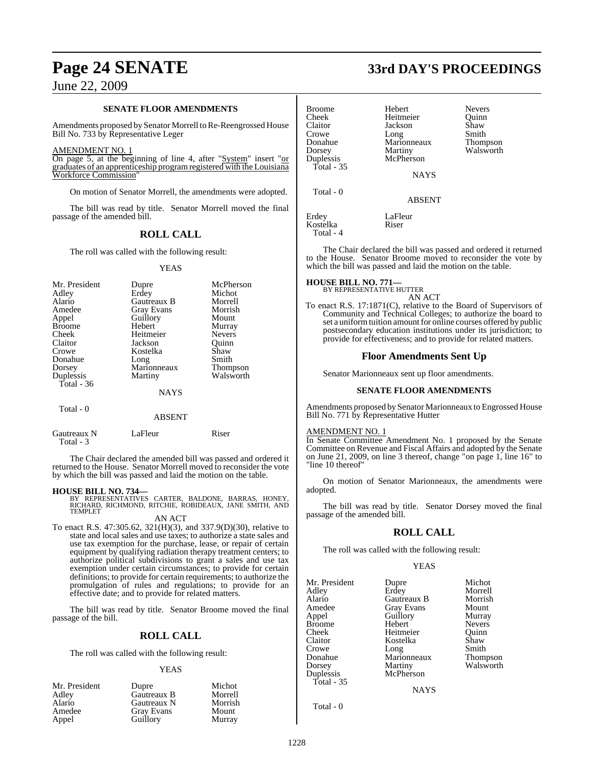**SENATE FLOOR AMENDMENTS**

Amendments proposed by Senator Morrell to Re-Reengrossed House Bill No. 733 by Representative Leger

AMENDMENT NO. 1

On page 5, at the beginning of line 4, after "System" insert "or graduates of an apprenticeship program registered with the Louisiana Workforce Commission"

On motion of Senator Morrell, the amendments were adopted.

The bill was read by title. Senator Morrell moved the final passage of the amended bill.

## ROLL CALL

The roll was called with the following result:

YEAS

| | | |
|---|---|---|
| Mr. President | Dupre | McPherson |
| Adley | Erdey | Michot |
| Alario | Gautreaux B | Morrell |
| Amedee | Gray Evans | Morrish |
| Appel | Guillory | Mount |
| Broome | Hebert | Murray |
| Cheek | Heitmeier | Nevers |
| Claitor | Jackson | Quinn |
| Crowe | Kostelka | Shaw |
| Donahue | Long | Smith |
| Dorsey | Marionneaux | Thompson |
| Duplessis | Martiny | Walsworth |

Total - 36

NAYS

Total - 0

ABSENT

| | | |
|---|---|---|
| Gautreaux N | LaFleur | Riser |

Total - 3

The Chair declared the amended bill was passed and ordered it returned to the House. Senator Morrell moved to reconsider the vote by which the bill was passed and laid the motion on the table.

**HOUSE BILL NO. 734—**

BY REPRESENTATIVES CARTER, BALDONE, BARRAS, HONEY, RICHARD, RICHMOND, RITCHIE, ROBIDEAUX, JANE SMITH, AND TEMPLET

AN ACT

To enact R.S. 47:305.62, 321(H)(3), and 337.9(D)(30), relative to state and local sales and use taxes; to authorize a state sales and use tax exemption for the purchase, lease, or repair of certain equipment by qualifying radiation therapy treatment centers; to authorize political subdivisions to grant a sales and use tax exemption under certain circumstances; to provide for certain definitions; to provide for certain requirements; to authorize the promulgation of rules and regulations; to provide for an effective date; and to provide for related matters.

The bill was read by title. Senator Broome moved the final passage of the bill.

## ROLL CALL

The roll was called with the following result:

YEAS

| | | |
|---|---|---|
| Mr. President | Dupre | Michot |
| Adley | Gautreaux B | Morrell |
| Alario | Gautreaux N | Morrish |
| Amedee | Gray Evans | Mount |
| Appel | Guillory | Murray |
| Broome | Hebert | Nevers |
| Cheek | Heitmeier | Quinn |
| Claitor | Jackson | Shaw |
| Crowe | Long | Smith |
| Donahue | Marionneaux | Thompson |
| Dorsey | Martiny | Walsworth |
| Duplessis | McPherson | |

Total - 35

NAYS

Total - 0

ABSENT

| | |
|---|---|
| Erdey | LaFleur |
| Kostelka | Riser |

Total - 4

The Chair declared the bill was passed and ordered it returned to the House. Senator Broome moved to reconsider the vote by which the bill was passed and laid the motion on the table.

**HOUSE BILL NO. 771—**

BY REPRESENTATIVE HUTTER

AN ACT

To enact R.S. 17:1871(C), relative to the Board of Supervisors of Community and Technical Colleges; to authorize the board to set a uniform tuition amount for online courses offered by public postsecondary education institutions under its jurisdiction; to provide for effectiveness; and to provide for related matters.

## Floor Amendments Sent Up

Senator Marionneaux sent up floor amendments.

**SENATE FLOOR AMENDMENTS**

Amendments proposed by Senator Marionneaux to Engrossed House Bill No. 771 by Representative Hutter

AMENDMENT NO. 1

In Senate Committee Amendment No. 1 proposed by the Senate Committee on Revenue and Fiscal Affairs and adopted by the Senate on June 21, 2009, on line 3 thereof, change "on page 1, line 16" to "line 10 thereof"

On motion of Senator Marionneaux, the amendments were adopted.

The bill was read by title. Senator Dorsey moved the final passage of the amended bill.

## ROLL CALL

The roll was called with the following result:

YEAS

| | | |
|---|---|---|
| Mr. President | Dupre | Michot |
| Adley | Erdey | Morrell |
| Alario | Gautreaux B | Morrish |
| Amedee | Gray Evans | Mount |
| Appel | Guillory | Murray |
| Broome | Hebert | Nevers |
| Cheek | Heitmeier | Quinn |
| Claitor | Kostelka | Shaw |
| Crowe | Long | Smith |
| Donahue | Marionneaux | Thompson |
| Dorsey | Martiny | Walsworth |
| Duplessis | McPherson | |

Total - 35

NAYS

Total - 0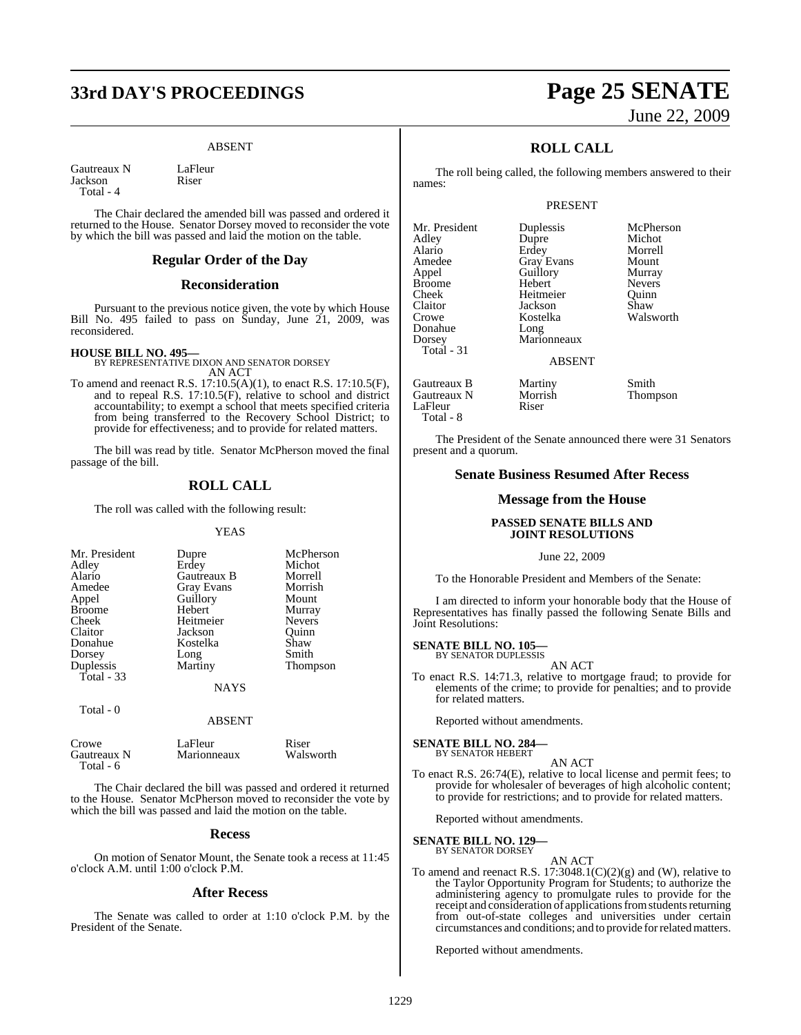### ABSENT

| | |
|---|---|
| Gautreaux N | LaFleur |
| Jackson | Riser |
| Total - 4 | |

The Chair declared the amended bill was passed and ordered it returned to the House. Senator Dorsey moved to reconsider the vote by which the bill was passed and laid the motion on the table.

## Regular Order of the Day

## Reconsideration

Pursuant to the previous notice given, the vote by which House Bill No. 495 failed to pass on Sunday, June 21, 2009, was reconsidered.

**HOUSE BILL NO. 495—**
BY REPRESENTATIVE DIXON AND SENATOR DORSEY
AN ACT

To amend and reenact R.S. 17:10.5(A)(1), to enact R.S. 17:10.5(F), and to repeal R.S. 17:10.5(F), relative to school and district accountability; to exempt a school that meets specified criteria from being transferred to the Recovery School District; to provide for effectiveness; and to provide for related matters.

The bill was read by title. Senator McPherson moved the final passage of the bill.

## ROLL CALL

The roll was called with the following result:

### YEAS

| | | |
|---|---|---|
| Mr. President | Dupre | McPherson |
| Adley | Erdey | Michot |
| Alario | Gautreaux B | Morrell |
| Amedee | Gray Evans | Morrish |
| Appel | Guillory | Mount |
| Broome | Hebert | Murray |
| Cheek | Heitmeier | Nevers |
| Claitor | Jackson | Quinn |
| Donahue | Kostelka | Shaw |
| Dorsey | Long | Smith |
| Duplessis | Martiny | Thompson |
| Total - 33 | | |

### NAYS

Total - 0

### ABSENT

| | | |
|---|---|---|
| Crowe | LaFleur | Riser |
| Gautreaux N | Marionneaux | Walsworth |
| Total - 6 | | |

The Chair declared the bill was passed and ordered it returned to the House. Senator McPherson moved to reconsider the vote by which the bill was passed and laid the motion on the table.

## Recess

On motion of Senator Mount, the Senate took a recess at 11:45 o'clock A.M. until 1:00 o'clock P.M.

## After Recess

The Senate was called to order at 1:10 o'clock P.M. by the President of the Senate.

## ROLL CALL

The roll being called, the following members answered to their names:

### PRESENT

| | | |
|---|---|---|
| Mr. President | Duplessis | McPherson |
| Adley | Dupre | Michot |
| Alario | Erdey | Morrell |
| Amedee | Gray Evans | Mount |
| Appel | Guillory | Murray |
| Broome | Hebert | Nevers |
| Cheek | Heitmeier | Quinn |
| Claitor | Jackson | Shaw |
| Crowe | Kostelka | Walsworth |
| Donahue | Long | |
| Dorsey | Marionneaux | |
| Total - 31 | | |

### ABSENT

| | | |
|---|---|---|
| Gautreaux B | Martiny | Smith |
| Gautreaux N | Morrish | Thompson |
| LaFleur | Riser | |
| Total - 8 | | |

The President of the Senate announced there were 31 Senators present and a quorum.

## Senate Business Resumed After Recess

## Message from the House

**PASSED SENATE BILLS AND JOINT RESOLUTIONS**

June 22, 2009

To the Honorable President and Members of the Senate:

I am directed to inform your honorable body that the House of Representatives has finally passed the following Senate Bills and Joint Resolutions:

**SENATE BILL NO. 105—**
BY SENATOR DUPLESSIS
AN ACT

To enact R.S. 14:71.3, relative to mortgage fraud; to provide for elements of the crime; to provide for penalties; and to provide for related matters.

Reported without amendments.

**SENATE BILL NO. 284—**
BY SENATOR HEBERT
AN ACT

To enact R.S. 26:74(E), relative to local license and permit fees; to provide for wholesaler of beverages of high alcoholic content; to provide for restrictions; and to provide for related matters.

Reported without amendments.

**SENATE BILL NO. 129—**
BY SENATOR DORSEY
AN ACT

To amend and reenact R.S. 17:3048.1(C)(2)(g) and (W), relative to the Taylor Opportunity Program for Students; to authorize the administering agency to promulgate rules to provide for the receipt and consideration of applications from students returning from out-of-state colleges and universities under certain circumstances and conditions; and to provide for related matters.

Reported without amendments.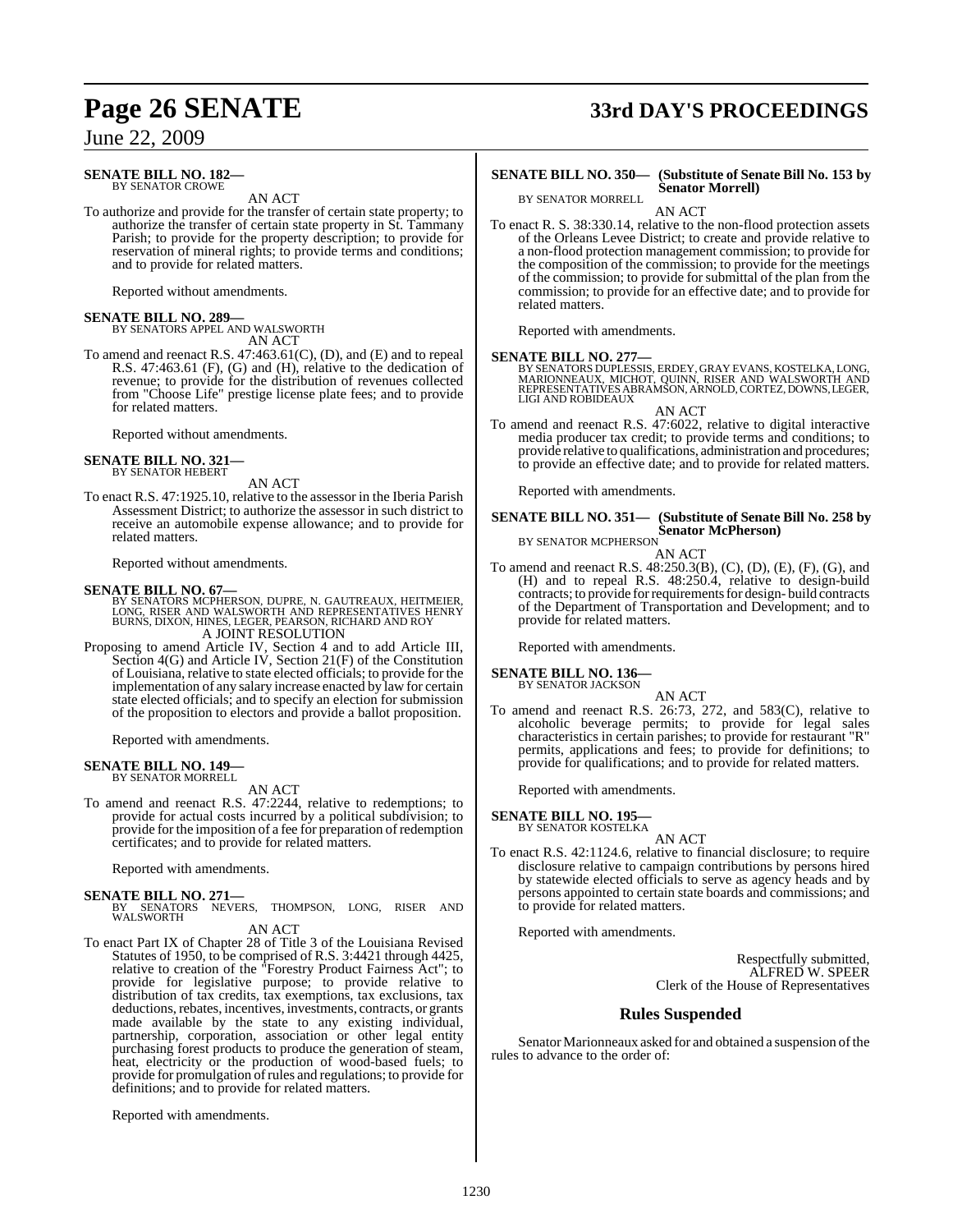**SENATE BILL NO. 182—**
BY SENATOR CROWE

AN ACT

To authorize and provide for the transfer of certain state property; to authorize the transfer of certain state property in St. Tammany Parish; to provide for the property description; to provide for reservation of mineral rights; to provide terms and conditions; and to provide for related matters.

Reported without amendments.

**SENATE BILL NO. 289—**
BY SENATORS APPEL AND WALSWORTH

AN ACT

To amend and reenact R.S. 47:463.61(C), (D), and (E) and to repeal R.S. 47:463.61 (F), (G) and (H), relative to the dedication of revenue; to provide for the distribution of revenues collected from "Choose Life" prestige license plate fees; and to provide for related matters.

Reported without amendments.

**SENATE BILL NO. 321—**
BY SENATOR HEBERT

AN ACT

To enact R.S. 47:1925.10, relative to the assessor in the Iberia Parish Assessment District; to authorize the assessor in such district to receive an automobile expense allowance; and to provide for related matters.

Reported without amendments.

**SENATE BILL NO. 67—**
BY SENATORS MCPHERSON, DUPRE, N. GAUTREAUX, HEITMEIER, LONG, RISER AND WALSWORTH AND REPRESENTATIVES HENRY BURNS, DIXON, HINES, LEGER, PEARSON, RICHARD AND ROY

A JOINT RESOLUTION

Proposing to amend Article IV, Section 4 and to add Article III, Section 4(G) and Article IV, Section 21(F) of the Constitution of Louisiana, relative to state elected officials; to provide for the implementation of any salary increase enacted by law for certain state elected officials; and to specify an election for submission of the proposition to electors and provide a ballot proposition.

Reported with amendments.

**SENATE BILL NO. 149—**
BY SENATOR MORRELL

AN ACT

To amend and reenact R.S. 47:2244, relative to redemptions; to provide for actual costs incurred by a political subdivision; to provide for the imposition of a fee for preparation of redemption certificates; and to provide for related matters.

Reported with amendments.

**SENATE BILL NO. 271—**
BY SENATORS NEVERS, THOMPSON, LONG, RISER AND WALSWORTH

AN ACT

To enact Part IX of Chapter 28 of Title 3 of the Louisiana Revised Statutes of 1950, to be comprised of R.S. 3:4421 through 4425, relative to creation of the "Forestry Product Fairness Act"; to provide for legislative purpose; to provide relative to distribution of tax credits, tax exemptions, tax exclusions, tax deductions, rebates, incentives, investments, contracts, or grants made available by the state to any existing individual, partnership, corporation, association or other legal entity purchasing forest products to produce the generation of steam, heat, electricity or the production of wood-based fuels; to provide for promulgation of rules and regulations; to provide for definitions; and to provide for related matters.

Reported with amendments.

**SENATE BILL NO. 350— (Substitute of Senate Bill No. 153 by Senator Morrell)**
BY SENATOR MORRELL

AN ACT

To enact R. S. 38:330.14, relative to the non-flood protection assets of the Orleans Levee District; to create and provide relative to a non-flood protection management commission; to provide for the composition of the commission; to provide for the meetings of the commission; to provide for submittal of the plan from the commission; to provide for an effective date; and to provide for related matters.

Reported with amendments.

**SENATE BILL NO. 277—**
BY SENATORS DUPLESSIS, ERDEY, GRAY EVANS, KOSTELKA, LONG, MARIONNEAUX, MICHOT, QUINN, RISER AND WALSWORTH AND REPRESENTATIVES ABRAMSON, ARNOLD, CORTEZ, DOWNS, LEGER, LIGI AND ROBIDEAUX

AN ACT

To amend and reenact R.S. 47:6022, relative to digital interactive media producer tax credit; to provide terms and conditions; to provide relative to qualifications, administration and procedures; to provide an effective date; and to provide for related matters.

Reported with amendments.

**SENATE BILL NO. 351— (Substitute of Senate Bill No. 258 by Senator McPherson)**
BY SENATOR MCPHERSON

AN ACT

To amend and reenact R.S. 48:250.3(B), (C), (D), (E), (F), (G), and (H) and to repeal R.S. 48:250.4, relative to design-build contracts; to provide for requirements for design- build contracts of the Department of Transportation and Development; and to provide for related matters.

Reported with amendments.

**SENATE BILL NO. 136—**
BY SENATOR JACKSON

AN ACT

To amend and reenact R.S. 26:73, 272, and 583(C), relative to alcoholic beverage permits; to provide for legal sales characteristics in certain parishes; to provide for restaurant "R" permits, applications and fees; to provide for definitions; to provide for qualifications; and to provide for related matters.

Reported with amendments.

**SENATE BILL NO. 195—**
BY SENATOR KOSTELKA

AN ACT

To enact R.S. 42:1124.6, relative to financial disclosure; to require disclosure relative to campaign contributions by persons hired by statewide elected officials to serve as agency heads and by persons appointed to certain state boards and commissions; and to provide for related matters.

Reported with amendments.

Respectfully submitted,
ALFRED W. SPEER
Clerk of the House of Representatives

## Rules Suspended

Senator Marionneaux asked for and obtained a suspension of the rules to advance to the order of: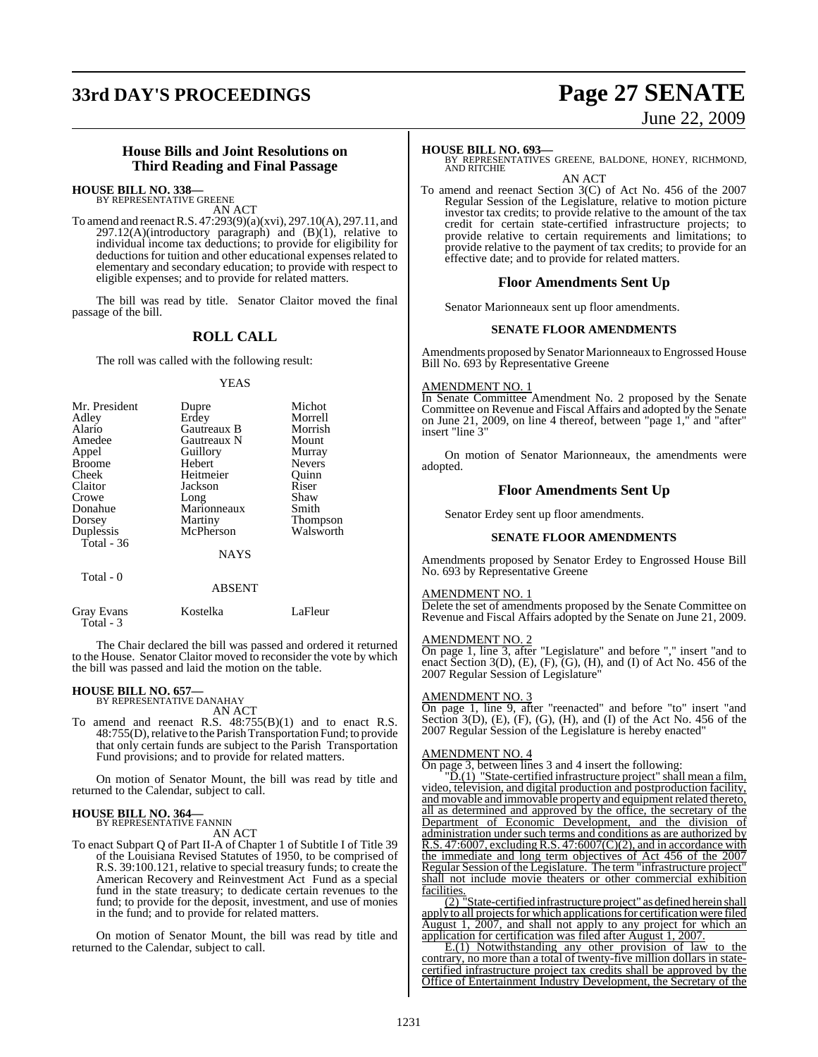## House Bills and Joint Resolutions on Third Reading and Final Passage

**HOUSE BILL NO. 338—**
BY REPRESENTATIVE GREENE

AN ACT

To amend and reenact R.S. 47:293(9)(a)(xvi), 297.10(A), 297.11, and 297.12(A)(introductory paragraph) and (B)(1), relative to individual income tax deductions; to provide for eligibility for deductions for tuition and other educational expenses related to elementary and secondary education; to provide with respect to eligible expenses; and to provide for related matters.

The bill was read by title. Senator Claitor moved the final passage of the bill.

## ROLL CALL

The roll was called with the following result:

YEAS

| | | |
|---|---|---|
| Mr. President | Dupre | Michot |
| Adley | Erdey | Morrell |
| Alario | Gautreaux B | Morrish |
| Amedee | Gautreaux N | Mount |
| Appel | Guillory | Murray |
| Broome | Hebert | Nevers |
| Cheek | Heitmeier | Quinn |
| Claitor | Jackson | Riser |
| Crowe | Long | Shaw |
| Donahue | Marionneaux | Smith |
| Dorsey | Martiny | Thompson |
| Duplessis | McPherson | Walsworth |

Total - 36

NAYS

Total - 0

ABSENT

| | | |
|---|---|---|
| Gray Evans | Kostelka | LaFleur |

Total - 3

The Chair declared the bill was passed and ordered it returned to the House. Senator Claitor moved to reconsider the vote by which the bill was passed and laid the motion on the table.

**HOUSE BILL NO. 657—**
BY REPRESENTATIVE DANAHAY

AN ACT

To amend and reenact R.S. 48:755(B)(1) and to enact R.S. 48:755(D), relative to the Parish Transportation Fund; to provide that only certain funds are subject to the Parish Transportation Fund provisions; and to provide for related matters.

On motion of Senator Mount, the bill was read by title and returned to the Calendar, subject to call.

**HOUSE BILL NO. 364—**
BY REPRESENTATIVE FANNIN

AN ACT

To enact Subpart Q of Part II-A of Chapter 1 of Subtitle I of Title 39 of the Louisiana Revised Statutes of 1950, to be comprised of R.S. 39:100.121, relative to special treasury funds; to create the American Recovery and Reinvestment Act Fund as a special fund in the state treasury; to dedicate certain revenues to the fund; to provide for the deposit, investment, and use of monies in the fund; and to provide for related matters.

On motion of Senator Mount, the bill was read by title and returned to the Calendar, subject to call.

**HOUSE BILL NO. 693—**
BY REPRESENTATIVES GREENE, BALDONE, HONEY, RICHMOND, AND RITCHIE

AN ACT

To amend and reenact Section 3(C) of Act No. 456 of the 2007 Regular Session of the Legislature, relative to motion picture investor tax credits; to provide relative to the amount of the tax credit for certain state-certified infrastructure projects; to provide relative to certain requirements and limitations; to provide relative to the payment of tax credits; to provide for an effective date; and to provide for related matters.

### Floor Amendments Sent Up

Senator Marionneaux sent up floor amendments.

#### SENATE FLOOR AMENDMENTS

Amendments proposed by Senator Marionneaux to Engrossed House Bill No. 693 by Representative Greene

AMENDMENT NO. 1
In Senate Committee Amendment No. 2 proposed by the Senate Committee on Revenue and Fiscal Affairs and adopted by the Senate on June 21, 2009, on line 4 thereof, between "page 1," and "after" insert "line 3"

On motion of Senator Marionneaux, the amendments were adopted.

### Floor Amendments Sent Up

Senator Erdey sent up floor amendments.

#### SENATE FLOOR AMENDMENTS

Amendments proposed by Senator Erdey to Engrossed House Bill No. 693 by Representative Greene

AMENDMENT NO. 1
Delete the set of amendments proposed by the Senate Committee on Revenue and Fiscal Affairs adopted by the Senate on June 21, 2009.

AMENDMENT NO. 2
On page 1, line 3, after "Legislature" and before "," insert "and to enact Section 3(D), (E), (F), (G), (H), and (I) of Act No. 456 of the 2007 Regular Session of Legislature"

AMENDMENT NO. 3
On page 1, line 9, after "reenacted" and before "to" insert "and Section 3(D), (E), (F), (G), (H), and (I) of the Act No. 456 of the 2007 Regular Session of the Legislature is hereby enacted"

AMENDMENT NO. 4
On page 3, between lines 3 and 4 insert the following:

"D.(1) "State-certified infrastructure project" shall mean a film, video, television, and digital production and postproduction facility, and movable and immovable property and equipment related thereto, all as determined and approved by the office, the secretary of the Department of Economic Development, and the division of administration under such terms and conditions as are authorized by R.S. 47:6007, excluding R.S. 47:6007(C)(2), and in accordance with the immediate and long term objectives of Act 456 of the 2007 Regular Session of the Legislature. The term "infrastructure project" shall not include movie theaters or other commercial exhibition facilities.

(2) "State-certified infrastructure project" as defined herein shall apply to all projects for which applications for certification were filed August 1, 2007, and shall not apply to any project for which an application for certification was filed after August 1, 2007.

E.(1) Notwithstanding any other provision of law to the contrary, no more than a total of twenty-five million dollars in state-certified infrastructure project tax credits shall be approved by the Office of Entertainment Industry Development, the Secretary of the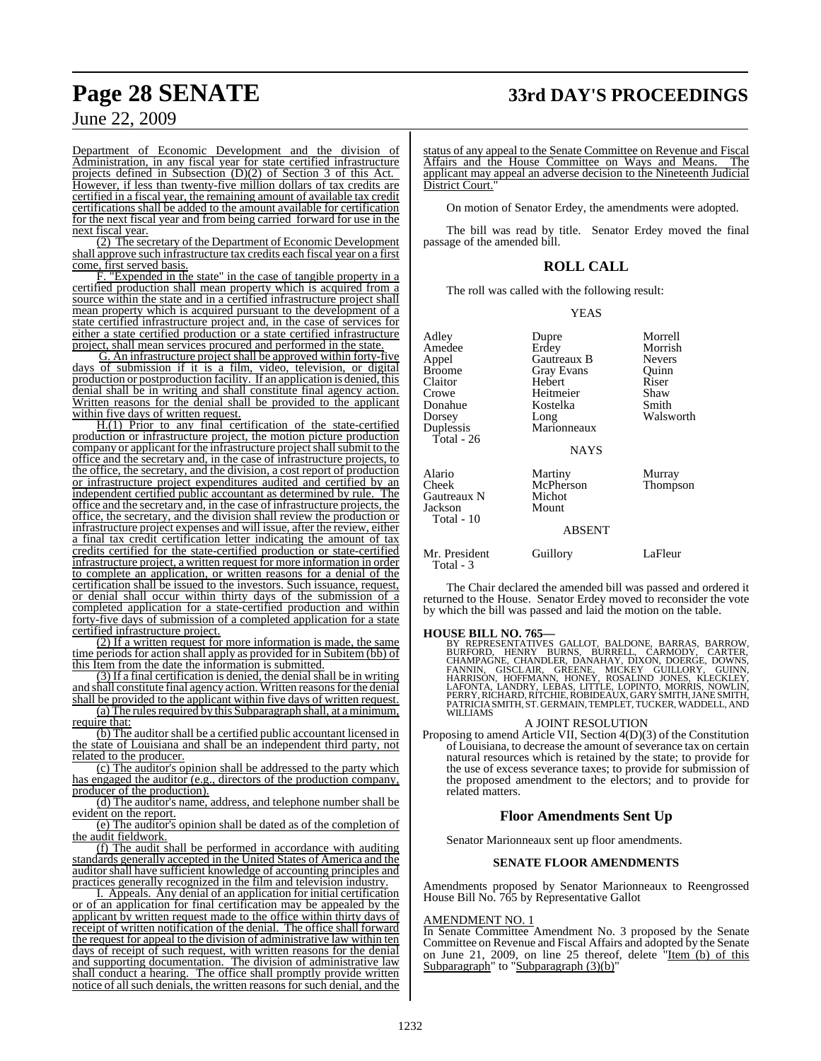Department of Economic Development and the division of Administration, in any fiscal year for state certified infrastructure projects defined in Subsection (D)(2) of Section 3 of this Act. However, if less than twenty-five million dollars of tax credits are certified in a fiscal year, the remaining amount of available tax credit certifications shall be added to the amount available for certification for the next fiscal year and from being carried forward for use in the next fiscal year.

(2) The secretary of the Department of Economic Development shall approve such infrastructure tax credits each fiscal year on a first come, first served basis.

F. "Expended in the state" in the case of tangible property in a certified production shall mean property which is acquired from a source within the state and in a certified infrastructure project shall mean property which is acquired pursuant to the development of a state certified infrastructure project and, in the case of services for either a state certified production or a state certified infrastructure project, shall mean services procured and performed in the state.

G. An infrastructure project shall be approved within forty-five days of submission if it is a film, video, television, or digital production or postproduction facility. If an application is denied, this denial shall be in writing and shall constitute final agency action. Written reasons for the denial shall be provided to the applicant within five days of written request.

H.(1) Prior to any final certification of the state-certified production or infrastructure project, the motion picture production company or applicant for the infrastructure project shall submit to the office and the secretary and, in the case of infrastructure projects, to the office, the secretary, and the division, a cost report of production or infrastructure project expenditures audited and certified by an independent certified public accountant as determined by rule. The office and the secretary and, in the case of infrastructure projects, the office, the secretary, and the division shall review the production or infrastructure project expenses and will issue, after the review, either a final tax credit certification letter indicating the amount of tax credits certified for the state-certified production or state-certified infrastructure project, a written request for more information in order to complete an application, or written reasons for a denial of the certification shall be issued to the investors. Such issuance, request, or denial shall occur within thirty days of the submission of a completed application for a state-certified production and within forty-five days of submission of a completed application for a state certified infrastructure project.

(2) If a written request for more information is made, the same time periods for action shall apply as provided for in Subitem (bb) of this Item from the date the information is submitted.

(3) If a final certification is denied, the denial shall be in writing and shall constitute final agency action. Written reasons for the denial shall be provided to the applicant within five days of written request.

(a) The rules required by this Subparagraph shall, at a minimum, require that:

(b) The auditor shall be a certified public accountant licensed in the state of Louisiana and shall be an independent third party, not related to the producer.

(c) The auditor's opinion shall be addressed to the party which has engaged the auditor (e.g., directors of the production company, producer of the production).

(d) The auditor's name, address, and telephone number shall be evident on the report.

(e) The auditor's opinion shall be dated as of the completion of the audit fieldwork.

(f) The audit shall be performed in accordance with auditing standards generally accepted in the United States of America and the auditor shall have sufficient knowledge of accounting principles and practices generally recognized in the film and television industry.

I. Appeals. Any denial of an application for initial certification or of an application for final certification may be appealed by the applicant by written request made to the office within thirty days of receipt of written notification of the denial. The office shall forward the request for appeal to the division of administrative law within ten days of receipt of such request, with written reasons for the denial and supporting documentation. The division of administrative law shall conduct a hearing. The office shall promptly provide written notice of all such denials, the written reasons for such denial, and the status of any appeal to the Senate Committee on Revenue and Fiscal Affairs and the House Committee on Ways and Means. The applicant may appeal an adverse decision to the Nineteenth Judicial District Court."

On motion of Senator Erdey, the amendments were adopted.

The bill was read by title. Senator Erdey moved the final passage of the amended bill.

## ROLL CALL

The roll was called with the following result:

YEAS

| | | |
|---|---|---|
| Adley | Dupre | Morrell |
| Amedee | Erdey | Morrish |
| Appel | Gautreaux B | Nevers |
| Broome | Gray Evans | Quinn |
| Claitor | Hebert | Riser |
| Crowe | Heitmeier | Shaw |
| Donahue | Kostelka | Smith |
| Dorsey | Long | Walsworth |
| Duplessis | Marionneaux | |

Total - 26

NAYS

| | | |
|---|---|---|
| Alario | Martiny | Murray |
| Cheek | McPherson | Thompson |
| Gautreaux N | Michot | |
| Jackson | Mount | |

Total - 10

ABSENT

| | | |
|---|---|---|
| Mr. President | Guillory | LaFleur |

Total - 3

The Chair declared the amended bill was passed and ordered it returned to the House. Senator Erdey moved to reconsider the vote by which the bill was passed and laid the motion on the table.

**HOUSE BILL NO. 765—**
BY REPRESENTATIVES GALLOT, BALDONE, BARRAS, BARROW, BURFORD, HENRY BURNS, BURRELL, CARMODY, CARTER, CHAMPAGNE, CHANDLER, DANAHAY, DIXON, DOERGE, DOWNS, FANNIN, GISCLAIR, GREENE, MICKEY GUILLORY, GUINN, HARRISON, HOFFMANN, HONEY, ROSALIND JONES, KLECKLEY, LAFONTA, LANDRY, LEBAS, LITTLE, LOPINTO, MORRIS, NOWLIN, PERRY, RICHARD, RITCHIE, ROBIDEAUX, GARY SMITH, JANE SMITH, PATRICIA SMITH, ST. GERMAIN, TEMPLET, TUCKER, WADDELL, AND WILLIAMS

A JOINT RESOLUTION

Proposing to amend Article VII, Section 4(D)(3) of the Constitution of Louisiana, to decrease the amount of severance tax on certain natural resources which is retained by the state; to provide for the use of excess severance taxes; to provide for submission of the proposed amendment to the electors; and to provide for related matters.

## Floor Amendments Sent Up

Senator Marionneaux sent up floor amendments.

### SENATE FLOOR AMENDMENTS

Amendments proposed by Senator Marionneaux to Reengrossed House Bill No. 765 by Representative Gallot

AMENDMENT NO. 1
In Senate Committee Amendment No. 3 proposed by the Senate Committee on Revenue and Fiscal Affairs and adopted by the Senate on June 21, 2009, on line 25 thereof, delete "Item (b) of this Subparagraph" to "Subparagraph (3)(b)"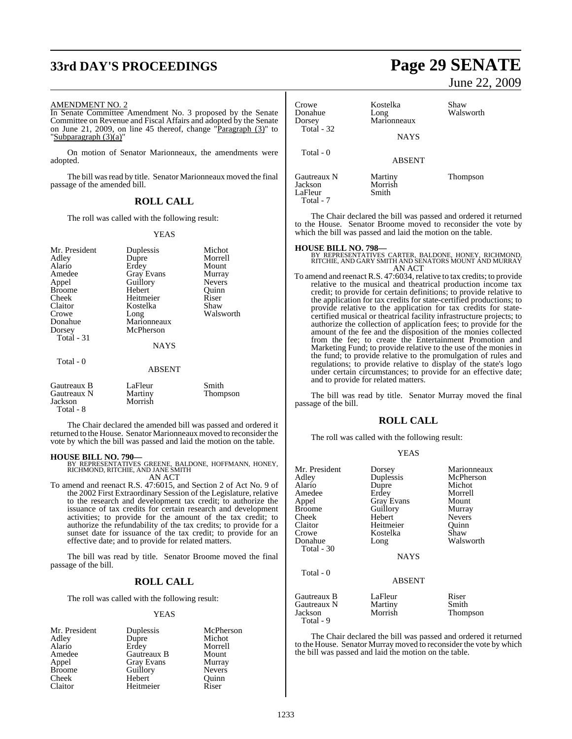AMENDMENT NO. 2

In Senate Committee Amendment No. 3 proposed by the Senate Committee on Revenue and Fiscal Affairs and adopted by the Senate on June 21, 2009, on line 45 thereof, change "Paragraph (3)" to "Subparagraph (3)(a)"

On motion of Senator Marionneaux, the amendments were adopted.

The bill was read by title. Senator Marionneaux moved the final passage of the amended bill.

## ROLL CALL

The roll was called with the following result:

YEAS

| | | |
|---|---|---|
| Mr. President | Duplessis | Michot |
| Adley | Dupre | Morrell |
| Alario | Erdey | Mount |
| Amedee | Gray Evans | Murray |
| Appel | Guillory | Nevers |
| Broome | Hebert | Quinn |
| Cheek | Heitmeier | Riser |
| Claitor | Kostelka | Shaw |
| Crowe | Long | Walsworth |
| Donahue | Marionneaux | |
| Dorsey | McPherson | |
| Total - 31 | | |

NAYS

Total - 0

ABSENT

| | | |
|---|---|---|
| Gautreaux B | LaFleur | Smith |
| Gautreaux N | Martiny | Thompson |
| Jackson | Morrish | |
| Total - 8 | | |

The Chair declared the amended bill was passed and ordered it returned to the House. Senator Marionneaux moved to reconsider the vote by which the bill was passed and laid the motion on the table.

**HOUSE BILL NO. 790—**
BY REPRESENTATIVES GREENE, BALDONE, HOFFMANN, HONEY, RICHMOND, RITCHIE, AND JANE SMITH
AN ACT

To amend and reenact R.S. 47:6015, and Section 2 of Act No. 9 of the 2002 First Extraordinary Session of the Legislature, relative to the research and development tax credit; to authorize the issuance of tax credits for certain research and development activities; to provide for the amount of the tax credit; to authorize the refundability of the tax credits; to provide for a sunset date for issuance of the tax credit; to provide for an effective date; and to provide for related matters.

The bill was read by title. Senator Broome moved the final passage of the bill.

## ROLL CALL

The roll was called with the following result:

YEAS

| | | |
|---|---|---|
| Mr. President | Duplessis | McPherson |
| Adley | Dupre | Michot |
| Alario | Erdey | Morrell |
| Amedee | Gautreaux B | Mount |
| Appel | Gray Evans | Murray |
| Broome | Guillory | Nevers |
| Cheek | Hebert | Quinn |
| Claitor | Heitmeier | Riser |
| Crowe | Kostelka | Shaw |
| Donahue | Long | Walsworth |
| Dorsey | Marionneaux | |
| Total - 32 | | |

NAYS

Total - 0

ABSENT

| | | |
|---|---|---|
| Gautreaux N | Martiny | Thompson |
| Jackson | Morrish | |
| LaFleur | Smith | |
| Total - 7 | | |

The Chair declared the bill was passed and ordered it returned to the House. Senator Broome moved to reconsider the vote by which the bill was passed and laid the motion on the table.

**HOUSE BILL NO. 798—**
BY REPRESENTATIVES CARTER, BALDONE, HONEY, RICHMOND, RITCHIE, AND GARY SMITH AND SENATORS MOUNT AND MURRAY
AN ACT

To amend and reenact R.S. 47:6034, relative to tax credits; to provide relative to the musical and theatrical production income tax credit; to provide for certain definitions; to provide relative to the application for tax credits for state-certified productions; to provide relative to the application for tax credits for state-certified musical or theatrical facility infrastructure projects; to authorize the collection of application fees; to provide for the amount of the fee and the disposition of the monies collected from the fee; to create the Entertainment Promotion and Marketing Fund; to provide relative to the use of the monies in the fund; to provide relative to the promulgation of rules and regulations; to provide relative to display of the state's logo under certain circumstances; to provide for an effective date; and to provide for related matters.

The bill was read by title. Senator Murray moved the final passage of the bill.

## ROLL CALL

The roll was called with the following result:

YEAS

| | | |
|---|---|---|
| Mr. President | Dorsey | Marionneaux |
| Adley | Duplessis | McPherson |
| Alario | Dupre | Michot |
| Amedee | Erdey | Morrell |
| Appel | Gray Evans | Mount |
| Broome | Guillory | Murray |
| Cheek | Hebert | Nevers |
| Claitor | Heitmeier | Quinn |
| Crowe | Kostelka | Shaw |
| Donahue | Long | Walsworth |
| Total - 30 | | |

NAYS

Total - 0

ABSENT

| | | |
|---|---|---|
| Gautreaux B | LaFleur | Riser |
| Gautreaux N | Martiny | Smith |
| Jackson | Morrish | Thompson |
| Total - 9 | | |

The Chair declared the bill was passed and ordered it returned to the House. Senator Murray moved to reconsider the vote by which the bill was passed and laid the motion on the table.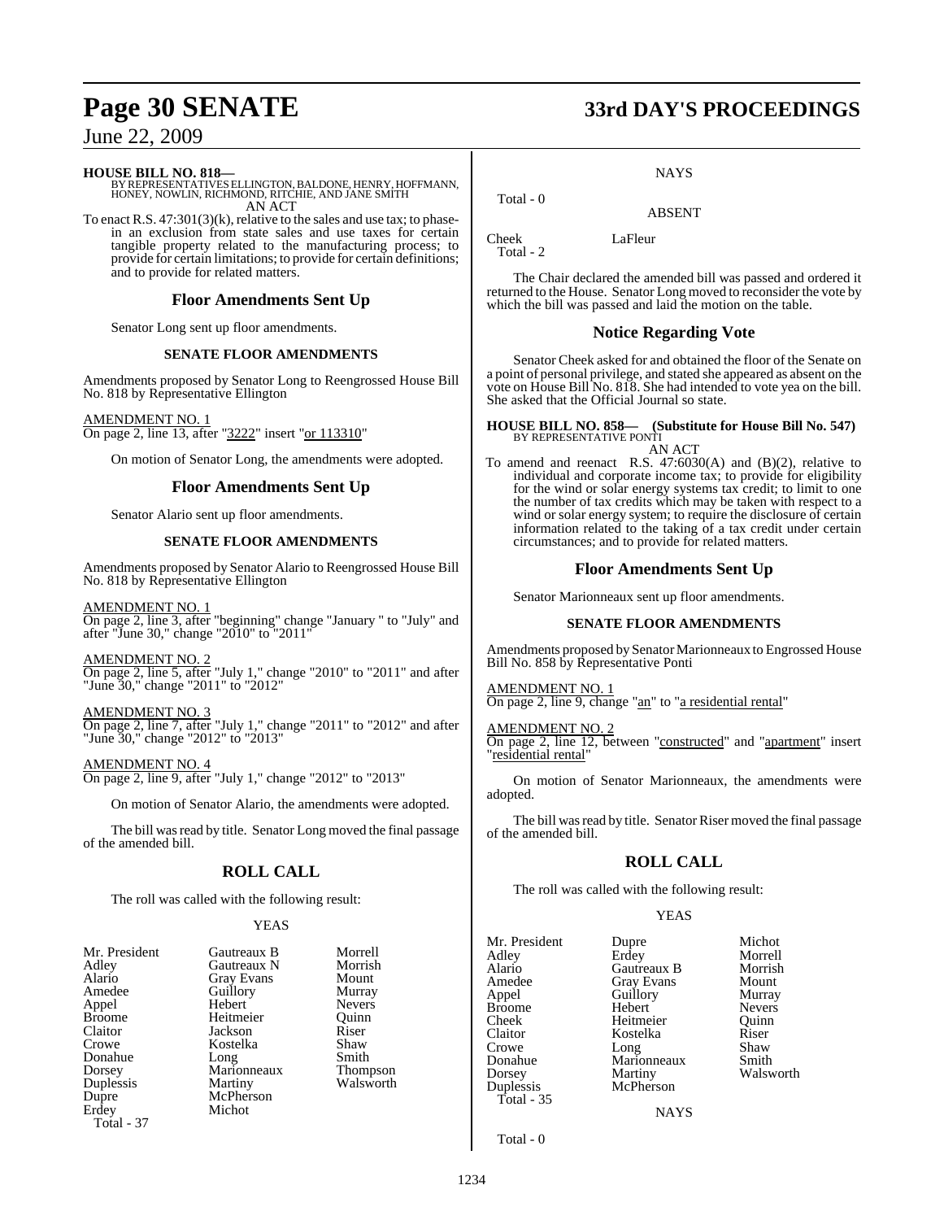**HOUSE BILL NO. 818—**
BY REPRESENTATIVES ELLINGTON, BALDONE, HENRY, HOFFMANN, HONEY, NOWLIN, RICHMOND, RITCHIE, AND JANE SMITH
AN ACT

To enact R.S. 47:301(3)(k), relative to the sales and use tax; to phase-in an exclusion from state sales and use taxes for certain tangible property related to the manufacturing process; to provide for certain limitations; to provide for certain definitions; and to provide for related matters.

## Floor Amendments Sent Up

Senator Long sent up floor amendments.

### SENATE FLOOR AMENDMENTS

Amendments proposed by Senator Long to Reengrossed House Bill No. 818 by Representative Ellington

AMENDMENT NO. 1
On page 2, line 13, after "3222" insert "or 113310"

On motion of Senator Long, the amendments were adopted.

## Floor Amendments Sent Up

Senator Alario sent up floor amendments.

### SENATE FLOOR AMENDMENTS

Amendments proposed by Senator Alario to Reengrossed House Bill No. 818 by Representative Ellington

AMENDMENT NO. 1
On page 2, line 3, after "beginning" change "January " to "July" and after "June 30," change "2010" to "2011"

AMENDMENT NO. 2
On page 2, line 5, after "July 1," change "2010" to "2011" and after "June 30," change "2011" to "2012"

AMENDMENT NO. 3
On page 2, line 7, after "July 1," change "2011" to "2012" and after "June 30," change "2012" to "2013"

AMENDMENT NO. 4
On page 2, line 9, after "July 1," change "2012" to "2013"

On motion of Senator Alario, the amendments were adopted.

The bill was read by title. Senator Long moved the final passage of the amended bill.

## ROLL CALL

The roll was called with the following result:

YEAS

| | | |
|---|---|---|
| Mr. President | Gautreaux B | Morrell |
| Adley | Gautreaux N | Morrish |
| Alario | Gray Evans | Mount |
| Amedee | Guillory | Murray |
| Appel | Hebert | Nevers |
| Broome | Heitmeier | Quinn |
| Claitor | Jackson | Riser |
| Crowe | Kostelka | Shaw |
| Donahue | Long | Smith |
| Dorsey | Marionneaux | Thompson |
| Duplessis | Martiny | Walsworth |
| Dupre | McPherson | |
| Erdey | Michot | |

Total - 37

NAYS

Total - 0

ABSENT

| | |
|---|---|
| Cheek | LaFleur |

Total - 2

The Chair declared the amended bill was passed and ordered it returned to the House. Senator Long moved to reconsider the vote by which the bill was passed and laid the motion on the table.

## Notice Regarding Vote

Senator Cheek asked for and obtained the floor of the Senate on a point of personal privilege, and stated she appeared as absent on the vote on House Bill No. 818. She had intended to vote yea on the bill. She asked that the Official Journal so state.

**HOUSE BILL NO. 858— (Substitute for House Bill No. 547)**
BY REPRESENTATIVE PONTI
AN ACT

To amend and reenact R.S. 47:6030(A) and (B)(2), relative to individual and corporate income tax; to provide for eligibility for the wind or solar energy systems tax credit; to limit to one the number of tax credits which may be taken with respect to a wind or solar energy system; to require the disclosure of certain information related to the taking of a tax credit under certain circumstances; and to provide for related matters.

## Floor Amendments Sent Up

Senator Marionneaux sent up floor amendments.

### SENATE FLOOR AMENDMENTS

Amendments proposed by Senator Marionneaux to Engrossed House Bill No. 858 by Representative Ponti

AMENDMENT NO. 1
On page 2, line 9, change "an" to "a residential rental"

AMENDMENT NO. 2
On page 2, line 12, between "constructed" and "apartment" insert "residential rental"

On motion of Senator Marionneaux, the amendments were adopted.

The bill was read by title. Senator Riser moved the final passage of the amended bill.

## ROLL CALL

The roll was called with the following result:

YEAS

| | | |
|---|---|---|
| Mr. President | Dupre | Michot |
| Adley | Erdey | Morrell |
| Alario | Gautreaux B | Morrish |
| Amedee | Gray Evans | Mount |
| Appel | Guillory | Murray |
| Broome | Hebert | Nevers |
| Cheek | Heitmeier | Quinn |
| Claitor | Kostelka | Riser |
| Crowe | Long | Shaw |
| Donahue | Marionneaux | Smith |
| Dorsey | Martiny | Walsworth |
| Duplessis | McPherson | |

Total - 35

NAYS

Total - 0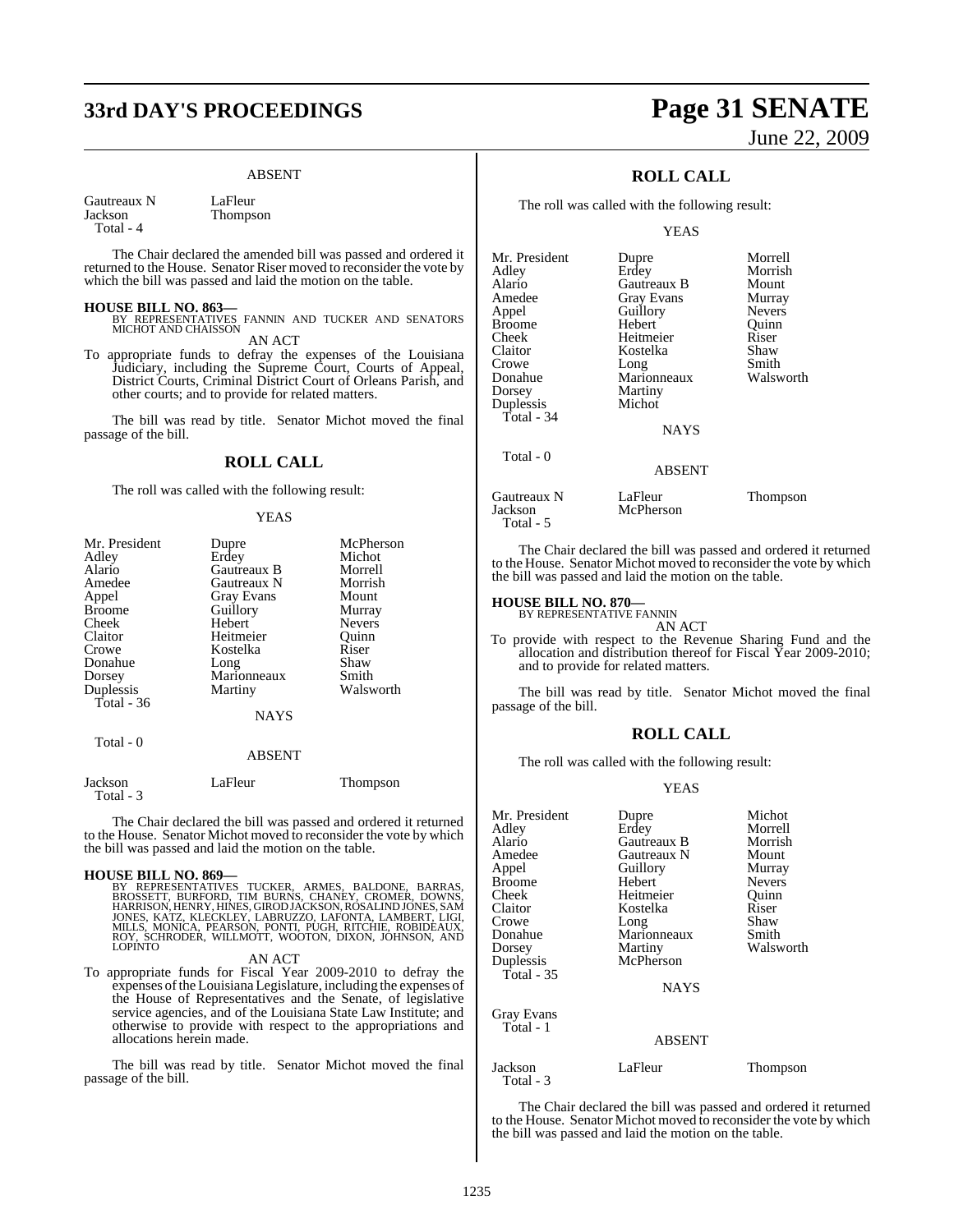ABSENT

| | |
|---|---|
| Gautreaux N | LaFleur |
| Jackson | Thompson |
| Total - 4 | |

The Chair declared the amended bill was passed and ordered it returned to the House. Senator Riser moved to reconsider the vote by which the bill was passed and laid the motion on the table.

**HOUSE BILL NO. 863—**
BY REPRESENTATIVES FANNIN AND TUCKER AND SENATORS MICHOT AND CHAISSON

AN ACT

To appropriate funds to defray the expenses of the Louisiana Judiciary, including the Supreme Court, Courts of Appeal, District Courts, Criminal District Court of Orleans Parish, and other courts; and to provide for related matters.

The bill was read by title. Senator Michot moved the final passage of the bill.

## ROLL CALL

The roll was called with the following result:

YEAS

| | | |
|---|---|---|
| Mr. President | Dupre | McPherson |
| Adley | Erdey | Michot |
| Alario | Gautreaux B | Morrell |
| Amedee | Gautreaux N | Morrish |
| Appel | Gray Evans | Mount |
| Broome | Guillory | Murray |
| Cheek | Hebert | Nevers |
| Claitor | Heitmeier | Quinn |
| Crowe | Kostelka | Riser |
| Donahue | Long | Shaw |
| Dorsey | Marionneaux | Smith |
| Duplessis | Martiny | Walsworth |
| Total - 36 | | |

NAYS

Total - 0

ABSENT

| | | |
|---|---|---|
| Jackson | LaFleur | Thompson |
| Total - 3 | | |

The Chair declared the bill was passed and ordered it returned to the House. Senator Michot moved to reconsider the vote by which the bill was passed and laid the motion on the table.

**HOUSE BILL NO. 869—**
BY REPRESENTATIVES TUCKER, ARMES, BALDONE, BARRAS, BROSSETT, BURFORD, TIM BURNS, CHANEY, CROMER, DOWNS, HARRISON, HENRY, HINES, GIROD JACKSON, ROSALIND JONES, SAM JONES, KATZ, KLECKLEY, LABRUZZO, LAFONTA, LAMBERT, LIGI, MILLS, MONICA, PEARSON, PONTI, PUGH, RITCHIE, ROBIDEAUX, ROY, SCHRODER, WILLMOTT, WOOTON, DIXON, JOHNSON, AND LOPINTO

AN ACT

To appropriate funds for Fiscal Year 2009-2010 to defray the expenses of the Louisiana Legislature, including the expenses of the House of Representatives and the Senate, of legislative service agencies, and of the Louisiana State Law Institute; and otherwise to provide with respect to the appropriations and allocations herein made.

The bill was read by title. Senator Michot moved the final passage of the bill.

## ROLL CALL

The roll was called with the following result:

YEAS

| | | |
|---|---|---|
| Mr. President | Dupre | Morrell |
| Adley | Erdey | Morrish |
| Alario | Gautreaux B | Mount |
| Amedee | Gray Evans | Murray |
| Appel | Guillory | Nevers |
| Broome | Hebert | Quinn |
| Cheek | Heitmeier | Riser |
| Claitor | Kostelka | Shaw |
| Crowe | Long | Smith |
| Donahue | Marionneaux | Walsworth |
| Dorsey | Martiny | |
| Duplessis | Michot | |
| Total - 34 | | |

NAYS

Total - 0

ABSENT

| | | |
|---|---|---|
| Gautreaux N | LaFleur | Thompson |
| Jackson | McPherson | |
| Total - 5 | | |

The Chair declared the bill was passed and ordered it returned to the House. Senator Michot moved to reconsider the vote by which the bill was passed and laid the motion on the table.

**HOUSE BILL NO. 870—**
BY REPRESENTATIVE FANNIN

AN ACT

To provide with respect to the Revenue Sharing Fund and the allocation and distribution thereof for Fiscal Year 2009-2010; and to provide for related matters.

The bill was read by title. Senator Michot moved the final passage of the bill.

## ROLL CALL

The roll was called with the following result:

YEAS

| | | |
|---|---|---|
| Mr. President | Dupre | Michot |
| Adley | Erdey | Morrell |
| Alario | Gautreaux B | Morrish |
| Amedee | Gautreaux N | Mount |
| Appel | Guillory | Murray |
| Broome | Hebert | Nevers |
| Cheek | Heitmeier | Quinn |
| Claitor | Kostelka | Riser |
| Crowe | Long | Shaw |
| Donahue | Marionneaux | Smith |
| Dorsey | Martiny | Walsworth |
| Duplessis | McPherson | |
| Total - 35 | | |

NAYS

| |
|---|
| Gray Evans |
| Total - 1 |

ABSENT

| | | |
|---|---|---|
| Jackson | LaFleur | Thompson |
| Total - 3 | | |

The Chair declared the bill was passed and ordered it returned to the House. Senator Michot moved to reconsider the vote by which the bill was passed and laid the motion on the table.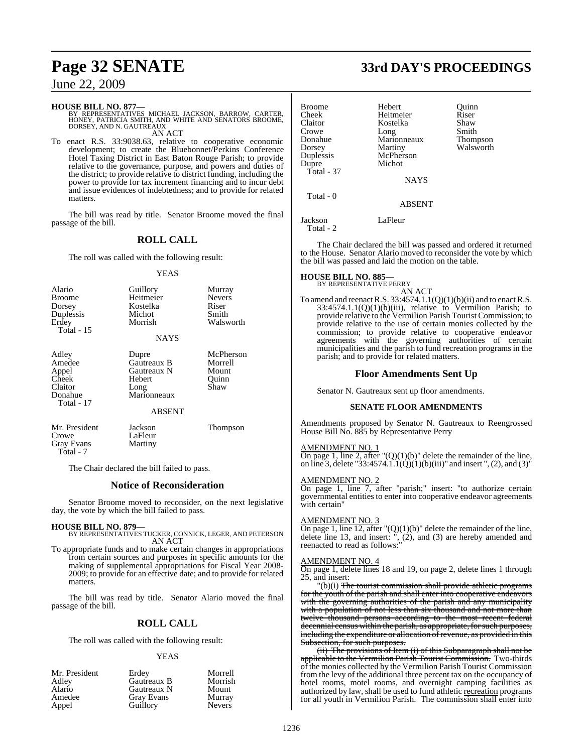**HOUSE BILL NO. 877—**
BY REPRESENTATIVES MICHAEL JACKSON, BARROW, CARTER, HONEY, PATRICIA SMITH, AND WHITE AND SENATORS BROOME, DORSEY, AND N. GAUTREAUX
AN ACT

To enact R.S. 33:9038.63, relative to cooperative economic development; to create the Bluebonnet/Perkins Conference Hotel Taxing District in East Baton Rouge Parish; to provide relative to the governance, purpose, and powers and duties of the district; to provide relative to district funding, including the power to provide for tax increment financing and to incur debt and issue evidences of indebtedness; and to provide for related matters.

The bill was read by title. Senator Broome moved the final passage of the bill.

## ROLL CALL

The roll was called with the following result:

YEAS

| | | |
|---|---|---|
| Alario | Guillory | Murray |
| Broome | Heitmeier | Nevers |
| Dorsey | Kostelka | Riser |
| Duplessis | Michot | Smith |
| Erdey | Morrish | Walsworth |
| Total - 15 | | |

NAYS

| | | |
|---|---|---|
| Adley | Dupre | McPherson |
| Amedee | Gautreaux B | Morrell |
| Appel | Gautreaux N | Mount |
| Cheek | Hebert | Quinn |
| Claitor | Long | Shaw |
| Donahue | Marionneaux | |
| Total - 17 | | |

ABSENT

| | | |
|---|---|---|
| Mr. President | Jackson | Thompson |
| Crowe | LaFleur | |
| Gray Evans | Martiny | |
| Total - 7 | | |

The Chair declared the bill failed to pass.

## Notice of Reconsideration

Senator Broome moved to reconsider, on the next legislative day, the vote by which the bill failed to pass.

**HOUSE BILL NO. 879—**
BY REPRESENTATIVES TUCKER, CONNICK, LEGER, AND PETERSON
AN ACT

To appropriate funds and to make certain changes in appropriations from certain sources and purposes in specific amounts for the making of supplemental appropriations for Fiscal Year 2008-2009; to provide for an effective date; and to provide for related matters.

The bill was read by title. Senator Alario moved the final passage of the bill.

## ROLL CALL

The roll was called with the following result:

YEAS

| | | |
|---|---|---|
| Mr. President | Erdey | Morrell |
| Adley | Gautreaux B | Morrish |
| Alario | Gautreaux N | Mount |
| Amedee | Gray Evans | Murray |
| Appel | Guillory | Nevers |
| Broome | Hebert | Quinn |
| Cheek | Heitmeier | Riser |
| Claitor | Kostelka | Shaw |
| Crowe | Long | Smith |
| Donahue | Marionneaux | Thompson |
| Dorsey | Martiny | Walsworth |
| Duplessis | McPherson | |
| Dupre | Michot | |
| Total - 37 | | |

NAYS

Total - 0

ABSENT

| | |
|---|---|
| Jackson | LaFleur |
| Total - 2 | |

The Chair declared the bill was passed and ordered it returned to the House. Senator Alario moved to reconsider the vote by which the bill was passed and laid the motion on the table.

**HOUSE BILL NO. 885—**
BY REPRESENTATIVE PERRY
AN ACT

To amend and reenact R.S. 33:4574.1.1(Q)(1)(b)(ii) and to enact R.S. 33:4574.1.1(Q)(1)(b)(iii), relative to Vermilion Parish; to provide relative to the Vermilion Parish Tourist Commission; to provide relative to the use of certain monies collected by the commission; to provide relative to cooperative endeavor agreements with the governing authorities of certain municipalities and the parish to fund recreation programs in the parish; and to provide for related matters.

## Floor Amendments Sent Up

Senator N. Gautreaux sent up floor amendments.

### SENATE FLOOR AMENDMENTS

Amendments proposed by Senator N. Gautreaux to Reengrossed House Bill No. 885 by Representative Perry

AMENDMENT NO. 1
On page 1, line 2, after "(Q)(1)(b)" delete the remainder of the line, on line 3, delete "33:4574.1.1(Q)(1)(b)(iii)" and insert ", (2), and (3)"

AMENDMENT NO. 2
On page 1, line 7, after "parish;" insert: "to authorize certain governmental entities to enter into cooperative endeavor agreements with certain"

AMENDMENT NO. 3
On page 1, line 12, after "(Q)(1)(b)" delete the remainder of the line, delete line 13, and insert: ", (2), and (3) are hereby amended and reenacted to read as follows:"

AMENDMENT NO. 4
On page 1, delete lines 18 and 19, on page 2, delete lines 1 through 25, and insert:

"(b)(i) ~~The tourist commission shall provide athletic programs for the youth of the parish and shall enter into cooperative endeavors with the governing authorities of the parish and any municipality with a population of not less than six thousand and not more than twelve thousand persons according to the most recent federal decennial census within the parish, as appropriate, for such purposes, including the expenditure or allocation of revenue, as provided in this Subsection, for such purposes.~~

~~(ii) The provisions of Item (i) of this Subparagraph shall not be applicable to the Vermilion Parish Tourist Commission.~~ Two-thirds of the monies collected by the Vermilion Parish Tourist Commission from the levy of the additional three percent tax on the occupancy of hotel rooms, motel rooms, and overnight camping facilities as authorized by law, shall be used to fund ~~athletic~~ recreation programs for all youth in Vermilion Parish. The commission shall enter into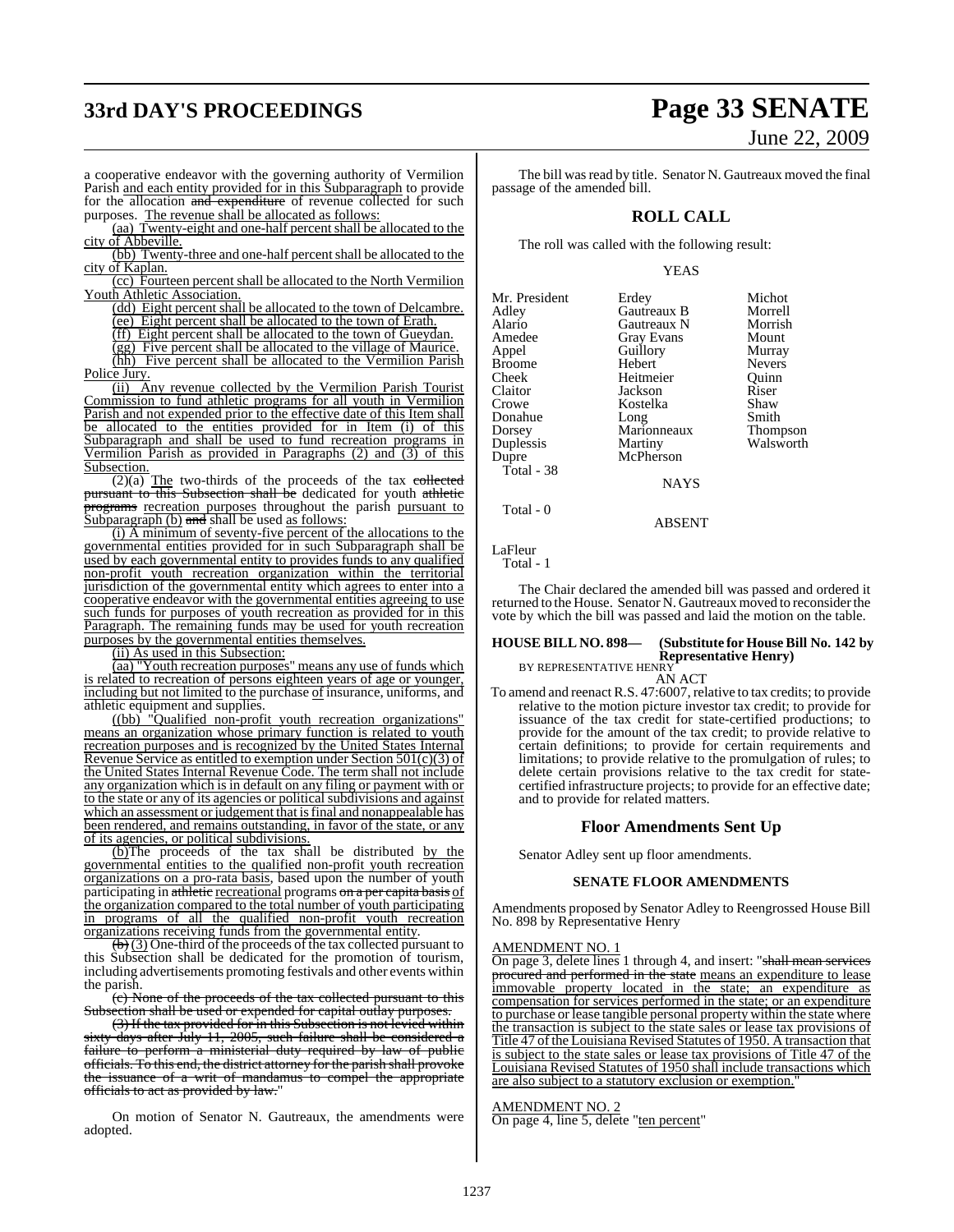a cooperative endeavor with the governing authority of Vermilion Parish and each entity provided for in this Subparagraph to provide for the allocation and expenditure of revenue collected for such purposes. The revenue shall be allocated as follows:

(aa) Twenty-eight and one-half percent shall be allocated to the city of Abbeville.

(bb) Twenty-three and one-half percent shall be allocated to the city of Kaplan.

(cc) Fourteen percent shall be allocated to the North Vermilion Youth Athletic Association.

(dd) Eight percent shall be allocated to the town of Delcambre.

(ee) Eight percent shall be allocated to the town of Erath.

(ff) Eight percent shall be allocated to the town of Gueydan.

(gg) Five percent shall be allocated to the village of Maurice.

(hh) Five percent shall be allocated to the Vermilion Parish Police Jury.

(ii) Any revenue collected by the Vermilion Parish Tourist Commission to fund athletic programs for all youth in Vermilion Parish and not expended prior to the effective date of this Item shall be allocated to the entities provided for in Item (i) of this Subparagraph and shall be used to fund recreation programs in Vermilion Parish as provided in Paragraphs (2) and (3) of this Subsection.

(2)(a) The two-thirds of the proceeds of the tax collected pursuant to this Subsection shall be dedicated for youth athletic programs recreation purposes throughout the parish pursuant to Subparagraph (b) and shall be used as follows:

(i) A minimum of seventy-five percent of the allocations to the governmental entities provided for in such Subparagraph shall be used by each governmental entity to provides funds to any qualified non-profit youth recreation organization within the territorial jurisdiction of the governmental entity which agrees to enter into a cooperative endeavor with the governmental entities agreeing to use such funds for purposes of youth recreation as provided for in this Paragraph. The remaining funds may be used for youth recreation purposes by the governmental entities themselves.

(ii) As used in this Subsection:

(aa) "Youth recreation purposes" means any use of funds which is related to recreation of persons eighteen years of age or younger, including but not limited to the purchase of insurance, uniforms, and athletic equipment and supplies.

((bb) "Qualified non-profit youth recreation organizations" means an organization whose primary function is related to youth recreation purposes and is recognized by the United States Internal Revenue Service as entitled to exemption under Section 501(c)(3) of the United States Internal Revenue Code. The term shall not include any organization which is in default on any filing or payment with or to the state or any of its agencies or political subdivisions and against which an assessment or judgement that is final and nonappealable has been rendered, and remains outstanding, in favor of the state, or any of its agencies, or political subdivisions.

(b)The proceeds of the tax shall be distributed by the governmental entities to the qualified non-profit youth recreation organizations on a pro-rata basis, based upon the number of youth participating in athletic recreational programs on a per capita basis of the organization compared to the total number of youth participating in programs of all the qualified non-profit youth recreation organizations receiving funds from the governmental entity.

(b) (3) One-third of the proceeds of the tax collected pursuant to this Subsection shall be dedicated for the promotion of tourism, including advertisements promoting festivals and other events within the parish.

(c) None of the proceeds of the tax collected pursuant to this Subsection shall be used or expended for capital outlay purposes.

(3) If the tax provided for in this Subsection is not levied within sixty days after July 11, 2005, such failure shall be considered a failure to perform a ministerial duty required by law of public officials. To this end, the district attorney for the parish shall provoke the issuance of a writ of mandamus to compel the appropriate officials to act as provided by law."

On motion of Senator N. Gautreaux, the amendments were adopted.

The bill was read by title. Senator N. Gautreaux moved the final passage of the amended bill.

## ROLL CALL

The roll was called with the following result:

YEAS

| | | |
|---|---|---|
| Mr. President | Erdey | Michot |
| Adley | Gautreaux B | Morrell |
| Alario | Gautreaux N | Morrish |
| Amedee | Gray Evans | Mount |
| Appel | Guillory | Murray |
| Broome | Hebert | Nevers |
| Cheek | Heitmeier | Quinn |
| Claitor | Jackson | Riser |
| Crowe | Kostelka | Shaw |
| Donahue | Long | Smith |
| Dorsey | Marionneaux | Thompson |
| Duplessis | Martiny | Walsworth |
| Dupre | McPherson | |

Total - 38

NAYS

Total - 0

ABSENT

LaFleur

Total - 1

The Chair declared the amended bill was passed and ordered it returned to the House. Senator N. Gautreaux moved to reconsider the vote by which the bill was passed and laid the motion on the table.

**HOUSE BILL NO. 898— (Substitute for House Bill No. 142 by Representative Henry)**
BY REPRESENTATIVE HENRY

AN ACT

To amend and reenact R.S. 47:6007, relative to tax credits; to provide relative to the motion picture investor tax credit; to provide for issuance of the tax credit for state-certified productions; to provide for the amount of the tax credit; to provide relative to certain definitions; to provide for certain requirements and limitations; to provide relative to the promulgation of rules; to delete certain provisions relative to the tax credit for state-certified infrastructure projects; to provide for an effective date; and to provide for related matters.

## Floor Amendments Sent Up

Senator Adley sent up floor amendments.

### SENATE FLOOR AMENDMENTS

Amendments proposed by Senator Adley to Reengrossed House Bill No. 898 by Representative Henry

AMENDMENT NO. 1

On page 3, delete lines 1 through 4, and insert: "shall mean services procured and performed in the state means an expenditure to lease immovable property located in the state; an expenditure as compensation for services performed in the state; or an expenditure to purchase or lease tangible personal property within the state where the transaction is subject to the state sales or lease tax provisions of Title 47 of the Louisiana Revised Statutes of 1950. A transaction that is subject to the state sales or lease tax provisions of Title 47 of the Louisiana Revised Statutes of 1950 shall include transactions which are also subject to a statutory exclusion or exemption."

AMENDMENT NO. 2

On page 4, line 5, delete "ten percent"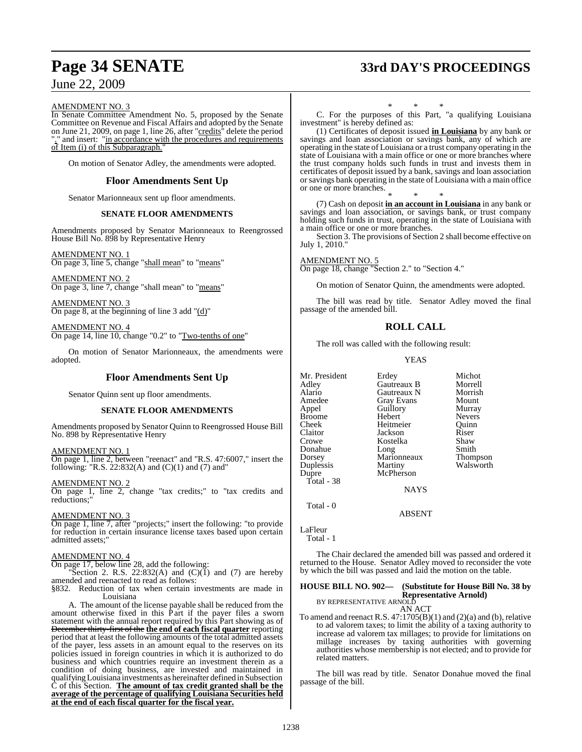AMENDMENT NO. 3

In Senate Committee Amendment No. 5, proposed by the Senate Committee on Revenue and Fiscal Affairs and adopted by the Senate on June 21, 2009, on page 1, line 26, after "credits" delete the period "." and insert: "in accordance with the procedures and requirements of Item (i) of this Subparagraph."

On motion of Senator Adley, the amendments were adopted.

## Floor Amendments Sent Up

Senator Marionneaux sent up floor amendments.

### SENATE FLOOR AMENDMENTS

Amendments proposed by Senator Marionneaux to Reengrossed House Bill No. 898 by Representative Henry

AMENDMENT NO. 1

On page 3, line 5, change "shall mean" to "means"

AMENDMENT NO. 2

On page 3, line 7, change "shall mean" to "means"

AMENDMENT NO. 3

On page 8, at the beginning of line 3 add "(d)"

AMENDMENT NO. 4

On page 14, line 10, change "0.2" to "Two-tenths of one"

On motion of Senator Marionneaux, the amendments were adopted.

## Floor Amendments Sent Up

Senator Quinn sent up floor amendments.

### SENATE FLOOR AMENDMENTS

Amendments proposed by Senator Quinn to Reengrossed House Bill No. 898 by Representative Henry

AMENDMENT NO. 1

On page 1, line 2, between "reenact" and "R.S. 47:6007," insert the following: "R.S. 22:832(A) and (C)(1) and (7) and"

AMENDMENT NO. 2

On page 1, line 2, change "tax credits;" to "tax credits and reductions;"

AMENDMENT NO. 3

On page 1, line 7, after "projects;" insert the following: "to provide for reduction in certain insurance license taxes based upon certain admitted assets;"

AMENDMENT NO. 4

On page 17, below line 28, add the following:

"Section 2. R.S. 22:832(A) and (C)(1) and (7) are hereby amended and reenacted to read as follows:

§832. Reduction of tax when certain investments are made in Louisiana

A. The amount of the license payable shall be reduced from the amount otherwise fixed in this Part if the payer files a sworn statement with the annual report required by this Part showing as of ~~December thirty-first of the~~ **the end of each fiscal quarter** reporting period that at least the following amounts of the total admitted assets of the payer, less assets in an amount equal to the reserves on its policies issued in foreign countries in which it is authorized to do business and which countries require an investment therein as a condition of doing business, are invested and maintained in qualifying Louisiana investments as hereinafter defined in Subsection C of this Section. **The amount of tax credit granted shall be the average of the percentage of qualifying Louisiana Securities held at the end of each fiscal quarter for the fiscal year.**

\* \* \*

C. For the purposes of this Part, "a qualifying Louisiana investment" is hereby defined as:

(1) Certificates of deposit issued **in Louisiana** by any bank or savings and loan association or savings bank, any of which are operating in the state of Louisiana or a trust company operating in the state of Louisiana with a main office or one or more branches where the trust company holds such funds in trust and invests them in certificates of deposit issued by a bank, savings and loan association or savings bank operating in the state of Louisiana with a main office or one or more branches.

\* \* \*

(7) Cash on deposit **in an account in Louisiana** in any bank or savings and loan association, or savings bank, or trust company holding such funds in trust, operating in the state of Louisiana with a main office or one or more branches.

Section 3. The provisions of Section 2 shall become effective on July 1, 2010."

AMENDMENT NO. 5

On page 18, change "Section 2." to "Section 4."

On motion of Senator Quinn, the amendments were adopted.

The bill was read by title. Senator Adley moved the final passage of the amended bill.

## ROLL CALL

The roll was called with the following result:

YEAS

| | | |
|---|---|---|
| Mr. President | Erdey | Michot |
| Adley | Gautreaux B | Morrell |
| Alario | Gautreaux N | Morrish |
| Amedee | Gray Evans | Mount |
| Appel | Guillory | Murray |
| Broome | Hebert | Nevers |
| Cheek | Heitmeier | Quinn |
| Claitor | Jackson | Riser |
| Crowe | Kostelka | Shaw |
| Donahue | Long | Smith |
| Dorsey | Marionneaux | Thompson |
| Duplessis | Martiny | Walsworth |
| Dupre | McPherson | |

Total - 38

NAYS

Total - 0

ABSENT

LaFleur

Total - 1

The Chair declared the amended bill was passed and ordered it returned to the House. Senator Adley moved to reconsider the vote by which the bill was passed and laid the motion on the table.

**HOUSE BILL NO. 902— (Substitute for House Bill No. 38 by Representative Arnold)**

BY REPRESENTATIVE ARNOLD

AN ACT

To amend and reenact R.S. 47:1705(B)(1) and (2)(a) and (b), relative to ad valorem taxes; to limit the ability of a taxing authority to increase ad valorem tax millages; to provide for limitations on millage increases by taxing authorities with governing authorities whose membership is not elected; and to provide for related matters.

The bill was read by title. Senator Donahue moved the final passage of the bill.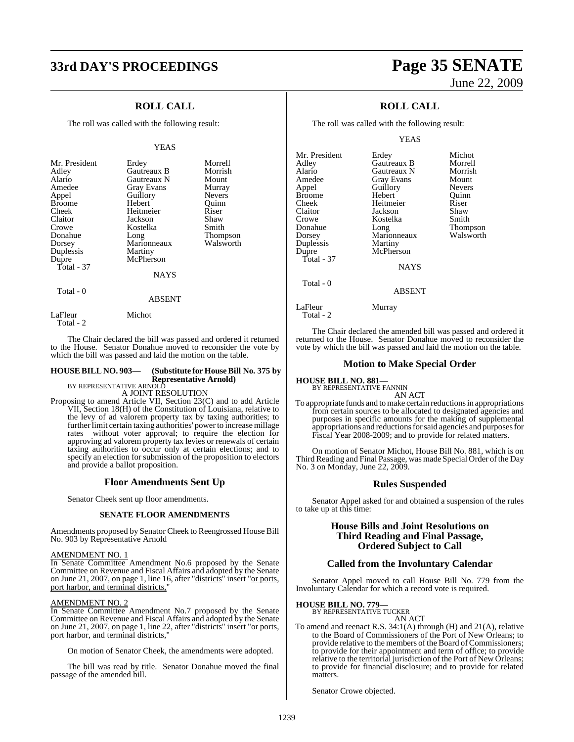## ROLL CALL

The roll was called with the following result:

YEAS

| | | |
|---|---|---|
| Mr. President | Erdey | Morrell |
| Adley | Gautreaux B | Morrish |
| Alario | Gautreaux N | Mount |
| Amedee | Gray Evans | Murray |
| Appel | Guillory | Nevers |
| Broome | Hebert | Quinn |
| Cheek | Heitmeier | Riser |
| Claitor | Jackson | Shaw |
| Crowe | Kostelka | Smith |
| Donahue | Long | Thompson |
| Dorsey | Marionneaux | Walsworth |
| Duplessis | Martiny | |
| Dupre | McPherson | |
| Total - 37 | | |

NAYS

Total - 0

ABSENT

| | |
|---|---|
| LaFleur | Michot |
| Total - 2 | |

The Chair declared the bill was passed and ordered it returned to the House. Senator Donahue moved to reconsider the vote by which the bill was passed and laid the motion on the table.

**HOUSE BILL NO. 903— (Substitute for House Bill No. 375 by Representative Arnold)**
BY REPRESENTATIVE ARNOLD
A JOINT RESOLUTION

Proposing to amend Article VII, Section 23(C) and to add Article VII, Section 18(H) of the Constitution of Louisiana, relative to the levy of ad valorem property tax by taxing authorities; to further limit certain taxing authorities' power to increase millage rates without voter approval; to require the election for approving ad valorem property tax levies or renewals of certain taxing authorities to occur only at certain elections; and to specify an election for submission of the proposition to electors and provide a ballot proposition.

## Floor Amendments Sent Up

Senator Cheek sent up floor amendments.

### SENATE FLOOR AMENDMENTS

Amendments proposed by Senator Cheek to Reengrossed House Bill No. 903 by Representative Arnold

AMENDMENT NO. 1
In Senate Committee Amendment No.6 proposed by the Senate Committee on Revenue and Fiscal Affairs and adopted by the Senate on June 21, 2007, on page 1, line 16, after "districts" insert "or ports, port harbor, and terminal districts,"

AMENDMENT NO. 2
In Senate Committee Amendment No.7 proposed by the Senate Committee on Revenue and Fiscal Affairs and adopted by the Senate on June 21, 2007, on page 1, line 22, after "districts" insert "or ports, port harbor, and terminal districts,"

On motion of Senator Cheek, the amendments were adopted.

The bill was read by title. Senator Donahue moved the final passage of the amended bill.

## ROLL CALL

The roll was called with the following result:

YEAS

| | | |
|---|---|---|
| Mr. President | Erdey | Michot |
| Adley | Gautreaux B | Morrell |
| Alario | Gautreaux N | Morrish |
| Amedee | Gray Evans | Mount |
| Appel | Guillory | Nevers |
| Broome | Hebert | Quinn |
| Cheek | Heitmeier | Riser |
| Claitor | Jackson | Shaw |
| Crowe | Kostelka | Smith |
| Donahue | Long | Thompson |
| Dorsey | Marionneaux | Walsworth |
| Duplessis | Martiny | |
| Dupre | McPherson | |
| Total - 37 | | |

NAYS

Total - 0

ABSENT

| | |
|---|---|
| LaFleur | Murray |
| Total - 2 | |

The Chair declared the amended bill was passed and ordered it returned to the House. Senator Donahue moved to reconsider the vote by which the bill was passed and laid the motion on the table.

## Motion to Make Special Order

**HOUSE BILL NO. 881—**
BY REPRESENTATIVE FANNIN
AN ACT

To appropriate funds and to make certain reductions in appropriations from certain sources to be allocated to designated agencies and purposes in specific amounts for the making of supplemental appropriations and reductions for said agencies and purposes for Fiscal Year 2008-2009; and to provide for related matters.

On motion of Senator Michot, House Bill No. 881, which is on Third Reading and Final Passage, was made Special Order of the Day No. 3 on Monday, June 22, 2009.

## Rules Suspended

Senator Appel asked for and obtained a suspension of the rules to take up at this time:

## House Bills and Joint Resolutions on Third Reading and Final Passage, Ordered Subject to Call

## Called from the Involuntary Calendar

Senator Appel moved to call House Bill No. 779 from the Involuntary Calendar for which a record vote is required.

**HOUSE BILL NO. 779—**
BY REPRESENTATIVE TUCKER
AN ACT

To amend and reenact R.S. 34:1(A) through (H) and 21(A), relative to the Board of Commissioners of the Port of New Orleans; to provide relative to the members of the Board of Commissioners; to provide for their appointment and term of office; to provide relative to the territorial jurisdiction of the Port of New Orleans; to provide for financial disclosure; and to provide for related matters.

Senator Crowe objected.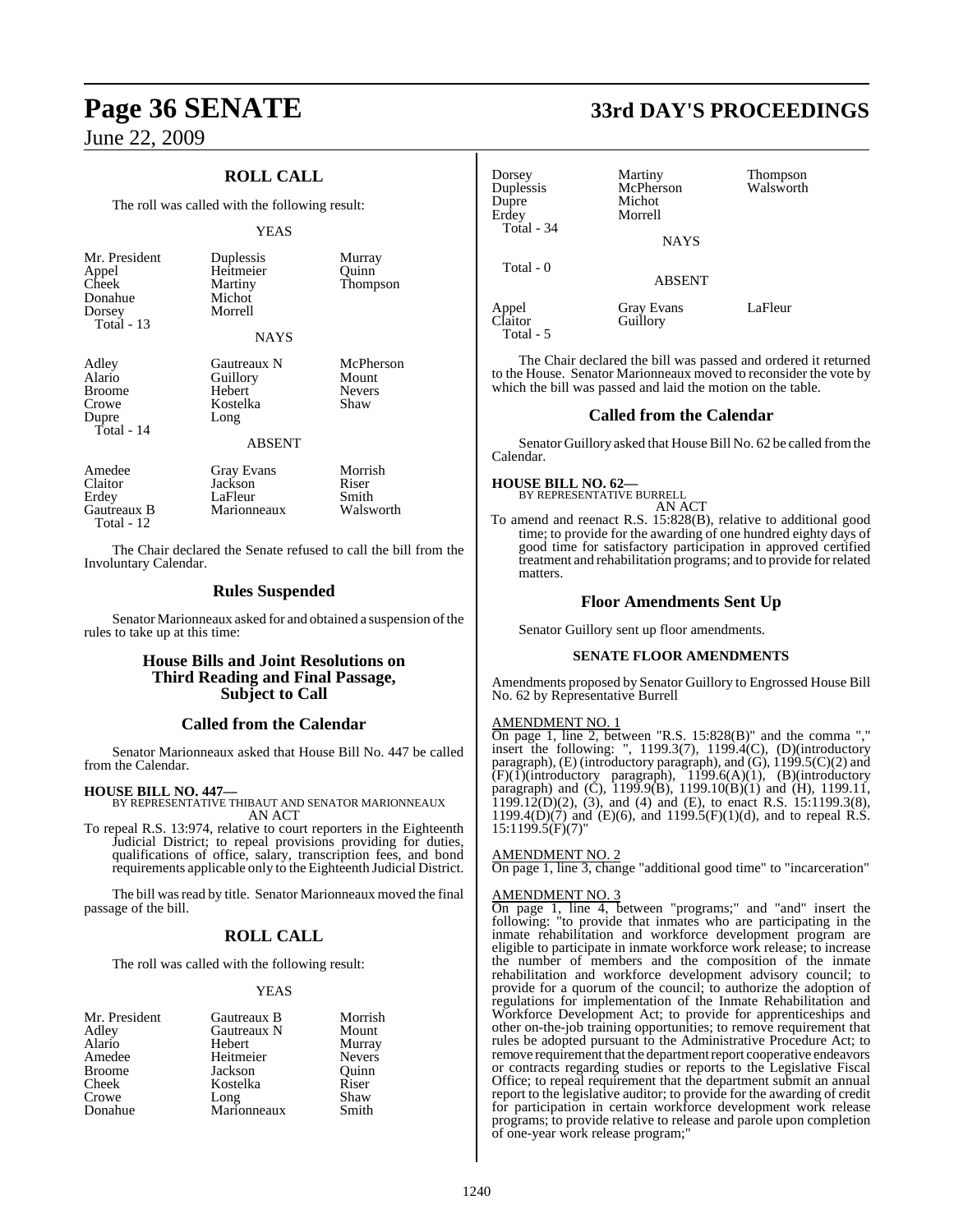## ROLL CALL

The roll was called with the following result:

YEAS

| | | |
|---|---|---|
| Mr. President | Duplessis | Murray |
| Appel | Heitmeier | Quinn |
| Cheek | Martiny | Thompson |
| Donahue | Michot | |
| Dorsey | Morrell | |
| Total - 13 | | |

NAYS

| | | |
|---|---|---|
| Adley | Gautreaux N | McPherson |
| Alario | Guillory | Mount |
| Broome | Hebert | Nevers |
| Crowe | Kostelka | Shaw |
| Dupre | Long | |
| Total - 14 | | |

ABSENT

| | | |
|---|---|---|
| Amedee | Gray Evans | Morrish |
| Claitor | Jackson | Riser |
| Erdey | LaFleur | Smith |
| Gautreaux B | Marionneaux | Walsworth |
| Total - 12 | | |

The Chair declared the Senate refused to call the bill from the Involuntary Calendar.

## Rules Suspended

Senator Marionneaux asked for and obtained a suspension of the rules to take up at this time:

## House Bills and Joint Resolutions on Third Reading and Final Passage, Subject to Call

## Called from the Calendar

Senator Marionneaux asked that House Bill No. 447 be called from the Calendar.

**HOUSE BILL NO. 447—**
BY REPRESENTATIVE THIBAUT AND SENATOR MARIONNEAUX
AN ACT

To repeal R.S. 13:974, relative to court reporters in the Eighteenth Judicial District; to repeal provisions providing for duties, qualifications of office, salary, transcription fees, and bond requirements applicable only to the Eighteenth Judicial District.

The bill was read by title. Senator Marionneaux moved the final passage of the bill.

## ROLL CALL

The roll was called with the following result:

YEAS

| | | |
|---|---|---|
| Mr. President | Gautreaux B | Morrish |
| Adley | Gautreaux N | Mount |
| Alario | Hebert | Murray |
| Amedee | Heitmeier | Nevers |
| Broome | Jackson | Quinn |
| Cheek | Kostelka | Riser |
| Crowe | Long | Shaw |
| Donahue | Marionneaux | Smith |
| Dorsey | Martiny | Thompson |
| Duplessis | McPherson | Walsworth |
| Dupre | Michot | |
| Erdey | Morrell | |
| Total - 34 | | |

NAYS

Total - 0

ABSENT

| | | |
|---|---|---|
| Appel | Gray Evans | LaFleur |
| Claitor | Guillory | |
| Total - 5 | | |

The Chair declared the bill was passed and ordered it returned to the House. Senator Marionneaux moved to reconsider the vote by which the bill was passed and laid the motion on the table.

## Called from the Calendar

Senator Guillory asked that House Bill No. 62 be called from the Calendar.

**HOUSE BILL NO. 62—**
BY REPRESENTATIVE BURRELL
AN ACT

To amend and reenact R.S. 15:828(B), relative to additional good time; to provide for the awarding of one hundred eighty days of good time for satisfactory participation in approved certified treatment and rehabilitation programs; and to provide for related matters.

## Floor Amendments Sent Up

Senator Guillory sent up floor amendments.

**SENATE FLOOR AMENDMENTS**

Amendments proposed by Senator Guillory to Engrossed House Bill No. 62 by Representative Burrell

AMENDMENT NO. 1
On page 1, line 2, between "R.S. 15:828(B)" and the comma "," insert the following: ", 1199.3(7), 1199.4(C), (D)(introductory paragraph), (E) (introductory paragraph), and (G), 1199.5(C)(2) and (F)(1)(introductory paragraph), 1199.6(A)(1), (B)(introductory paragraph) and (C), 1199.9(B), 1199.10(B)(1) and (H), 1199.11, 1199.12(D)(2), (3), and (4) and (E), to enact R.S. 15:1199.3(8), 1199.4(D)(7) and (E)(6), and 1199.5(F)(1)(d), and to repeal R.S. 15:1199.5(F)(7)"

AMENDMENT NO. 2
On page 1, line 3, change "additional good time" to "incarceration"

AMENDMENT NO. 3
On page 1, line 4, between "programs;" and "and" insert the following: "to provide that inmates who are participating in the inmate rehabilitation and workforce development program are eligible to participate in inmate workforce work release; to increase the number of members and the composition of the inmate rehabilitation and workforce development advisory council; to provide for a quorum of the council; to authorize the adoption of regulations for implementation of the Inmate Rehabilitation and Workforce Development Act; to provide for apprenticeships and other on-the-job training opportunities; to remove requirement that rules be adopted pursuant to the Administrative Procedure Act; to remove requirement that the department report cooperative endeavors or contracts regarding studies or reports to the Legislative Fiscal Office; to repeal requirement that the department submit an annual report to the legislative auditor; to provide for the awarding of credit for participation in certain workforce development work release programs; to provide relative to release and parole upon completion of one-year work release program;"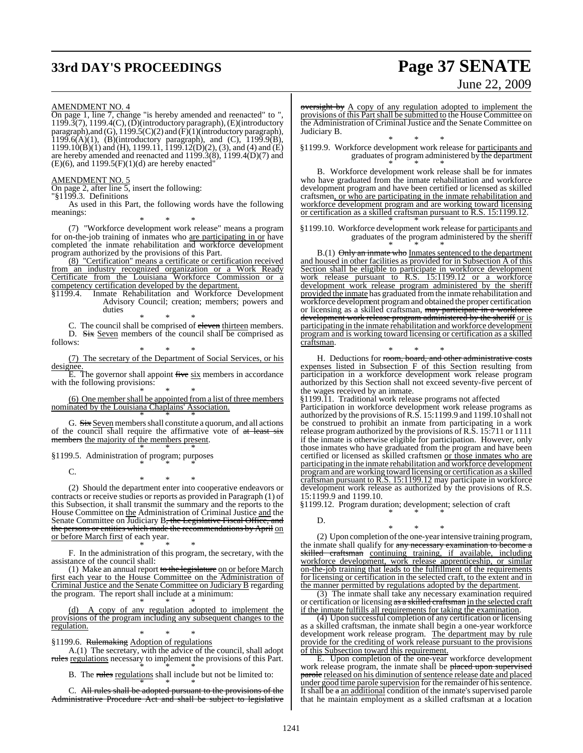AMENDMENT NO. 4

On page 1, line 7, change "is hereby amended and reenacted" to ", 1199.3(7), 1199.4(C), (D)(introductory paragraph), (E)(introductory paragraph),and (G), 1199.5(C)(2) and (F)(1)(introductory paragraph), 1199.6(A)(1), (B)(introductory paragraph), and (C), 1199.9(B), 1199.10(B)(1) and (H), 1199.11, 1199.12(D)(2), (3), and (4) and (E) are hereby amended and reenacted and 1199.3(8), 1199.4(D)(7) and (E)(6), and 1199.5(F)(1)(d) are hereby enacted"

AMENDMENT NO. 5

On page 2, after line 5, insert the following:

"§1199.3. Definitions

As used in this Part, the following words have the following meanings:

\* \* \*

(7) "Workforce development work release" means a program for on-the-job training of inmates who are participating in or have completed the inmate rehabilitation and workforce development program authorized by the provisions of this Part.

(8) "Certification" means a certificate or certification received from an industry recognized organization or a Work Ready Certificate from the Louisiana Workforce Commission or a competency certification developed by the department.

§1199.4. Inmate Rehabilitation and Workforce Development Advisory Council; creation; members; powers and duties

\* \* \*

C. The council shall be comprised of ~~eleven~~ thirteen members.

D. ~~Six~~ Seven members of the council shall be comprised as follows:

\* \* \*

(7) The secretary of the Department of Social Services, or his designee.

E. The governor shall appoint ~~five~~ six members in accordance with the following provisions:

\* \* \*

(6) One member shall be appointed from a list of three members nominated by the Louisiana Chaplains' Association.

\* \* \*

G. ~~Six~~ Seven members shall constitute a quorum, and all actions of the council shall require the affirmative vote of ~~at least six members~~ the majority of the members present.

\* \* \*

§1199.5. Administration of program; purposes

\* \* \*

C.

\* \* \*

(2) Should the department enter into cooperative endeavors or contracts or receive studies or reports as provided in Paragraph (1) of this Subsection, it shall transmit the summary and the reports to the House Committee on the Administration of Criminal Justice and the Senate Committee on Judiciary B~~, the Legislative Fiscal Office, and the persons or entities which made the recommendations by April~~ on or before March first of each year.

\* \* \*

F. In the administration of this program, the secretary, with the assistance of the council shall:

(1) Make an annual report ~~to the legislature~~ on or before March first each year to the House Committee on the Administration of Criminal Justice and the Senate Committee on Judiciary B regarding the program. The report shall include at a minimum:

\* \* \*

(d) A copy of any regulation adopted to implement the provisions of the program including any subsequent changes to the regulation.

\* \* \*

§1199.6. ~~Rulemaking~~ Adoption of regulations

A.(1) The secretary, with the advice of the council, shall adopt ~~rules~~ regulations necessary to implement the provisions of this Part.

\* \* \*

B. The ~~rules~~ regulations shall include but not be limited to:

\* \* \*

C. ~~All rules shall be adopted pursuant to the provisions of the Administrative Procedure Act and shall be subject to legislative oversight by~~ A copy of any regulation adopted to implement the provisions of this Part shall be submitted to the House Committee on the Administration of Criminal Justice and the Senate Committee on Judiciary B.

\* \* \*

§1199.9. Workforce development work release for participants and graduates of program administered by the department

\* \* \*

B. Workforce development work release shall be for inmates who have graduated from the inmate rehabilitation and workforce development program and have been certified or licensed as skilled craftsmen, or who are participating in the inmate rehabilitation and workforce development program and are working toward licensing or certification as a skilled craftsman pursuant to R.S. 15:1199.12.

\* \* \*

§1199.10. Workforce development work release for participants and graduates of the program administered by the sheriff

\* \* \*

B.(1) ~~Only an inmate who~~ Inmates sentenced to the department and housed in other facilities as provided for in Subsection A of this Section shall be eligible to participate in workforce development work release pursuant to R.S. 15:1199.12 or a workforce development work release program administered by the sheriff provided the inmate has graduated from the inmate rehabilitation and workforce development program and obtained the proper certification or licensing as a skilled craftsman, ~~may participate in a workforce development work release program administered by the sheriff~~ or is participating in the inmate rehabilitation and workforce development program and is working toward licensing or certification as a skilled craftsman.

\* \* \*

H. Deductions for ~~room, board, and other administrative costs~~ expenses listed in Subsection F of this Section resulting from participation in a workforce development work release program authorized by this Section shall not exceed seventy-five percent of the wages received by an inmate.

§1199.11. Traditional work release programs not affected

Participation in workforce development work release programs as authorized by the provisions of R.S. 15:1199.9 and 1199.10 shall not be construed to prohibit an inmate from participating in a work release program authorized by the provisions of R.S. 15:711 or 1111 if the inmate is otherwise eligible for participation. However, only those inmates who have graduated from the program and have been certified or licensed as skilled craftsmen or those inmates who are participating in the inmate rehabilitation and workforce development program and are working toward licensing or certification as a skilled craftsman pursuant to R.S. 15:1199.12 may participate in workforce development work release as authorized by the provisions of R.S. 15:1199.9 and 1199.10.

§1199.12. Program duration; development; selection of craft

\* \* \*

D.

\* \* \*

(2) Upon completion of the one-year intensive training program, the inmate shall qualify for ~~any necessary examination to become a skilled craftsman~~ continuing training, if available, including workforce development, work release apprenticeship, or similar on-the-job training that leads to the fulfillment of the requirements for licensing or certification in the selected craft, to the extent and in the manner permitted by regulations adopted by the department.

(3) The inmate shall take any necessary examination required or certification or licensing ~~as a skilled craftsman~~ in the selected craft if the inmate fulfills all requirements for taking the examination.

(4) Upon successful completion of any certification or licensing as a skilled craftsman, the inmate shall begin a one-year workforce development work release program. The department may by rule provide for the crediting of work release pursuant to the provisions of this Subsection toward this requirement.

E. Upon completion of the one-year workforce development work release program, the inmate shall be ~~placed upon supervised parole~~ released on his diminution of sentence release date and placed under good time parole supervision for the remainder of his sentence. It shall be ~~a~~ an additional condition of the inmate's supervised parole that he maintain employment as a skilled craftsman at a location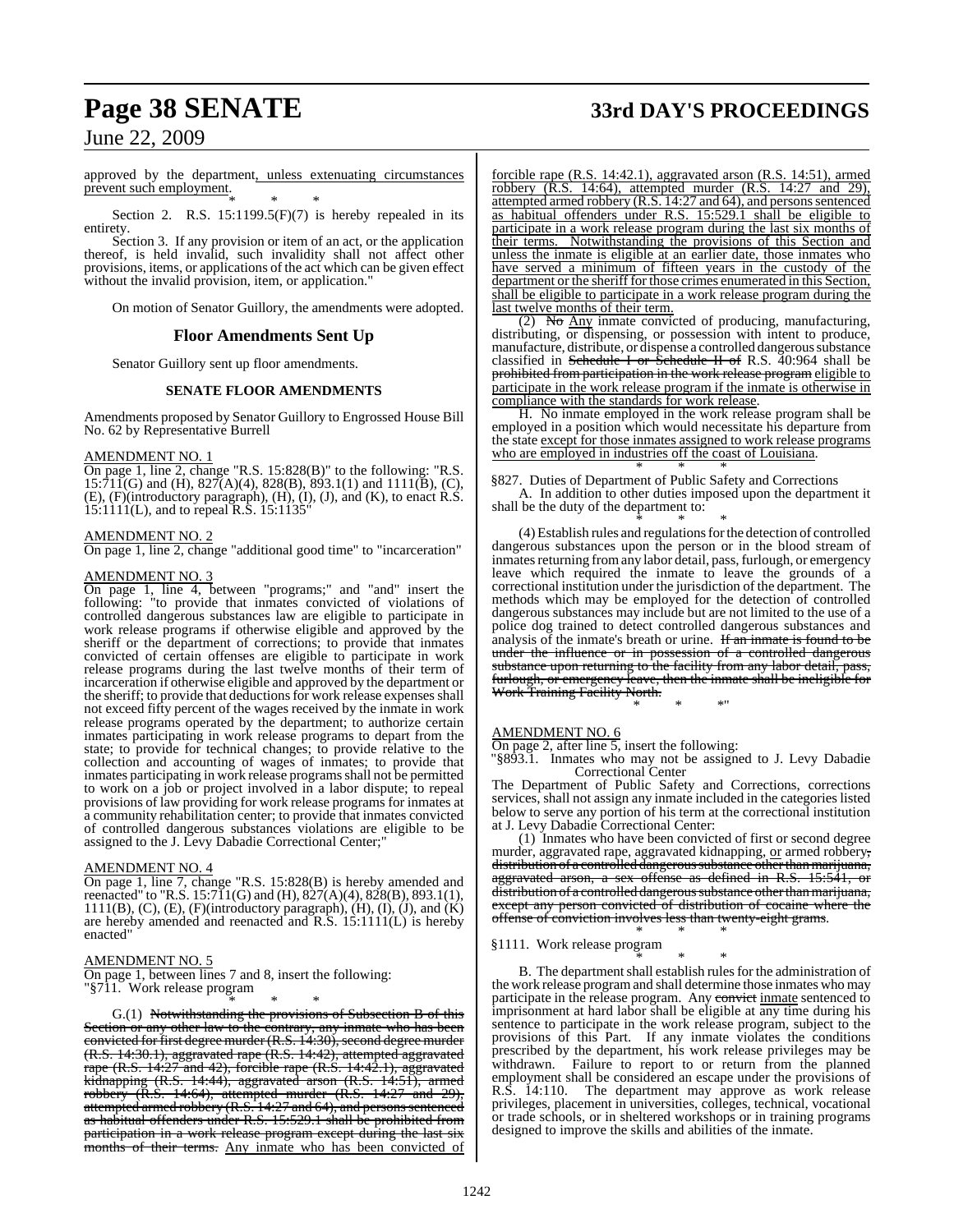approved by the department, unless extenuating circumstances prevent such employment.

\* \* \*

Section 2. R.S. 15:1199.5(F)(7) is hereby repealed in its entirety.

Section 3. If any provision or item of an act, or the application thereof, is held invalid, such invalidity shall not affect other provisions, items, or applications of the act which can be given effect without the invalid provision, item, or application."

On motion of Senator Guillory, the amendments were adopted.

## Floor Amendments Sent Up

Senator Guillory sent up floor amendments.

### SENATE FLOOR AMENDMENTS

Amendments proposed by Senator Guillory to Engrossed House Bill No. 62 by Representative Burrell

AMENDMENT NO. 1

On page 1, line 2, change "R.S. 15:828(B)" to the following: "R.S. 15:711(G) and (H), 827(A)(4), 828(B), 893.1(1) and 1111(B), (C), (E), (F)(introductory paragraph), (H), (I), (J), and (K), to enact R.S. 15:1111(L), and to repeal R.S. 15:1135"

AMENDMENT NO. 2

On page 1, line 2, change "additional good time" to "incarceration"

AMENDMENT NO. 3

On page 1, line 4, between "programs;" and "and" insert the following: "to provide that inmates convicted of violations of controlled dangerous substances law are eligible to participate in work release programs if otherwise eligible and approved by the sheriff or the department of corrections; to provide that inmates convicted of certain offenses are eligible to participate in work release programs during the last twelve months of their term of incarceration if otherwise eligible and approved by the department or the sheriff; to provide that deductions for work release expenses shall not exceed fifty percent of the wages received by the inmate in work release programs operated by the department; to authorize certain inmates participating in work release programs to depart from the state; to provide for technical changes; to provide relative to the collection and accounting of wages of inmates; to provide that inmates participating in work release programs shall not be permitted to work on a job or project involved in a labor dispute; to repeal provisions of law providing for work release programs for inmates at a community rehabilitation center; to provide that inmates convicted of controlled dangerous substances violations are eligible to be assigned to the J. Levy Dabadie Correctional Center;"

AMENDMENT NO. 4

On page 1, line 7, change "R.S. 15:828(B) is hereby amended and reenacted" to "R.S. 15:711(G) and (H), 827(A)(4), 828(B), 893.1(1), 1111(B), (C), (E), (F)(introductory paragraph), (H), (I), (J), and (K) are hereby amended and reenacted and R.S. 15:1111(L) is hereby enacted"

AMENDMENT NO. 5

On page 1, between lines 7 and 8, insert the following:

"§711. Work release program

\* \* \*

G.(1) ~~Notwithstanding the provisions of Subsection B of this Section or any other law to the contrary, any inmate who has been convicted for first degree murder (R.S. 14:30), second degree murder (R.S. 14:30.1), aggravated rape (R.S. 14:42), attempted aggravated rape (R.S. 14:27 and 42), forcible rape (R.S. 14:42.1), aggravated kidnapping (R.S. 14:44), aggravated arson (R.S. 14:51), armed robbery (R.S. 14:64), attempted murder (R.S. 14:27 and 29), attempted armed robbery (R.S. 14:27 and 64), and persons sentenced as habitual offenders under R.S. 15:529.1 shall be prohibited from participation in a work release program except during the last six months of their terms.~~ Any inmate who has been convicted of forcible rape (R.S. 14:42.1), aggravated arson (R.S. 14:51), armed robbery (R.S. 14:64), attempted murder (R.S. 14:27 and 29), attempted armed robbery (R.S. 14:27 and 64), and persons sentenced as habitual offenders under R.S. 15:529.1 shall be eligible to participate in a work release program during the last six months of their terms. Notwithstanding the provisions of this Section and unless the inmate is eligible at an earlier date, those inmates who have served a minimum of fifteen years in the custody of the department or the sheriff for those crimes enumerated in this Section, shall be eligible to participate in a work release program during the last twelve months of their term.

(2) ~~No~~ Any inmate convicted of producing, manufacturing, distributing, or dispensing, or possession with intent to produce, manufacture, distribute, or dispense a controlled dangerous substance classified in ~~Schedule I or Schedule II of~~ R.S. 40:964 shall be ~~prohibited from participation in the work release program~~ eligible to participate in the work release program if the inmate is otherwise in compliance with the standards for work release.

H. No inmate employed in the work release program shall be employed in a position which would necessitate his departure from the state except for those inmates assigned to work release programs who are employed in industries off the coast of Louisiana.

\* \* \*

§827. Duties of Department of Public Safety and Corrections

A. In addition to other duties imposed upon the department it shall be the duty of the department to:

\* \* \*

(4) Establish rules and regulations for the detection of controlled dangerous substances upon the person or in the blood stream of inmates returning from any labor detail, pass, furlough, or emergency leave which required the inmate to leave the grounds of a correctional institution under the jurisdiction of the department. The methods which may be employed for the detection of controlled dangerous substances may include but are not limited to the use of a police dog trained to detect controlled dangerous substances and analysis of the inmate's breath or urine. ~~If an inmate is found to be under the influence or in possession of a controlled dangerous substance upon returning to the facility from any labor detail, pass, furlough, or emergency leave, then the inmate shall be ineligible for Work Training Facility North.~~

\* \* \*"

AMENDMENT NO. 6

On page 2, after line 5, insert the following:

"§893.1. Inmates who may not be assigned to J. Levy Dabadie Correctional Center

The Department of Public Safety and Corrections, corrections services, shall not assign any inmate included in the categories listed below to serve any portion of his term at the correctional institution at J. Levy Dabadie Correctional Center:

(1) Inmates who have been convicted of first or second degree murder, aggravated rape, aggravated kidnapping, or armed robbery~~, distribution of a controlled dangerous substance other than marijuana, aggravated arson, a sex offense as defined in R.S. 15:541, or distribution of a controlled dangerous substance other than marijuana, except any person convicted of distribution of cocaine where the offense of conviction involves less than twenty-eight grams~~.

\* \* \*

§1111. Work release program

\* \* \*

B. The department shall establish rules for the administration of the work release program and shall determine those inmates who may participate in the release program. Any ~~convict~~ inmate sentenced to imprisonment at hard labor shall be eligible at any time during his sentence to participate in the work release program, subject to the provisions of this Part. If any inmate violates the conditions prescribed by the department, his work release privileges may be withdrawn. Failure to report to or return from the planned employment shall be considered an escape under the provisions of R.S. 14:110. The department may approve as work release privileges, placement in universities, colleges, technical, vocational or trade schools, or in sheltered workshops or in training programs designed to improve the skills and abilities of the inmate.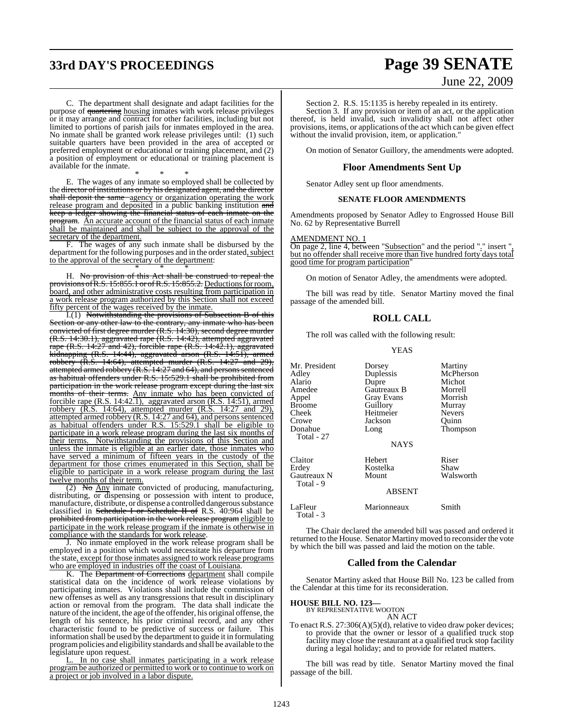C. The department shall designate and adapt facilities for the purpose of ~~quartering~~ housing inmates with work release privileges or it may arrange and contract for other facilities, including but not limited to portions of parish jails for inmates employed in the area. No inmate shall be granted work release privileges until: (1) such suitable quarters have been provided in the area of accepted or preferred employment or educational or training placement, and (2) a position of employment or educational or training placement is available for the inmate.

\* \* \*

E. The wages of any inmate so employed shall be collected by the ~~director of institutions or by his designated agent, and the director shall deposit the same~~ agency or organization operating the work release program and deposited in a public banking institution ~~and keep a ledger showing the financial status of each inmate on the program~~. An accurate account of the financial status of each inmate shall be maintained and shall be subject to the approval of the secretary of the department.

F. The wages of any such inmate shall be disbursed by the department for the following purposes and in the order stated, subject to the approval of the secretary of the department:

\* \* \*

H. ~~No provision of this Act shall be construed to repeal the provisions of R.S. 15:855.1 or of R.S. 15:855.2.~~ Deductions for room, board, and other administrative costs resulting from participation in a work release program authorized by this Section shall not exceed fifty percent of the wages received by the inmate.

I.(1) ~~Notwithstanding the provisions of Subsection B of this Section or any other law to the contrary, any inmate who has been convicted of first degree murder (R.S. 14:30), second degree murder (R.S. 14:30.1), aggravated rape (R.S. 14:42), attempted aggravated rape (R.S. 14:27 and 42), forcible rape (R.S. 14:42.1), aggravated kidnapping (R.S. 14:44), aggravated arson (R.S. 14:51), armed robbery (R.S. 14:64), attempted murder (R.S. 14:27 and 29), attempted armed robbery (R.S. 14:27 and 64), and persons sentenced as habitual offenders under R.S. 15:529.1 shall be prohibited from participation in the work release program except during the last six months of their terms.~~ Any inmate who has been convicted of forcible rape (R.S. 14:42.1), aggravated arson (R.S. 14:51), armed robbery (R.S. 14:64), attempted murder (R.S. 14:27 and 29), attempted armed robbery (R.S. 14:27 and 64), and persons sentenced as habitual offenders under R.S. 15:529.1 shall be eligible to participate in a work release program during the last six months of their terms. Notwithstanding the provisions of this Section and unless the inmate is eligible at an earlier date, those inmates who have served a minimum of fifteen years in the custody of the department for those crimes enumerated in this Section, shall be eligible to participate in a work release program during the last twelve months of their term.

(2) ~~No~~ Any inmate convicted of producing, manufacturing, distributing, or dispensing or possession with intent to produce, manufacture, distribute, or dispense a controlled dangerous substance classified in ~~Schedule I or Schedule II of~~ R.S. 40:964 shall be ~~prohibited from participation in the work release program~~ eligible to participate in the work release program if the inmate is otherwise in compliance with the standards for work release.

J. No inmate employed in the work release program shall be employed in a position which would necessitate his departure from the state, except for those inmates assigned to work release programs who are employed in industries off the coast of Louisiana.

K. The ~~Department of Corrections~~ department shall compile statistical data on the incidence of work release violations by participating inmates. Violations shall include the commission of new offenses as well as any transgressions that result in disciplinary action or removal from the program. The data shall indicate the nature of the incident, the age of the offender, his original offense, the length of his sentence, his prior criminal record, and any other characteristic found to be predictive of success or failure. This information shall be used by the department to guide it in formulating program policies and eligibility standards and shall be available to the legislature upon request.

L. In no case shall inmates participating in a work release program be authorized or permitted to work or to continue to work on a project or job involved in a labor dispute.

Section 2. R.S. 15:1135 is hereby repealed in its entirety.

Section 3. If any provision or item of an act, or the application thereof, is held invalid, such invalidity shall not affect other provisions, items, or applications of the act which can be given effect without the invalid provision, item, or application."

On motion of Senator Guillory, the amendments were adopted.

## Floor Amendments Sent Up

Senator Adley sent up floor amendments.

### SENATE FLOOR AMENDMENTS

Amendments proposed by Senator Adley to Engrossed House Bill No. 62 by Representative Burrell

AMENDMENT NO. 1

On page 2, line 4, between "Subsection" and the period "." insert ", but no offender shall receive more than five hundred forty days total good time for program participation"

On motion of Senator Adley, the amendments were adopted.

The bill was read by title. Senator Martiny moved the final passage of the amended bill.

## ROLL CALL

The roll was called with the following result:

YEAS

| | | |
|---|---|---|
| Mr. President | Dorsey | Martiny |
| Adley | Duplessis | McPherson |
| Alario | Dupre | Michot |
| Amedee | Gautreaux B | Morrell |
| Appel | Gray Evans | Morrish |
| Broome | Guillory | Murray |
| Cheek | Heitmeier | Nevers |
| Crowe | Jackson | Quinn |
| Donahue | Long | Thompson |
| Total - 27 | | |

NAYS

| | | |
|---|---|---|
| Claitor | Hebert | Riser |
| Erdey | Kostelka | Shaw |
| Gautreaux N | Mount | Walsworth |
| Total - 9 | | |

ABSENT

| | | |
|---|---|---|
| LaFleur | Marionneaux | Smith |
| Total - 3 | | |

The Chair declared the amended bill was passed and ordered it returned to the House. Senator Martiny moved to reconsider the vote by which the bill was passed and laid the motion on the table.

## Called from the Calendar

Senator Martiny asked that House Bill No. 123 be called from the Calendar at this time for its reconsideration.

**HOUSE BILL NO. 123—**
BY REPRESENTATIVE WOOTON

AN ACT

To enact R.S. 27:306(A)(5)(d), relative to video draw poker devices; to provide that the owner or lessor of a qualified truck stop facility may close the restaurant at a qualified truck stop facility during a legal holiday; and to provide for related matters.

The bill was read by title. Senator Martiny moved the final passage of the bill.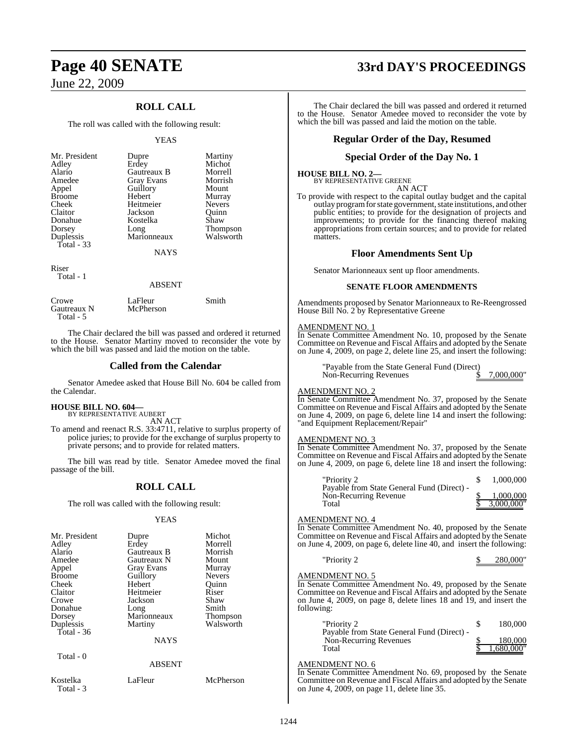## ROLL CALL

The roll was called with the following result:

YEAS

| | | |
|---|---|---|
| Mr. President | Dupre | Martiny |
| Adley | Erdey | Michot |
| Alario | Gautreaux B | Morrell |
| Amedee | Gray Evans | Morrish |
| Appel | Guillory | Mount |
| Broome | Hebert | Murray |
| Cheek | Heitmeier | Nevers |
| Claitor | Jackson | Quinn |
| Donahue | Kostelka | Shaw |
| Dorsey | Long | Thompson |
| Duplessis | Marionneaux | Walsworth |
| Total - 33 | | |

NAYS

Riser
Total - 1

ABSENT

| | | |
|---|---|---|
| Crowe | LaFleur | Smith |
| Gautreaux N | McPherson | |
| Total - 5 | | |

The Chair declared the bill was passed and ordered it returned to the House. Senator Martiny moved to reconsider the vote by which the bill was passed and laid the motion on the table.

## Called from the Calendar

Senator Amedee asked that House Bill No. 604 be called from the Calendar.

**HOUSE BILL NO. 604—**
BY REPRESENTATIVE AUBERT
AN ACT
To amend and reenact R.S. 33:4711, relative to surplus property of police juries; to provide for the exchange of surplus property to private persons; and to provide for related matters.

The bill was read by title. Senator Amedee moved the final passage of the bill.

## ROLL CALL

The roll was called with the following result:

YEAS

| | | |
|---|---|---|
| Mr. President | Dupre | Michot |
| Adley | Erdey | Morrell |
| Alario | Gautreaux B | Morrish |
| Amedee | Gautreaux N | Mount |
| Appel | Gray Evans | Murray |
| Broome | Guillory | Nevers |
| Cheek | Hebert | Quinn |
| Claitor | Heitmeier | Riser |
| Crowe | Jackson | Shaw |
| Donahue | Long | Smith |
| Dorsey | Marionneaux | Thompson |
| Duplessis | Martiny | Walsworth |
| Total - 36 | | |

NAYS

Total - 0

ABSENT

| | | |
|---|---|---|
| Kostelka | LaFleur | McPherson |
| Total - 3 | | |

The Chair declared the bill was passed and ordered it returned to the House. Senator Amedee moved to reconsider the vote by which the bill was passed and laid the motion on the table.

## Regular Order of the Day, Resumed

## Special Order of the Day No. 1

**HOUSE BILL NO. 2—**
BY REPRESENTATIVE GREENE
AN ACT
To provide with respect to the capital outlay budget and the capital outlay program for state government, state institutions, and other public entities; to provide for the designation of projects and improvements; to provide for the financing thereof making appropriations from certain sources; and to provide for related matters.

## Floor Amendments Sent Up

Senator Marionneaux sent up floor amendments.

**SENATE FLOOR AMENDMENTS**

Amendments proposed by Senator Marionneaux to Re-Reengrossed House Bill No. 2 by Representative Greene

AMENDMENT NO. 1
In Senate Committee Amendment No. 10, proposed by the Senate Committee on Revenue and Fiscal Affairs and adopted by the Senate on June 4, 2009, on page 2, delete line 25, and insert the following:

| | |
|---|---|
| "Payable from the State General Fund (Direct) Non-Recurring Revenues | $ 7,000,000" |

AMENDMENT NO. 2
In Senate Committee Amendment No. 37, proposed by the Senate Committee on Revenue and Fiscal Affairs and adopted by the Senate on June 4, 2009, on page 6, delete line 14 and insert the following: "and Equipment Replacement/Repair"

AMENDMENT NO. 3
In Senate Committee Amendment No. 37, proposed by the Senate Committee on Revenue and Fiscal Affairs and adopted by the Senate on June 4, 2009, on page 6, delete line 18 and insert the following:

| | |
|---|---|
| "Priority 2 | $ 1,000,000 |
| Payable from State General Fund (Direct) - Non-Recurring Revenue | $ 1,000,000 |
| Total | $ 3,000,000" |

AMENDMENT NO. 4
In Senate Committee Amendment No. 40, proposed by the Senate Committee on Revenue and Fiscal Affairs and adopted by the Senate on June 4, 2009, on page 6, delete line 40, and insert the following:

| | |
|---|---|
| "Priority 2 | $ 280,000" |

AMENDMENT NO. 5
In Senate Committee Amendment No. 49, proposed by the Senate Committee on Revenue and Fiscal Affairs and adopted by the Senate on June 4, 2009, on page 8, delete lines 18 and 19, and insert the following:

| | |
|---|---|
| "Priority 2 | $ 180,000 |
| Payable from State General Fund (Direct) - Non-Recurring Revenues | $ 180,000 |
| Total | $ 1,680,000" |

AMENDMENT NO. 6
In Senate Committee Amendment No. 69, proposed by the Senate Committee on Revenue and Fiscal Affairs and adopted by the Senate on June 4, 2009, on page 11, delete line 35.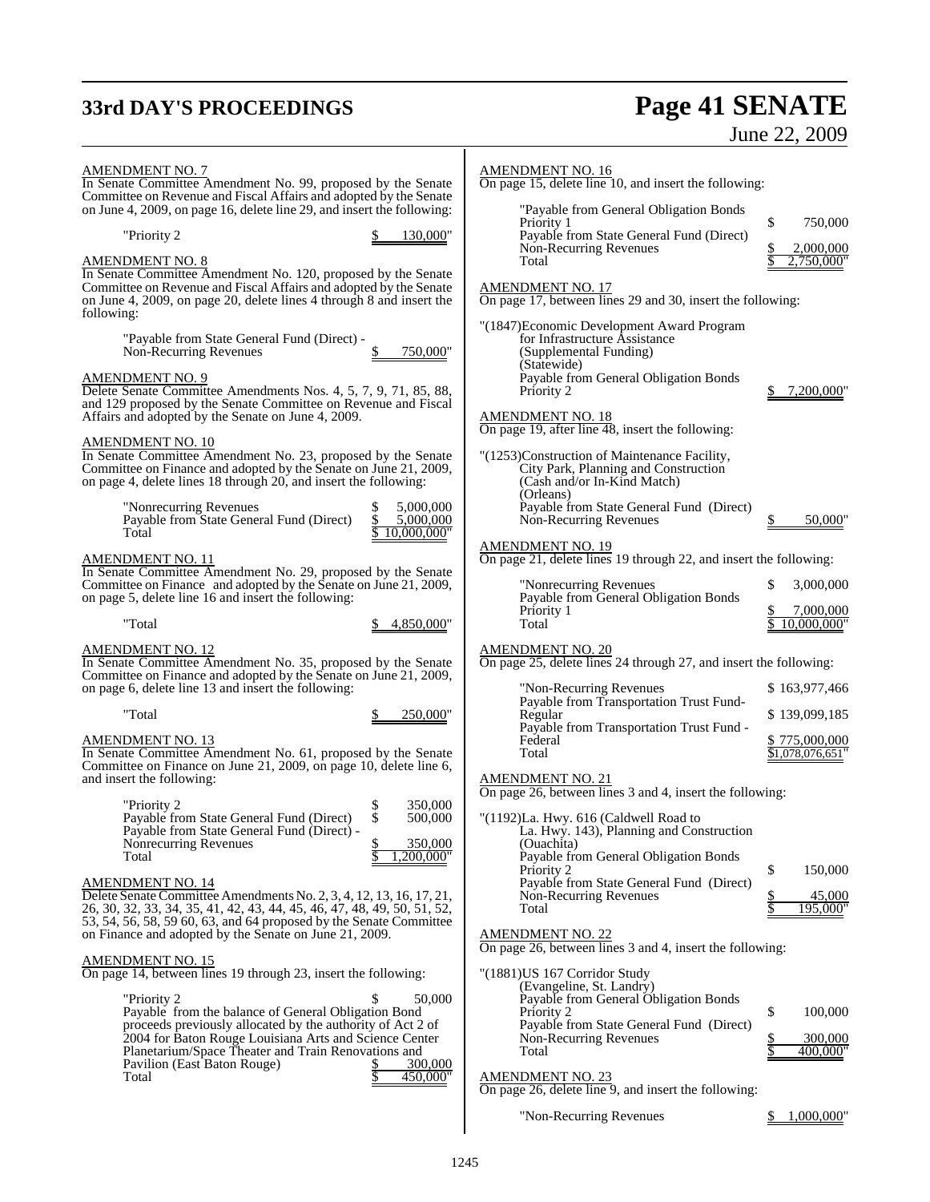AMENDMENT NO. 7
In Senate Committee Amendment No. 99, proposed by the Senate Committee on Revenue and Fiscal Affairs and adopted by the Senate on June 4, 2009, on page 16, delete line 29, and insert the following:

"Priority 2 $ 130,000"

AMENDMENT NO. 8
In Senate Committee Amendment No. 120, proposed by the Senate Committee on Revenue and Fiscal Affairs and adopted by the Senate on June 4, 2009, on page 20, delete lines 4 through 8 and insert the following:

"Payable from State General Fund (Direct) - Non-Recurring Revenues $ 750,000"

AMENDMENT NO. 9
Delete Senate Committee Amendments Nos. 4, 5, 7, 9, 71, 85, 88, and 129 proposed by the Senate Committee on Revenue and Fiscal Affairs and adopted by the Senate on June 4, 2009.

AMENDMENT NO. 10
In Senate Committee Amendment No. 23, proposed by the Senate Committee on Finance and adopted by the Senate on June 21, 2009, on page 4, delete lines 18 through 20, and insert the following:

| | |
|---|---|
| "Nonrecurring Revenues | $ 5,000,000 |
| Payable from State General Fund (Direct) | $ 5,000,000 |
| Total | $ 10,000,000" |

AMENDMENT NO. 11
In Senate Committee Amendment No. 29, proposed by the Senate Committee on Finance and adopted by the Senate on June 21, 2009, on page 5, delete line 16 and insert the following:

"Total $ 4,850,000"

AMENDMENT NO. 12
In Senate Committee Amendment No. 35, proposed by the Senate Committee on Finance and adopted by the Senate on June 21, 2009, on page 6, delete line 13 and insert the following:

"Total $ 250,000"

AMENDMENT NO. 13
In Senate Committee Amendment No. 61, proposed by the Senate Committee on Finance on June 21, 2009, on page 10, delete line 6, and insert the following:

| | |
|---|---|
| "Priority 2 | $ 350,000 |
| Payable from State General Fund (Direct) | $ 500,000 |
| Payable from State General Fund (Direct) - Nonrecurring Revenues | $ 350,000 |
| Total | $ 1,200,000" |

AMENDMENT NO. 14
Delete Senate Committee Amendments No. 2, 3, 4, 12, 13, 16, 17, 21, 26, 30, 32, 33, 34, 35, 41, 42, 43, 44, 45, 46, 47, 48, 49, 50, 51, 52, 53, 54, 56, 58, 59 60, 63, and 64 proposed by the Senate Committee on Finance and adopted by the Senate on June 21, 2009.

AMENDMENT NO. 15
On page 14, between lines 19 through 23, insert the following:

| | |
|---|---|
| "Priority 2 | $ 50,000 |
| Payable from the balance of General Obligation Bond proceeds previously allocated by the authority of Act 2 of 2004 for Baton Rouge Louisiana Arts and Science Center Planetarium/Space Theater and Train Renovations and Pavilion (East Baton Rouge) | $ 300,000 |
| Total | $ 450,000" |

AMENDMENT NO. 16
On page 15, delete line 10, and insert the following:

| | |
|---|---|
| "Payable from General Obligation Bonds Priority 1 | $ 750,000 |
| Payable from State General Fund (Direct) Non-Recurring Revenues | $ 2,000,000 |
| Total | $ 2,750,000" |

AMENDMENT NO. 17
On page 17, between lines 29 and 30, insert the following:

"(1847)Economic Development Award Program for Infrastructure Assistance (Supplemental Funding) (Statewide)
Payable from General Obligation Bonds Priority 2 $ 7,200,000"

AMENDMENT NO. 18
On page 19, after line 48, insert the following:

"(1253)Construction of Maintenance Facility, City Park, Planning and Construction (Cash and/or In-Kind Match) (Orleans)
Payable from State General Fund (Direct) Non-Recurring Revenues $ 50,000"

AMENDMENT NO. 19
On page 21, delete lines 19 through 22, and insert the following:

| | |
|---|---|
| "Nonrecurring Revenues | $ 3,000,000 |
| Payable from General Obligation Bonds Priority 1 | $ 7,000,000 |
| Total | $ 10,000,000" |

AMENDMENT NO. 20
On page 25, delete lines 24 through 27, and insert the following:

| | |
|---|---|
| "Non-Recurring Revenues | $ 163,977,466 |
| Payable from Transportation Trust Fund-Regular | $ 139,099,185 |
| Payable from Transportation Trust Fund - Federal | $ 775,000,000 |
| Total | $1,078,076,651" |

AMENDMENT NO. 21
On page 26, between lines 3 and 4, insert the following:

"(1192)La. Hwy. 616 (Caldwell Road to La. Hwy. 143), Planning and Construction (Ouachita)

| | |
|---|---|
| Payable from General Obligation Bonds Priority 2 | $ 150,000 |
| Payable from State General Fund (Direct) Non-Recurring Revenues | $ 45,000 |
| Total | $ 195,000" |

AMENDMENT NO. 22
On page 26, between lines 3 and 4, insert the following:

"(1881)US 167 Corridor Study (Evangeline, St. Landry)

| | |
|---|---|
| Payable from General Obligation Bonds Priority 2 | $ 100,000 |
| Payable from State General Fund (Direct) Non-Recurring Revenues | $ 300,000 |
| Total | $ 400,000" |

AMENDMENT NO. 23
On page 26, delete line 9, and insert the following:

"Non-Recurring Revenues $ 1,000,000"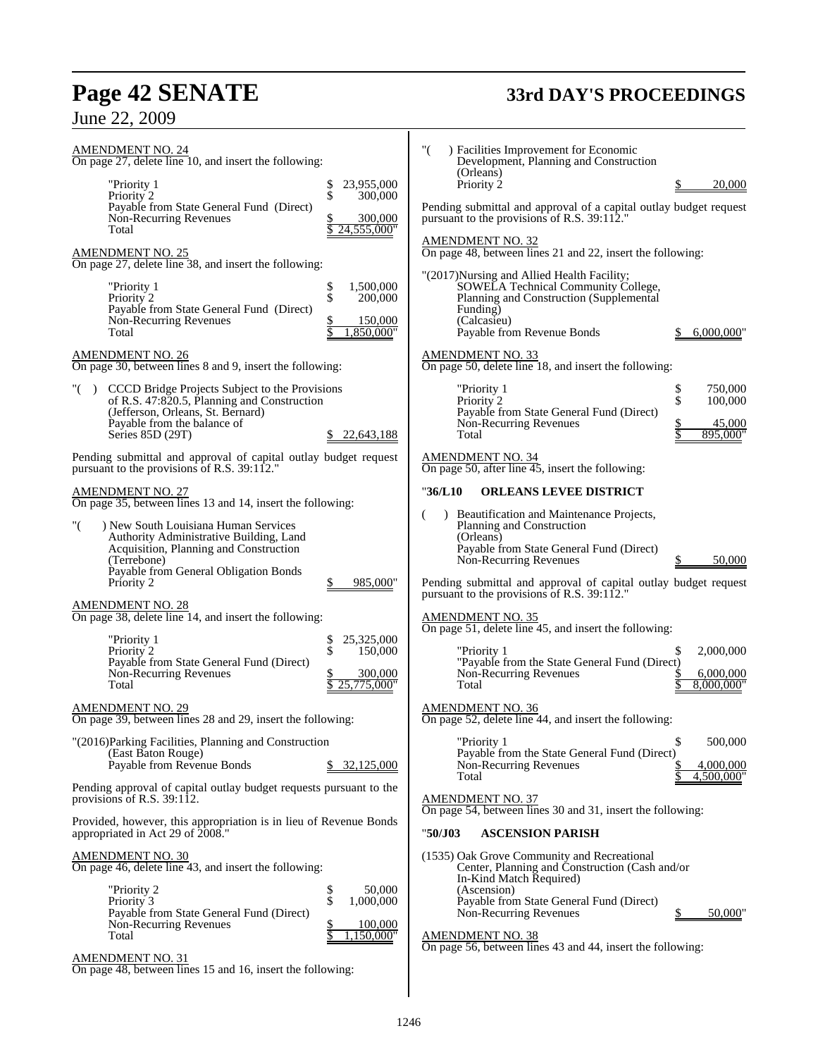AMENDMENT NO. 24
On page 27, delete line 10, and insert the following:

| | |
|---|---|
| "Priority 1 | $ 23,955,000 |
| Priority 2 | $ 300,000 |
| Payable from State General Fund (Direct) Non-Recurring Revenues | $ 300,000 |
| Total | $ 24,555,000" |

AMENDMENT NO. 25
On page 27, delete line 38, and insert the following:

| | |
|---|---|
| "Priority 1 | $ 1,500,000 |
| Priority 2 | $ 200,000 |
| Payable from State General Fund (Direct) Non-Recurring Revenues | $ 150,000 |
| Total | $ 1,850,000" |

AMENDMENT NO. 26
On page 30, between lines 8 and 9, insert the following:

"( ) CCCD Bridge Projects Subject to the Provisions of R.S. 47:820.5, Planning and Construction
(Jefferson, Orleans, St. Bernard)
Payable from the balance of Series 85D (29T) $ 22,643,188

Pending submittal and approval of capital outlay budget request pursuant to the provisions of R.S. 39:112."

AMENDMENT NO. 27
On page 35, between lines 13 and 14, insert the following:

"( ) New South Louisiana Human Services Authority Administrative Building, Land Acquisition, Planning and Construction
(Terrebone)
Payable from General Obligation Bonds
Priority 2 $ 985,000"

AMENDMENT NO. 28
On page 38, delete line 14, and insert the following:

| | |
|---|---|
| "Priority 1 | $ 25,325,000 |
| Priority 2 | $ 150,000 |
| Payable from State General Fund (Direct) Non-Recurring Revenues | $ 300,000 |
| Total | $ 25,775,000" |

AMENDMENT NO. 29
On page 39, between lines 28 and 29, insert the following:

"(2016)Parking Facilities, Planning and Construction
(East Baton Rouge)
Payable from Revenue Bonds $ 32,125,000

Pending approval of capital outlay budget requests pursuant to the provisions of R.S. 39:112.

Provided, however, this appropriation is in lieu of Revenue Bonds appropriated in Act 29 of 2008."

AMENDMENT NO. 30
On page 46, delete line 43, and insert the following:

| | |
|---|---|
| "Priority 2 | $ 50,000 |
| Priority 3 | $ 1,000,000 |
| Payable from State General Fund (Direct) Non-Recurring Revenues | $ 100,000 |
| Total | $ 1,150,000" |

AMENDMENT NO. 31
On page 48, between lines 15 and 16, insert the following:

"( ) Facilities Improvement for Economic Development, Planning and Construction
(Orleans)
Priority 2 $ 20,000

Pending submittal and approval of a capital outlay budget request pursuant to the provisions of R.S. 39:112."

AMENDMENT NO. 32
On page 48, between lines 21 and 22, insert the following:

"(2017)Nursing and Allied Health Facility; SOWELA Technical Community College, Planning and Construction (Supplemental Funding)
(Calcasieu)
Payable from Revenue Bonds $ 6,000,000"

AMENDMENT NO. 33
On page 50, delete line 18, and insert the following:

| | |
|---|---|
| "Priority 1 | $ 750,000 |
| Priority 2 | $ 100,000 |
| Payable from State General Fund (Direct) Non-Recurring Revenues | $ 45,000 |
| Total | $ 895,000" |

AMENDMENT NO. 34
On page 50, after line 45, insert the following:

"**36/L10 ORLEANS LEVEE DISTRICT**

( ) Beautification and Maintenance Projects, Planning and Construction
(Orleans)
Payable from State General Fund (Direct) Non-Recurring Revenues $ 50,000

Pending submittal and approval of capital outlay budget request pursuant to the provisions of R.S. 39:112."

AMENDMENT NO. 35
On page 51, delete line 45, and insert the following:

| | |
|---|---|
| "Priority 1 | $ 2,000,000 |
| "Payable from the State General Fund (Direct) Non-Recurring Revenues | $ 6,000,000 |
| Total | $ 8,000,000" |

AMENDMENT NO. 36
On page 52, delete line 44, and insert the following:

| | |
|---|---|
| "Priority 1 | $ 500,000 |
| Payable from the State General Fund (Direct) Non-Recurring Revenues | $ 4,000,000 |
| Total | $ 4,500,000" |

AMENDMENT NO. 37
On page 54, between lines 30 and 31, insert the following:

"**50/J03 ASCENSION PARISH**

(1535) Oak Grove Community and Recreational Center, Planning and Construction (Cash and/or In-Kind Match Required)
(Ascension)
Payable from State General Fund (Direct) Non-Recurring Revenues $ 50,000"

AMENDMENT NO. 38
On page 56, between lines 43 and 44, insert the following: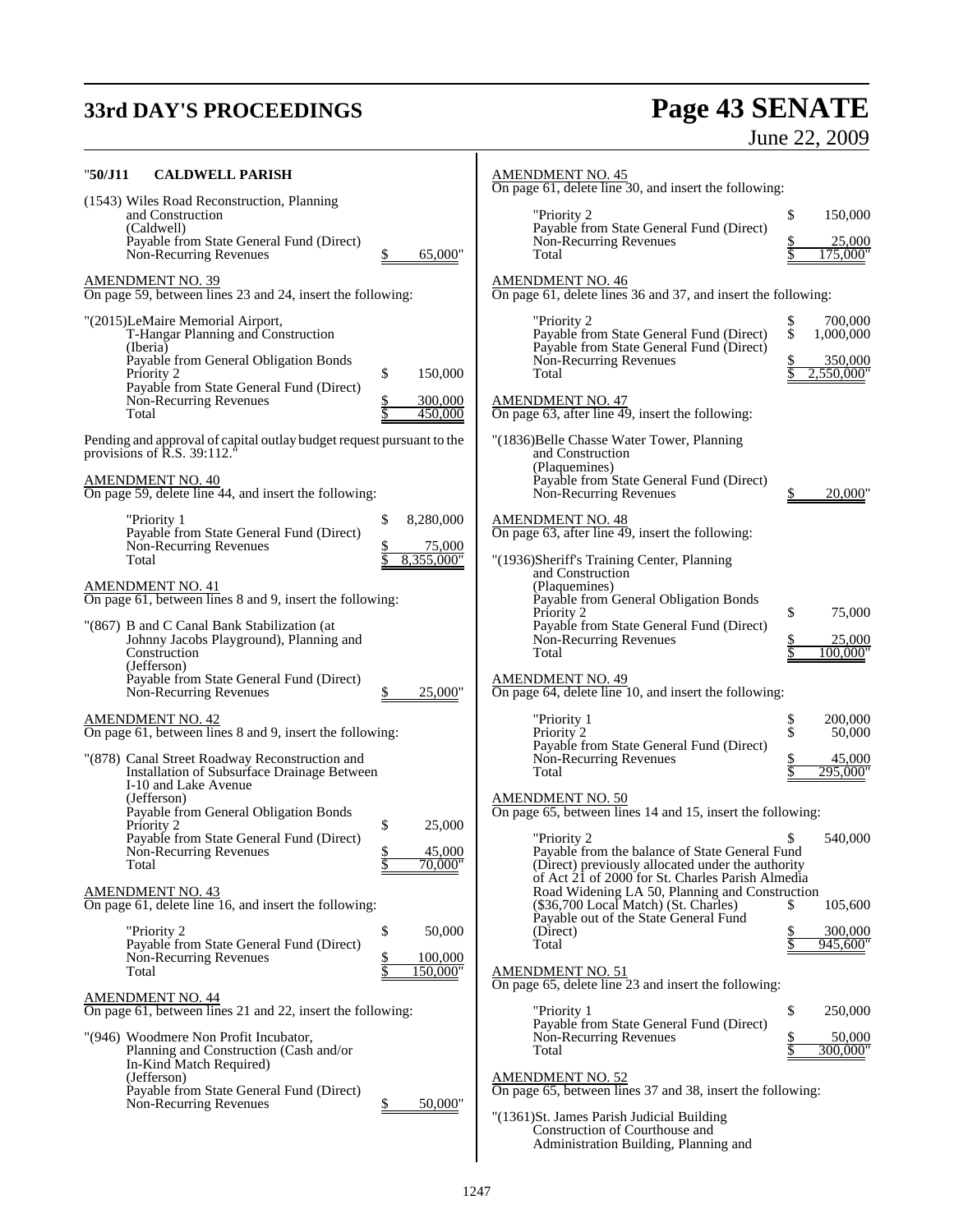"**50/J11 CALDWELL PARISH**

(1543) Wiles Road Reconstruction, Planning and Construction
(Caldwell)
Payable from State General Fund (Direct) Non-Recurring Revenues $ 65,000"

AMENDMENT NO. 39
On page 59, between lines 23 and 24, insert the following:

"(2015)LeMaire Memorial Airport, T-Hangar Planning and Construction
(Iberia)
Payable from General Obligation Bonds
Priority 2 $ 150,000
Payable from State General Fund (Direct) Non-Recurring Revenues $ 300,000
Total $ 450,000

Pending and approval of capital outlay budget request pursuant to the provisions of R.S. 39:112."

AMENDMENT NO. 40
On page 59, delete line 44, and insert the following:

"Priority 1 $ 8,280,000
Payable from State General Fund (Direct) Non-Recurring Revenues $ 75,000
Total $ 8,355,000"

AMENDMENT NO. 41
On page 61, between lines 8 and 9, insert the following:

"(867) B and C Canal Bank Stabilization (at Johnny Jacobs Playground), Planning and Construction
(Jefferson)
Payable from State General Fund (Direct) Non-Recurring Revenues $ 25,000"

AMENDMENT NO. 42
On page 61, between lines 8 and 9, insert the following:

"(878) Canal Street Roadway Reconstruction and Installation of Subsurface Drainage Between I-10 and Lake Avenue
(Jefferson)
Payable from General Obligation Bonds
Priority 2 $ 25,000
Payable from State General Fund (Direct) Non-Recurring Revenues $ 45,000
Total $ 70,000"

AMENDMENT NO. 43
On page 61, delete line 16, and insert the following:

"Priority 2 $ 50,000
Payable from State General Fund (Direct) Non-Recurring Revenues $ 100,000
Total $ 150,000"

AMENDMENT NO. 44
On page 61, between lines 21 and 22, insert the following:

"(946) Woodmere Non Profit Incubator, Planning and Construction (Cash and/or In-Kind Match Required)
(Jefferson)
Payable from State General Fund (Direct) Non-Recurring Revenues $ 50,000"

AMENDMENT NO. 45
On page 61, delete line 30, and insert the following:

"Priority 2 $ 150,000
Payable from State General Fund (Direct) Non-Recurring Revenues $ 25,000
Total $ 175,000"

AMENDMENT NO. 46
On page 61, delete lines 36 and 37, and insert the following:

"Priority 2 $ 700,000
Payable from State General Fund (Direct) $ 1,000,000
Payable from State General Fund (Direct) Non-Recurring Revenues $ 350,000
Total $ 2,550,000"

AMENDMENT NO. 47
On page 63, after line 49, insert the following:

"(1836)Belle Chasse Water Tower, Planning and Construction
(Plaquemines)
Payable from State General Fund (Direct) Non-Recurring Revenues $ 20,000"

AMENDMENT NO. 48
On page 63, after line 49, insert the following:

"(1936)Sheriff's Training Center, Planning and Construction
(Plaquemines)
Payable from General Obligation Bonds
Priority 2 $ 75,000
Payable from State General Fund (Direct) Non-Recurring Revenues $ 25,000
Total $ 100,000"

AMENDMENT NO. 49
On page 64, delete line 10, and insert the following:

"Priority 1 $ 200,000
Priority 2 $ 50,000
Payable from State General Fund (Direct) Non-Recurring Revenues $ 45,000
Total $ 295,000"

AMENDMENT NO. 50
On page 65, between lines 14 and 15, insert the following:

"Priority 2 $ 540,000
Payable from the balance of State General Fund (Direct) previously allocated under the authority of Act 21 of 2000 for St. Charles Parish Almedia Road Widening LA 50, Planning and Construction ($36,700 Local Match) (St. Charles) $ 105,600
Payable out of the State General Fund (Direct) $ 300,000
Total $ 945,600"

AMENDMENT NO. 51
On page 65, delete line 23 and insert the following:

"Priority 1 $ 250,000
Payable from State General Fund (Direct) Non-Recurring Revenues $ 50,000
Total $ 300,000"

AMENDMENT NO. 52
On page 65, between lines 37 and 38, insert the following:

"(1361)St. James Parish Judicial Building Construction of Courthouse and Administration Building, Planning and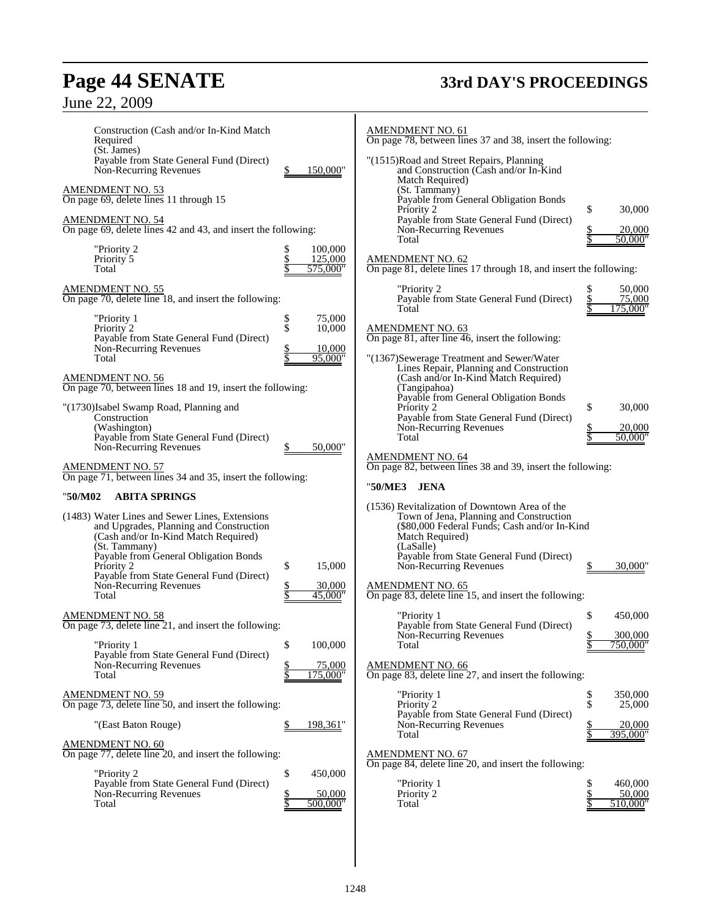Construction (Cash and/or In-Kind Match Required)
(St. James)
Payable from State General Fund (Direct)
Non-Recurring Revenues $ 150,000"

AMENDMENT NO. 53
On page 69, delete lines 11 through 15

AMENDMENT NO. 54
On page 69, delete lines 42 and 43, and insert the following:

| | |
|---|---|
| "Priority 2 | $ 100,000 |
| Priority 5 | $ 125,000 |
| Total | $ 575,000" |

AMENDMENT NO. 55
On page 70, delete line 18, and insert the following:

| | |
|---|---|
| "Priority 1 | $ 75,000 |
| Priority 2 | $ 10,000 |
| Payable from State General Fund (Direct) Non-Recurring Revenues | $ 10,000 |
| Total | $ 95,000" |

AMENDMENT NO. 56
On page 70, between lines 18 and 19, insert the following:

"(1730)Isabel Swamp Road, Planning and Construction
(Washington)
Payable from State General Fund (Direct)
Non-Recurring Revenues $ 50,000"

AMENDMENT NO. 57
On page 71, between lines 34 and 35, insert the following:

"**50/M02 ABITA SPRINGS**

(1483) Water Lines and Sewer Lines, Extensions and Upgrades, Planning and Construction (Cash and/or In-Kind Match Required)
(St. Tammany)

| | |
|---|---|
| Payable from General Obligation Bonds Priority 2 | $ 15,000 |
| Payable from State General Fund (Direct) Non-Recurring Revenues | $ 30,000 |
| Total | $ 45,000" |

AMENDMENT NO. 58
On page 73, delete line 21, and insert the following:

| | |
|---|---|
| "Priority 1 | $ 100,000 |
| Payable from State General Fund (Direct) Non-Recurring Revenues | $ 75,000 |
| Total | $ 175,000" |

AMENDMENT NO. 59
On page 73, delete line 50, and insert the following:

"(East Baton Rouge) $ 198,361"

AMENDMENT NO. 60
On page 77, delete line 20, and insert the following:

| | |
|---|---|
| "Priority 2 | $ 450,000 |
| Payable from State General Fund (Direct) Non-Recurring Revenues | $ 50,000 |
| Total | $ 500,000" |

AMENDMENT NO. 61
On page 78, between lines 37 and 38, insert the following:

"(1515)Road and Street Repairs, Planning and Construction (Cash and/or In-Kind Match Required)
(St. Tammany)

| | |
|---|---|
| Payable from General Obligation Bonds Priority 2 | $ 30,000 |
| Payable from State General Fund (Direct) Non-Recurring Revenues | $ 20,000 |
| Total | $ 50,000" |

AMENDMENT NO. 62
On page 81, delete lines 17 through 18, and insert the following:

| | |
|---|---|
| "Priority 2 | $ 50,000 |
| Payable from State General Fund (Direct) | $ 75,000 |
| Total | $ 175,000" |

AMENDMENT NO. 63
On page 81, after line 46, insert the following:

"(1367)Sewerage Treatment and Sewer/Water Lines Repair, Planning and Construction (Cash and/or In-Kind Match Required)
(Tangipahoa)

| | |
|---|---|
| Payable from General Obligation Bonds Priority 2 | $ 30,000 |
| Payable from State General Fund (Direct) Non-Recurring Revenues | $ 20,000 |
| Total | $ 50,000" |

AMENDMENT NO. 64
On page 82, between lines 38 and 39, insert the following:

"**50/ME3 JENA**

(1536) Revitalization of Downtown Area of the Town of Jena, Planning and Construction ($80,000 Federal Funds; Cash and/or In-Kind Match Required)
(LaSalle)
Payable from State General Fund (Direct)
Non-Recurring Revenues $ 30,000"

AMENDMENT NO. 65
On page 83, delete line 15, and insert the following:

| | |
|---|---|
| "Priority 1 | $ 450,000 |
| Payable from State General Fund (Direct) Non-Recurring Revenues | $ 300,000 |
| Total | $ 750,000" |

AMENDMENT NO. 66
On page 83, delete line 27, and insert the following:

| | |
|---|---|
| "Priority 1 | $ 350,000 |
| Priority 2 | $ 25,000 |
| Payable from State General Fund (Direct) Non-Recurring Revenues | $ 20,000 |
| Total | $ 395,000" |

AMENDMENT NO. 67
On page 84, delete line 20, and insert the following:

| | |
|---|---|
| "Priority 1 | $ 460,000 |
| Priority 2 | $ 50,000 |
| Total | $ 510,000" |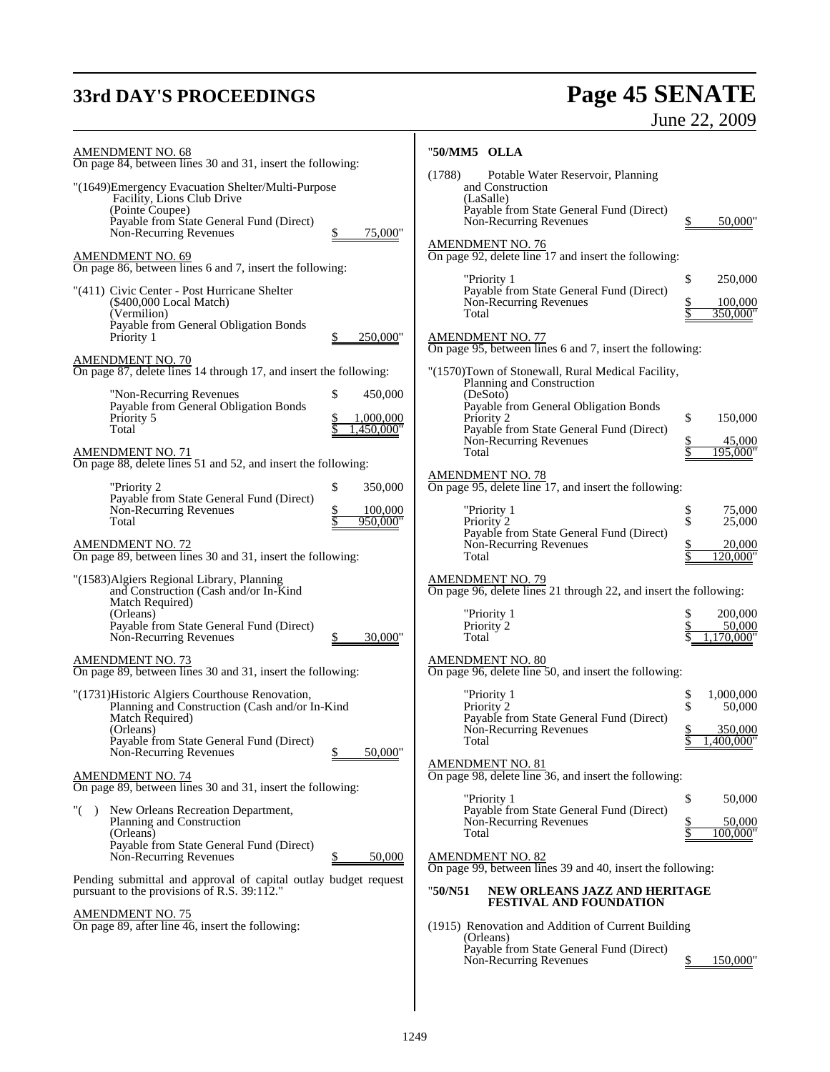AMENDMENT NO. 68
On page 84, between lines 30 and 31, insert the following:

"(1649)Emergency Evacuation Shelter/Multi-Purpose Facility, Lions Club Drive
(Pointe Coupee)
Payable from State General Fund (Direct)
Non-Recurring Revenues $ 75,000"

AMENDMENT NO. 69
On page 86, between lines 6 and 7, insert the following:

"(411) Civic Center - Post Hurricane Shelter
($400,000 Local Match)
(Vermilion)
Payable from General Obligation Bonds
Priority 1 $ 250,000"

AMENDMENT NO. 70
On page 87, delete lines 14 through 17, and insert the following:

| | |
|---|---|
| "Non-Recurring Revenues | $ 450,000 |
| Payable from General Obligation Bonds | |
| Priority 5 | $ 1,000,000 |
| Total | $ 1,450,000" |

AMENDMENT NO. 71
On page 88, delete lines 51 and 52, and insert the following:

| | |
|---|---|
| "Priority 2 | $ 350,000 |
| Payable from State General Fund (Direct) | |
| Non-Recurring Revenues | $ 100,000 |
| Total | $ 950,000" |

AMENDMENT NO. 72
On page 89, between lines 30 and 31, insert the following:

"(1583)Algiers Regional Library, Planning and Construction (Cash and/or In-Kind Match Required)
(Orleans)
Payable from State General Fund (Direct)
Non-Recurring Revenues $ 30,000"

AMENDMENT NO. 73
On page 89, between lines 30 and 31, insert the following:

"(1731)Historic Algiers Courthouse Renovation, Planning and Construction (Cash and/or In-Kind Match Required)
(Orleans)
Payable from State General Fund (Direct)
Non-Recurring Revenues $ 50,000"

AMENDMENT NO. 74
On page 89, between lines 30 and 31, insert the following:

"( ) New Orleans Recreation Department, Planning and Construction
(Orleans)
Payable from State General Fund (Direct)
Non-Recurring Revenues $ 50,000

Pending submittal and approval of capital outlay budget request pursuant to the provisions of R.S. 39:112."

AMENDMENT NO. 75
On page 89, after line 46, insert the following:

"**50/MM5 OLLA**

(1788) Potable Water Reservoir, Planning and Construction
(LaSalle)
Payable from State General Fund (Direct)
Non-Recurring Revenues $ 50,000"

AMENDMENT NO. 76
On page 92, delete line 17 and insert the following:

| | |
|---|---|
| "Priority 1 | $ 250,000 |
| Payable from State General Fund (Direct) | |
| Non-Recurring Revenues | $ 100,000 |
| Total | $ 350,000" |

AMENDMENT NO. 77
On page 95, between lines 6 and 7, insert the following:

"(1570)Town of Stonewall, Rural Medical Facility, Planning and Construction
(DeSoto)

| | |
|---|---|
| Payable from General Obligation Bonds | |
| Priority 2 | $ 150,000 |
| Payable from State General Fund (Direct) | |
| Non-Recurring Revenues | $ 45,000 |
| Total | $ 195,000" |

AMENDMENT NO. 78
On page 95, delete line 17, and insert the following:

| | |
|---|---|
| "Priority 1 | $ 75,000 |
| Priority 2 | $ 25,000 |
| Payable from State General Fund (Direct) | |
| Non-Recurring Revenues | $ 20,000 |
| Total | $ 120,000" |

AMENDMENT NO. 79
On page 96, delete lines 21 through 22, and insert the following:

| | |
|---|---|
| "Priority 1 | $ 200,000 |
| Priority 2 | $ 50,000 |
| Total | $ 1,170,000" |

AMENDMENT NO. 80
On page 96, delete line 50, and insert the following:

| | |
|---|---|
| "Priority 1 | $ 1,000,000 |
| Priority 2 | $ 50,000 |
| Payable from State General Fund (Direct) | |
| Non-Recurring Revenues | $ 350,000 |
| Total | $ 1,400,000" |

AMENDMENT NO. 81
On page 98, delete line 36, and insert the following:

| | |
|---|---|
| "Priority 1 | $ 50,000 |
| Payable from State General Fund (Direct) | |
| Non-Recurring Revenues | $ 50,000 |
| Total | $ 100,000" |

AMENDMENT NO. 82
On page 99, between lines 39 and 40, insert the following:

"**50/N51 NEW ORLEANS JAZZ AND HERITAGE FESTIVAL AND FOUNDATION**

(1915) Renovation and Addition of Current Building
(Orleans)
Payable from State General Fund (Direct)
Non-Recurring Revenues $ 150,000"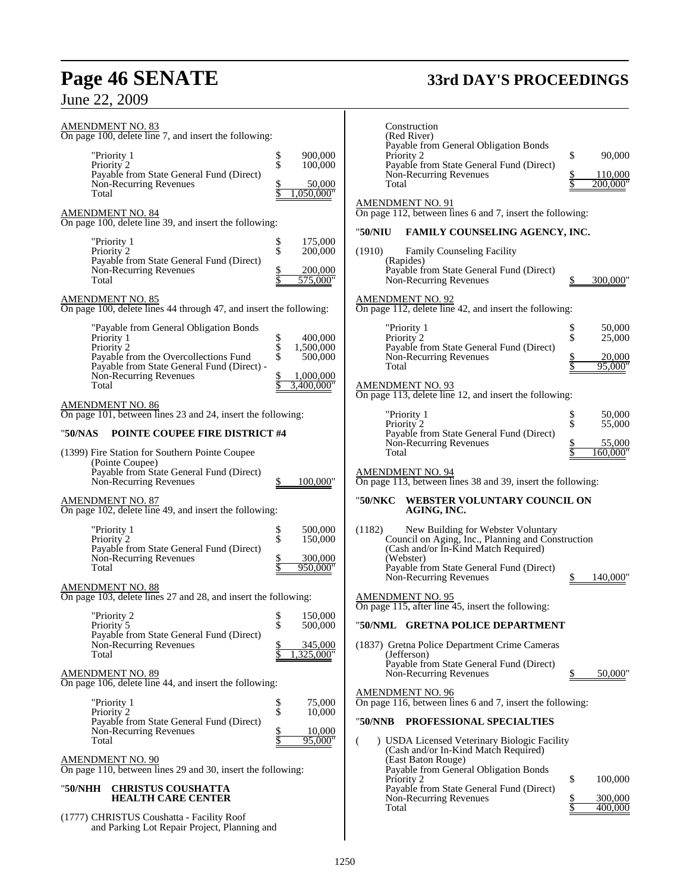AMENDMENT NO. 83
On page 100, delete line 7, and insert the following:

| | | |
|---|---|---|
| "Priority 1 | $ | 900,000 |
| Priority 2 | $ | 100,000 |
| Payable from State General Fund (Direct) Non-Recurring Revenues | $ | 50,000 |
| Total | $ | 1,050,000" |

AMENDMENT NO. 84
On page 100, delete line 39, and insert the following:

| | | |
|---|---|---|
| "Priority 1 | $ | 175,000 |
| Priority 2 | $ | 200,000 |
| Payable from State General Fund (Direct) Non-Recurring Revenues | $ | 200,000 |
| Total | $ | 575,000" |

AMENDMENT NO. 85
On page 100, delete lines 44 through 47, and insert the following:

| | | |
|---|---|---|
| "Payable from General Obligation Bonds | | |
| Priority 1 | $ | 400,000 |
| Priority 2 | $ | 1,500,000 |
| Payable from the Overcollections Fund | $ | 500,000 |
| Payable from State General Fund (Direct) - Non-Recurring Revenues | $ | 1,000,000 |
| Total | $ | 3,400,000" |

AMENDMENT NO. 86
On page 101, between lines 23 and 24, insert the following:

"**50/NAS POINTE COUPEE FIRE DISTRICT #4**

(1399) Fire Station for Southern Pointe Coupee
(Pointe Coupee)

| | | |
|---|---|---|
| Payable from State General Fund (Direct) Non-Recurring Revenues | $ | 100,000" |

AMENDMENT NO. 87
On page 102, delete line 49, and insert the following:

| | | |
|---|---|---|
| "Priority 1 | $ | 500,000 |
| Priority 2 | $ | 150,000 |
| Payable from State General Fund (Direct) Non-Recurring Revenues | $ | 300,000 |
| Total | $ | 950,000" |

AMENDMENT NO. 88
On page 103, delete lines 27 and 28, and insert the following:

| | | |
|---|---|---|
| "Priority 2 | $ | 150,000 |
| Priority 5 | $ | 500,000 |
| Payable from State General Fund (Direct) Non-Recurring Revenues | $ | 345,000 |
| Total | $ | 1,325,000" |

AMENDMENT NO. 89
On page 106, delete line 44, and insert the following:

| | | |
|---|---|---|
| "Priority 1 | $ | 75,000 |
| Priority 2 | $ | 10,000 |
| Payable from State General Fund (Direct) Non-Recurring Revenues | $ | 10,000 |
| Total | $ | 95,000" |

AMENDMENT NO. 90
On page 110, between lines 29 and 30, insert the following:

"**50/NHH CHRISTUS COUSHATTA HEALTH CARE CENTER**

(1777) CHRISTUS Coushatta - Facility Roof and Parking Lot Repair Project, Planning and Construction
(Red River)

| | | |
|---|---|---|
| Payable from General Obligation Bonds Priority 2 | $ | 90,000 |
| Payable from State General Fund (Direct) Non-Recurring Revenues | $ | 110,000 |
| Total | $ | 200,000" |

AMENDMENT NO. 91
On page 112, between lines 6 and 7, insert the following:

"**50/NIU FAMILY COUNSELING AGENCY, INC.**

(1910) Family Counseling Facility
(Rapides)

| | | |
|---|---|---|
| Payable from State General Fund (Direct) Non-Recurring Revenues | $ | 300,000" |

AMENDMENT NO. 92
On page 112, delete line 42, and insert the following:

| | | |
|---|---|---|
| "Priority 1 | $ | 50,000 |
| Priority 2 | $ | 25,000 |
| Payable from State General Fund (Direct) Non-Recurring Revenues | $ | 20,000 |
| Total | $ | 95,000" |

AMENDMENT NO. 93
On page 113, delete line 12, and insert the following:

| | | |
|---|---|---|
| "Priority 1 | $ | 50,000 |
| Priority 2 | $ | 55,000 |
| Payable from State General Fund (Direct) Non-Recurring Revenues | $ | 55,000 |
| Total | $ | 160,000" |

AMENDMENT NO. 94
On page 113, between lines 38 and 39, insert the following:

"**50/NKC WEBSTER VOLUNTARY COUNCIL ON AGING, INC.**

(1182) New Building for Webster Voluntary Council on Aging, Inc., Planning and Construction
(Cash and/or In-Kind Match Required)
(Webster)

| | | |
|---|---|---|
| Payable from State General Fund (Direct) Non-Recurring Revenues | $ | 140,000" |

AMENDMENT NO. 95
On page 115, after line 45, insert the following:

"**50/NML GRETNA POLICE DEPARTMENT**

(1837) Gretna Police Department Crime Cameras
(Jefferson)

| | | |
|---|---|---|
| Payable from State General Fund (Direct) Non-Recurring Revenues | $ | 50,000" |

AMENDMENT NO. 96
On page 116, between lines 6 and 7, insert the following:

"**50/NNB PROFESSIONAL SPECIALTIES**

( ) USDA Licensed Veterinary Biologic Facility
(Cash and/or In-Kind Match Required)
(East Baton Rouge)

| | | |
|---|---|---|
| Payable from General Obligation Bonds Priority 2 | $ | 100,000 |
| Payable from State General Fund (Direct) Non-Recurring Revenues | $ | 300,000 |
| Total | $ | 400,000 |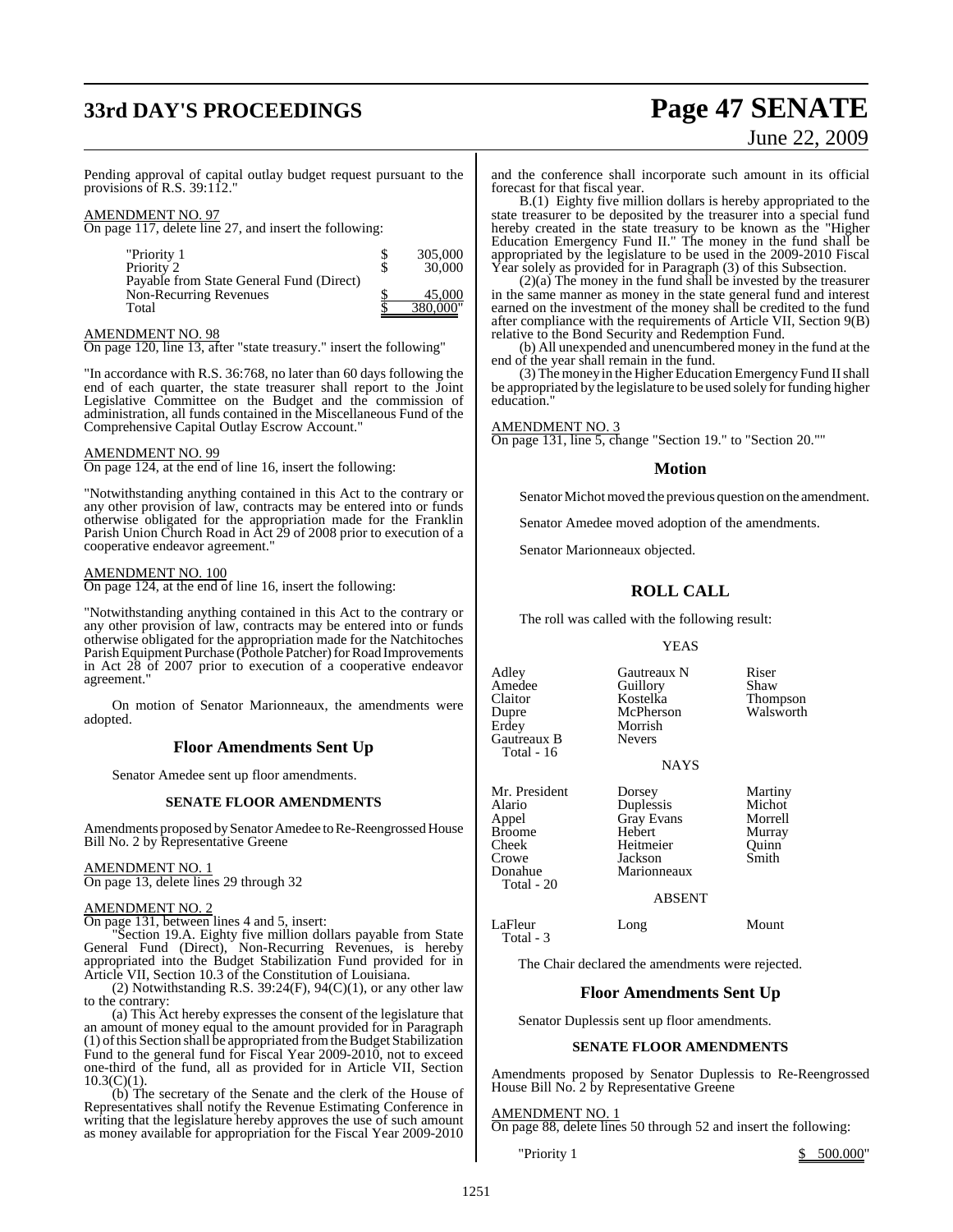Pending approval of capital outlay budget request pursuant to the provisions of R.S. 39:112."

AMENDMENT NO. 97

On page 117, delete line 27, and insert the following:

| | |
|---|---|
| "Priority 1 | $ 305,000 |
| Priority 2 | $ 30,000 |
| Payable from State General Fund (Direct) | |
| Non-Recurring Revenues | $ 45,000 |
| Total | $ 380,000" |

AMENDMENT NO. 98

On page 120, line 13, after "state treasury." insert the following"

"In accordance with R.S. 36:768, no later than 60 days following the end of each quarter, the state treasurer shall report to the Joint Legislative Committee on the Budget and the commission of administration, all funds contained in the Miscellaneous Fund of the Comprehensive Capital Outlay Escrow Account."

AMENDMENT NO. 99

On page 124, at the end of line 16, insert the following:

"Notwithstanding anything contained in this Act to the contrary or any other provision of law, contracts may be entered into or funds otherwise obligated for the appropriation made for the Franklin Parish Union Church Road in Act 29 of 2008 prior to execution of a cooperative endeavor agreement."

AMENDMENT NO. 100

On page 124, at the end of line 16, insert the following:

"Notwithstanding anything contained in this Act to the contrary or any other provision of law, contracts may be entered into or funds otherwise obligated for the appropriation made for the Natchitoches Parish Equipment Purchase (Pothole Patcher) for Road Improvements in Act 28 of 2007 prior to execution of a cooperative endeavor agreement."

On motion of Senator Marionneaux, the amendments were adopted.

## Floor Amendments Sent Up

Senator Amedee sent up floor amendments.

### SENATE FLOOR AMENDMENTS

Amendments proposed by Senator Amedee to Re-Reengrossed House Bill No. 2 by Representative Greene

AMENDMENT NO. 1

On page 13, delete lines 29 through 32

AMENDMENT NO. 2

On page 131, between lines 4 and 5, insert:

"Section 19.A. Eighty five million dollars payable from State General Fund (Direct), Non-Recurring Revenues, is hereby appropriated into the Budget Stabilization Fund provided for in Article VII, Section 10.3 of the Constitution of Louisiana.

(2) Notwithstanding R.S. 39:24(F), 94(C)(1), or any other law to the contrary:

(a) This Act hereby expresses the consent of the legislature that an amount of money equal to the amount provided for in Paragraph (1) of this Section shall be appropriated from the Budget Stabilization Fund to the general fund for Fiscal Year 2009-2010, not to exceed one-third of the fund, all as provided for in Article VII, Section 10.3(C)(1).

(b) The secretary of the Senate and the clerk of the House of Representatives shall notify the Revenue Estimating Conference in writing that the legislature hereby approves the use of such amount as money available for appropriation for the Fiscal Year 2009-2010 and the conference shall incorporate such amount in its official forecast for that fiscal year.

B.(1) Eighty five million dollars is hereby appropriated to the state treasurer to be deposited by the treasurer into a special fund hereby created in the state treasury to be known as the "Higher Education Emergency Fund II." The money in the fund shall be appropriated by the legislature to be used in the 2009-2010 Fiscal Year solely as provided for in Paragraph (3) of this Subsection.

(2)(a) The money in the fund shall be invested by the treasurer in the same manner as money in the state general fund and interest earned on the investment of the money shall be credited to the fund after compliance with the requirements of Article VII, Section 9(B) relative to the Bond Security and Redemption Fund.

(b) All unexpended and unencumbered money in the fund at the end of the year shall remain in the fund.

(3) The money in the Higher Education Emergency Fund II shall be appropriated by the legislature to be used solely for funding higher education."

AMENDMENT NO. 3

On page 131, line 5, change "Section 19." to "Section 20.""

## Motion

Senator Michot moved the previous question on the amendment.

Senator Amedee moved adoption of the amendments.

Senator Marionneaux objected.

## ROLL CALL

The roll was called with the following result:

YEAS

| | | |
|---|---|---|
| Adley | Gautreaux N | Riser |
| Amedee | Guillory | Shaw |
| Claitor | Kostelka | Thompson |
| Dupre | McPherson | Walsworth |
| Erdey | Morrish | |
| Gautreaux B | Nevers | |
| Total - 16 | | |

NAYS

| | | |
|---|---|---|
| Mr. President | Dorsey | Martiny |
| Alario | Duplessis | Michot |
| Appel | Gray Evans | Morrell |
| Broome | Hebert | Murray |
| Cheek | Heitmeier | Quinn |
| Crowe | Jackson | Smith |
| Donahue | Marionneaux | |
| Total - 20 | | |

ABSENT

| | | |
|---|---|---|
| LaFleur | Long | Mount |
| Total - 3 | | |

The Chair declared the amendments were rejected.

## Floor Amendments Sent Up

Senator Duplessis sent up floor amendments.

### SENATE FLOOR AMENDMENTS

Amendments proposed by Senator Duplessis to Re-Reengrossed House Bill No. 2 by Representative Greene

AMENDMENT NO. 1

On page 88, delete lines 50 through 52 and insert the following:

"Priority 1 $ 500,000"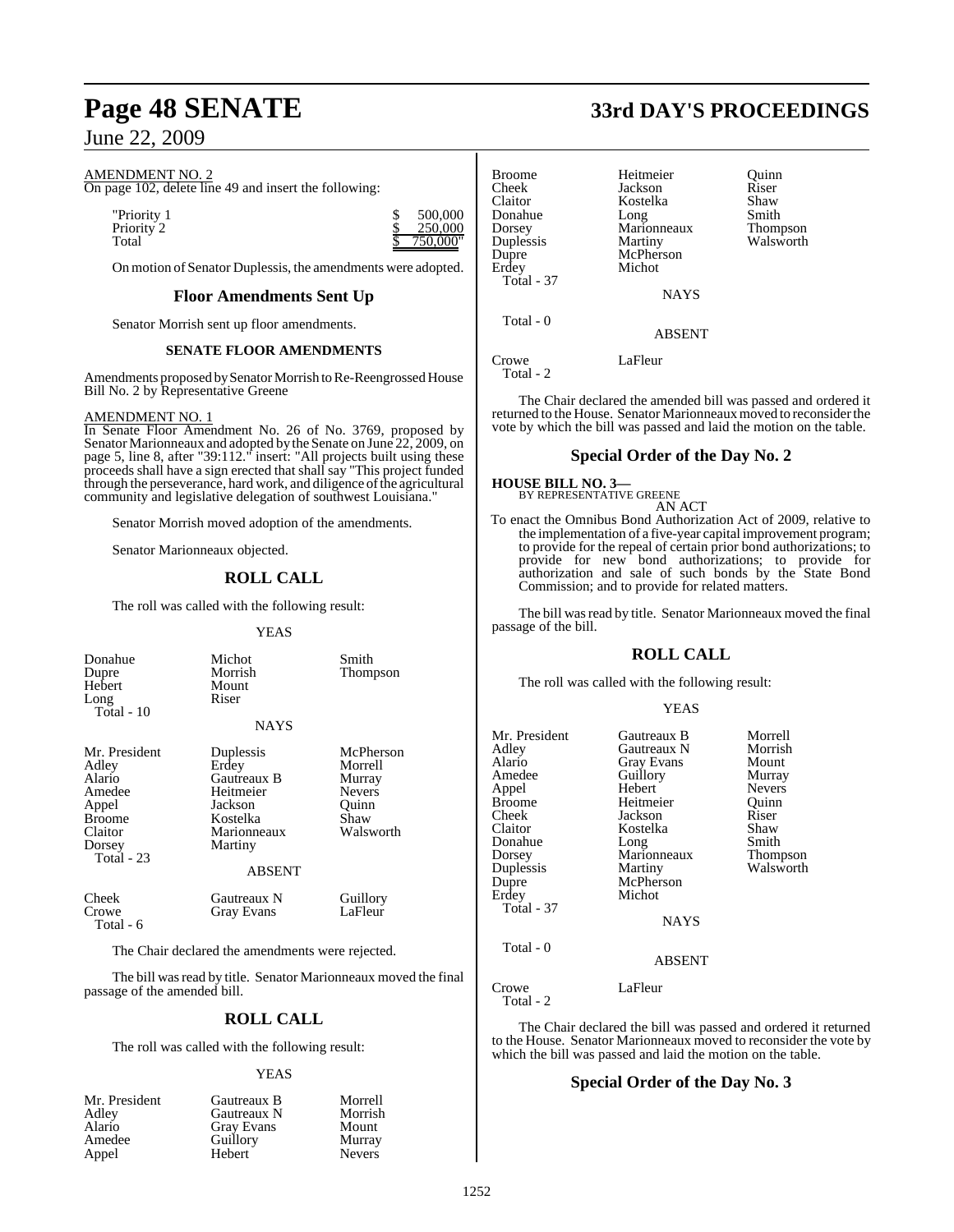AMENDMENT NO. 2
On page 102, delete line 49 and insert the following:

| | |
|---|---|
| "Priority 1 | $ 500,000 |
| Priority 2 | $ 250,000 |
| Total | $ 750,000" |

On motion of Senator Duplessis, the amendments were adopted.

## Floor Amendments Sent Up

Senator Morrish sent up floor amendments.

### SENATE FLOOR AMENDMENTS

Amendments proposed by Senator Morrish to Re-Reengrossed House Bill No. 2 by Representative Greene

AMENDMENT NO. 1
In Senate Floor Amendment No. 26 of No. 3769, proposed by Senator Marionneaux and adopted by the Senate on June 22, 2009, on page 5, line 8, after "39:112." insert: "All projects built using these proceeds shall have a sign erected that shall say "This project funded through the perseverance, hard work, and diligence of the agricultural community and legislative delegation of southwest Louisiana."

Senator Morrish moved adoption of the amendments.

Senator Marionneaux objected.

## ROLL CALL

The roll was called with the following result:

YEAS

| | | |
|---|---|---|
| Donahue | Michot | Smith |
| Dupre | Morrish | Thompson |
| Hebert | Mount | |
| Long | Riser | |
| Total - 10 | | |

NAYS

| | | |
|---|---|---|
| Mr. President | Duplessis | McPherson |
| Adley | Erdey | Morrell |
| Alario | Gautreaux B | Murray |
| Amedee | Heitmeier | Nevers |
| Appel | Jackson | Quinn |
| Broome | Kostelka | Shaw |
| Claitor | Marionneaux | Walsworth |
| Dorsey | Martiny | |
| Total - 23 | | |

ABSENT

| | | |
|---|---|---|
| Cheek | Gautreaux N | Guillory |
| Crowe | Gray Evans | LaFleur |
| Total - 6 | | |

The Chair declared the amendments were rejected.

The bill was read by title. Senator Marionneaux moved the final passage of the amended bill.

## ROLL CALL

The roll was called with the following result:

YEAS

| | | |
|---|---|---|
| Mr. President | Gautreaux B | Morrell |
| Adley | Gautreaux N | Morrish |
| Alario | Gray Evans | Mount |
| Amedee | Guillory | Murray |
| Appel | Hebert | Nevers |
| Broome | Heitmeier | Quinn |
| Cheek | Jackson | Riser |
| Claitor | Kostelka | Shaw |
| Donahue | Long | Smith |
| Dorsey | Marionneaux | Thompson |
| Duplessis | Martiny | Walsworth |
| Dupre | McPherson | |
| Erdey | Michot | |
| Total - 37 | | |

NAYS

Total - 0

ABSENT

| | |
|---|---|
| Crowe | LaFleur |
| Total - 2 | |

The Chair declared the amended bill was passed and ordered it returned to the House. Senator Marionneaux moved to reconsider the vote by which the bill was passed and laid the motion on the table.

## Special Order of the Day No. 2

**HOUSE BILL NO. 3—**
BY REPRESENTATIVE GREENE

AN ACT

To enact the Omnibus Bond Authorization Act of 2009, relative to the implementation of a five-year capital improvement program; to provide for the repeal of certain prior bond authorizations; to provide for new bond authorizations; to provide for authorization and sale of such bonds by the State Bond Commission; and to provide for related matters.

The bill was read by title. Senator Marionneaux moved the final passage of the bill.

## ROLL CALL

The roll was called with the following result:

YEAS

| | | |
|---|---|---|
| Mr. President | Gautreaux B | Morrell |
| Adley | Gautreaux N | Morrish |
| Alario | Gray Evans | Mount |
| Amedee | Guillory | Murray |
| Appel | Hebert | Nevers |
| Broome | Heitmeier | Quinn |
| Cheek | Jackson | Riser |
| Claitor | Kostelka | Shaw |
| Donahue | Long | Smith |
| Dorsey | Marionneaux | Thompson |
| Duplessis | Martiny | Walsworth |
| Dupre | McPherson | |
| Erdey | Michot | |
| Total - 37 | | |

NAYS

Total - 0

ABSENT

| | |
|---|---|
| Crowe | LaFleur |
| Total - 2 | |

The Chair declared the bill was passed and ordered it returned to the House. Senator Marionneaux moved to reconsider the vote by which the bill was passed and laid the motion on the table.

## Special Order of the Day No. 3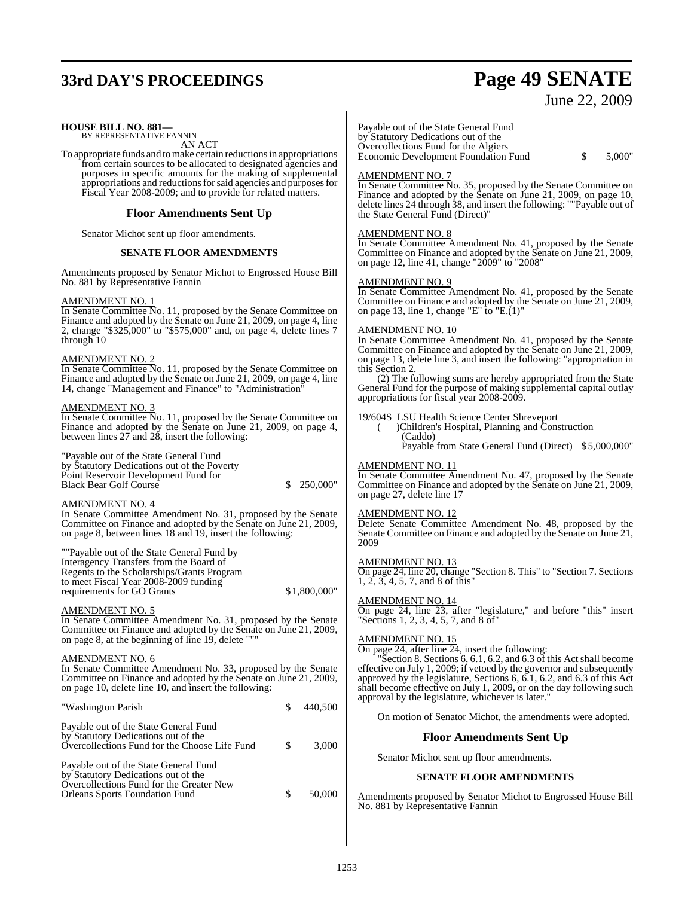**HOUSE BILL NO. 881—**
BY REPRESENTATIVE FANNIN

AN ACT

To appropriate funds and to make certain reductions in appropriations from certain sources to be allocated to designated agencies and purposes in specific amounts for the making of supplemental appropriations and reductions for said agencies and purposes for Fiscal Year 2008-2009; and to provide for related matters.

## Floor Amendments Sent Up

Senator Michot sent up floor amendments.

### SENATE FLOOR AMENDMENTS

Amendments proposed by Senator Michot to Engrossed House Bill No. 881 by Representative Fannin

AMENDMENT NO. 1

In Senate Committee No. 11, proposed by the Senate Committee on Finance and adopted by the Senate on June 21, 2009, on page 4, line 2, change "$325,000" to "$575,000" and, on page 4, delete lines 7 through 10

AMENDMENT NO. 2

In Senate Committee No. 11, proposed by the Senate Committee on Finance and adopted by the Senate on June 21, 2009, on page 4, line 14, change "Management and Finance" to "Administration"

AMENDMENT NO. 3

In Senate Committee No. 11, proposed by the Senate Committee on Finance and adopted by the Senate on June 21, 2009, on page 4, between lines 27 and 28, insert the following:

"Payable out of the State General Fund by Statutory Dedications out of the Poverty Point Reservoir Development Fund for Black Bear Golf Course $ 250,000"

AMENDMENT NO. 4

In Senate Committee Amendment No. 31, proposed by the Senate Committee on Finance and adopted by the Senate on June 21, 2009, on page 8, between lines 18 and 19, insert the following:

""Payable out of the State General Fund by Interagency Transfers from the Board of Regents to the Scholarships/Grants Program to meet Fiscal Year 2008-2009 funding requirements for GO Grants $1,800,000"

AMENDMENT NO. 5

In Senate Committee Amendment No. 31, proposed by the Senate Committee on Finance and adopted by the Senate on June 21, 2009, on page 8, at the beginning of line 19, delete """

AMENDMENT NO. 6

In Senate Committee Amendment No. 33, proposed by the Senate Committee on Finance and adopted by the Senate on June 21, 2009, on page 10, delete line 10, and insert the following:

"Washington Parish $ 440,500

Payable out of the State General Fund by Statutory Dedications out of the Overcollections Fund for the Choose Life Fund $ 3,000

Payable out of the State General Fund by Statutory Dedications out of the Overcollections Fund for the Greater New Orleans Sports Foundation Fund $ 50,000

Payable out of the State General Fund by Statutory Dedications out of the Overcollections Fund for the Algiers Economic Development Foundation Fund $ 5,000"

AMENDMENT NO. 7

In Senate Committee No. 35, proposed by the Senate Committee on Finance and adopted by the Senate on June 21, 2009, on page 10, delete lines 24 through 38, and insert the following: ""Payable out of the State General Fund (Direct)"

AMENDMENT NO. 8

In Senate Committee Amendment No. 41, proposed by the Senate Committee on Finance and adopted by the Senate on June 21, 2009, on page 12, line 41, change "2009" to "2008"

AMENDMENT NO. 9

In Senate Committee Amendment No. 41, proposed by the Senate Committee on Finance and adopted by the Senate on June 21, 2009, on page 13, line 1, change "E" to "E.(1)"

AMENDMENT NO. 10

In Senate Committee Amendment No. 41, proposed by the Senate Committee on Finance and adopted by the Senate on June 21, 2009, on page 13, delete line 3, and insert the following: "appropriation in this Section 2.

(2) The following sums are hereby appropriated from the State General Fund for the purpose of making supplemental capital outlay appropriations for fiscal year 2008-2009.

19/604S LSU Health Science Center Shreveport
( )Children's Hospital, Planning and Construction
(Caddo)
Payable from State General Fund (Direct) $5,000,000"

AMENDMENT NO. 11

In Senate Committee Amendment No. 47, proposed by the Senate Committee on Finance and adopted by the Senate on June 21, 2009, on page 27, delete line 17

AMENDMENT NO. 12

Delete Senate Committee Amendment No. 48, proposed by the Senate Committee on Finance and adopted by the Senate on June 21, 2009

AMENDMENT NO. 13

On page 24, line 20, change "Section 8. This" to "Section 7. Sections 1, 2, 3, 4, 5, 7, and 8 of this"

AMENDMENT NO. 14

On page 24, line 23, after "legislature," and before "this" insert "Sections 1, 2, 3, 4, 5, 7, and 8 of"

AMENDMENT NO. 15

On page 24, after line 24, insert the following:

"Section 8. Sections 6, 6.1, 6.2, and 6.3 of this Act shall become effective on July 1, 2009; if vetoed by the governor and subsequently approved by the legislature, Sections 6, 6.1, 6.2, and 6.3 of this Act shall become effective on July 1, 2009, or on the day following such approval by the legislature, whichever is later."

On motion of Senator Michot, the amendments were adopted.

## Floor Amendments Sent Up

Senator Michot sent up floor amendments.

### SENATE FLOOR AMENDMENTS

Amendments proposed by Senator Michot to Engrossed House Bill No. 881 by Representative Fannin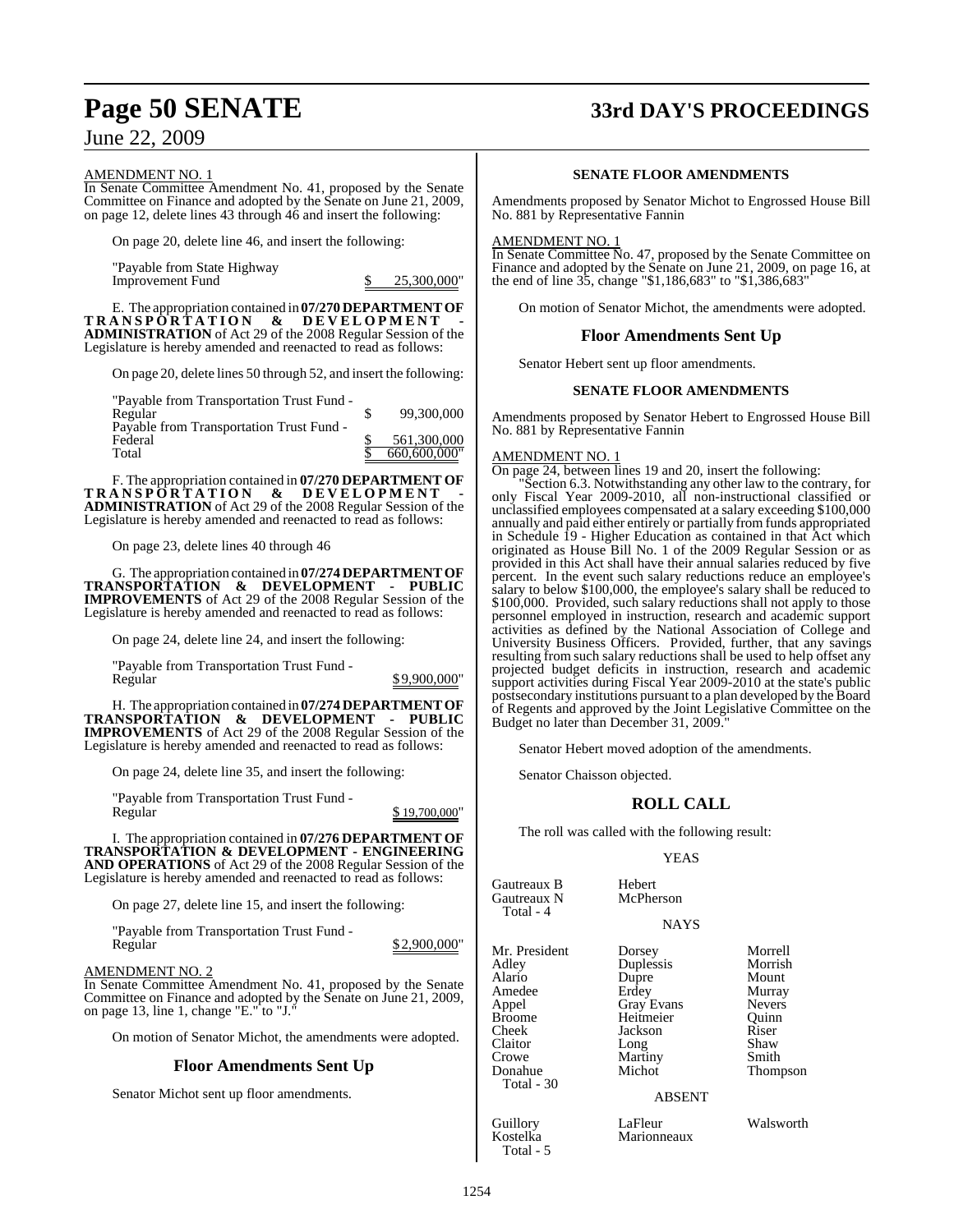AMENDMENT NO. 1

In Senate Committee Amendment No. 41, proposed by the Senate Committee on Finance and adopted by the Senate on June 21, 2009, on page 12, delete lines 43 through 46 and insert the following:

On page 20, delete line 46, and insert the following:

| | |
|---|---|
| "Payable from State Highway Improvement Fund | $ 25,300,000" |

E. The appropriation contained in **07/270 DEPARTMENT OF TRANSPORTATION & DEVELOPMENT - ADMINISTRATION** of Act 29 of the 2008 Regular Session of the Legislature is hereby amended and reenacted to read as follows:

On page 20, delete lines 50 through 52, and insert the following:

| | |
|---|---|
| "Payable from Transportation Trust Fund - Regular | $ 99,300,000 |
| Payable from Transportation Trust Fund - Federal | $ 561,300,000 |
| Total | $ 660,600,000" |

F. The appropriation contained in **07/270 DEPARTMENT OF TRANSPORTATION & DEVELOPMENT - ADMINISTRATION** of Act 29 of the 2008 Regular Session of the Legislature is hereby amended and reenacted to read as follows:

On page 23, delete lines 40 through 46

G. The appropriation contained in **07/274 DEPARTMENT OF TRANSPORTATION & DEVELOPMENT - PUBLIC IMPROVEMENTS** of Act 29 of the 2008 Regular Session of the Legislature is hereby amended and reenacted to read as follows:

On page 24, delete line 24, and insert the following:

| | |
|---|---|
| "Payable from Transportation Trust Fund - Regular | $9,900,000" |

H. The appropriation contained in **07/274 DEPARTMENT OF TRANSPORTATION & DEVELOPMENT - PUBLIC IMPROVEMENTS** of Act 29 of the 2008 Regular Session of the Legislature is hereby amended and reenacted to read as follows:

On page 24, delete line 35, and insert the following:

| | |
|---|---|
| "Payable from Transportation Trust Fund - Regular | $ 19,700,000" |

I. The appropriation contained in **07/276 DEPARTMENT OF TRANSPORTATION & DEVELOPMENT - ENGINEERING AND OPERATIONS** of Act 29 of the 2008 Regular Session of the Legislature is hereby amended and reenacted to read as follows:

On page 27, delete line 15, and insert the following:

| | |
|---|---|
| "Payable from Transportation Trust Fund - Regular | $2,900,000" |

AMENDMENT NO. 2

In Senate Committee Amendment No. 41, proposed by the Senate Committee on Finance and adopted by the Senate on June 21, 2009, on page 13, line 1, change "E." to "J."

On motion of Senator Michot, the amendments were adopted.

## Floor Amendments Sent Up

Senator Michot sent up floor amendments.

### SENATE FLOOR AMENDMENTS

Amendments proposed by Senator Michot to Engrossed House Bill No. 881 by Representative Fannin

AMENDMENT NO. 1

In Senate Committee No. 47, proposed by the Senate Committee on Finance and adopted by the Senate on June 21, 2009, on page 16, at the end of line 35, change "$1,186,683" to "$1,386,683"

On motion of Senator Michot, the amendments were adopted.

## Floor Amendments Sent Up

Senator Hebert sent up floor amendments.

### SENATE FLOOR AMENDMENTS

Amendments proposed by Senator Hebert to Engrossed House Bill No. 881 by Representative Fannin

AMENDMENT NO. 1

On page 24, between lines 19 and 20, insert the following:

"Section 6.3. Notwithstanding any other law to the contrary, for only Fiscal Year 2009-2010, all non-instructional classified or unclassified employees compensated at a salary exceeding $100,000 annually and paid either entirely or partially from funds appropriated in Schedule 19 - Higher Education as contained in that Act which originated as House Bill No. 1 of the 2009 Regular Session or as provided in this Act shall have their annual salaries reduced by five percent. In the event such salary reductions reduce an employee's salary to below $100,000, the employee's salary shall be reduced to $100,000. Provided, such salary reductions shall not apply to those personnel employed in instruction, research and academic support activities as defined by the National Association of College and University Business Officers. Provided, further, that any savings resulting from such salary reductions shall be used to help offset any projected budget deficits in instruction, research and academic support activities during Fiscal Year 2009-2010 at the state's public postsecondary institutions pursuant to a plan developed by the Board of Regents and approved by the Joint Legislative Committee on the Budget no later than December 31, 2009."

Senator Hebert moved adoption of the amendments.

Senator Chaisson objected.

## ROLL CALL

The roll was called with the following result:

YEAS

| | |
|---|---|
| Gautreaux B | Hebert |
| Gautreaux N | McPherson |
| Total - 4 | |

NAYS

| | | |
|---|---|---|
| Mr. President | Dorsey | Morrell |
| Adley | Duplessis | Morrish |
| Alario | Dupre | Mount |
| Amedee | Erdey | Murray |
| Appel | Gray Evans | Nevers |
| Broome | Heitmeier | Quinn |
| Cheek | Jackson | Riser |
| Claitor | Long | Shaw |
| Crowe | Martiny | Smith |
| Donahue | Michot | Thompson |
| Total - 30 | | |

ABSENT

| | | |
|---|---|---|
| Guillory | LaFleur | Walsworth |
| Kostelka | Marionneaux | |
| Total - 5 | | |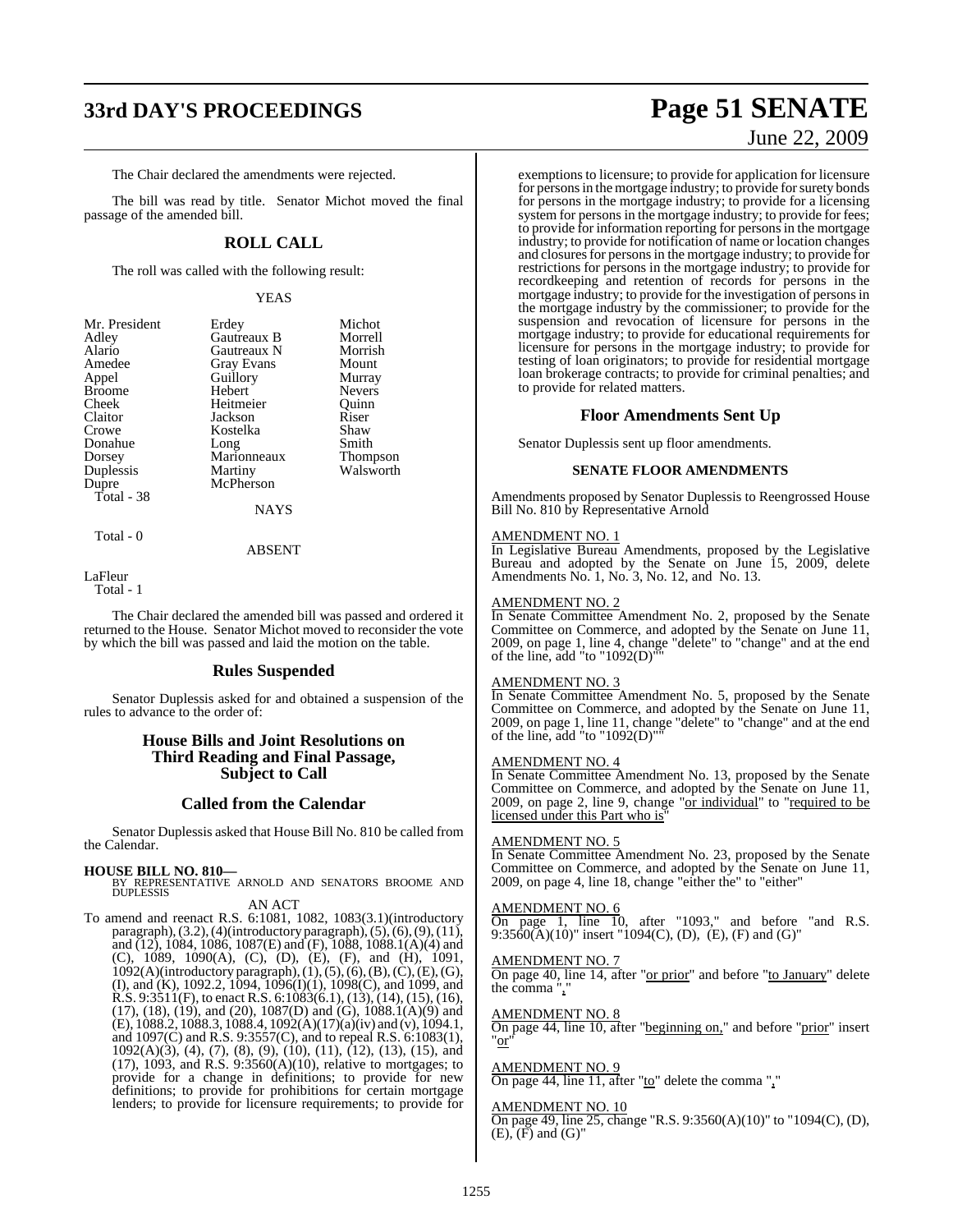The Chair declared the amendments were rejected.

The bill was read by title. Senator Michot moved the final passage of the amended bill.

## ROLL CALL

The roll was called with the following result:

YEAS

| | | |
|---|---|---|
| Mr. President | Erdey | Michot |
| Adley | Gautreaux B | Morrell |
| Alario | Gautreaux N | Morrish |
| Amedee | Gray Evans | Mount |
| Appel | Guillory | Murray |
| Broome | Hebert | Nevers |
| Cheek | Heitmeier | Quinn |
| Claitor | Jackson | Riser |
| Crowe | Kostelka | Shaw |
| Donahue | Long | Smith |
| Dorsey | Marionneaux | Thompson |
| Duplessis | Martiny | Walsworth |
| Dupre | McPherson | |

Total - 38

NAYS

Total - 0

ABSENT

LaFleur

Total - 1

The Chair declared the amended bill was passed and ordered it returned to the House. Senator Michot moved to reconsider the vote by which the bill was passed and laid the motion on the table.

## Rules Suspended

Senator Duplessis asked for and obtained a suspension of the rules to advance to the order of:

## House Bills and Joint Resolutions on Third Reading and Final Passage, Subject to Call

## Called from the Calendar

Senator Duplessis asked that House Bill No. 810 be called from the Calendar.

**HOUSE BILL NO. 810—**
BY REPRESENTATIVE ARNOLD AND SENATORS BROOME AND DUPLESSIS

AN ACT

To amend and reenact R.S. 6:1081, 1082, 1083(3.1)(introductory paragraph), (3.2), (4)(introductory paragraph), (5), (6), (9), (11), and (12), 1084, 1086, 1087(E) and (F), 1088, 1088.1(A)(4) and (C), 1089, 1090(A), (C), (D), (E), (F), and (H), 1091, 1092(A)(introductory paragraph), (1), (5), (6), (B), (C), (E), (G), (I), and (K), 1092.2, 1094, 1096(I)(1), 1098(C), and 1099, and R.S. 9:3511(F), to enact R.S. 6:1083(6.1), (13), (14), (15), (16), (17), (18), (19), and (20), 1087(D) and (G), 1088.1(A)(9) and (E), 1088.2, 1088.3, 1088.4, 1092(A)(17)(a)(iv) and (v), 1094.1, and 1097(C) and R.S. 9:3557(C), and to repeal R.S. 6:1083(1), 1092(A)(3), (4), (7), (8), (9), (10), (11), (12), (13), (15), and (17), 1093, and R.S. 9:3560(A)(10), relative to mortgages; to provide for a change in definitions; to provide for new definitions; to provide for prohibitions for certain mortgage lenders; to provide for licensure requirements; to provide for exemptions to licensure; to provide for application for licensure for persons in the mortgage industry; to provide for surety bonds for persons in the mortgage industry; to provide for a licensing system for persons in the mortgage industry; to provide for fees; to provide for information reporting for persons in the mortgage industry; to provide for notification of name or location changes and closures for persons in the mortgage industry; to provide for restrictions for persons in the mortgage industry; to provide for recordkeeping and retention of records for persons in the mortgage industry; to provide for the investigation of persons in the mortgage industry by the commissioner; to provide for the suspension and revocation of licensure for persons in the mortgage industry; to provide for educational requirements for licensure for persons in the mortgage industry; to provide for testing of loan originators; to provide for residential mortgage loan brokerage contracts; to provide for criminal penalties; and to provide for related matters.

## Floor Amendments Sent Up

Senator Duplessis sent up floor amendments.

### SENATE FLOOR AMENDMENTS

Amendments proposed by Senator Duplessis to Reengrossed House Bill No. 810 by Representative Arnold

AMENDMENT NO. 1
In Legislative Bureau Amendments, proposed by the Legislative Bureau and adopted by the Senate on June 15, 2009, delete Amendments No. 1, No. 3, No. 12, and No. 13.

AMENDMENT NO. 2
In Senate Committee Amendment No. 2, proposed by the Senate Committee on Commerce, and adopted by the Senate on June 11, 2009, on page 1, line 4, change "delete" to "change" and at the end of the line, add "to "1092(D)""

AMENDMENT NO. 3
In Senate Committee Amendment No. 5, proposed by the Senate Committee on Commerce, and adopted by the Senate on June 11, 2009, on page 1, line 11, change "delete" to "change" and at the end of the line, add "to "1092(D)""

AMENDMENT NO. 4
In Senate Committee Amendment No. 13, proposed by the Senate Committee on Commerce, and adopted by the Senate on June 11, 2009, on page 2, line 9, change "or individual" to "required to be licensed under this Part who is"

AMENDMENT NO. 5
In Senate Committee Amendment No. 23, proposed by the Senate Committee on Commerce, and adopted by the Senate on June 11, 2009, on page 4, line 18, change "either the" to "either"

AMENDMENT NO. 6
On page 1, line 10, after "1093," and before "and R.S. 9:3560(A)(10)" insert "1094(C), (D), (E), (F) and (G)"

AMENDMENT NO. 7
On page 40, line 14, after "or prior" and before "to January" delete the comma ","

AMENDMENT NO. 8
On page 44, line 10, after "beginning on," and before "prior" insert "or"

AMENDMENT NO. 9
On page 44, line 11, after "to" delete the comma ","

AMENDMENT NO. 10
On page 49, line 25, change "R.S. 9:3560(A)(10)" to "1094(C), (D), (E), (F) and (G)"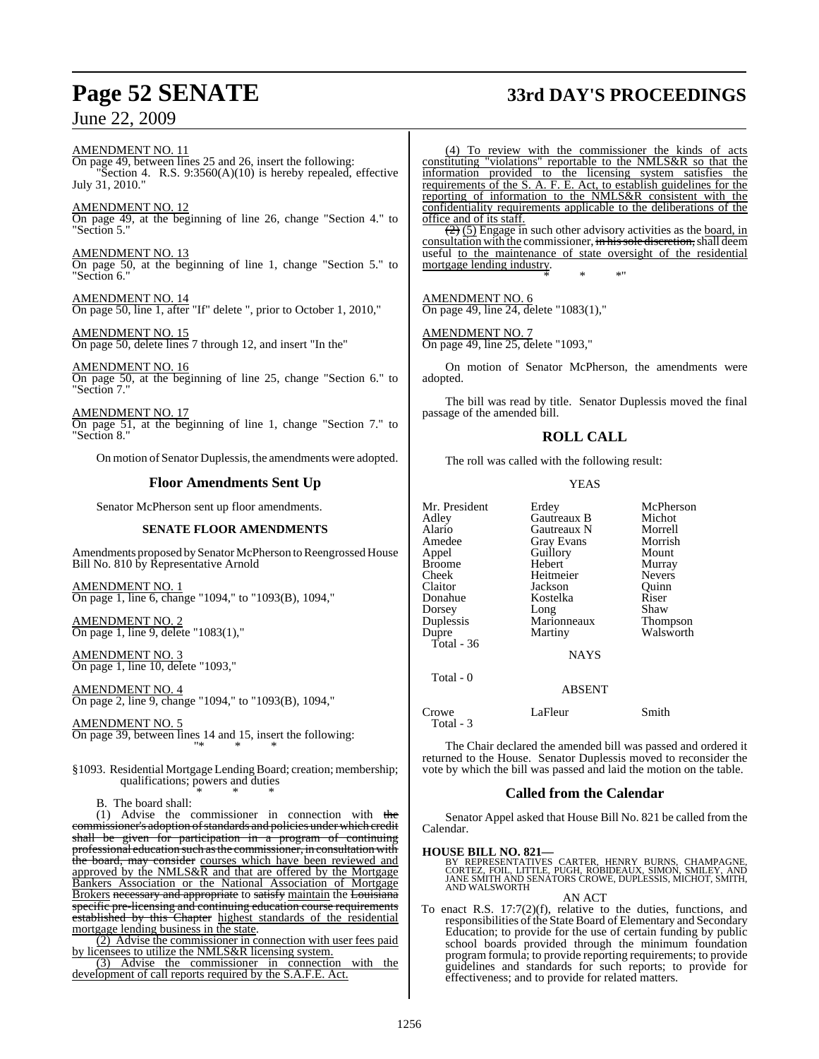AMENDMENT NO. 11
On page 49, between lines 25 and 26, insert the following:
"Section 4. R.S. 9:3560(A)(10) is hereby repealed, effective July 31, 2010."

AMENDMENT NO. 12
On page 49, at the beginning of line 26, change "Section 4." to "Section 5."

AMENDMENT NO. 13
On page 50, at the beginning of line 1, change "Section 5." to "Section 6."

AMENDMENT NO. 14
On page 50, line 1, after "If" delete ", prior to October 1, 2010,"

AMENDMENT NO. 15
On page 50, delete lines 7 through 12, and insert "In the"

AMENDMENT NO. 16
On page 50, at the beginning of line 25, change "Section 6." to "Section 7."

AMENDMENT NO. 17
On page 51, at the beginning of line 1, change "Section 7." to "Section 8."

On motion of Senator Duplessis, the amendments were adopted.

## Floor Amendments Sent Up

Senator McPherson sent up floor amendments.

### SENATE FLOOR AMENDMENTS

Amendments proposed by Senator McPherson to Reengrossed House Bill No. 810 by Representative Arnold

AMENDMENT NO. 1
On page 1, line 6, change "1094," to "1093(B), 1094,"

AMENDMENT NO. 2
On page 1, line 9, delete "1083(1),"

AMENDMENT NO. 3
On page 1, line 10, delete "1093,"

AMENDMENT NO. 4
On page 2, line 9, change "1094," to "1093(B), 1094,"

AMENDMENT NO. 5
On page 39, between lines 14 and 15, insert the following:
"* * *

§1093. Residential Mortgage Lending Board; creation; membership; qualifications; powers and duties

\* \* \*

B. The board shall:

(1) Advise the commissioner in connection with ~~the commissioner's adoption of standards and policies under which credit shall be given for participation in a program of continuing professional education such as the commissioner, in consultation with the board, may consider~~ courses which have been reviewed and approved by the NMLS&R and that are offered by the Mortgage Bankers Association or the National Association of Mortgage Brokers ~~necessary and appropriate~~ to ~~satisfy~~ maintain the ~~Louisiana specific pre-licensing and continuing education course requirements established by this Chapter~~ highest standards of the residential mortgage lending business in the state.

(2) Advise the commissioner in connection with user fees paid by licensees to utilize the NMLS&R licensing system.

(3) Advise the commissioner in connection with the development of call reports required by the S.A.F.E. Act.

(4) To review with the commissioner the kinds of acts constituting "violations" reportable to the NMLS&R so that the information provided to the licensing system satisfies the requirements of the S. A. F. E. Act, to establish guidelines for the reporting of information to the NMLS&R consistent with the confidentiality requirements applicable to the deliberations of the office and of its staff.

~~(2)~~ (5) Engage in such other advisory activities as the board, in consultation with the commissioner, ~~in his sole discretion,~~ shall deem useful to the maintenance of state oversight of the residential mortgage lending industry.

\* \* \*"

AMENDMENT NO. 6
On page 49, line 24, delete "1083(1),"

AMENDMENT NO. 7
On page 49, line 25, delete "1093,"

On motion of Senator McPherson, the amendments were adopted.

The bill was read by title. Senator Duplessis moved the final passage of the amended bill.

## ROLL CALL

The roll was called with the following result:

YEAS

| | | |
|---|---|---|
| Mr. President | Erdey | McPherson |
| Adley | Gautreaux B | Michot |
| Alario | Gautreaux N | Morrell |
| Amedee | Gray Evans | Morrish |
| Appel | Guillory | Mount |
| Broome | Hebert | Murray |
| Cheek | Heitmeier | Nevers |
| Claitor | Jackson | Quinn |
| Donahue | Kostelka | Riser |
| Dorsey | Long | Shaw |
| Duplessis | Marionneaux | Thompson |
| Dupre | Martiny | Walsworth |

Total - 36

NAYS

Total - 0

ABSENT

| | | |
|---|---|---|
| Crowe | LaFleur | Smith |

Total - 3

The Chair declared the amended bill was passed and ordered it returned to the House. Senator Duplessis moved to reconsider the vote by which the bill was passed and laid the motion on the table.

## Called from the Calendar

Senator Appel asked that House Bill No. 821 be called from the Calendar.

**HOUSE BILL NO. 821—**
BY REPRESENTATIVES CARTER, HENRY BURNS, CHAMPAGNE, CORTEZ, FOIL, LITTLE, PUGH, ROBIDEAUX, SIMON, SMILEY, AND JANE SMITH AND SENATORS CROWE, DUPLESSIS, MICHOT, SMITH, AND WALSWORTH

AN ACT

To enact R.S. 17:7(2)(f), relative to the duties, functions, and responsibilities of the State Board of Elementary and Secondary Education; to provide for the use of certain funding by public school boards provided through the minimum foundation program formula; to provide reporting requirements; to provide guidelines and standards for such reports; to provide for effectiveness; and to provide for related matters.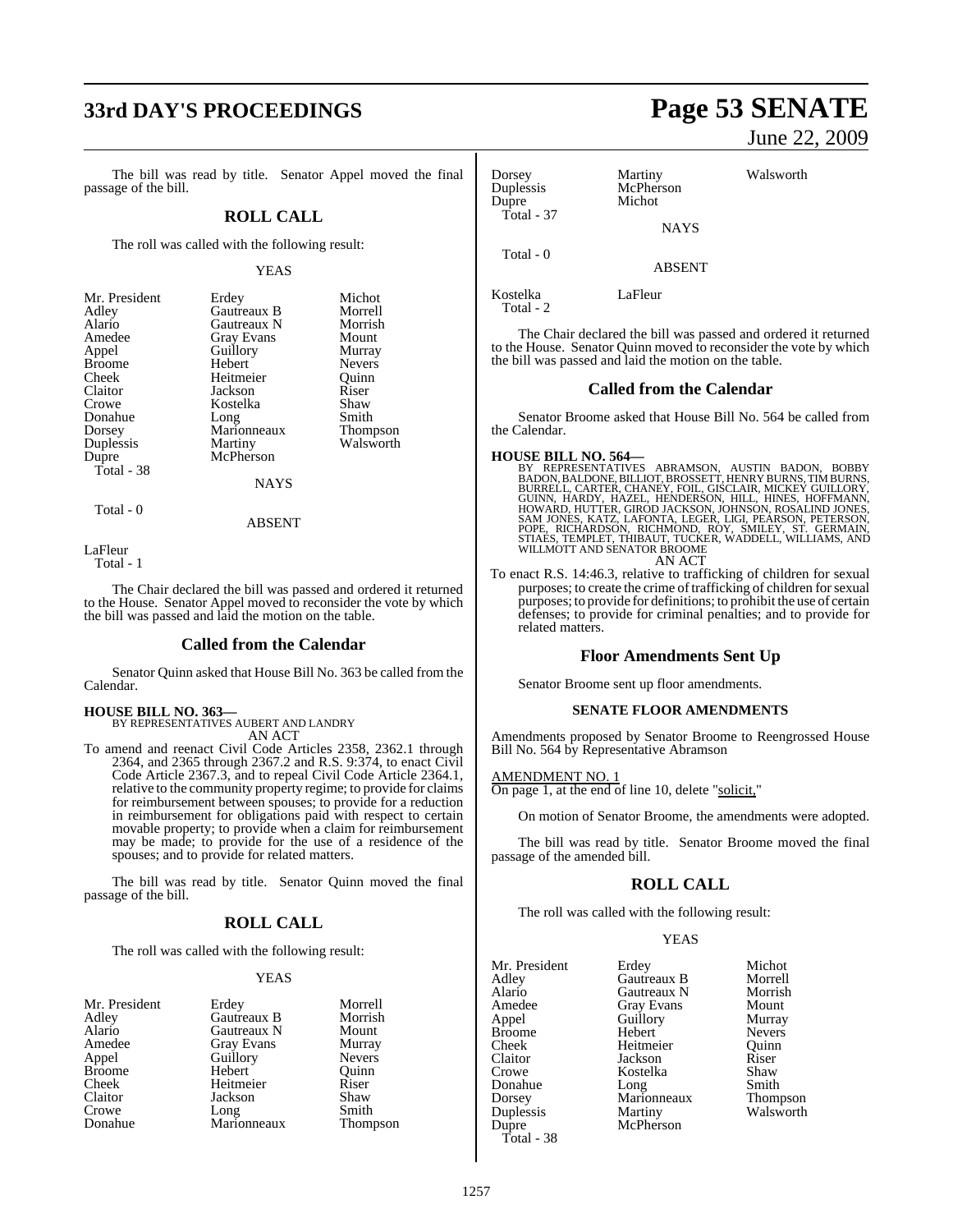The bill was read by title. Senator Appel moved the final passage of the bill.

## ROLL CALL

The roll was called with the following result:

YEAS

| | | |
|---|---|---|
| Mr. President | Erdey | Michot |
| Adley | Gautreaux B | Morrell |
| Alario | Gautreaux N | Morrish |
| Amedee | Gray Evans | Mount |
| Appel | Guillory | Murray |
| Broome | Hebert | Nevers |
| Cheek | Heitmeier | Quinn |
| Claitor | Jackson | Riser |
| Crowe | Kostelka | Shaw |
| Donahue | Long | Smith |
| Dorsey | Marionneaux | Thompson |
| Duplessis | Martiny | Walsworth |
| Dupre | McPherson | |
| Total - 38 | | |

NAYS

Total - 0

ABSENT

LaFleur
Total - 1

The Chair declared the bill was passed and ordered it returned to the House. Senator Appel moved to reconsider the vote by which the bill was passed and laid the motion on the table.

## Called from the Calendar

Senator Quinn asked that House Bill No. 363 be called from the Calendar.

**HOUSE BILL NO. 363—**
BY REPRESENTATIVES AUBERT AND LANDRY
AN ACT

To amend and reenact Civil Code Articles 2358, 2362.1 through 2364, and 2365 through 2367.2 and R.S. 9:374, to enact Civil Code Article 2367.3, and to repeal Civil Code Article 2364.1, relative to the community property regime; to provide for claims for reimbursement between spouses; to provide for a reduction in reimbursement for obligations paid with respect to certain movable property; to provide when a claim for reimbursement may be made; to provide for the use of a residence of the spouses; and to provide for related matters.

The bill was read by title. Senator Quinn moved the final passage of the bill.

## ROLL CALL

The roll was called with the following result:

YEAS

| | | |
|---|---|---|
| Mr. President | Erdey | Morrell |
| Adley | Gautreaux B | Morrish |
| Alario | Gautreaux N | Mount |
| Amedee | Gray Evans | Murray |
| Appel | Guillory | Nevers |
| Broome | Hebert | Quinn |
| Cheek | Heitmeier | Riser |
| Claitor | Jackson | Shaw |
| Crowe | Long | Smith |
| Donahue | Marionneaux | Thompson |
| Dorsey | Martiny | Walsworth |
| Duplessis | McPherson | |
| Dupre | Michot | |
| Total - 37 | | |

NAYS

Total - 0

ABSENT

Kostelka LaFleur
Total - 2

The Chair declared the bill was passed and ordered it returned to the House. Senator Quinn moved to reconsider the vote by which the bill was passed and laid the motion on the table.

## Called from the Calendar

Senator Broome asked that House Bill No. 564 be called from the Calendar.

**HOUSE BILL NO. 564—**
BY REPRESENTATIVES ABRAMSON, AUSTIN BADON, BOBBY BADON, BALDONE, BILLIOT, BROSSETT, HENRY BURNS, TIM BURNS, BURRELL, CARTER, CHANEY, FOIL, GISCLAIR, MICKEY GUILLORY, GUINN, HARDY, HAZEL, HENDERSON, HILL, HINES, HOFFMANN, HOWARD, HUTTER, GIROD JACKSON, JOHNSON, ROSALIND JONES, SAM JONES, KATZ, LAFONTA, LEGER, LIGI, PEARSON, PETERSON, POPE, RICHARDSON, RICHMOND, ROY, SMILEY, ST. GERMAIN, STIAES, TEMPLET, THIBAUT, TUCKER, WADDELL, WILLIAMS, AND WILLMOTT AND SENATOR BROOME
AN ACT

To enact R.S. 14:46.3, relative to trafficking of children for sexual purposes; to create the crime of trafficking of children for sexual purposes; to provide for definitions; to prohibit the use of certain defenses; to provide for criminal penalties; and to provide for related matters.

## Floor Amendments Sent Up

Senator Broome sent up floor amendments.

### SENATE FLOOR AMENDMENTS

Amendments proposed by Senator Broome to Reengrossed House Bill No. 564 by Representative Abramson

AMENDMENT NO. 1
On page 1, at the end of line 10, delete "solicit,"

On motion of Senator Broome, the amendments were adopted.

The bill was read by title. Senator Broome moved the final passage of the amended bill.

## ROLL CALL

The roll was called with the following result:

YEAS

| | | |
|---|---|---|
| Mr. President | Erdey | Michot |
| Adley | Gautreaux B | Morrell |
| Alario | Gautreaux N | Morrish |
| Amedee | Gray Evans | Mount |
| Appel | Guillory | Murray |
| Broome | Hebert | Nevers |
| Cheek | Heitmeier | Quinn |
| Claitor | Jackson | Riser |
| Crowe | Kostelka | Shaw |
| Donahue | Long | Smith |
| Dorsey | Marionneaux | Thompson |
| Duplessis | Martiny | Walsworth |
| Dupre | McPherson | |
| Total - 38 | | |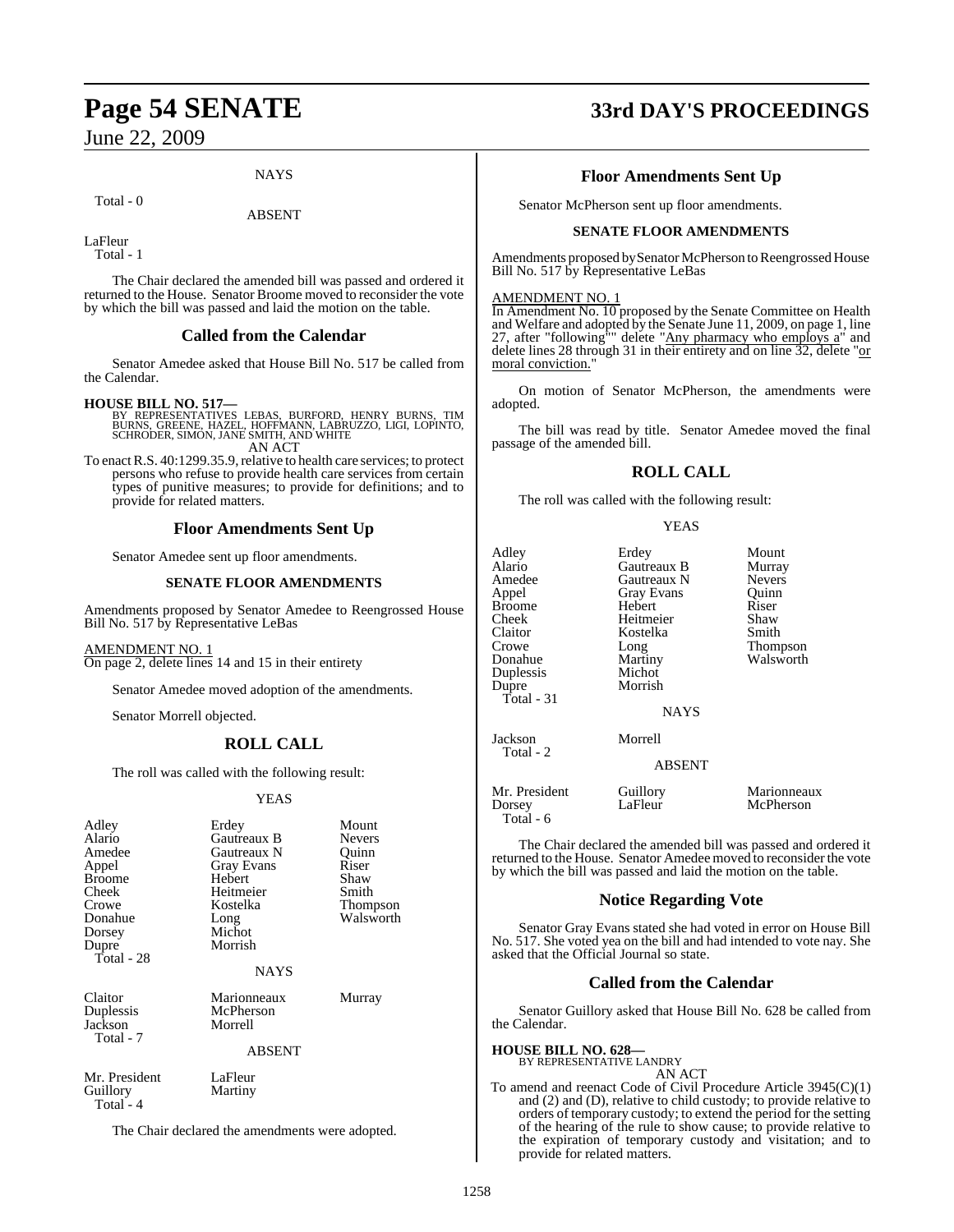NAYS

Total - 0

ABSENT

LaFleur
Total - 1

The Chair declared the amended bill was passed and ordered it returned to the House. Senator Broome moved to reconsider the vote by which the bill was passed and laid the motion on the table.

## Called from the Calendar

Senator Amedee asked that House Bill No. 517 be called from the Calendar.

**HOUSE BILL NO. 517—**
BY REPRESENTATIVES LEBAS, BURFORD, HENRY BURNS, TIM BURNS, GREENE, HAZEL, HOFFMANN, LABRUZZO, LIGI, LOPINTO, SCHRODER, SIMON, JANE SMITH, AND WHITE
AN ACT

To enact R.S. 40:1299.35.9, relative to health care services; to protect persons who refuse to provide health care services from certain types of punitive measures; to provide for definitions; and to provide for related matters.

## Floor Amendments Sent Up

Senator Amedee sent up floor amendments.

### SENATE FLOOR AMENDMENTS

Amendments proposed by Senator Amedee to Reengrossed House Bill No. 517 by Representative LeBas

AMENDMENT NO. 1
On page 2, delete lines 14 and 15 in their entirety

Senator Amedee moved adoption of the amendments.

Senator Morrell objected.

## ROLL CALL

The roll was called with the following result:

YEAS

| | | |
|---|---|---|
| Adley | Erdey | Mount |
| Alario | Gautreaux B | Nevers |
| Amedee | Gautreaux N | Quinn |
| Appel | Gray Evans | Riser |
| Broome | Hebert | Shaw |
| Cheek | Heitmeier | Smith |
| Crowe | Kostelka | Thompson |
| Donahue | Long | Walsworth |
| Dorsey | Michot | |
| Dupre | Morrish | |

Total - 28

NAYS

| | | |
|---|---|---|
| Claitor | Marionneaux | Murray |
| Duplessis | McPherson | |
| Jackson | Morrell | |

Total - 7

ABSENT

| | |
|---|---|
| Mr. President | LaFleur |
| Guillory | Martiny |

Total - 4

The Chair declared the amendments were adopted.

## Floor Amendments Sent Up

Senator McPherson sent up floor amendments.

### SENATE FLOOR AMENDMENTS

Amendments proposed by Senator McPherson to Reengrossed House Bill No. 517 by Representative LeBas

AMENDMENT NO. 1
In Amendment No. 10 proposed by the Senate Committee on Health and Welfare and adopted by the Senate June 11, 2009, on page 1, line 27, after "following"" delete "Any pharmacy who employs a" and delete lines 28 through 31 in their entirety and on line 32, delete "or moral conviction."

On motion of Senator McPherson, the amendments were adopted.

The bill was read by title. Senator Amedee moved the final passage of the amended bill.

## ROLL CALL

The roll was called with the following result:

YEAS

| | | |
|---|---|---|
| Adley | Erdey | Mount |
| Alario | Gautreaux B | Murray |
| Amedee | Gautreaux N | Nevers |
| Appel | Gray Evans | Quinn |
| Broome | Hebert | Riser |
| Cheek | Heitmeier | Shaw |
| Claitor | Kostelka | Smith |
| Crowe | Long | Thompson |
| Donahue | Martiny | Walsworth |
| Duplessis | Michot | |
| Dupre | Morrish | |

Total - 31

NAYS

| | |
|---|---|
| Jackson | Morrell |

Total - 2

ABSENT

| | | |
|---|---|---|
| Mr. President | Guillory | Marionneaux |
| Dorsey | LaFleur | McPherson |

Total - 6

The Chair declared the amended bill was passed and ordered it returned to the House. Senator Amedee moved to reconsider the vote by which the bill was passed and laid the motion on the table.

## Notice Regarding Vote

Senator Gray Evans stated she had voted in error on House Bill No. 517. She voted yea on the bill and had intended to vote nay. She asked that the Official Journal so state.

## Called from the Calendar

Senator Guillory asked that House Bill No. 628 be called from the Calendar.

**HOUSE BILL NO. 628—**
BY REPRESENTATIVE LANDRY
AN ACT

To amend and reenact Code of Civil Procedure Article 3945(C)(1) and (2) and (D), relative to child custody; to provide relative to orders of temporary custody; to extend the period for the setting of the hearing of the rule to show cause; to provide relative to the expiration of temporary custody and visitation; and to provide for related matters.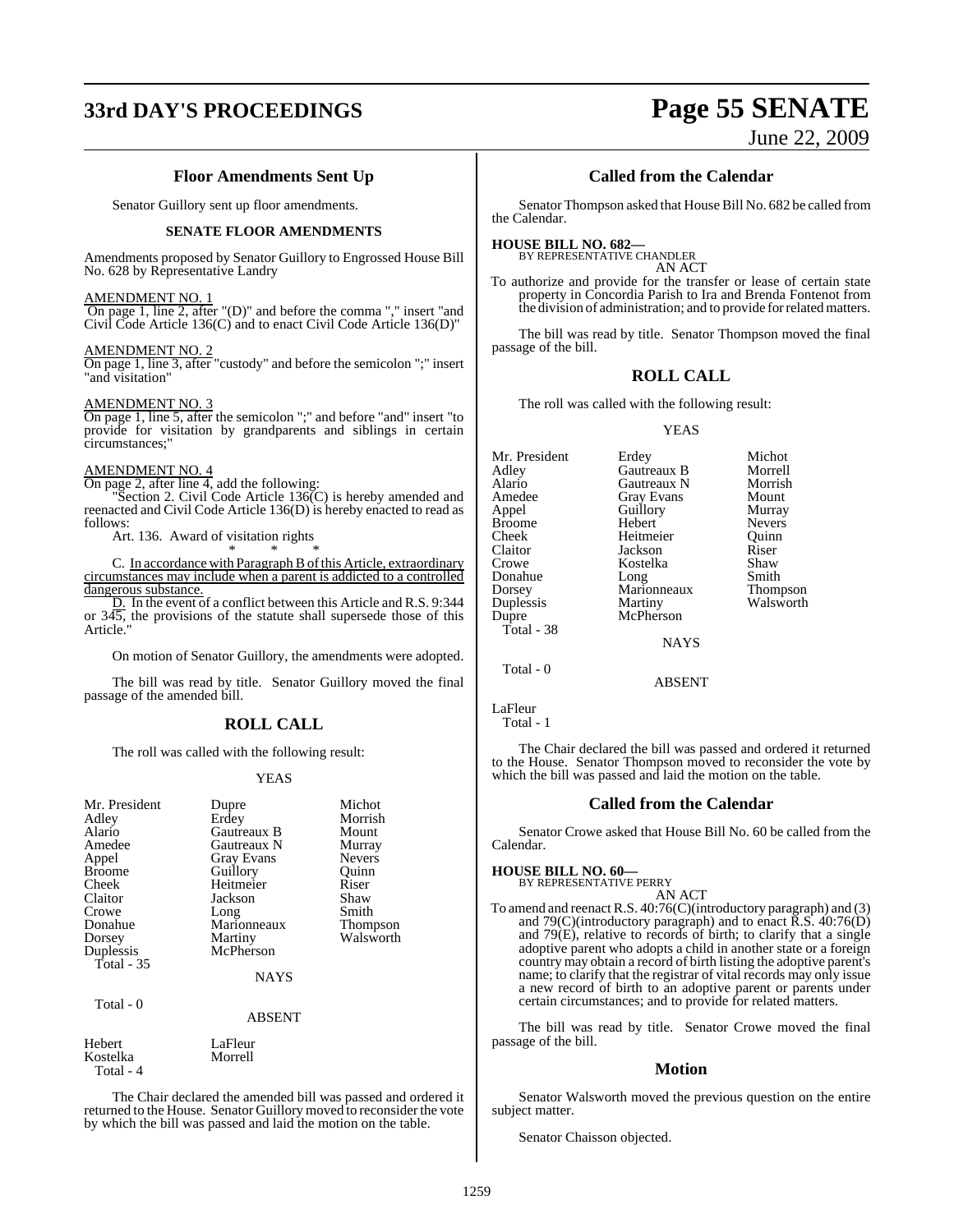### Floor Amendments Sent Up

Senator Guillory sent up floor amendments.

#### SENATE FLOOR AMENDMENTS

Amendments proposed by Senator Guillory to Engrossed House Bill No. 628 by Representative Landry

AMENDMENT NO. 1

On page 1, line 2, after "(D)" and before the comma "," insert "and Civil Code Article 136(C) and to enact Civil Code Article 136(D)"

AMENDMENT NO. 2

On page 1, line 3, after "custody" and before the semicolon ";" insert "and visitation"

AMENDMENT NO. 3

On page 1, line 5, after the semicolon ";" and before "and" insert "to provide for visitation by grandparents and siblings in certain circumstances;"

AMENDMENT NO. 4

On page 2, after line 4, add the following:

"Section 2. Civil Code Article 136(C) is hereby amended and reenacted and Civil Code Article 136(D) is hereby enacted to read as follows:

Art. 136. Award of visitation rights

\* \* \*

C. In accordance with Paragraph B of this Article, extraordinary circumstances may include when a parent is addicted to a controlled dangerous substance.

D. In the event of a conflict between this Article and R.S. 9:344 or 345, the provisions of the statute shall supersede those of this Article."

On motion of Senator Guillory, the amendments were adopted.

The bill was read by title. Senator Guillory moved the final passage of the amended bill.

### ROLL CALL

The roll was called with the following result:

YEAS

| | | |
|---|---|---|
| Mr. President | Dupre | Michot |
| Adley | Erdey | Morrish |
| Alario | Gautreaux B | Mount |
| Amedee | Gautreaux N | Murray |
| Appel | Gray Evans | Nevers |
| Broome | Guillory | Quinn |
| Cheek | Heitmeier | Riser |
| Claitor | Jackson | Shaw |
| Crowe | Long | Smith |
| Donahue | Marionneaux | Thompson |
| Dorsey | Martiny | Walsworth |
| Duplessis | McPherson | |

Total - 35

NAYS

Total - 0

ABSENT

| | |
|---|---|
| Hebert | LaFleur |
| Kostelka | Morrell |

Total - 4

The Chair declared the amended bill was passed and ordered it returned to the House. Senator Guillory moved to reconsider the vote by which the bill was passed and laid the motion on the table.

### Called from the Calendar

Senator Thompson asked that House Bill No. 682 be called from the Calendar.

**HOUSE BILL NO. 682—**
BY REPRESENTATIVE CHANDLER
AN ACT

To authorize and provide for the transfer or lease of certain state property in Concordia Parish to Ira and Brenda Fontenot from the division of administration; and to provide for related matters.

The bill was read by title. Senator Thompson moved the final passage of the bill.

### ROLL CALL

The roll was called with the following result:

YEAS

| | | |
|---|---|---|
| Mr. President | Erdey | Michot |
| Adley | Gautreaux B | Morrell |
| Alario | Gautreaux N | Morrish |
| Amedee | Gray Evans | Mount |
| Appel | Guillory | Murray |
| Broome | Hebert | Nevers |
| Cheek | Heitmeier | Quinn |
| Claitor | Jackson | Riser |
| Crowe | Kostelka | Shaw |
| Donahue | Long | Smith |
| Dorsey | Marionneaux | Thompson |
| Duplessis | Martiny | Walsworth |
| Dupre | McPherson | |

Total - 38

NAYS

Total - 0

ABSENT

LaFleur

Total - 1

The Chair declared the bill was passed and ordered it returned to the House. Senator Thompson moved to reconsider the vote by which the bill was passed and laid the motion on the table.

### Called from the Calendar

Senator Crowe asked that House Bill No. 60 be called from the Calendar.

**HOUSE BILL NO. 60—**
BY REPRESENTATIVE PERRY
AN ACT

To amend and reenact R.S. 40:76(C)(introductory paragraph) and (3) and 79(C)(introductory paragraph) and to enact R.S. 40:76(D) and 79(E), relative to records of birth; to clarify that a single adoptive parent who adopts a child in another state or a foreign country may obtain a record of birth listing the adoptive parent's name; to clarify that the registrar of vital records may only issue a new record of birth to an adoptive parent or parents under certain circumstances; and to provide for related matters.

The bill was read by title. Senator Crowe moved the final passage of the bill.

### Motion

Senator Walsworth moved the previous question on the entire subject matter.

Senator Chaisson objected.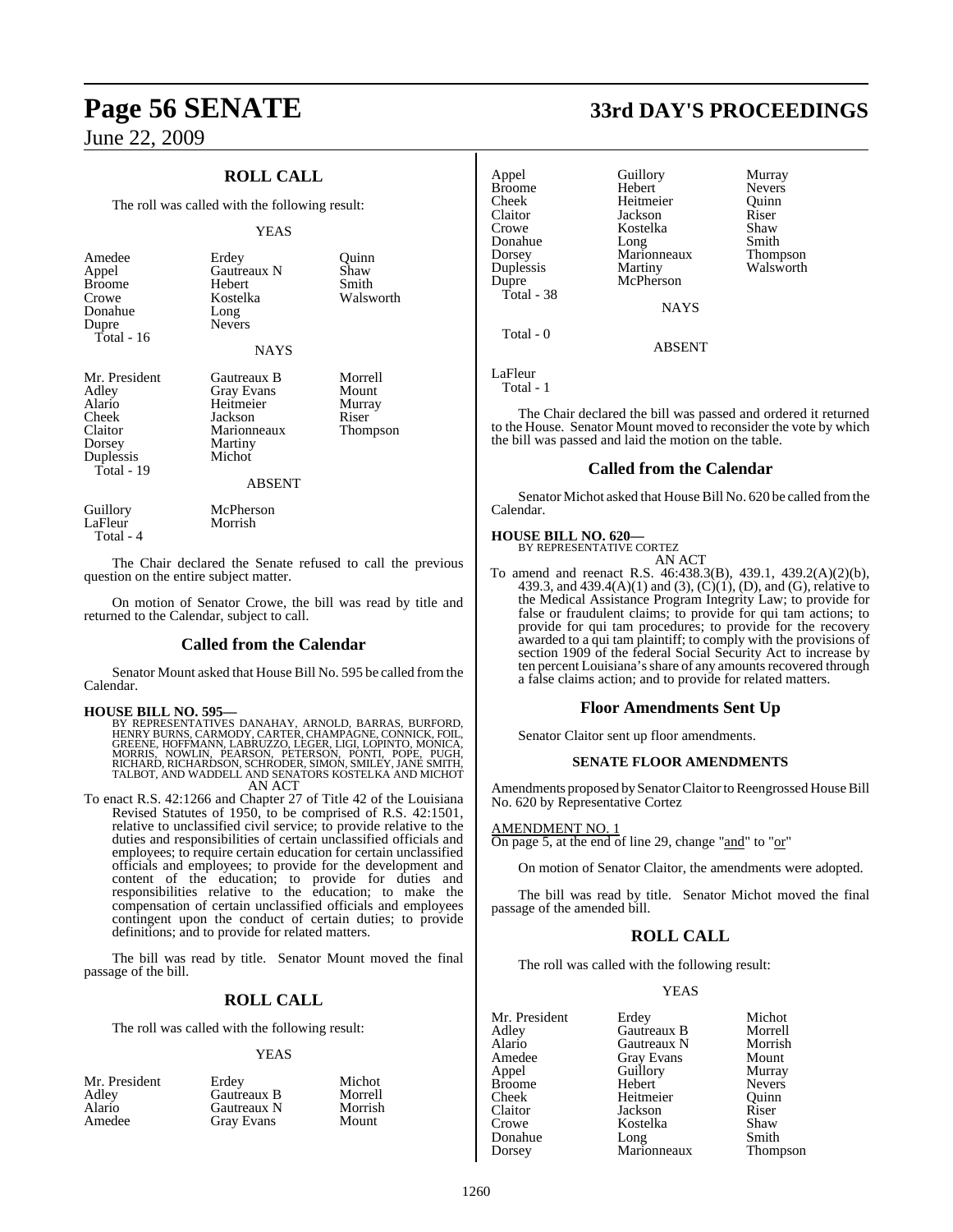## ROLL CALL

The roll was called with the following result:

YEAS

| | | |
|---|---|---|
| Amedee | Erdey | Quinn |
| Appel | Gautreaux N | Shaw |
| Broome | Hebert | Smith |
| Crowe | Kostelka | Walsworth |
| Donahue | Long | |
| Dupre | Nevers | |

Total - 16

NAYS

| | | |
|---|---|---|
| Mr. President | Gautreaux B | Morrell |
| Adley | Gray Evans | Mount |
| Alario | Heitmeier | Murray |
| Cheek | Jackson | Riser |
| Claitor | Marionneaux | Thompson |
| Dorsey | Martiny | |
| Duplessis | Michot | |

Total - 19

ABSENT

| | |
|---|---|
| Guillory | McPherson |
| LaFleur | Morrish |

Total - 4

The Chair declared the Senate refused to call the previous question on the entire subject matter.

On motion of Senator Crowe, the bill was read by title and returned to the Calendar, subject to call.

## Called from the Calendar

Senator Mount asked that House Bill No. 595 be called from the Calendar.

**HOUSE BILL NO. 595—**
BY REPRESENTATIVES DANAHAY, ARNOLD, BARRAS, BURFORD, HENRY BURNS, CARMODY, CARTER, CHAMPAGNE, CONNICK, FOIL, GREENE, HOFFMANN, LABRUZZO, LEGER, LIGI, LOPINTO, MONICA, MORRIS, NOWLIN, PEARSON, PETERSON, PONTI, POPE, PUGH, RICHARD, RICHARDSON, SCHRODER, SIMON, SMILEY, JANE SMITH, TALBOT, AND WADDELL AND SENATORS KOSTELKA AND MICHOT
AN ACT

To enact R.S. 42:1266 and Chapter 27 of Title 42 of the Louisiana Revised Statutes of 1950, to be comprised of R.S. 42:1501, relative to unclassified civil service; to provide relative to the duties and responsibilities of certain unclassified officials and employees; to require certain education for certain unclassified officials and employees; to provide for the development and content of the education; to provide for duties and responsibilities relative to the education; to make the compensation of certain unclassified officials and employees contingent upon the conduct of certain duties; to provide definitions; and to provide for related matters.

The bill was read by title. Senator Mount moved the final passage of the bill.

## ROLL CALL

The roll was called with the following result:

YEAS

| | | |
|---|---|---|
| Mr. President | Erdey | Michot |
| Adley | Gautreaux B | Morrell |
| Alario | Gautreaux N | Morrish |
| Amedee | Gray Evans | Mount |
| Appel | Guillory | Murray |
| Broome | Hebert | Nevers |
| Cheek | Heitmeier | Quinn |
| Claitor | Jackson | Riser |
| Crowe | Kostelka | Shaw |
| Donahue | Long | Smith |
| Dorsey | Marionneaux | Thompson |
| Duplessis | Martiny | Walsworth |
| Dupre | McPherson | |

Total - 38

NAYS

Total - 0

ABSENT

LaFleur

Total - 1

The Chair declared the bill was passed and ordered it returned to the House. Senator Mount moved to reconsider the vote by which the bill was passed and laid the motion on the table.

## Called from the Calendar

Senator Michot asked that House Bill No. 620 be called from the Calendar.

**HOUSE BILL NO. 620—**
BY REPRESENTATIVE CORTEZ
AN ACT

To amend and reenact R.S. 46:438.3(B), 439.1, 439.2(A)(2)(b), 439.3, and 439.4(A)(1) and (3), (C)(1), (D), and (G), relative to the Medical Assistance Program Integrity Law; to provide for false or fraudulent claims; to provide for qui tam actions; to provide for qui tam procedures; to provide for the recovery awarded to a qui tam plaintiff; to comply with the provisions of section 1909 of the federal Social Security Act to increase by ten percent Louisiana's share of any amounts recovered through a false claims action; and to provide for related matters.

## Floor Amendments Sent Up

Senator Claitor sent up floor amendments.

### SENATE FLOOR AMENDMENTS

Amendments proposed by Senator Claitor to Reengrossed House Bill No. 620 by Representative Cortez

AMENDMENT NO. 1
On page 5, at the end of line 29, change "and" to "or"

On motion of Senator Claitor, the amendments were adopted.

The bill was read by title. Senator Michot moved the final passage of the amended bill.

## ROLL CALL

The roll was called with the following result:

YEAS

| | | |
|---|---|---|
| Mr. President | Erdey | Michot |
| Adley | Gautreaux B | Morrell |
| Alario | Gautreaux N | Morrish |
| Amedee | Gray Evans | Mount |
| Appel | Guillory | Murray |
| Broome | Hebert | Nevers |
| Cheek | Heitmeier | Quinn |
| Claitor | Jackson | Riser |
| Crowe | Kostelka | Shaw |
| Donahue | Long | Smith |
| Dorsey | Marionneaux | Thompson |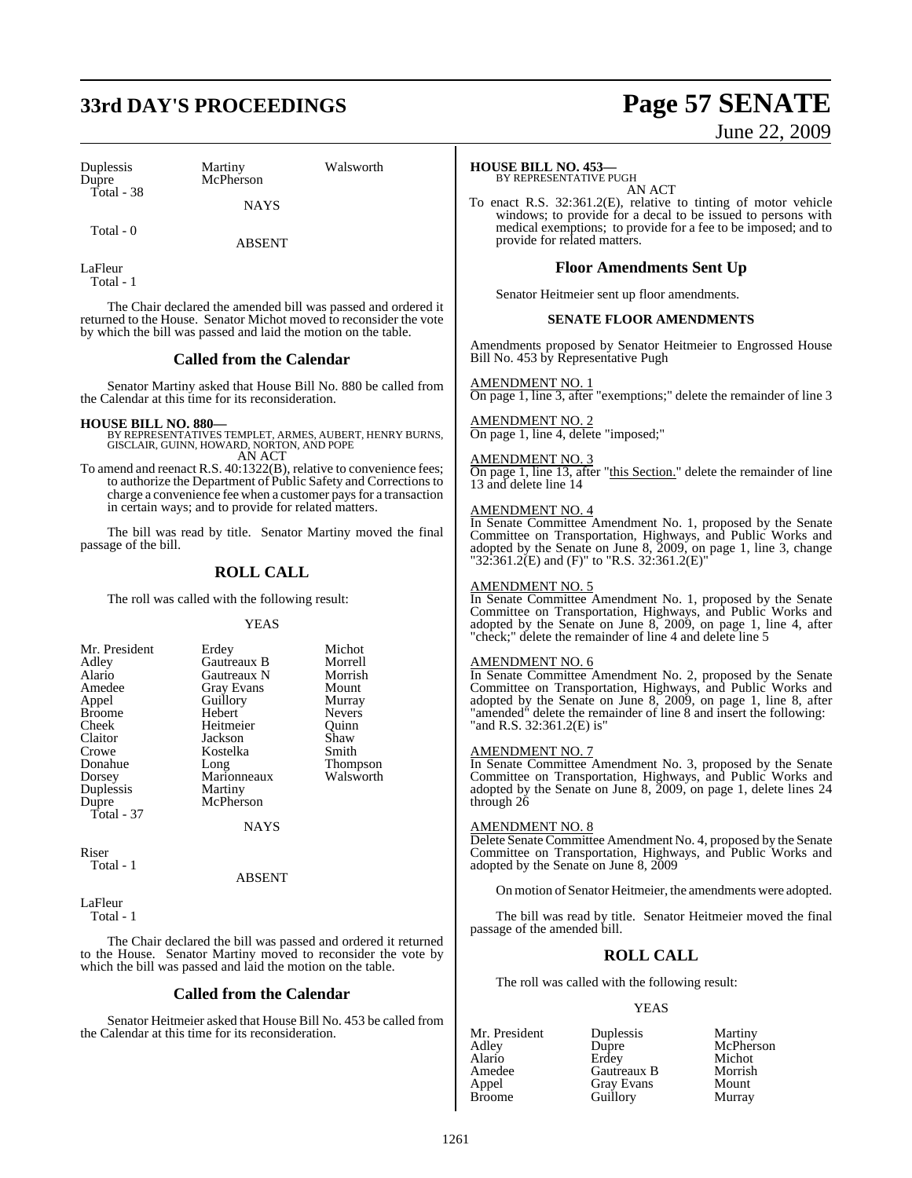| Duplessis | Martiny | Walsworth |
|---|---|---|
| Dupre | McPherson | |
| Total - 38 | | |

NAYS

Total - 0

ABSENT

LaFleur
Total - 1

The Chair declared the amended bill was passed and ordered it returned to the House. Senator Michot moved to reconsider the vote by which the bill was passed and laid the motion on the table.

## Called from the Calendar

Senator Martiny asked that House Bill No. 880 be called from the Calendar at this time for its reconsideration.

**HOUSE BILL NO. 880—**
BY REPRESENTATIVES TEMPLET, ARMES, AUBERT, HENRY BURNS, GISCLAIR, GUINN, HOWARD, NORTON, AND POPE
AN ACT

To amend and reenact R.S. 40:1322(B), relative to convenience fees; to authorize the Department of Public Safety and Corrections to charge a convenience fee when a customer pays for a transaction in certain ways; and to provide for related matters.

The bill was read by title. Senator Martiny moved the final passage of the bill.

## ROLL CALL

The roll was called with the following result:

YEAS

| | | |
|---|---|---|
| Mr. President | Erdey | Michot |
| Adley | Gautreaux B | Morrell |
| Alario | Gautreaux N | Morrish |
| Amedee | Gray Evans | Mount |
| Appel | Guillory | Murray |
| Broome | Hebert | Nevers |
| Cheek | Heitmeier | Quinn |
| Claitor | Jackson | Shaw |
| Crowe | Kostelka | Smith |
| Donahue | Long | Thompson |
| Dorsey | Marionneaux | Walsworth |
| Duplessis | Martiny | |
| Dupre | McPherson | |
| Total - 37 | | |

NAYS

Riser
Total - 1

ABSENT

LaFleur
Total - 1

The Chair declared the bill was passed and ordered it returned to the House. Senator Martiny moved to reconsider the vote by which the bill was passed and laid the motion on the table.

## Called from the Calendar

Senator Heitmeier asked that House Bill No. 453 be called from the Calendar at this time for its reconsideration.

**HOUSE BILL NO. 453—**
BY REPRESENTATIVE PUGH
AN ACT

To enact R.S. 32:361.2(E), relative to tinting of motor vehicle windows; to provide for a decal to be issued to persons with medical exemptions; to provide for a fee to be imposed; and to provide for related matters.

## Floor Amendments Sent Up

Senator Heitmeier sent up floor amendments.

### SENATE FLOOR AMENDMENTS

Amendments proposed by Senator Heitmeier to Engrossed House Bill No. 453 by Representative Pugh

AMENDMENT NO. 1
On page 1, line 3, after "exemptions;" delete the remainder of line 3

AMENDMENT NO. 2
On page 1, line 4, delete "imposed;"

AMENDMENT NO. 3
On page 1, line 13, after "this Section." delete the remainder of line 13 and delete line 14

AMENDMENT NO. 4
In Senate Committee Amendment No. 1, proposed by the Senate Committee on Transportation, Highways, and Public Works and adopted by the Senate on June 8, 2009, on page 1, line 3, change "32:361.2(E) and (F)" to "R.S. 32:361.2(E)"

AMENDMENT NO. 5
In Senate Committee Amendment No. 1, proposed by the Senate Committee on Transportation, Highways, and Public Works and adopted by the Senate on June 8, 2009, on page 1, line 4, after "check;" delete the remainder of line 4 and delete line 5

AMENDMENT NO. 6
In Senate Committee Amendment No. 2, proposed by the Senate Committee on Transportation, Highways, and Public Works and adopted by the Senate on June 8, 2009, on page 1, line 8, after "amended" delete the remainder of line 8 and insert the following: "and R.S. 32:361.2(E) is"

AMENDMENT NO. 7
In Senate Committee Amendment No. 3, proposed by the Senate Committee on Transportation, Highways, and Public Works and adopted by the Senate on June 8, 2009, on page 1, delete lines 24 through 26

AMENDMENT NO. 8
Delete Senate Committee Amendment No. 4, proposed by the Senate Committee on Transportation, Highways, and Public Works and adopted by the Senate on June 8, 2009

On motion of Senator Heitmeier, the amendments were adopted.

The bill was read by title. Senator Heitmeier moved the final passage of the amended bill.

## ROLL CALL

The roll was called with the following result:

YEAS

| | | |
|---|---|---|
| Mr. President | Duplessis | Martiny |
| Adley | Dupre | McPherson |
| Alario | Erdey | Michot |
| Amedee | Gautreaux B | Morrish |
| Appel | Gray Evans | Mount |
| Broome | Guillory | Murray |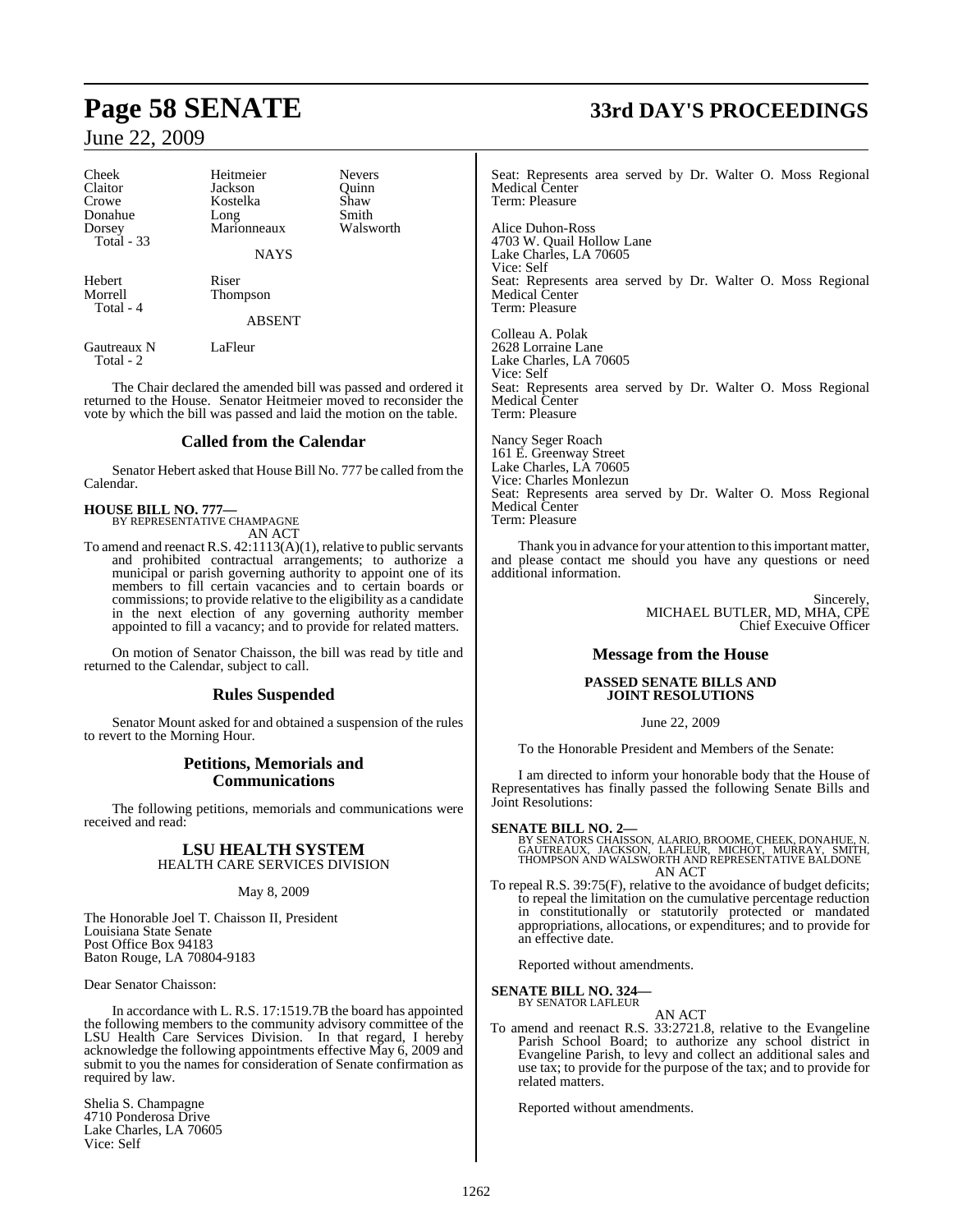| Cheek | Heitmeier | Nevers |
|---|---|---|
| Claitor | Jackson | Quinn |
| Crowe | Kostelka | Shaw |
| Donahue | Long | Smith |
| Dorsey | Marionneaux | Walsworth |

Total - 33

NAYS

| Hebert | Riser |
|---|---|
| Morrell | Thompson |

Total - 4

ABSENT

| Gautreaux N | LaFleur |
|---|---|

Total - 2

The Chair declared the amended bill was passed and ordered it returned to the House. Senator Heitmeier moved to reconsider the vote by which the bill was passed and laid the motion on the table.

## Called from the Calendar

Senator Hebert asked that House Bill No. 777 be called from the Calendar.

**HOUSE BILL NO. 777—**
BY REPRESENTATIVE CHAMPAGNE
AN ACT

To amend and reenact R.S. 42:1113(A)(1), relative to public servants and prohibited contractual arrangements; to authorize a municipal or parish governing authority to appoint one of its members to fill certain vacancies and to certain boards or commissions; to provide relative to the eligibility as a candidate in the next election of any governing authority member appointed to fill a vacancy; and to provide for related matters.

On motion of Senator Chaisson, the bill was read by title and returned to the Calendar, subject to call.

## Rules Suspended

Senator Mount asked for and obtained a suspension of the rules to revert to the Morning Hour.

## Petitions, Memorials and Communications

The following petitions, memorials and communications were received and read:

### LSU HEALTH SYSTEM
HEALTH CARE SERVICES DIVISION

May 8, 2009

The Honorable Joel T. Chaisson II, President
Louisiana State Senate
Post Office Box 94183
Baton Rouge, LA 70804-9183

Dear Senator Chaisson:

In accordance with L. R.S. 17:1519.7B the board has appointed the following members to the community advisory committee of the LSU Health Care Services Division. In that regard, I hereby acknowledge the following appointments effective May 6, 2009 and submit to you the names for consideration of Senate confirmation as required by law.

Shelia S. Champagne
4710 Ponderosa Drive
Lake Charles, LA 70605
Vice: Self
Seat: Represents area served by Dr. Walter O. Moss Regional Medical Center
Term: Pleasure

Alice Duhon-Ross
4703 W. Quail Hollow Lane
Lake Charles, LA 70605
Vice: Self
Seat: Represents area served by Dr. Walter O. Moss Regional Medical Center
Term: Pleasure

Colleau A. Polak
2628 Lorraine Lane
Lake Charles, LA 70605
Vice: Self
Seat: Represents area served by Dr. Walter O. Moss Regional Medical Center
Term: Pleasure

Nancy Seger Roach
161 E. Greenway Street
Lake Charles, LA 70605
Vice: Charles Monlezun
Seat: Represents area served by Dr. Walter O. Moss Regional Medical Center
Term: Pleasure

Thank you in advance for your attention to this important matter, and please contact me should you have any questions or need additional information.

Sincerely,
MICHAEL BUTLER, MD, MHA, CPE
Chief Executive Officer

## Message from the House

### PASSED SENATE BILLS AND JOINT RESOLUTIONS

June 22, 2009

To the Honorable President and Members of the Senate:

I am directed to inform your honorable body that the House of Representatives has finally passed the following Senate Bills and Joint Resolutions:

**SENATE BILL NO. 2—**
BY SENATORS CHAISSON, ALARIO, BROOME, CHEEK, DONAHUE, N. GAUTREAUX, JACKSON, LAFLEUR, MICHOT, MURRAY, SMITH, THOMPSON AND WALSWORTH AND REPRESENTATIVE BALDONE
AN ACT

To repeal R.S. 39:75(F), relative to the avoidance of budget deficits; to repeal the limitation on the cumulative percentage reduction in constitutionally or statutorily protected or mandated appropriations, allocations, or expenditures; and to provide for an effective date.

Reported without amendments.

**SENATE BILL NO. 324—**
BY SENATOR LAFLEUR
AN ACT

To amend and reenact R.S. 33:2721.8, relative to the Evangeline Parish School Board; to authorize any school district in Evangeline Parish, to levy and collect an additional sales and use tax; to provide for the purpose of the tax; and to provide for related matters.

Reported without amendments.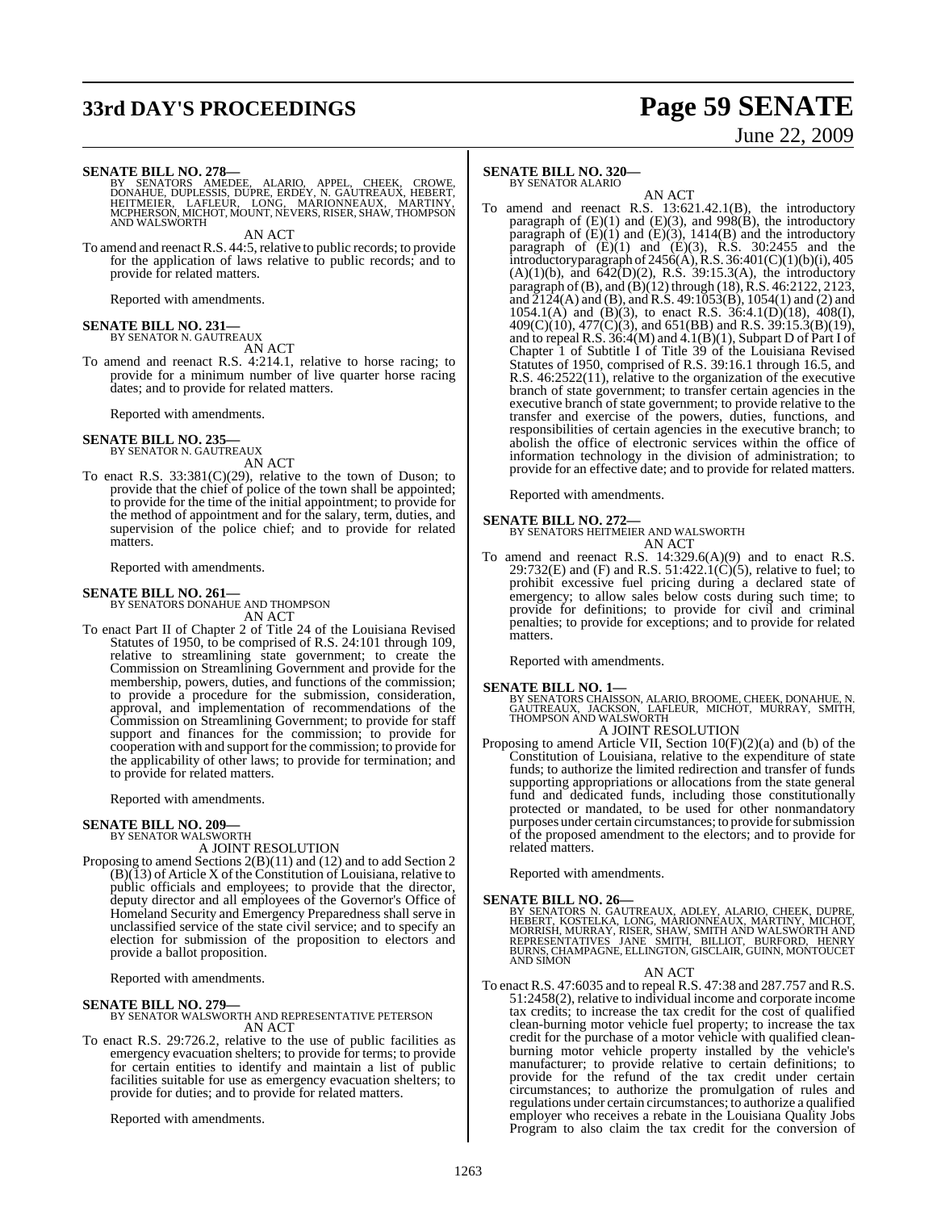**SENATE BILL NO. 278—**
BY SENATORS AMEDEE, ALARIO, APPEL, CHEEK, CROWE, DONAHUE, DUPLESSIS, DUPRE, ERDEY, N. GAUTREAUX, HEBERT, HEITMEIER, LAFLEUR, LONG, MARIONNEAUX, MARTINY, MCPHERSON, MICHOT, MOUNT, NEVERS, RISER, SHAW, THOMPSON AND WALSWORTH

AN ACT

To amend and reenact R.S. 44:5, relative to public records; to provide for the application of laws relative to public records; and to provide for related matters.

Reported with amendments.

**SENATE BILL NO. 231—**
BY SENATOR N. GAUTREAUX

AN ACT

To amend and reenact R.S. 4:214.1, relative to horse racing; to provide for a minimum number of live quarter horse racing dates; and to provide for related matters.

Reported with amendments.

**SENATE BILL NO. 235—**
BY SENATOR N. GAUTREAUX

AN ACT

To enact R.S. 33:381(C)(29), relative to the town of Duson; to provide that the chief of police of the town shall be appointed; to provide for the time of the initial appointment; to provide for the method of appointment and for the salary, term, duties, and supervision of the police chief; and to provide for related matters.

Reported with amendments.

**SENATE BILL NO. 261—**
BY SENATORS DONAHUE AND THOMPSON

AN ACT

To enact Part II of Chapter 2 of Title 24 of the Louisiana Revised Statutes of 1950, to be comprised of R.S. 24:101 through 109, relative to streamlining state government; to create the Commission on Streamlining Government and provide for the membership, powers, duties, and functions of the commission; to provide a procedure for the submission, consideration, approval, and implementation of recommendations of the Commission on Streamlining Government; to provide for staff support and finances for the commission; to provide for cooperation with and support for the commission; to provide for the applicability of other laws; to provide for termination; and to provide for related matters.

Reported with amendments.

**SENATE BILL NO. 209—**
BY SENATOR WALSWORTH

A JOINT RESOLUTION

Proposing to amend Sections 2(B)(11) and (12) and to add Section 2 (B)(13) of Article X of the Constitution of Louisiana, relative to public officials and employees; to provide that the director, deputy director and all employees of the Governor's Office of Homeland Security and Emergency Preparedness shall serve in unclassified service of the state civil service; and to specify an election for submission of the proposition to electors and provide a ballot proposition.

Reported with amendments.

**SENATE BILL NO. 279—**
BY SENATOR WALSWORTH AND REPRESENTATIVE PETERSON

AN ACT

To enact R.S. 29:726.2, relative to the use of public facilities as emergency evacuation shelters; to provide for terms; to provide for certain entities to identify and maintain a list of public facilities suitable for use as emergency evacuation shelters; to provide for duties; and to provide for related matters.

Reported with amendments.

**SENATE BILL NO. 320—**
BY SENATOR ALARIO

AN ACT

To amend and reenact R.S. 13:621.42.1(B), the introductory paragraph of (E)(1) and (E)(3), and 998(B), the introductory paragraph of (E)(1) and (E)(3), 1414(B) and the introductory paragraph of (E)(1) and (E)(3), R.S. 30:2455 and the introductoryparagraph of 2456(A), R.S. 36:401(C)(1)(b)(i), 405 (A)(1)(b), and 642(D)(2), R.S. 39:15.3(A), the introductory paragraph of (B), and (B)(12) through (18), R.S. 46:2122, 2123, and 2124(A) and (B), and R.S. 49:1053(B), 1054(1) and (2) and 1054.1(A) and (B)(3), to enact R.S. 36:4.1(D)(18), 408(I), 409(C)(10), 477(C)(3), and 651(BB) and R.S. 39:15.3(B)(19), and to repeal R.S. 36:4(M) and 4.1(B)(1), Subpart D of Part I of Chapter 1 of Subtitle I of Title 39 of the Louisiana Revised Statutes of 1950, comprised of R.S. 39:16.1 through 16.5, and R.S. 46:2522(11), relative to the organization of the executive branch of state government; to transfer certain agencies in the executive branch of state government; to provide relative to the transfer and exercise of the powers, duties, functions, and responsibilities of certain agencies in the executive branch; to abolish the office of electronic services within the office of information technology in the division of administration; to provide for an effective date; and to provide for related matters.

Reported with amendments.

**SENATE BILL NO. 272—**
BY SENATORS HEITMEIER AND WALSWORTH

AN ACT

To amend and reenact R.S. 14:329.6(A)(9) and to enact R.S. 29:732(E) and (F) and R.S. 51:422.1(C)(5), relative to fuel; to prohibit excessive fuel pricing during a declared state of emergency; to allow sales below costs during such time; to provide for definitions; to provide for civil and criminal penalties; to provide for exceptions; and to provide for related matters.

Reported with amendments.

**SENATE BILL NO. 1—**
BY SENATORS CHAISSON, ALARIO, BROOME, CHEEK, DONAHUE, N. GAUTREAUX, JACKSON, LAFLEUR, MICHOT, MURRAY, SMITH, THOMPSON AND WALSWORTH

A JOINT RESOLUTION

Proposing to amend Article VII, Section 10(F)(2)(a) and (b) of the Constitution of Louisiana, relative to the expenditure of state funds; to authorize the limited redirection and transfer of funds supporting appropriations or allocations from the state general fund and dedicated funds, including those constitutionally protected or mandated, to be used for other nonmandatory purposes under certain circumstances; to provide for submission of the proposed amendment to the electors; and to provide for related matters.

Reported with amendments.

**SENATE BILL NO. 26—**
BY SENATORS N. GAUTREAUX, ADLEY, ALARIO, CHEEK, DUPRE, HEBERT, KOSTELKA, LONG, MARIONNEAUX, MARTINY, MICHOT, MORRISH, MURRAY, RISER, SHAW, SMITH AND WALSWORTH AND REPRESENTATIVES JANE SMITH, BILLIOT, BURFORD, HENRY BURNS, CHAMPAGNE, ELLINGTON, GISCLAIR, GUINN, MONTOUCET AND SIMON

AN ACT

To enact R.S. 47:6035 and to repeal R.S. 47:38 and 287.757 and R.S. 51:2458(2), relative to individual income and corporate income tax credits; to increase the tax credit for the cost of qualified clean-burning motor vehicle fuel property; to increase the tax credit for the purchase of a motor vehicle with qualified clean-burning motor vehicle property installed by the vehicle's manufacturer; to provide relative to certain definitions; to provide for the refund of the tax credit under certain circumstances; to authorize the promulgation of rules and regulations under certain circumstances; to authorize a qualified employer who receives a rebate in the Louisiana Quality Jobs Program to also claim the tax credit for the conversion of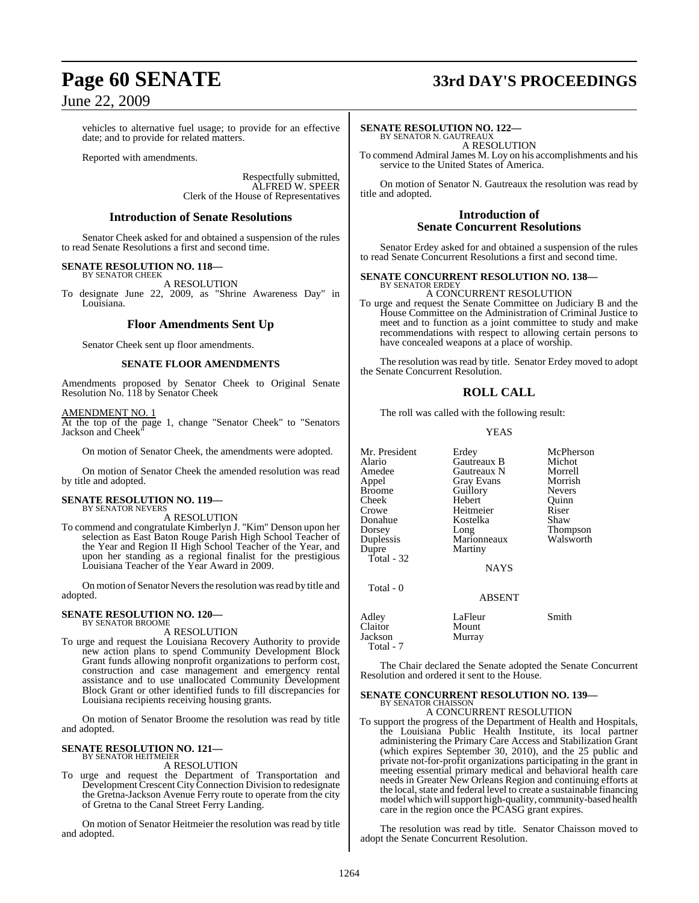vehicles to alternative fuel usage; to provide for an effective date; and to provide for related matters.

Reported with amendments.

Respectfully submitted,
ALFRED W. SPEER
Clerk of the House of Representatives

## Introduction of Senate Resolutions

Senator Cheek asked for and obtained a suspension of the rules to read Senate Resolutions a first and second time.

**SENATE RESOLUTION NO. 118—**
BY SENATOR CHEEK

A RESOLUTION

To designate June 22, 2009, as "Shrine Awareness Day" in Louisiana.

## Floor Amendments Sent Up

Senator Cheek sent up floor amendments.

### SENATE FLOOR AMENDMENTS

Amendments proposed by Senator Cheek to Original Senate Resolution No. 118 by Senator Cheek

AMENDMENT NO. 1
At the top of the page 1, change "Senator Cheek" to "Senators Jackson and Cheek"

On motion of Senator Cheek, the amendments were adopted.

On motion of Senator Cheek the amended resolution was read by title and adopted.

**SENATE RESOLUTION NO. 119—**
BY SENATOR NEVERS

A RESOLUTION

To commend and congratulate Kimberlyn J. "Kim" Denson upon her selection as East Baton Rouge Parish High School Teacher of the Year and Region II High School Teacher of the Year, and upon her standing as a regional finalist for the prestigious Louisiana Teacher of the Year Award in 2009.

On motion of Senator Nevers the resolution was read by title and adopted.

**SENATE RESOLUTION NO. 120—**
BY SENATOR BROOME

A RESOLUTION

To urge and request the Louisiana Recovery Authority to provide new action plans to spend Community Development Block Grant funds allowing nonprofit organizations to perform cost, construction and case management and emergency rental assistance and to use unallocated Community Development Block Grant or other identified funds to fill discrepancies for Louisiana recipients receiving housing grants.

On motion of Senator Broome the resolution was read by title and adopted.

**SENATE RESOLUTION NO. 121—**
BY SENATOR HEITMEIER

A RESOLUTION

To urge and request the Department of Transportation and Development Crescent City Connection Division to redesignate the Gretna-Jackson Avenue Ferry route to operate from the city of Gretna to the Canal Street Ferry Landing.

On motion of Senator Heitmeier the resolution was read by title and adopted.

**SENATE RESOLUTION NO. 122—**
BY SENATOR N. GAUTREAUX

A RESOLUTION

To commend Admiral James M. Loy on his accomplishments and his service to the United States of America.

On motion of Senator N. Gautreaux the resolution was read by title and adopted.

## Introduction of Senate Concurrent Resolutions

Senator Erdey asked for and obtained a suspension of the rules to read Senate Concurrent Resolutions a first and second time.

**SENATE CONCURRENT RESOLUTION NO. 138—**
BY SENATOR ERDEY

A CONCURRENT RESOLUTION

To urge and request the Senate Committee on Judiciary B and the House Committee on the Administration of Criminal Justice to meet and to function as a joint committee to study and make recommendations with respect to allowing certain persons to have concealed weapons at a place of worship.

The resolution was read by title. Senator Erdey moved to adopt the Senate Concurrent Resolution.

## ROLL CALL

The roll was called with the following result:

YEAS

| | | |
|---|---|---|
| Mr. President | Erdey | McPherson |
| Alario | Gautreaux B | Michot |
| Amedee | Gautreaux N | Morrell |
| Appel | Gray Evans | Morrish |
| Broome | Guillory | Nevers |
| Cheek | Hebert | Quinn |
| Crowe | Heitmeier | Riser |
| Donahue | Kostelka | Shaw |
| Dorsey | Long | Thompson |
| Duplessis | Marionneaux | Walsworth |
| Dupre | Martiny | |

Total - 32

NAYS

Total - 0

ABSENT

| | | |
|---|---|---|
| Adley | LaFleur | Smith |
| Claitor | Mount | |
| Jackson | Murray | |

Total - 7

The Chair declared the Senate adopted the Senate Concurrent Resolution and ordered it sent to the House.

**SENATE CONCURRENT RESOLUTION NO. 139—**
BY SENATOR CHAISSON

A CONCURRENT RESOLUTION

To support the progress of the Department of Health and Hospitals, the Louisiana Public Health Institute, its local partner administering the Primary Care Access and Stabilization Grant (which expires September 30, 2010), and the 25 public and private not-for-profit organizations participating in the grant in meeting essential primary medical and behavioral health care needs in Greater New Orleans Region and continuing efforts at the local, state and federal level to create a sustainable financing model which will support high-quality, community-based health care in the region once the PCASG grant expires.

The resolution was read by title. Senator Chaisson moved to adopt the Senate Concurrent Resolution.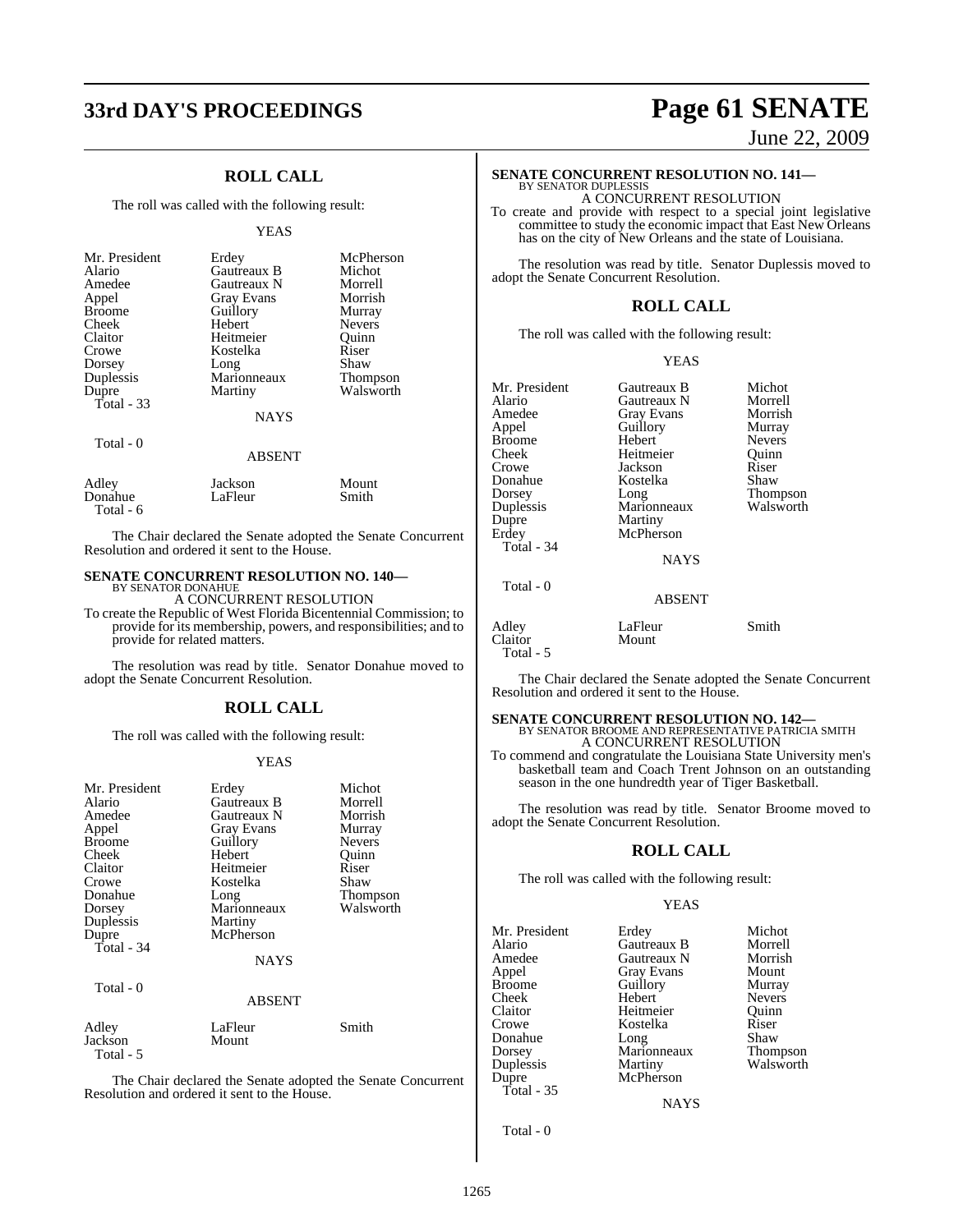## ROLL CALL

The roll was called with the following result:

YEAS

| | | |
|---|---|---|
| Mr. President | Erdey | McPherson |
| Alario | Gautreaux B | Michot |
| Amedee | Gautreaux N | Morrell |
| Appel | Gray Evans | Morrish |
| Broome | Guillory | Murray |
| Cheek | Hebert | Nevers |
| Claitor | Heitmeier | Quinn |
| Crowe | Kostelka | Riser |
| Dorsey | Long | Shaw |
| Duplessis | Marionneaux | Thompson |
| Dupre | Martiny | Walsworth |

Total - 33

NAYS

Total - 0

ABSENT

| | | |
|---|---|---|
| Adley | Jackson | Mount |
| Donahue | LaFleur | Smith |

Total - 6

The Chair declared the Senate adopted the Senate Concurrent Resolution and ordered it sent to the House.

**SENATE CONCURRENT RESOLUTION NO. 140—**
BY SENATOR DONAHUE

A CONCURRENT RESOLUTION

To create the Republic of West Florida Bicentennial Commission; to provide for its membership, powers, and responsibilities; and to provide for related matters.

The resolution was read by title. Senator Donahue moved to adopt the Senate Concurrent Resolution.

## ROLL CALL

The roll was called with the following result:

YEAS

| | | |
|---|---|---|
| Mr. President | Erdey | Michot |
| Alario | Gautreaux B | Morrell |
| Amedee | Gautreaux N | Morrish |
| Appel | Gray Evans | Murray |
| Broome | Guillory | Nevers |
| Cheek | Hebert | Quinn |
| Claitor | Heitmeier | Riser |
| Crowe | Kostelka | Shaw |
| Donahue | Long | Thompson |
| Dorsey | Marionneaux | Walsworth |
| Duplessis | Martiny | |
| Dupre | McPherson | |

Total - 34

NAYS

Total - 0

ABSENT

| | | |
|---|---|---|
| Adley | LaFleur | Smith |
| Jackson | Mount | |

Total - 5

The Chair declared the Senate adopted the Senate Concurrent Resolution and ordered it sent to the House.

**SENATE CONCURRENT RESOLUTION NO. 141—**
BY SENATOR DUPLESSIS

A CONCURRENT RESOLUTION

To create and provide with respect to a special joint legislative committee to study the economic impact that East New Orleans has on the city of New Orleans and the state of Louisiana.

The resolution was read by title. Senator Duplessis moved to adopt the Senate Concurrent Resolution.

## ROLL CALL

The roll was called with the following result:

YEAS

| | | |
|---|---|---|
| Mr. President | Gautreaux B | Michot |
| Alario | Gautreaux N | Morrell |
| Amedee | Gray Evans | Morrish |
| Appel | Guillory | Murray |
| Broome | Hebert | Nevers |
| Cheek | Heitmeier | Quinn |
| Crowe | Jackson | Riser |
| Donahue | Kostelka | Shaw |
| Dorsey | Long | Thompson |
| Duplessis | Marionneaux | Walsworth |
| Dupre | Martiny | |
| Erdey | McPherson | |

Total - 34

NAYS

Total - 0

ABSENT

| | | |
|---|---|---|
| Adley | LaFleur | Smith |
| Claitor | Mount | |

Total - 5

The Chair declared the Senate adopted the Senate Concurrent Resolution and ordered it sent to the House.

**SENATE CONCURRENT RESOLUTION NO. 142—**
BY SENATOR BROOME AND REPRESENTATIVE PATRICIA SMITH

A CONCURRENT RESOLUTION

To commend and congratulate the Louisiana State University men's basketball team and Coach Trent Johnson on an outstanding season in the one hundredth year of Tiger Basketball.

The resolution was read by title. Senator Broome moved to adopt the Senate Concurrent Resolution.

## ROLL CALL

The roll was called with the following result:

YEAS

| | | |
|---|---|---|
| Mr. President | Erdey | Michot |
| Alario | Gautreaux B | Morrell |
| Amedee | Gautreaux N | Morrish |
| Appel | Gray Evans | Mount |
| Broome | Guillory | Murray |
| Cheek | Hebert | Nevers |
| Claitor | Heitmeier | Quinn |
| Crowe | Kostelka | Riser |
| Donahue | Long | Shaw |
| Dorsey | Marionneaux | Thompson |
| Duplessis | Martiny | Walsworth |
| Dupre | McPherson | |

Total - 35

NAYS

Total - 0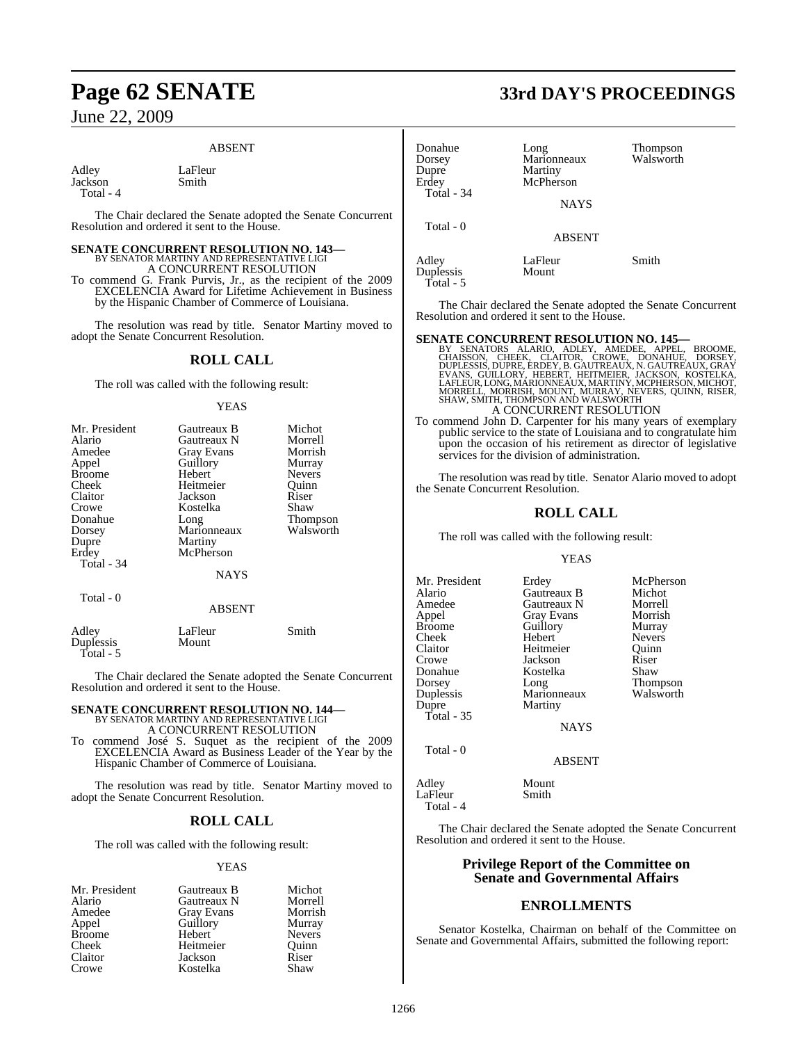ABSENT

| | |
|---|---|
| Adley | LaFleur |
| Jackson | Smith |
| Total - 4 | |

The Chair declared the Senate adopted the Senate Concurrent Resolution and ordered it sent to the House.

**SENATE CONCURRENT RESOLUTION NO. 143—**
BY SENATOR MARTINY AND REPRESENTATIVE LIGI
A CONCURRENT RESOLUTION

To commend G. Frank Purvis, Jr., as the recipient of the 2009 EXCELENCIA Award for Lifetime Achievement in Business by the Hispanic Chamber of Commerce of Louisiana.

The resolution was read by title. Senator Martiny moved to adopt the Senate Concurrent Resolution.

## ROLL CALL

The roll was called with the following result:

YEAS

| | | |
|---|---|---|
| Mr. President | Gautreaux B | Michot |
| Alario | Gautreaux N | Morrell |
| Amedee | Gray Evans | Morrish |
| Appel | Guillory | Murray |
| Broome | Hebert | Nevers |
| Cheek | Heitmeier | Quinn |
| Claitor | Jackson | Riser |
| Crowe | Kostelka | Shaw |
| Donahue | Long | Thompson |
| Dorsey | Marionneaux | Walsworth |
| Dupre | Martiny | |
| Erdey | McPherson | |
| Total - 34 | | |

NAYS

Total - 0

ABSENT

| | | |
|---|---|---|
| Adley | LaFleur | Smith |
| Duplessis | Mount | |
| Total - 5 | | |

The Chair declared the Senate adopted the Senate Concurrent Resolution and ordered it sent to the House.

**SENATE CONCURRENT RESOLUTION NO. 144—**
BY SENATOR MARTINY AND REPRESENTATIVE LIGI
A CONCURRENT RESOLUTION

To commend José S. Suquet as the recipient of the 2009 EXCELENCIA Award as Business Leader of the Year by the Hispanic Chamber of Commerce of Louisiana.

The resolution was read by title. Senator Martiny moved to adopt the Senate Concurrent Resolution.

## ROLL CALL

The roll was called with the following result:

YEAS

| | | |
|---|---|---|
| Mr. President | Gautreaux B | Michot |
| Alario | Gautreaux N | Morrell |
| Amedee | Gray Evans | Morrish |
| Appel | Guillory | Murray |
| Broome | Hebert | Nevers |
| Cheek | Heitmeier | Quinn |
| Claitor | Jackson | Riser |
| Crowe | Kostelka | Shaw |
| Donahue | Long | Thompson |
| Dorsey | Marionneaux | Walsworth |
| Dupre | Martiny | |
| Erdey | McPherson | |
| Total - 34 | | |

NAYS

Total - 0

ABSENT

| | | |
|---|---|---|
| Adley | LaFleur | Smith |
| Duplessis | Mount | |
| Total - 5 | | |

The Chair declared the Senate adopted the Senate Concurrent Resolution and ordered it sent to the House.

**SENATE CONCURRENT RESOLUTION NO. 145—**
BY SENATORS ALARIO, ADLEY, AMEDEE, APPEL, BROOME, CHAISSON, CHEEK, CLAITOR, CROWE, DONAHUE, DORSEY, DUPLESSIS, DUPRE, ERDEY, B. GAUTREAUX, N. GAUTREAUX, GRAY EVANS, GUILLORY, HEBERT, HEITMEIER, JACKSON, KOSTELKA, LAFLEUR, LONG, MARIONNEAUX, MARTINY, MCPHERSON, MICHOT, MORRELL, MORRISH, MOUNT, MURRAY, NEVERS, QUINN, RISER, SHAW, SMITH, THOMPSON AND WALSWORTH
A CONCURRENT RESOLUTION

To commend John D. Carpenter for his many years of exemplary public service to the state of Louisiana and to congratulate him upon the occasion of his retirement as director of legislative services for the division of administration.

The resolution was read by title. Senator Alario moved to adopt the Senate Concurrent Resolution.

## ROLL CALL

The roll was called with the following result:

YEAS

| | | |
|---|---|---|
| Mr. President | Erdey | McPherson |
| Alario | Gautreaux B | Michot |
| Amedee | Gautreaux N | Morrell |
| Appel | Gray Evans | Morrish |
| Broome | Guillory | Murray |
| Cheek | Hebert | Nevers |
| Claitor | Heitmeier | Quinn |
| Crowe | Jackson | Riser |
| Donahue | Kostelka | Shaw |
| Dorsey | Long | Thompson |
| Duplessis | Marionneaux | Walsworth |
| Dupre | Martiny | |
| Total - 35 | | |

NAYS

Total - 0

ABSENT

| | |
|---|---|
| Adley | Mount |
| LaFleur | Smith |
| Total - 4 | |

The Chair declared the Senate adopted the Senate Concurrent Resolution and ordered it sent to the House.

## Privilege Report of the Committee on Senate and Governmental Affairs

## ENROLLMENTS

Senator Kostelka, Chairman on behalf of the Committee on Senate and Governmental Affairs, submitted the following report: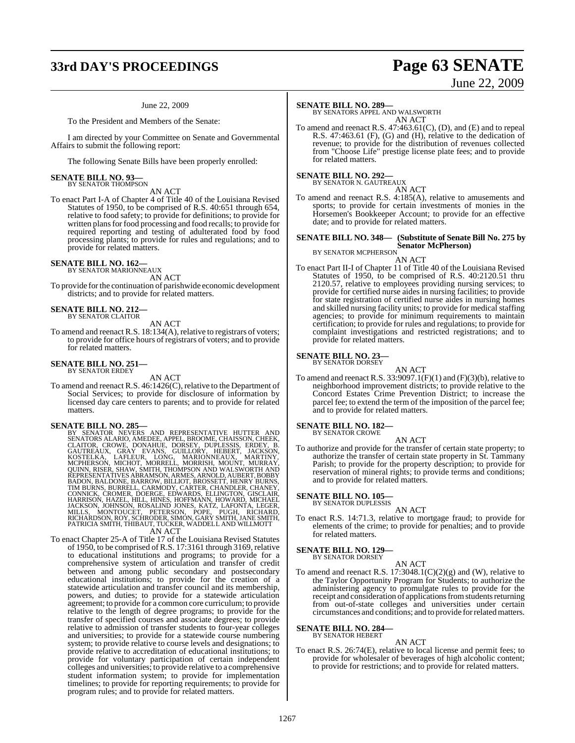June 22, 2009

To the President and Members of the Senate:

I am directed by your Committee on Senate and Governmental Affairs to submit the following report:

The following Senate Bills have been properly enrolled:

**SENATE BILL NO. 93—**
BY SENATOR THOMPSON

AN ACT

To enact Part I-A of Chapter 4 of Title 40 of the Louisiana Revised Statutes of 1950, to be comprised of R.S. 40:651 through 654, relative to food safety; to provide for definitions; to provide for written plans for food processing and food recalls; to provide for required reporting and testing of adulterated food by food processing plants; to provide for rules and regulations; and to provide for related matters.

**SENATE BILL NO. 162—**
BY SENATOR MARIONNEAUX

AN ACT

To provide for the continuation of parishwide economic development districts; and to provide for related matters.

**SENATE BILL NO. 212—**
BY SENATOR CLAITOR

AN ACT

To amend and reenact R.S. 18:134(A), relative to registrars of voters; to provide for office hours of registrars of voters; and to provide for related matters.

**SENATE BILL NO. 251—**
BY SENATOR ERDEY

AN ACT

To amend and reenact R.S. 46:1426(C), relative to the Department of Social Services; to provide for disclosure of information by licensed day care centers to parents; and to provide for related matters.

**SENATE BILL NO. 285—**
BY SENATOR NEVERS AND REPRESENTATIVE HUTTER AND SENATORS ALARIO, AMEDEE, APPEL, BROOME, CHAISSON, CHEEK, CLAITOR, CROWE, DONAHUE, DORSEY, DUPLESSIS, ERDEY, B. GAUTREAUX, GRAY EVANS, GUILLORY, HEBERT, JACKSON, KOSTELKA, LAFLEUR, LONG, MARIONNEAUX, MARTINY, MCPHERSON, MICHOT, MORRELL, MORRISH, MOUNT, MURRAY, QUINN, RISER, SHAW, SMITH, THOMPSON AND WALSWORTH AND REPRESENTATIVES ABRAMSON, ARMES, ARNOLD, AUBERT, BOBBY BADON, BALDONE, BARROW, BILLIOT, BROSSETT, HENRY BURNS, TIM BURNS, BURRELL, CARMODY, CARTER, CHANDLER, CHANEY, CONNICK, CROMER, DOERGE, EDWARDS, ELLINGTON, GISCLAIR, HARRISON, HAZEL, HILL, HINES, HOFFMANN, HOWARD, MICHAEL JACKSON, JOHNSON, ROSALIND JONES, KATZ, LAFONTA, LEGER, MILLS, MONTOUCET, PETERSON, POPE, PUGH, RICHARD, RICHARDSON, ROY, SCHRODER, SIMON, GARY SMITH, JANE SMITH, PATRICIA SMITH, THIBAUT, TUCKER, WADDELL AND WILLMOTT

AN ACT

To enact Chapter 25-A of Title 17 of the Louisiana Revised Statutes of 1950, to be comprised of R.S. 17:3161 through 3169, relative to educational institutions and programs; to provide for a comprehensive system of articulation and transfer of credit between and among public secondary and postsecondary educational institutions; to provide for the creation of a statewide articulation and transfer council and its membership, powers, and duties; to provide for a statewide articulation agreement; to provide for a common core curriculum; to provide relative to the length of degree programs; to provide for the transfer of specified courses and associate degrees; to provide relative to admission of transfer students to four-year colleges and universities; to provide for a statewide course numbering system; to provide relative to course levels and designations; to provide relative to accreditation of educational institutions; to provide for voluntary participation of certain independent colleges and universities; to provide relative to a comprehensive student information system; to provide for implementation timelines; to provide for reporting requirements; to provide for program rules; and to provide for related matters.

**SENATE BILL NO. 289—**
BY SENATORS APPEL AND WALSWORTH

AN ACT

To amend and reenact R.S. 47:463.61(C), (D), and (E) and to repeal R.S. 47:463.61 (F), (G) and (H), relative to the dedication of revenue; to provide for the distribution of revenues collected from "Choose Life" prestige license plate fees; and to provide for related matters.

**SENATE BILL NO. 292—**
BY SENATOR N. GAUTREAUX

AN ACT

To amend and reenact R.S. 4:185(A), relative to amusements and sports; to provide for certain investments of monies in the Horsemen's Bookkeeper Account; to provide for an effective date; and to provide for related matters.

**SENATE BILL NO. 348— (Substitute of Senate Bill No. 275 by Senator McPherson)**
BY SENATOR MCPHERSON

AN ACT

To enact Part II-I of Chapter 11 of Title 40 of the Louisiana Revised Statutes of 1950, to be comprised of R.S. 40:2120.51 thru 2120.57, relative to employees providing nursing services; to provide for certified nurse aides in nursing facilities; to provide for state registration of certified nurse aides in nursing homes and skilled nursing facility units; to provide for medical staffing agencies; to provide for minimum requirements to maintain certification; to provide for rules and regulations; to provide for complaint investigations and restricted registrations; and to provide for related matters.

**SENATE BILL NO. 23—**
BY SENATOR DORSEY

AN ACT

To amend and reenact R.S. 33:9097.1(F)(1) and (F)(3)(b), relative to neighborhood improvement districts; to provide relative to the Concord Estates Crime Prevention District; to increase the parcel fee; to extend the term of the imposition of the parcel fee; and to provide for related matters.

**SENATE BILL NO. 182—**
BY SENATOR CROWE

AN ACT

To authorize and provide for the transfer of certain state property; to authorize the transfer of certain state property in St. Tammany Parish; to provide for the property description; to provide for reservation of mineral rights; to provide terms and conditions; and to provide for related matters.

**SENATE BILL NO. 105—**
BY SENATOR DUPLESSIS

AN ACT

To enact R.S. 14:71.3, relative to mortgage fraud; to provide for elements of the crime; to provide for penalties; and to provide for related matters.

**SENATE BILL NO. 129—**
BY SENATOR DORSEY

AN ACT

To amend and reenact R.S. 17:3048.1(C)(2)(g) and (W), relative to the Taylor Opportunity Program for Students; to authorize the administering agency to promulgate rules to provide for the receipt and consideration of applications from students returning from out-of-state colleges and universities under certain circumstances and conditions; and to provide for related matters.

**SENATE BILL NO. 284—**
BY SENATOR HEBERT

AN ACT

To enact R.S. 26:74(E), relative to local license and permit fees; to provide for wholesaler of beverages of high alcoholic content; to provide for restrictions; and to provide for related matters.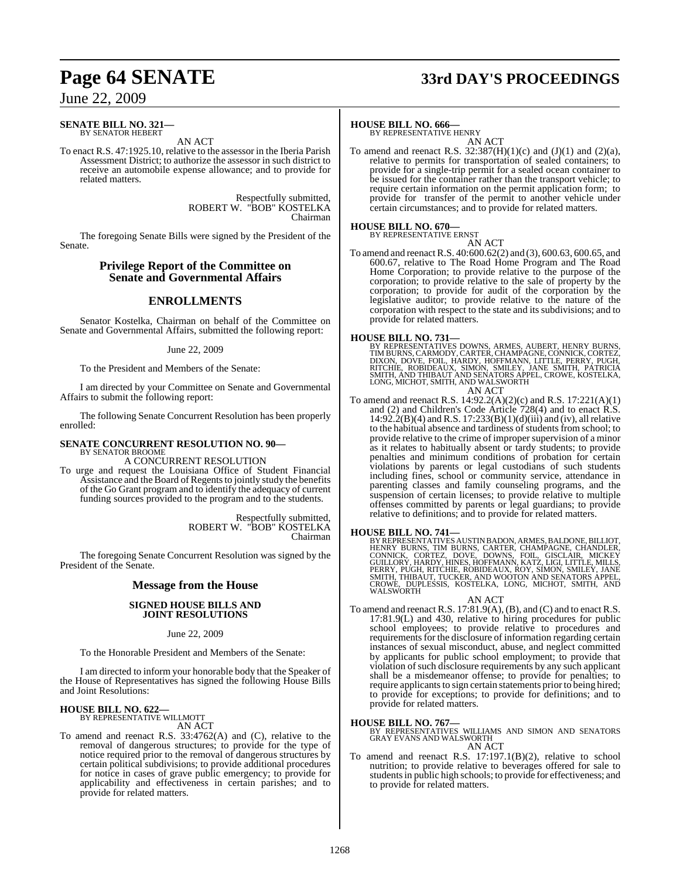**SENATE BILL NO. 321—**
BY SENATOR HEBERT

AN ACT

To enact R.S. 47:1925.10, relative to the assessor in the Iberia Parish Assessment District; to authorize the assessor in such district to receive an automobile expense allowance; and to provide for related matters.

Respectfully submitted,
ROBERT W. "BOB" KOSTELKA
Chairman

The foregoing Senate Bills were signed by the President of the Senate.

## Privilege Report of the Committee on Senate and Governmental Affairs

## ENROLLMENTS

Senator Kostelka, Chairman on behalf of the Committee on Senate and Governmental Affairs, submitted the following report:

June 22, 2009

To the President and Members of the Senate:

I am directed by your Committee on Senate and Governmental Affairs to submit the following report:

The following Senate Concurrent Resolution has been properly enrolled:

**SENATE CONCURRENT RESOLUTION NO. 90—**
BY SENATOR BROOME

A CONCURRENT RESOLUTION

To urge and request the Louisiana Office of Student Financial Assistance and the Board of Regents to jointly study the benefits of the Go Grant program and to identify the adequacy of current funding sources provided to the program and to the students.

Respectfully submitted,
ROBERT W. "BOB" KOSTELKA
Chairman

The foregoing Senate Concurrent Resolution was signed by the President of the Senate.

## Message from the House

### SIGNED HOUSE BILLS AND JOINT RESOLUTIONS

June 22, 2009

To the Honorable President and Members of the Senate:

I am directed to inform your honorable body that the Speaker of the House of Representatives has signed the following House Bills and Joint Resolutions:

**HOUSE BILL NO. 622—**
BY REPRESENTATIVE WILLMOTT

AN ACT

To amend and reenact R.S. 33:4762(A) and (C), relative to the removal of dangerous structures; to provide for the type of notice required prior to the removal of dangerous structures by certain political subdivisions; to provide additional procedures for notice in cases of grave public emergency; to provide for applicability and effectiveness in certain parishes; and to provide for related matters.

**HOUSE BILL NO. 666—**
BY REPRESENTATIVE HENRY

AN ACT

To amend and reenact R.S. 32:387(H)(1)(c) and (J)(1) and (2)(a), relative to permits for transportation of sealed containers; to provide for a single-trip permit for a sealed ocean container to be issued for the container rather than the transport vehicle; to require certain information on the permit application form; to provide for transfer of the permit to another vehicle under certain circumstances; and to provide for related matters.

**HOUSE BILL NO. 670—**
BY REPRESENTATIVE ERNST

AN ACT

To amend and reenact R.S. 40:600.62(2) and (3), 600.63, 600.65, and 600.67, relative to The Road Home Program and The Road Home Corporation; to provide relative to the purpose of the corporation; to provide relative to the sale of property by the corporation; to provide for audit of the corporation by the legislative auditor; to provide relative to the nature of the corporation with respect to the state and its subdivisions; and to provide for related matters.

**HOUSE BILL NO. 731—**
BY REPRESENTATIVES DOWNS, ARMES, AUBERT, HENRY BURNS, TIM BURNS, CARMODY, CARTER, CHAMPAGNE, CONNICK, CORTEZ, DIXON, DOVE, FOIL, HARDY, HOFFMANN, LITTLE, PERRY, PUGH, RITCHIE, ROBIDEAUX, SIMON, SMILEY, JANE SMITH, PATRICIA SMITH, AND THIBAUT AND SENATORS APPEL, CROWE, KOSTELKA, LONG, MICHOT, SMITH, AND WALSWORTH

AN ACT

To amend and reenact R.S. 14:92.2(A)(2)(c) and R.S. 17:221(A)(1) and (2) and Children's Code Article 728(4) and to enact R.S. 14:92.2(B)(4) and R.S. 17:233(B)(1)(d)(iii) and (iv), all relative to the habitual absence and tardiness of students from school; to provide relative to the crime of improper supervision of a minor as it relates to habitually absent or tardy students; to provide penalties and minimum conditions of probation for certain violations by parents or legal custodians of such students including fines, school or community service, attendance in parenting classes and family counseling programs, and the suspension of certain licenses; to provide relative to multiple offenses committed by parents or legal guardians; to provide relative to definitions; and to provide for related matters.

**HOUSE BILL NO. 741—**
BY REPRESENTATIVES AUSTIN BADON, ARMES, BALDONE, BILLIOT, HENRY BURNS, TIM BURNS, CARTER, CHAMPAGNE, CHANDLER, CONNICK, CORTEZ, DOVE, DOWNS, FOIL, GISCLAIR, MICKEY GUILLORY, HARDY, HINES, HOFFMANN, KATZ, LIGI, LITTLE, MILLS, PERRY, PUGH, RITCHIE, ROBIDEAUX, ROY, SIMON, SMILEY, JANE SMITH, THIBAUT, TUCKER, AND WOOTON AND SENATORS APPEL, CROWE, DUPLESSIS, KOSTELKA, LONG, MICHOT, SMITH, AND WALSWORTH

AN ACT

To amend and reenact R.S. 17:81.9(A), (B), and (C) and to enact R.S. 17:81.9(L) and 430, relative to hiring procedures for public school employees; to provide relative to procedures and requirements for the disclosure of information regarding certain instances of sexual misconduct, abuse, and neglect committed by applicants for public school employment; to provide that violation of such disclosure requirements by any such applicant shall be a misdemeanor offense; to provide for penalties; to require applicants to sign certain statements prior to being hired; to provide for exceptions; to provide for definitions; and to provide for related matters.

**HOUSE BILL NO. 767—**
BY REPRESENTATIVES WILLIAMS AND SIMON AND SENATORS GRAY EVANS AND WALSWORTH

AN ACT

To amend and reenact R.S. 17:197.1(B)(2), relative to school nutrition; to provide relative to beverages offered for sale to students in public high schools; to provide for effectiveness; and to provide for related matters.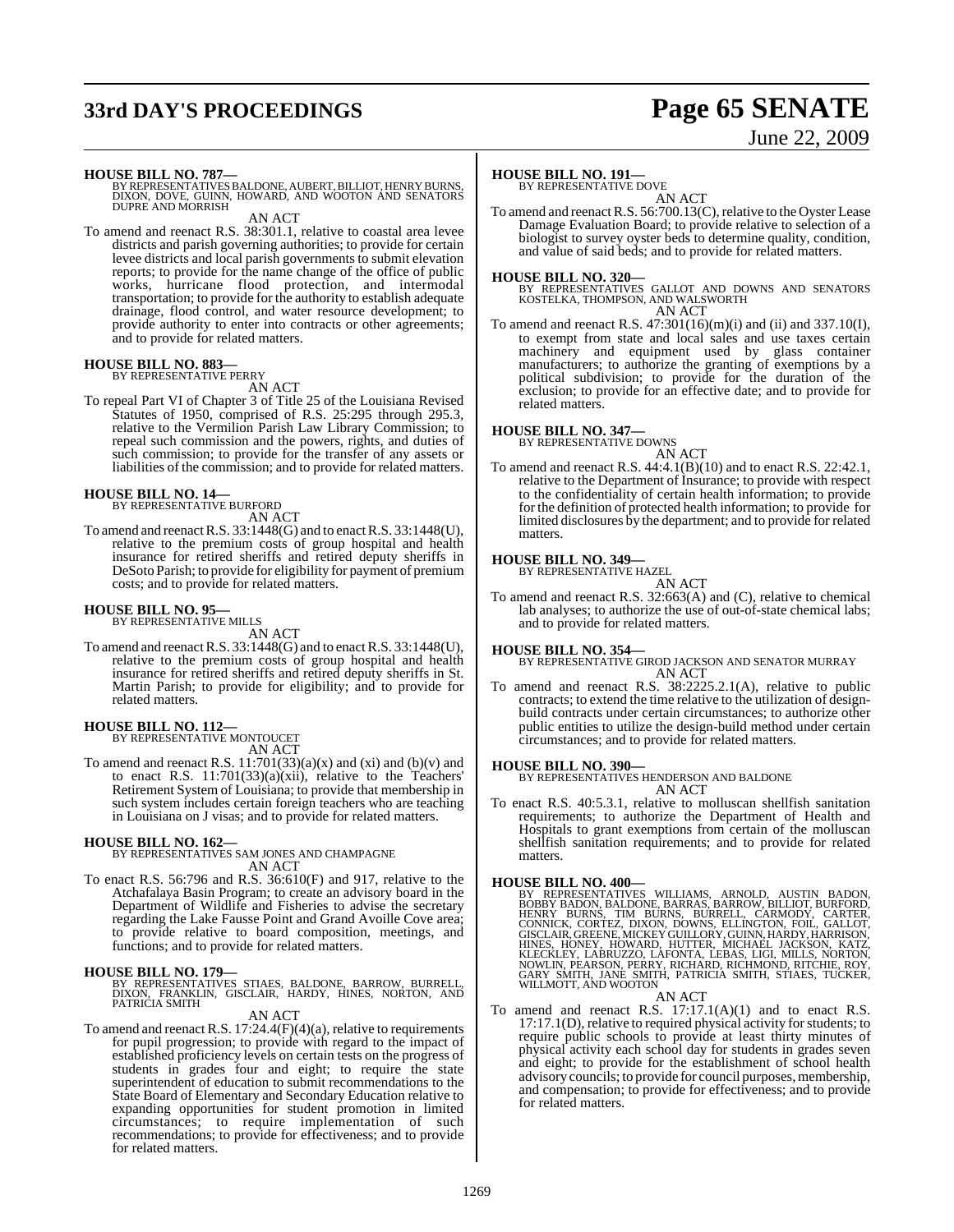**HOUSE BILL NO. 787—**
BY REPRESENTATIVES BALDONE, AUBERT, BILLIOT, HENRY BURNS, DIXON, DOVE, GUINN, HOWARD, AND WOOTON AND SENATORS DUPRE AND MORRISH

AN ACT

To amend and reenact R.S. 38:301.1, relative to coastal area levee districts and parish governing authorities; to provide for certain levee districts and local parish governments to submit elevation reports; to provide for the name change of the office of public works, hurricane flood protection, and intermodal transportation; to provide for the authority to establish adequate drainage, flood control, and water resource development; to provide authority to enter into contracts or other agreements; and to provide for related matters.

**HOUSE BILL NO. 883—**
BY REPRESENTATIVE PERRY

AN ACT

To repeal Part VI of Chapter 3 of Title 25 of the Louisiana Revised Statutes of 1950, comprised of R.S. 25:295 through 295.3, relative to the Vermilion Parish Law Library Commission; to repeal such commission and the powers, rights, and duties of such commission; to provide for the transfer of any assets or liabilities of the commission; and to provide for related matters.

**HOUSE BILL NO. 14—**
BY REPRESENTATIVE BURFORD

AN ACT

To amend and reenact R.S. 33:1448(G) and to enact R.S. 33:1448(U), relative to the premium costs of group hospital and health insurance for retired sheriffs and retired deputy sheriffs in DeSoto Parish; to provide for eligibility for payment of premium costs; and to provide for related matters.

**HOUSE BILL NO. 95—**
BY REPRESENTATIVE MILLS

AN ACT

To amend and reenact R.S. 33:1448(G) and to enact R.S. 33:1448(U), relative to the premium costs of group hospital and health insurance for retired sheriffs and retired deputy sheriffs in St. Martin Parish; to provide for eligibility; and to provide for related matters.

**HOUSE BILL NO. 112—**
BY REPRESENTATIVE MONTOUCET

AN ACT

To amend and reenact R.S. 11:701(33)(a)(x) and (xi) and (b)(v) and to enact R.S. 11:701(33)(a)(xii), relative to the Teachers' Retirement System of Louisiana; to provide that membership in such system includes certain foreign teachers who are teaching in Louisiana on J visas; and to provide for related matters.

**HOUSE BILL NO. 162—**
BY REPRESENTATIVES SAM JONES AND CHAMPAGNE

AN ACT

To enact R.S. 56:796 and R.S. 36:610(F) and 917, relative to the Atchafalaya Basin Program; to create an advisory board in the Department of Wildlife and Fisheries to advise the secretary regarding the Lake Fausse Point and Grand Avoille Cove area; to provide relative to board composition, meetings, and functions; and to provide for related matters.

**HOUSE BILL NO. 179—**
BY REPRESENTATIVES STIAES, BALDONE, BARROW, BURRELL, DIXON, FRANKLIN, GISCLAIR, HARDY, HINES, NORTON, AND PATRICIA SMITH

AN ACT

To amend and reenact R.S. 17:24.4(F)(4)(a), relative to requirements for pupil progression; to provide with regard to the impact of established proficiency levels on certain tests on the progress of students in grades four and eight; to require the state superintendent of education to submit recommendations to the State Board of Elementary and Secondary Education relative to expanding opportunities for student promotion in limited circumstances; to require implementation of such recommendations; to provide for effectiveness; and to provide for related matters.

**HOUSE BILL NO. 191—**
BY REPRESENTATIVE DOVE

AN ACT

To amend and reenact R.S. 56:700.13(C), relative to the Oyster Lease Damage Evaluation Board; to provide relative to selection of a biologist to survey oyster beds to determine quality, condition, and value of said beds; and to provide for related matters.

**HOUSE BILL NO. 320—**
BY REPRESENTATIVES GALLOT AND DOWNS AND SENATORS KOSTELKA, THOMPSON, AND WALSWORTH

AN ACT

To amend and reenact R.S. 47:301(16)(m)(i) and (ii) and 337.10(I), to exempt from state and local sales and use taxes certain machinery and equipment used by glass container manufacturers; to authorize the granting of exemptions by a political subdivision; to provide for the duration of the exclusion; to provide for an effective date; and to provide for related matters.

**HOUSE BILL NO. 347—**
BY REPRESENTATIVE DOWNS

AN ACT

To amend and reenact R.S. 44:4.1(B)(10) and to enact R.S. 22:42.1, relative to the Department of Insurance; to provide with respect to the confidentiality of certain health information; to provide for the definition of protected health information; to provide for limited disclosures by the department; and to provide for related matters.

**HOUSE BILL NO. 349—**
BY REPRESENTATIVE HAZEL

AN ACT

To amend and reenact R.S. 32:663(A) and (C), relative to chemical lab analyses; to authorize the use of out-of-state chemical labs; and to provide for related matters.

**HOUSE BILL NO. 354—**
BY REPRESENTATIVE GIROD JACKSON AND SENATOR MURRAY

AN ACT

To amend and reenact R.S. 38:2225.2.1(A), relative to public contracts; to extend the time relative to the utilization of design-build contracts under certain circumstances; to authorize other public entities to utilize the design-build method under certain circumstances; and to provide for related matters.

**HOUSE BILL NO. 390—**
BY REPRESENTATIVES HENDERSON AND BALDONE

AN ACT

To enact R.S. 40:5.3.1, relative to molluscan shellfish sanitation requirements; to authorize the Department of Health and Hospitals to grant exemptions from certain of the molluscan shellfish sanitation requirements; and to provide for related matters.

**HOUSE BILL NO. 400—**
BY REPRESENTATIVES WILLIAMS, ARNOLD, AUSTIN BADON, BOBBY BADON, BALDONE, BARRAS, BARROW, BILLIOT, BURFORD, HENRY BURNS, TIM BURNS, BURRELL, CARMODY, CARTER, CONNICK, CORTEZ, DIXON, DOWNS, ELLINGTON, FOIL, GALLOT, GISCLAIR, GREENE, MICKEY GUILLORY, GUINN, HARDY, HARRISON, HINES, HONEY, HOWARD, HUTTER, MICHAEL JACKSON, KATZ, KLECKLEY, LABRUZZO, LAFONTA, LEBAS, LIGI, MILLS, NORTON, NOWLIN, PEARSON, PERRY, RICHARD, RICHMOND, RITCHIE, ROY, GARY SMITH, JANE SMITH, PATRICIA SMITH, STIAES, TUCKER, WILLMOTT, AND WOOTON

AN ACT

To amend and reenact R.S. 17:17.1(A)(1) and to enact R.S. 17:17.1(D), relative to required physical activity for students; to require public schools to provide at least thirty minutes of physical activity each school day for students in grades seven and eight; to provide for the establishment of school health advisory councils; to provide for council purposes, membership, and compensation; to provide for effectiveness; and to provide for related matters.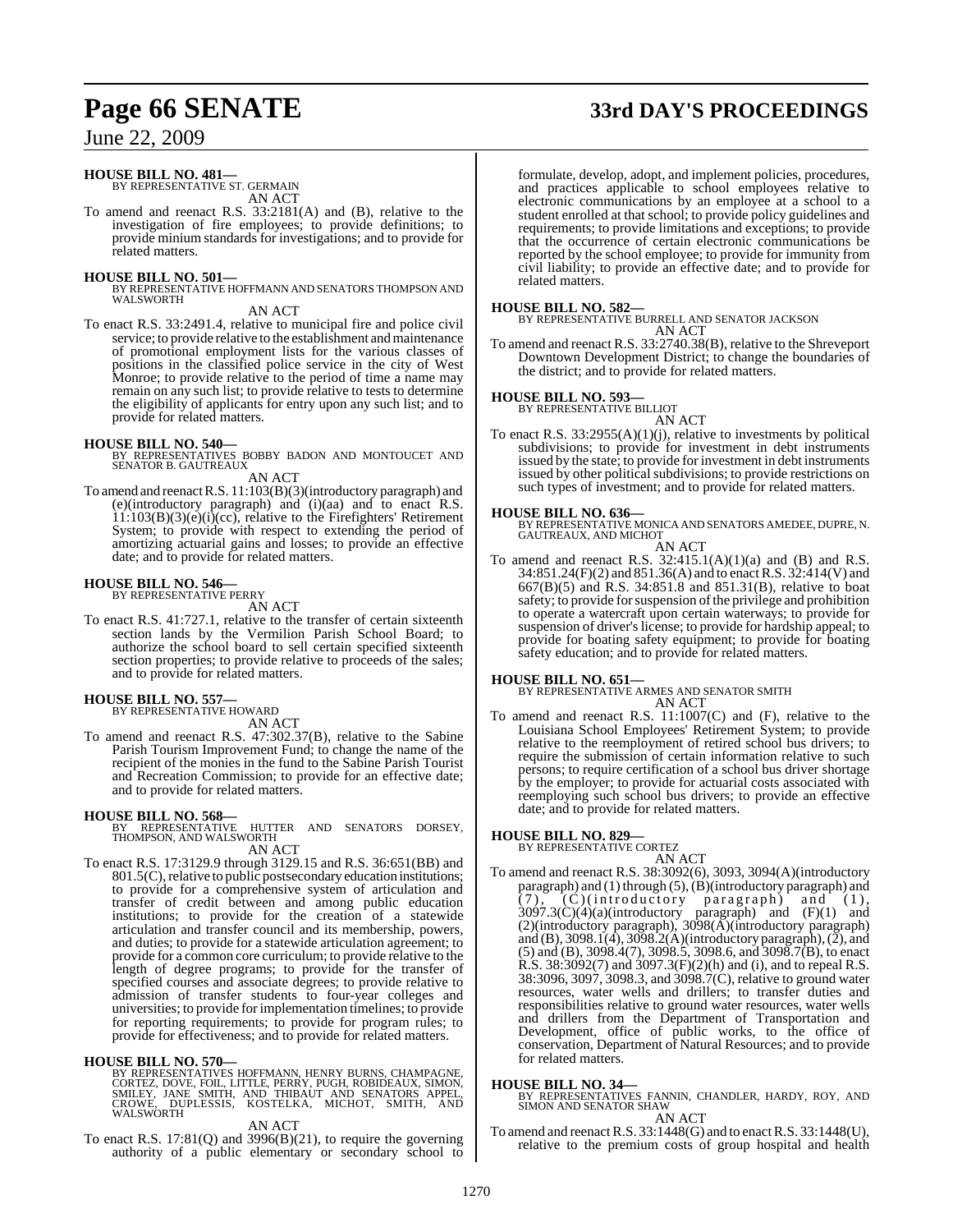**HOUSE BILL NO. 481—**
BY REPRESENTATIVE ST. GERMAIN
AN ACT

To amend and reenact R.S. 33:2181(A) and (B), relative to the investigation of fire employees; to provide definitions; to provide minium standards for investigations; and to provide for related matters.

**HOUSE BILL NO. 501—**
BY REPRESENTATIVE HOFFMANN AND SENATORS THOMPSON AND WALSWORTH
AN ACT

To enact R.S. 33:2491.4, relative to municipal fire and police civil service; to provide relative to the establishment and maintenance of promotional employment lists for the various classes of positions in the classified police service in the city of West Monroe; to provide relative to the period of time a name may remain on any such list; to provide relative to tests to determine the eligibility of applicants for entry upon any such list; and to provide for related matters.

**HOUSE BILL NO. 540—**
BY REPRESENTATIVES BOBBY BADON AND MONTOUCET AND SENATOR B. GAUTREAUX
AN ACT

To amend and reenact R.S. 11:103(B)(3)(introductory paragraph) and (e)(introductory paragraph) and (i)(aa) and to enact R.S. 11:103(B)(3)(e)(i)(cc), relative to the Firefighters' Retirement System; to provide with respect to extending the period of amortizing actuarial gains and losses; to provide an effective date; and to provide for related matters.

**HOUSE BILL NO. 546—**
BY REPRESENTATIVE PERRY
AN ACT

To enact R.S. 41:727.1, relative to the transfer of certain sixteenth section lands by the Vermilion Parish School Board; to authorize the school board to sell certain specified sixteenth section properties; to provide relative to proceeds of the sales; and to provide for related matters.

**HOUSE BILL NO. 557—**
BY REPRESENTATIVE HOWARD
AN ACT

To amend and reenact R.S. 47:302.37(B), relative to the Sabine Parish Tourism Improvement Fund; to change the name of the recipient of the monies in the fund to the Sabine Parish Tourist and Recreation Commission; to provide for an effective date; and to provide for related matters.

**HOUSE BILL NO. 568—**
BY REPRESENTATIVE HUTTER AND SENATORS DORSEY, THOMPSON, AND WALSWORTH
AN ACT

To enact R.S. 17:3129.9 through 3129.15 and R.S. 36:651(BB) and 801.5(C), relative to public postsecondary education institutions; to provide for a comprehensive system of articulation and transfer of credit between and among public education institutions; to provide for the creation of a statewide articulation and transfer council and its membership, powers, and duties; to provide for a statewide articulation agreement; to provide for a common core curriculum; to provide relative to the length of degree programs; to provide for the transfer of specified courses and associate degrees; to provide relative to admission of transfer students to four-year colleges and universities; to provide for implementation timelines; to provide for reporting requirements; to provide for program rules; to provide for effectiveness; and to provide for related matters.

**HOUSE BILL NO. 570—**
BY REPRESENTATIVES HOFFMANN, HENRY BURNS, CHAMPAGNE, CORTEZ, DOVE, FOIL, LITTLE, PERRY, PUGH, ROBIDEAUX, SIMON, SMILEY, JANE SMITH, AND THIBAUT AND SENATORS APPEL, CROWE, DUPLESSIS, KOSTELKA, MICHOT, SMITH, AND WALSWORTH
AN ACT

To enact R.S. 17:81(Q) and 3996(B)(21), to require the governing authority of a public elementary or secondary school to formulate, develop, adopt, and implement policies, procedures, and practices applicable to school employees relative to electronic communications by an employee at a school to a student enrolled at that school; to provide policy guidelines and requirements; to provide limitations and exceptions; to provide that the occurrence of certain electronic communications be reported by the school employee; to provide for immunity from civil liability; to provide an effective date; and to provide for related matters.

**HOUSE BILL NO. 582—**
BY REPRESENTATIVE BURRELL AND SENATOR JACKSON
AN ACT

To amend and reenact R.S. 33:2740.38(B), relative to the Shreveport Downtown Development District; to change the boundaries of the district; and to provide for related matters.

**HOUSE BILL NO. 593—**
BY REPRESENTATIVE BILLIOT
AN ACT

To enact R.S. 33:2955(A)(1)(j), relative to investments by political subdivisions; to provide for investment in debt instruments issued by the state; to provide for investment in debt instruments issued by other political subdivisions; to provide restrictions on such types of investment; and to provide for related matters.

**HOUSE BILL NO. 636—**
BY REPRESENTATIVE MONICA AND SENATORS AMEDEE, DUPRE, N. GAUTREAUX, AND MICHOT
AN ACT

To amend and reenact R.S. 32:415.1(A)(1)(a) and (B) and R.S. 34:851.24(F)(2) and 851.36(A) and to enact R.S. 32:414(V) and 667(B)(5) and R.S. 34:851.8 and 851.31(B), relative to boat safety; to provide for suspension of the privilege and prohibition to operate a watercraft upon certain waterways; to provide for suspension of driver's license; to provide for hardship appeal; to provide for boating safety equipment; to provide for boating safety education; and to provide for related matters.

**HOUSE BILL NO. 651—**
BY REPRESENTATIVE ARMES AND SENATOR SMITH
AN ACT

To amend and reenact R.S. 11:1007(C) and (F), relative to the Louisiana School Employees' Retirement System; to provide relative to the reemployment of retired school bus drivers; to require the submission of certain information relative to such persons; to require certification of a school bus driver shortage by the employer; to provide for actuarial costs associated with reemploying such school bus drivers; to provide an effective date; and to provide for related matters.

**HOUSE BILL NO. 829—**
BY REPRESENTATIVE CORTEZ
AN ACT

To amend and reenact R.S. 38:3092(6), 3093, 3094(A)(introductory paragraph) and (1) through (5), (B)(introductory paragraph) and (7), (C)(introductory paragraph) and (1), 3097.3(C)(4)(a)(introductory paragraph) and (F)(1) and (2)(introductory paragraph), 3098(A)(introductory paragraph) and (B), 3098.1(4), 3098.2(A)(introductory paragraph), (2), and (5) and (B), 3098.4(7), 3098.5, 3098.6, and 3098.7(B), to enact R.S. 38:3092(7) and 3097.3(F)(2)(h) and (i), and to repeal R.S. 38:3096, 3097, 3098.3, and 3098.7(C), relative to ground water resources, water wells and drillers; to transfer duties and responsibilities relative to ground water resources, water wells and drillers from the Department of Transportation and Development, office of public works, to the office of conservation, Department of Natural Resources; and to provide for related matters.

**HOUSE BILL NO. 34—**
BY REPRESENTATIVES FANNIN, CHANDLER, HARDY, ROY, AND SIMON AND SENATOR SHAW
AN ACT

To amend and reenact R.S. 33:1448(G) and to enact R.S. 33:1448(U), relative to the premium costs of group hospital and health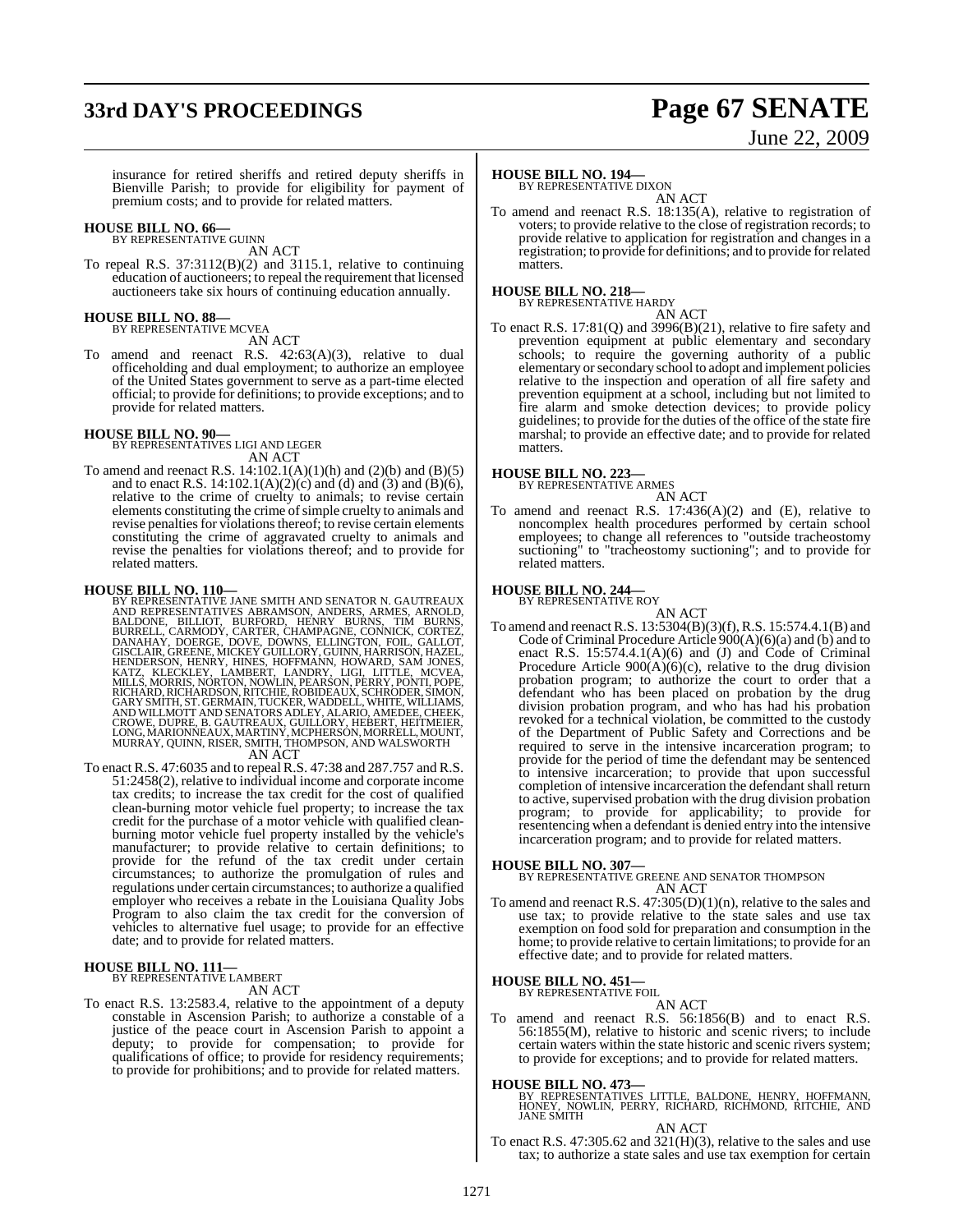insurance for retired sheriffs and retired deputy sheriffs in Bienville Parish; to provide for eligibility for payment of premium costs; and to provide for related matters.

**HOUSE BILL NO. 66—**
BY REPRESENTATIVE GUINN

AN ACT

To repeal R.S. 37:3112(B)(2) and 3115.1, relative to continuing education of auctioneers; to repeal the requirement that licensed auctioneers take six hours of continuing education annually.

**HOUSE BILL NO. 88—**
BY REPRESENTATIVE MCVEA

AN ACT

To amend and reenact R.S. 42:63(A)(3), relative to dual officeholding and dual employment; to authorize an employee of the United States government to serve as a part-time elected official; to provide for definitions; to provide exceptions; and to provide for related matters.

**HOUSE BILL NO. 90—**
BY REPRESENTATIVES LIGI AND LEGER

AN ACT

To amend and reenact R.S. 14:102.1(A)(1)(h) and (2)(b) and (B)(5) and to enact R.S. 14:102.1(A)(2)(c) and (d) and (3) and (B)(6), relative to the crime of cruelty to animals; to revise certain elements constituting the crime of simple cruelty to animals and revise penalties for violations thereof; to revise certain elements constituting the crime of aggravated cruelty to animals and revise the penalties for violations thereof; and to provide for related matters.

**HOUSE BILL NO. 110—**
BY REPRESENTATIVE JANE SMITH AND SENATOR N. GAUTREAUX AND REPRESENTATIVES ABRAMSON, ANDERS, ARMES, ARNOLD, BALDONE, BILLIOT, BURFORD, HENRY BURNS, TIM BURNS, BURRELL, CARMODY, CARTER, CHAMPAGNE, CONNICK, CORTEZ, DANAHAY, DOERGE, DOVE, DOWNS, ELLINGTON, FOIL, GALLOT, GISCLAIR, GREENE, MICKEY GUILLORY, GUINN, HARRISON, HAZEL, HENDERSON, HENRY, HINES, HOFFMANN, HOWARD, SAM JONES, KATZ, KLECKLEY, LAMBERT, LANDRY, LIGI, LITTLE, MCVEA, MILLS, MORRIS, NORTON, NOWLIN, PEARSON, PERRY, PONTI, POPE, RICHARD, RICHARDSON, RITCHIE, ROBIDEAUX, SCHRODER, SIMON, GARY SMITH, ST. GERMAIN, TUCKER, WADDELL, WHITE, WILLIAMS, AND WILLMOTT AND SENATORS ADLEY, ALARIO, AMEDEE, CHEEK, CROWE, DUPRE, B. GAUTREAUX, GUILLORY, HEBERT, HEITMEIER, LONG, MARIONNEAUX, MARTINY, MCPHERSON, MORRELL, MOUNT, MURRAY, QUINN, RISER, SMITH, THOMPSON, AND WALSWORTH

AN ACT

To enact R.S. 47:6035 and to repeal R.S. 47:38 and 287.757 and R.S. 51:2458(2), relative to individual income and corporate income tax credits; to increase the tax credit for the cost of qualified clean-burning motor vehicle fuel property; to increase the tax credit for the purchase of a motor vehicle with qualified clean-burning motor vehicle fuel property installed by the vehicle's manufacturer; to provide relative to certain definitions; to provide for the refund of the tax credit under certain circumstances; to authorize the promulgation of rules and regulations under certain circumstances; to authorize a qualified employer who receives a rebate in the Louisiana Quality Jobs Program to also claim the tax credit for the conversion of vehicles to alternative fuel usage; to provide for an effective date; and to provide for related matters.

**HOUSE BILL NO. 111—**
BY REPRESENTATIVE LAMBERT

AN ACT

To enact R.S. 13:2583.4, relative to the appointment of a deputy constable in Ascension Parish; to authorize a constable of a justice of the peace court in Ascension Parish to appoint a deputy; to provide for compensation; to provide for qualifications of office; to provide for residency requirements; to provide for prohibitions; and to provide for related matters.

**HOUSE BILL NO. 194—**
BY REPRESENTATIVE DIXON

AN ACT

To amend and reenact R.S. 18:135(A), relative to registration of voters; to provide relative to the close of registration records; to provide relative to application for registration and changes in a registration; to provide for definitions; and to provide for related matters.

**HOUSE BILL NO. 218—**
BY REPRESENTATIVE HARDY

AN ACT

To enact R.S. 17:81(Q) and 3996(B)(21), relative to fire safety and prevention equipment at public elementary and secondary schools; to require the governing authority of a public elementary or secondary school to adopt and implement policies relative to the inspection and operation of all fire safety and prevention equipment at a school, including but not limited to fire alarm and smoke detection devices; to provide policy guidelines; to provide for the duties of the office of the state fire marshal; to provide an effective date; and to provide for related matters.

**HOUSE BILL NO. 223—**
BY REPRESENTATIVE ARMES

AN ACT

To amend and reenact R.S. 17:436(A)(2) and (E), relative to noncomplex health procedures performed by certain school employees; to change all references to "outside tracheostomy suctioning" to "tracheostomy suctioning"; and to provide for related matters.

**HOUSE BILL NO. 244—**
BY REPRESENTATIVE ROY

AN ACT

To amend and reenact R.S. 13:5304(B)(3)(f), R.S. 15:574.4.1(B) and Code of Criminal Procedure Article 900(A)(6)(a) and (b) and to enact R.S. 15:574.4.1(A)(6) and (J) and Code of Criminal Procedure Article 900(A)(6)(c), relative to the drug division probation program; to authorize the court to order that a defendant who has been placed on probation by the drug division probation program, and who has had his probation revoked for a technical violation, be committed to the custody of the Department of Public Safety and Corrections and be required to serve in the intensive incarceration program; to provide for the period of time the defendant may be sentenced to intensive incarceration; to provide that upon successful completion of intensive incarceration the defendant shall return to active, supervised probation with the drug division probation program; to provide for applicability; to provide for resentencing when a defendant is denied entry into the intensive incarceration program; and to provide for related matters.

**HOUSE BILL NO. 307—**
BY REPRESENTATIVE GREENE AND SENATOR THOMPSON

AN ACT

To amend and reenact R.S. 47:305(D)(1)(n), relative to the sales and use tax; to provide relative to the state sales and use tax exemption on food sold for preparation and consumption in the home; to provide relative to certain limitations; to provide for an effective date; and to provide for related matters.

**HOUSE BILL NO. 451—**
BY REPRESENTATIVE FOIL

AN ACT

To amend and reenact R.S. 56:1856(B) and to enact R.S. 56:1855(M), relative to historic and scenic rivers; to include certain waters within the state historic and scenic rivers system; to provide for exceptions; and to provide for related matters.

**HOUSE BILL NO. 473—**
BY REPRESENTATIVES LITTLE, BALDONE, HENRY, HOFFMANN, HONEY, NOWLIN, PERRY, RICHARD, RICHMOND, RITCHIE, AND JANE SMITH

AN ACT

To enact R.S. 47:305.62 and 321(H)(3), relative to the sales and use tax; to authorize a state sales and use tax exemption for certain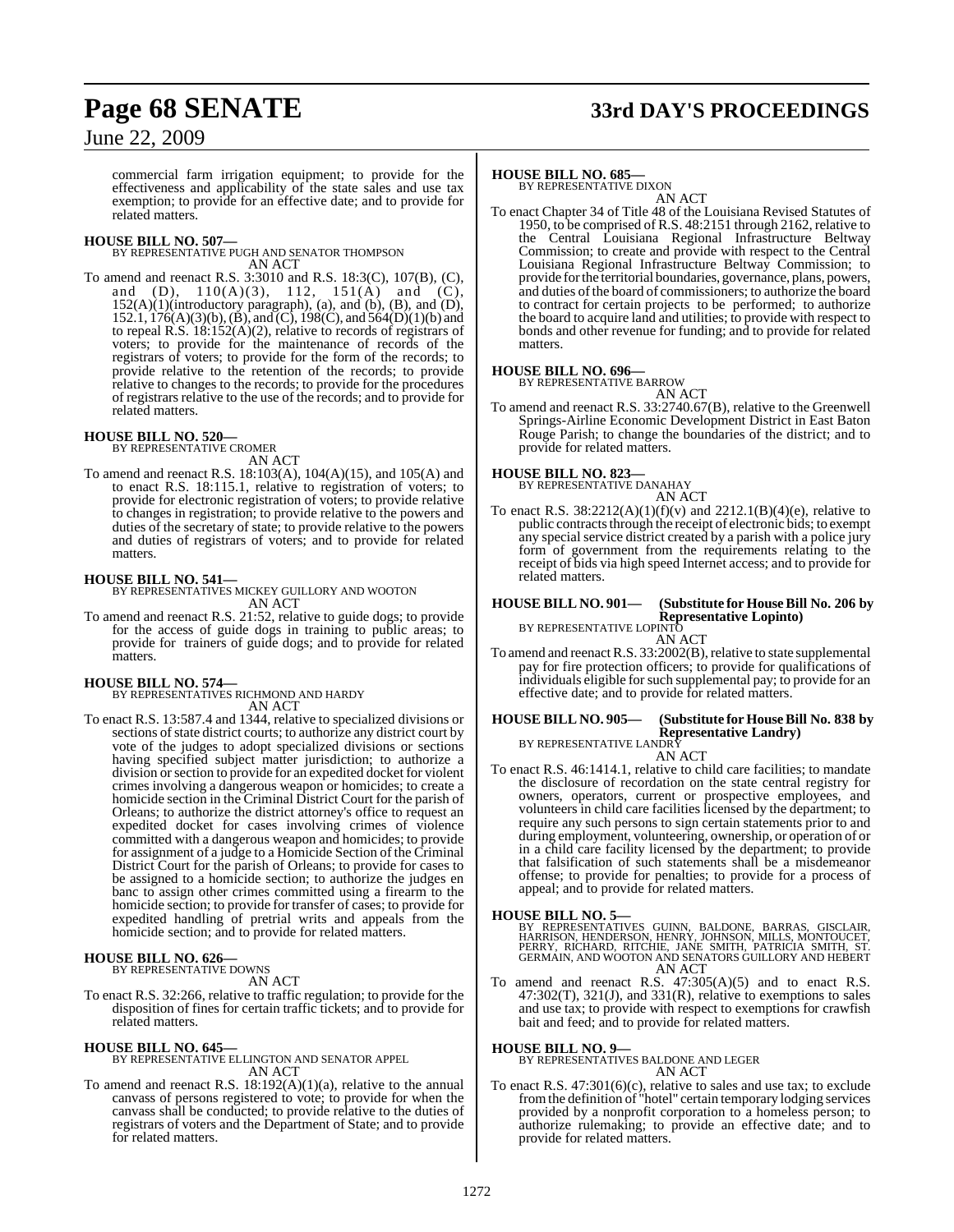commercial farm irrigation equipment; to provide for the effectiveness and applicability of the state sales and use tax exemption; to provide for an effective date; and to provide for related matters.

**HOUSE BILL NO. 507—**
BY REPRESENTATIVE PUGH AND SENATOR THOMPSON
AN ACT

To amend and reenact R.S. 3:3010 and R.S. 18:3(C), 107(B), (C), and (D), 110(A)(3), 112, 151(A) and (C), 152(A)(1)(introductory paragraph), (a), and (b), (B), and (D), 152.1, 176(A)(3)(b), (B), and (C), 198(C), and 564(D)(1)(b) and to repeal R.S. 18:152(A)(2), relative to records of registrars of voters; to provide for the maintenance of records of the registrars of voters; to provide for the form of the records; to provide relative to the retention of the records; to provide relative to changes to the records; to provide for the procedures of registrars relative to the use of the records; and to provide for related matters.

**HOUSE BILL NO. 520—**
BY REPRESENTATIVE CROMER
AN ACT

To amend and reenact R.S. 18:103(A), 104(A)(15), and 105(A) and to enact R.S. 18:115.1, relative to registration of voters; to provide for electronic registration of voters; to provide relative to changes in registration; to provide relative to the powers and duties of the secretary of state; to provide relative to the powers and duties of registrars of voters; and to provide for related matters.

**HOUSE BILL NO. 541—**
BY REPRESENTATIVES MICKEY GUILLORY AND WOOTON
AN ACT

To amend and reenact R.S. 21:52, relative to guide dogs; to provide for the access of guide dogs in training to public areas; to provide for trainers of guide dogs; and to provide for related matters.

**HOUSE BILL NO. 574—**
BY REPRESENTATIVES RICHMOND AND HARDY
AN ACT

To enact R.S. 13:587.4 and 1344, relative to specialized divisions or sections of state district courts; to authorize any district court by vote of the judges to adopt specialized divisions or sections having specified subject matter jurisdiction; to authorize a division or section to provide for an expedited docket for violent crimes involving a dangerous weapon or homicides; to create a homicide section in the Criminal District Court for the parish of Orleans; to authorize the district attorney's office to request an expedited docket for cases involving crimes of violence committed with a dangerous weapon and homicides; to provide for assignment of a judge to a Homicide Section of the Criminal District Court for the parish of Orleans; to provide for cases to be assigned to a homicide section; to authorize the judges en banc to assign other crimes committed using a firearm to the homicide section; to provide for transfer of cases; to provide for expedited handling of pretrial writs and appeals from the homicide section; and to provide for related matters.

**HOUSE BILL NO. 626—**
BY REPRESENTATIVE DOWNS
AN ACT

To enact R.S. 32:266, relative to traffic regulation; to provide for the disposition of fines for certain traffic tickets; and to provide for related matters.

**HOUSE BILL NO. 645—**
BY REPRESENTATIVE ELLINGTON AND SENATOR APPEL
AN ACT

To amend and reenact R.S. 18:192(A)(1)(a), relative to the annual canvass of persons registered to vote; to provide for when the canvass shall be conducted; to provide relative to the duties of registrars of voters and the Department of State; and to provide for related matters.

**HOUSE BILL NO. 685—**
BY REPRESENTATIVE DIXON
AN ACT

To enact Chapter 34 of Title 48 of the Louisiana Revised Statutes of 1950, to be comprised of R.S. 48:2151 through 2162, relative to the Central Louisiana Regional Infrastructure Beltway Commission; to create and provide with respect to the Central Louisiana Regional Infrastructure Beltway Commission; to provide for the territorial boundaries, governance, plans, powers, and duties of the board of commissioners; to authorize the board to contract for certain projects to be performed; to authorize the board to acquire land and utilities; to provide with respect to bonds and other revenue for funding; and to provide for related matters.

**HOUSE BILL NO. 696—**
BY REPRESENTATIVE BARROW
AN ACT

To amend and reenact R.S. 33:2740.67(B), relative to the Greenwell Springs-Airline Economic Development District in East Baton Rouge Parish; to change the boundaries of the district; and to provide for related matters.

**HOUSE BILL NO. 823—**
BY REPRESENTATIVE DANAHAY
AN ACT

To enact R.S. 38:2212(A)(1)(f)(v) and 2212.1(B)(4)(e), relative to public contracts through the receipt of electronic bids; to exempt any special service district created by a parish with a police jury form of government from the requirements relating to the receipt of bids via high speed Internet access; and to provide for related matters.

**HOUSE BILL NO. 901— (Substitute for House Bill No. 206 by Representative Lopinto)**
BY REPRESENTATIVE LOPINTO
AN ACT

To amend and reenact R.S. 33:2002(B), relative to state supplemental pay for fire protection officers; to provide for qualifications of individuals eligible for such supplemental pay; to provide for an effective date; and to provide for related matters.

**HOUSE BILL NO. 905— (Substitute for House Bill No. 838 by Representative Landry)**
BY REPRESENTATIVE LANDRY
AN ACT

To enact R.S. 46:1414.1, relative to child care facilities; to mandate the disclosure of recordation on the state central registry for owners, operators, current or prospective employees, and volunteers in child care facilities licensed by the department; to require any such persons to sign certain statements prior to and during employment, volunteering, ownership, or operation of or in a child care facility licensed by the department; to provide that falsification of such statements shall be a misdemeanor offense; to provide for penalties; to provide for a process of appeal; and to provide for related matters.

**HOUSE BILL NO. 5—**
BY REPRESENTATIVES GUINN, BALDONE, BARRAS, GISCLAIR, HARRISON, HENDERSON, HENRY, JOHNSON, MILLS, MONTOUCET, PERRY, RICHARD, RITCHIE, JANE SMITH, PATRICIA SMITH, ST. GERMAIN, AND WOOTON AND SENATORS GUILLORY AND HEBERT
AN ACT

To amend and reenact R.S. 47:305(A)(5) and to enact R.S. 47:302(T), 321(J), and 331(R), relative to exemptions to sales and use tax; to provide with respect to exemptions for crawfish bait and feed; and to provide for related matters.

**HOUSE BILL NO. 9—**
BY REPRESENTATIVES BALDONE AND LEGER
AN ACT

To enact R.S. 47:301(6)(c), relative to sales and use tax; to exclude from the definition of "hotel" certain temporary lodging services provided by a nonprofit corporation to a homeless person; to authorize rulemaking; to provide an effective date; and to provide for related matters.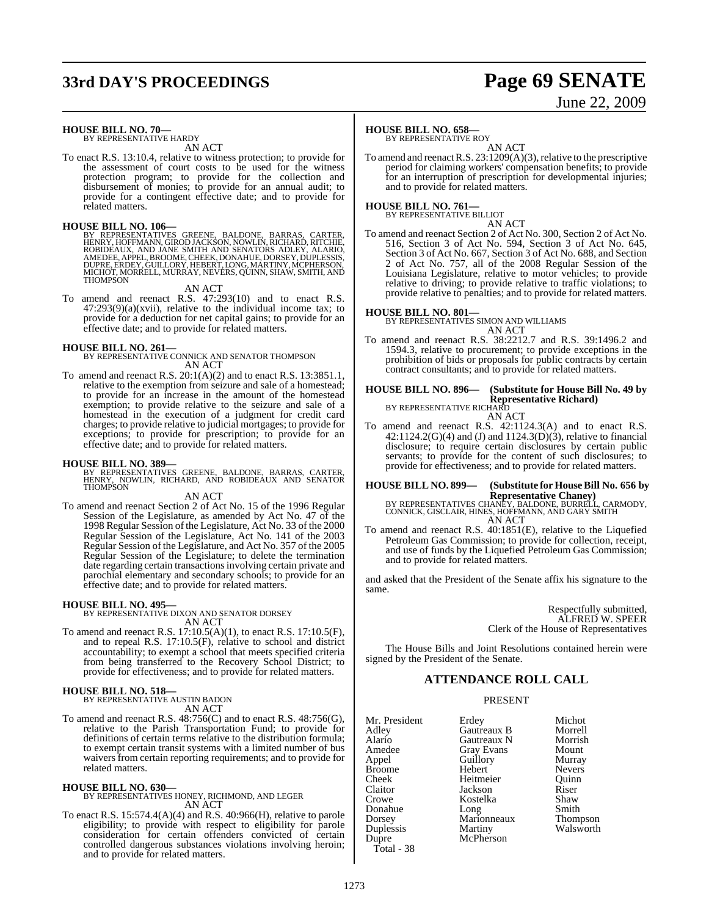**HOUSE BILL NO. 70—**
BY REPRESENTATIVE HARDY

AN ACT

To enact R.S. 13:10.4, relative to witness protection; to provide for the assessment of court costs to be used for the witness protection program; to provide for the collection and disbursement of monies; to provide for an annual audit; to provide for a contingent effective date; and to provide for related matters.

**HOUSE BILL NO. 106—**
BY REPRESENTATIVES GREENE, BALDONE, BARRAS, CARTER, HENRY, HOFFMANN, GIROD JACKSON, NOWLIN, RICHARD, RITCHIE, ROBIDEAUX, AND JANE SMITH AND SENATORS ADLEY, ALARIO, AMEDEE, APPEL, BROOME, CHEEK, DONAHUE, DORSEY, DUPLESSIS, DUPRE, ERDEY, GUILLORY, HEBERT, LONG, MARTINY, MCPHERSON, MICHOT, MORRELL, MURRAY, NEVERS, QUINN, SHAW, SMITH, AND THOMPSON

AN ACT

To amend and reenact R.S. 47:293(10) and to enact R.S. 47:293(9)(a)(xvii), relative to the individual income tax; to provide for a deduction for net capital gains; to provide for an effective date; and to provide for related matters.

**HOUSE BILL NO. 261—**
BY REPRESENTATIVE CONNICK AND SENATOR THOMPSON

AN ACT

To amend and reenact R.S. 20:1(A)(2) and to enact R.S. 13:3851.1, relative to the exemption from seizure and sale of a homestead; to provide for an increase in the amount of the homestead exemption; to provide relative to the seizure and sale of a homestead in the execution of a judgment for credit card charges; to provide relative to judicial mortgages; to provide for exceptions; to provide for prescription; to provide for an effective date; and to provide for related matters.

**HOUSE BILL NO. 389—**
BY REPRESENTATIVES GREENE, BALDONE, BARRAS, CARTER, HENRY, NOWLIN, RICHARD, AND ROBIDEAUX AND SENATOR THOMPSON

AN ACT

To amend and reenact Section 2 of Act No. 15 of the 1996 Regular Session of the Legislature, as amended by Act No. 47 of the 1998 Regular Session of the Legislature, Act No. 33 of the 2000 Regular Session of the Legislature, Act No. 141 of the 2003 Regular Session of the Legislature, and Act No. 357 of the 2005 Regular Session of the Legislature; to delete the termination date regarding certain transactions involving certain private and parochial elementary and secondary schools; to provide for an effective date; and to provide for related matters.

**HOUSE BILL NO. 495—**
BY REPRESENTATIVE DIXON AND SENATOR DORSEY

AN ACT

To amend and reenact R.S. 17:10.5(A)(1), to enact R.S. 17:10.5(F), and to repeal R.S. 17:10.5(F), relative to school and district accountability; to exempt a school that meets specified criteria from being transferred to the Recovery School District; to provide for effectiveness; and to provide for related matters.

**HOUSE BILL NO. 518—**
BY REPRESENTATIVE AUSTIN BADON

AN ACT

To amend and reenact R.S. 48:756(C) and to enact R.S. 48:756(G), relative to the Parish Transportation Fund; to provide for definitions of certain terms relative to the distribution formula; to exempt certain transit systems with a limited number of bus waivers from certain reporting requirements; and to provide for related matters.

**HOUSE BILL NO. 630—**
BY REPRESENTATIVES HONEY, RICHMOND, AND LEGER

AN ACT

To enact R.S. 15:574.4(A)(4) and R.S. 40:966(H), relative to parole eligibility; to provide with respect to eligibility for parole consideration for certain offenders convicted of certain controlled dangerous substances violations involving heroin; and to provide for related matters.

**HOUSE BILL NO. 658—**
BY REPRESENTATIVE ROY

AN ACT

To amend and reenact R.S. 23:1209(A)(3), relative to the prescriptive period for claiming workers' compensation benefits; to provide for an interruption of prescription for developmental injuries; and to provide for related matters.

**HOUSE BILL NO. 761—**
BY REPRESENTATIVE BILLIOT

AN ACT

To amend and reenact Section 2 of Act No. 300, Section 2 of Act No. 516, Section 3 of Act No. 594, Section 3 of Act No. 645, Section 3 of Act No. 667, Section 3 of Act No. 688, and Section 2 of Act No. 757, all of the 2008 Regular Session of the Louisiana Legislature, relative to motor vehicles; to provide relative to driving; to provide relative to traffic violations; to provide relative to penalties; and to provide for related matters.

**HOUSE BILL NO. 801—**
BY REPRESENTATIVES SIMON AND WILLIAMS

AN ACT

To amend and reenact R.S. 38:2212.7 and R.S. 39:1496.2 and 1594.3, relative to procurement; to provide exceptions in the prohibition of bids or proposals for public contracts by certain contract consultants; and to provide for related matters.

**HOUSE BILL NO. 896— (Substitute for House Bill No. 49 by Representative Richard)**
BY REPRESENTATIVE RICHARD

AN ACT

To amend and reenact R.S. 42:1124.3(A) and to enact R.S. 42:1124.2(G)(4) and (J) and 1124.3(D)(3), relative to financial disclosure; to require certain disclosures by certain public servants; to provide for the content of such disclosures; to provide for effectiveness; and to provide for related matters.

**HOUSE BILL NO. 899— (Substitute for House Bill No. 656 by Representative Chaney)**
BY REPRESENTATIVES CHANEY, BALDONE, BURRELL, CARMODY, CONNICK, GISCLAIR, HINES, HOFFMANN, AND GARY SMITH

AN ACT

To amend and reenact R.S. 40:1851(E), relative to the Liquefied Petroleum Gas Commission; to provide for collection, receipt, and use of funds by the Liquefied Petroleum Gas Commission; and to provide for related matters.

and asked that the President of the Senate affix his signature to the same.

Respectfully submitted,
ALFRED W. SPEER
Clerk of the House of Representatives

The House Bills and Joint Resolutions contained herein were signed by the President of the Senate.

## ATTENDANCE ROLL CALL

PRESENT

| | | |
|---|---|---|
| Mr. President | Erdey | Michot |
| Adley | Gautreaux B | Morrell |
| Alario | Gautreaux N | Morrish |
| Amedee | Gray Evans | Mount |
| Appel | Guillory | Murray |
| Broome | Hebert | Nevers |
| Cheek | Heitmeier | Quinn |
| Claitor | Jackson | Riser |
| Crowe | Kostelka | Shaw |
| Donahue | Long | Smith |
| Dorsey | Marionneaux | Thompson |
| Duplessis | Martiny | Walsworth |
| Dupre | McPherson | |

Total - 38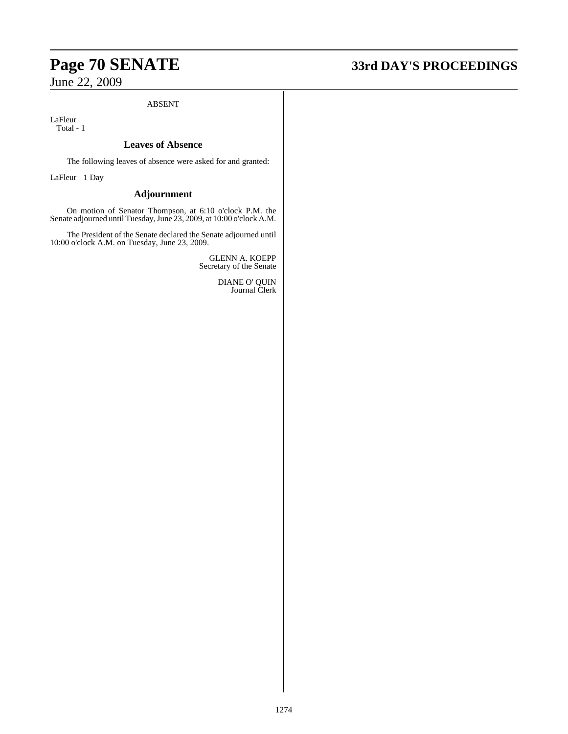ABSENT

LaFleur
Total - 1

### Leaves of Absence

The following leaves of absence were asked for and granted:

LaFleur 1 Day

### Adjournment

On motion of Senator Thompson, at 6:10 o'clock P.M. the Senate adjourned until Tuesday, June 23, 2009, at 10:00 o'clock A.M.

The President of the Senate declared the Senate adjourned until 10:00 o'clock A.M. on Tuesday, June 23, 2009.

GLENN A. KOEPP
Secretary of the Senate

DIANE O' QUIN
Journal Clerk